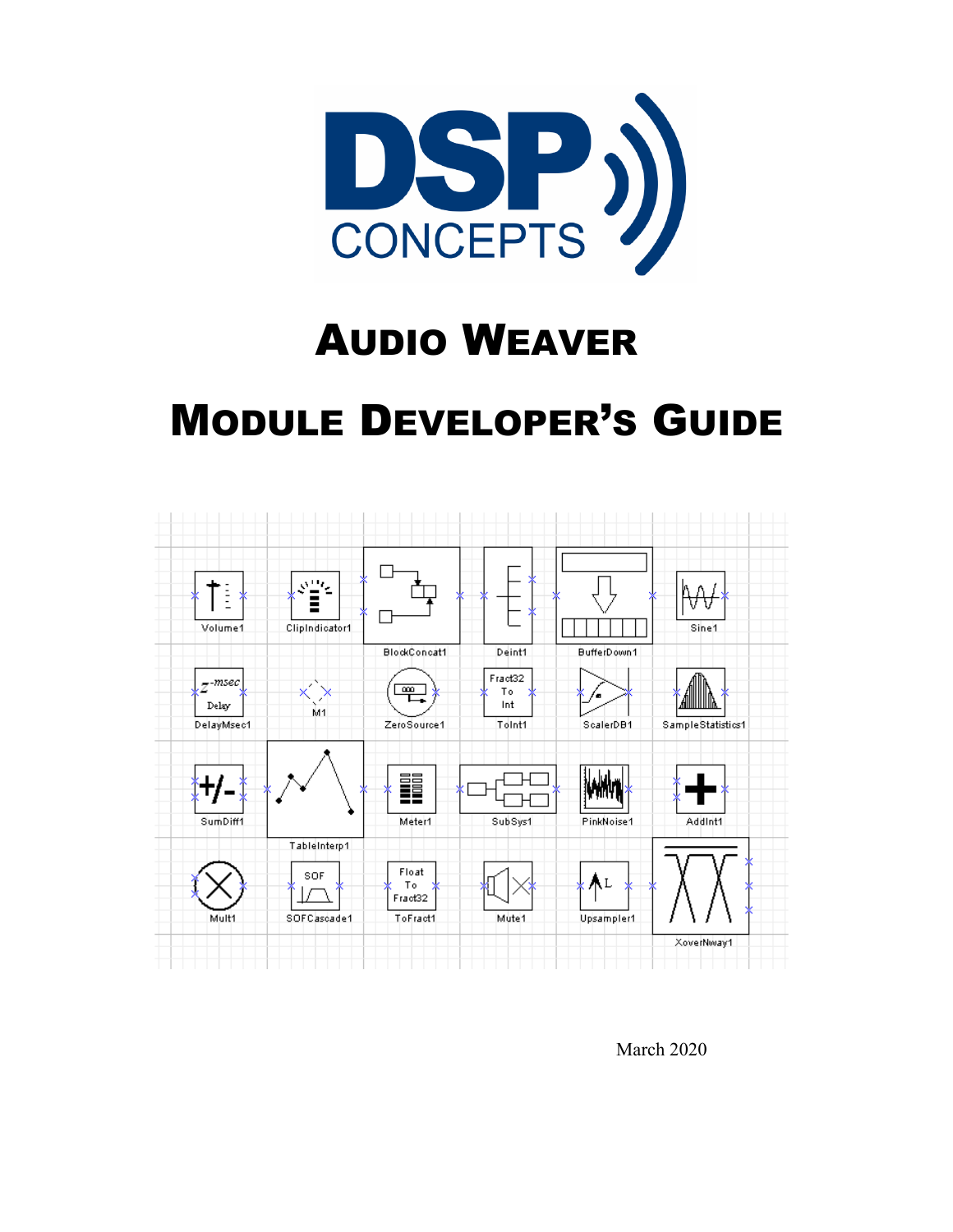DSP CONCEPTS

# Audio Weaver

# Module Developer's Guide

March 2020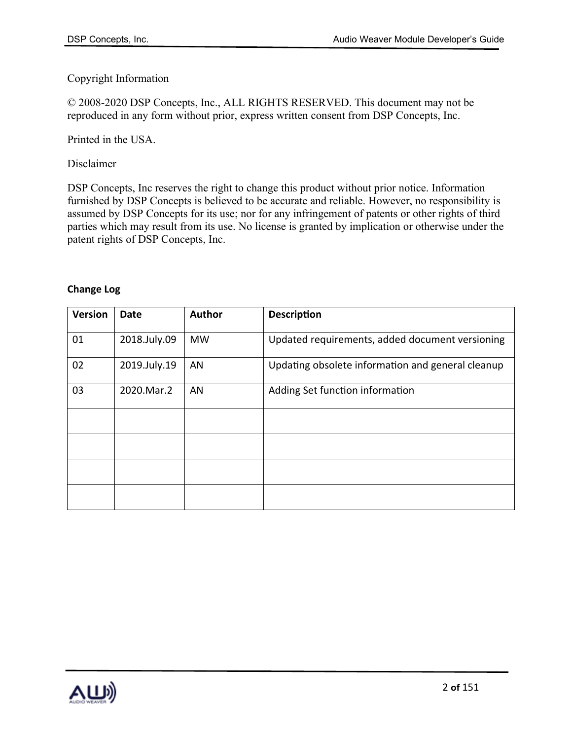Copyright Information

© 2008-2020 DSP Concepts, Inc., ALL RIGHTS RESERVED. This document may not be reproduced in any form without prior, express written consent from DSP Concepts, Inc.

Printed in the USA.

Disclaimer

DSP Concepts, Inc reserves the right to change this product without prior notice. Information furnished by DSP Concepts is believed to be accurate and reliable. However, no responsibility is assumed by DSP Concepts for its use; nor for any infringement of patents or other rights of third parties which may result from its use. No license is granted by implication or otherwise under the patent rights of DSP Concepts, Inc.

**Change Log**

| Version | Date | Author | Description |
|---|---|---|---|
| 01 | 2018.July.09 | MW | Updated requirements, added document versioning |
| 02 | 2019.July.19 | AN | Updating obsolete information and general cleanup |
| 03 | 2020.Mar.2 | AN | Adding Set function information |
| | | | |
| | | | |
| | | | |
| | | | |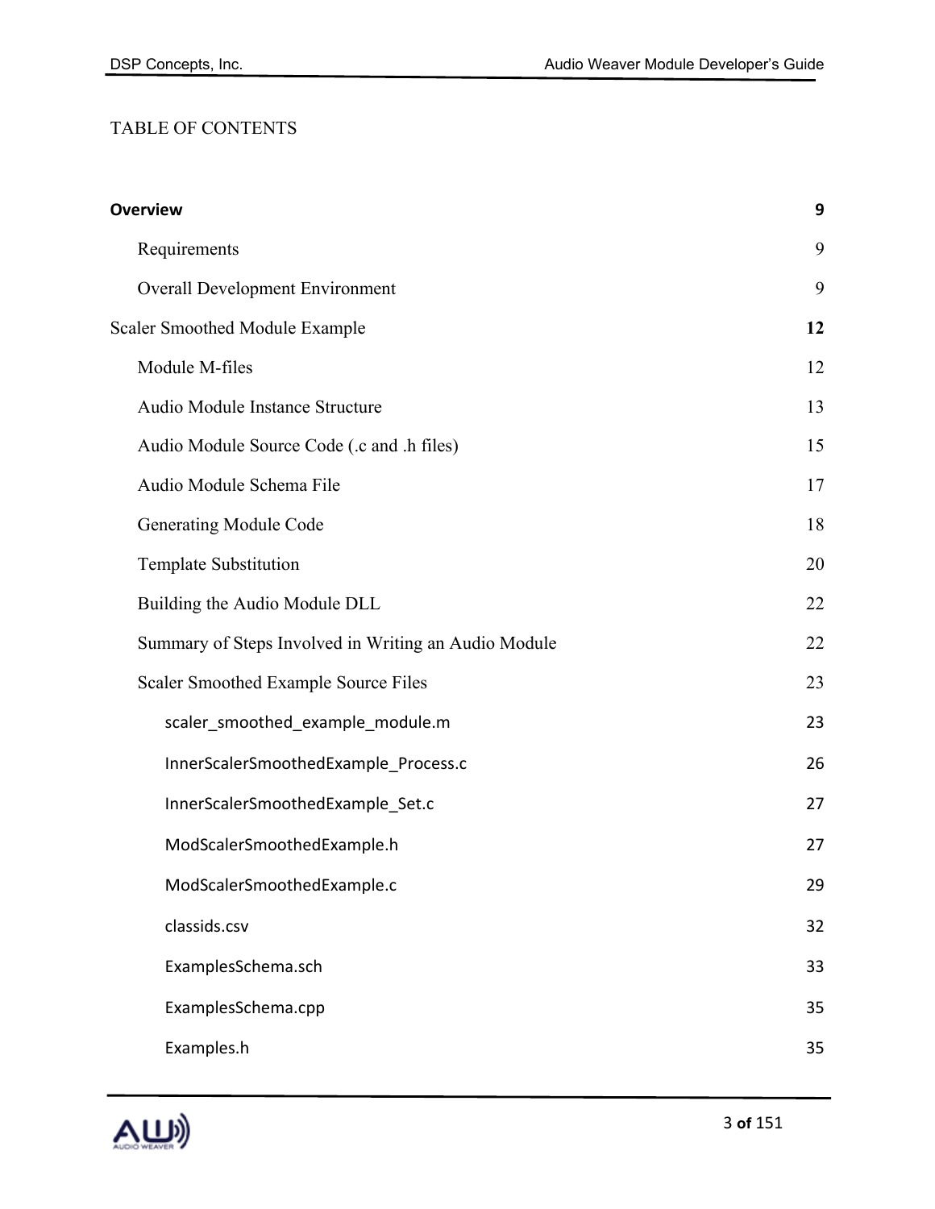TABLE OF CONTENTS

**Overview** **9**

- Requirements 9
- Overall Development Environment 9

Scaler Smoothed Module Example **12**

- Module M-files 12
- Audio Module Instance Structure 13
- Audio Module Source Code (.c and .h files) 15
- Audio Module Schema File 17
- Generating Module Code 18
- Template Substitution 20
- Building the Audio Module DLL 22
- Summary of Steps Involved in Writing an Audio Module 22
- Scaler Smoothed Example Source Files 23
  - scaler_smoothed_example_module.m 23
  - InnerScalerSmoothedExample_Process.c 26
  - InnerScalerSmoothedExample_Set.c 27
  - ModScalerSmoothedExample.h 27
  - ModScalerSmoothedExample.c 29
  - classids.csv 32
  - ExamplesSchema.sch 33
  - ExamplesSchema.cpp 35
  - Examples.h 35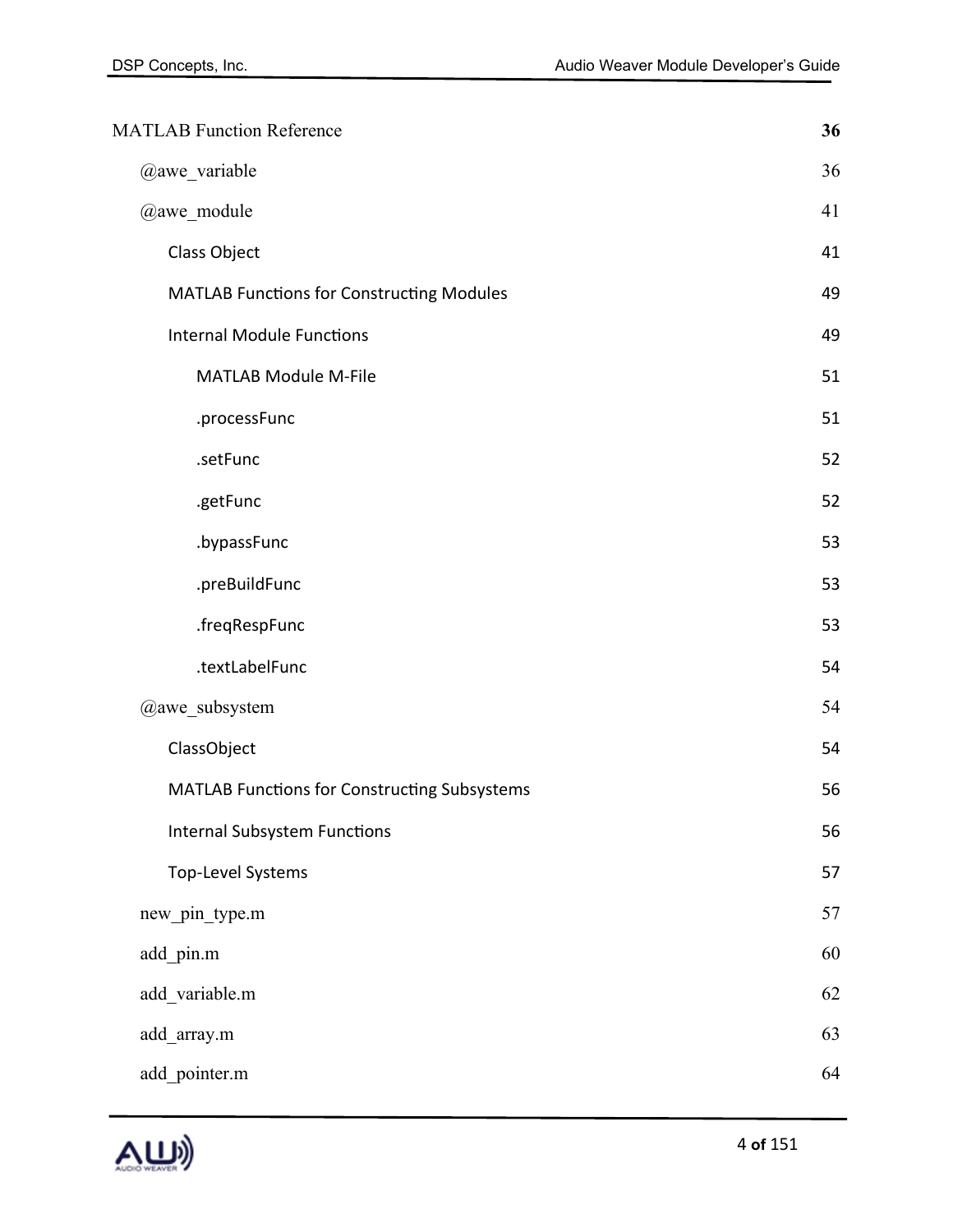| | |
|---|---|
| **MATLAB Function Reference** | **36** |
| @awe_variable | 36 |
| @awe_module | 41 |
| Class Object | 41 |
| MATLAB Functions for Constructing Modules | 49 |
| Internal Module Functions | 49 |
| MATLAB Module M-File | 51 |
| .processFunc | 51 |
| .setFunc | 52 |
| .getFunc | 52 |
| .bypassFunc | 53 |
| .preBuildFunc | 53 |
| .freqRespFunc | 53 |
| .textLabelFunc | 54 |
| @awe_subsystem | 54 |
| ClassObject | 54 |
| MATLAB Functions for Constructing Subsystems | 56 |
| Internal Subsystem Functions | 56 |
| Top-Level Systems | 57 |
| new_pin_type.m | 57 |
| add_pin.m | 60 |
| add_variable.m | 62 |
| add_array.m | 63 |
| add_pointer.m | 64 |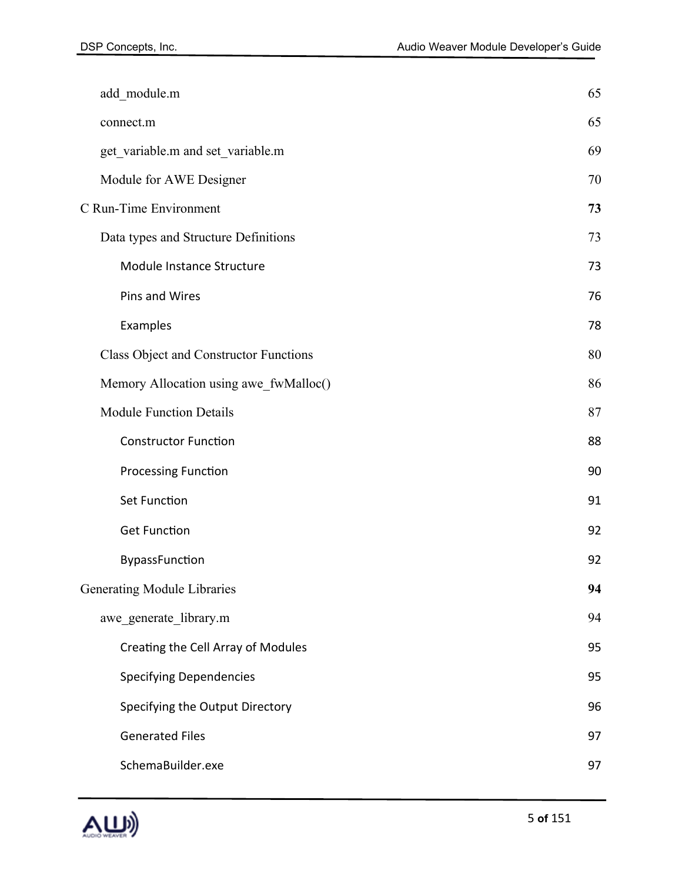add_module.m 65

connect.m 65

get_variable.m and set_variable.m 69

Module for AWE Designer 70

**C Run-Time Environment** **73**

Data types and Structure Definitions 73

Module Instance Structure 73

Pins and Wires 76

Examples 78

Class Object and Constructor Functions 80

Memory Allocation using awe_fwMalloc() 86

Module Function Details 87

Constructor Function 88

Processing Function 90

Set Function 91

Get Function 92

BypassFunction 92

**Generating Module Libraries** **94**

awe_generate_library.m 94

Creating the Cell Array of Modules 95

Specifying Dependencies 95

Specifying the Output Directory 96

Generated Files 97

SchemaBuilder.exe 97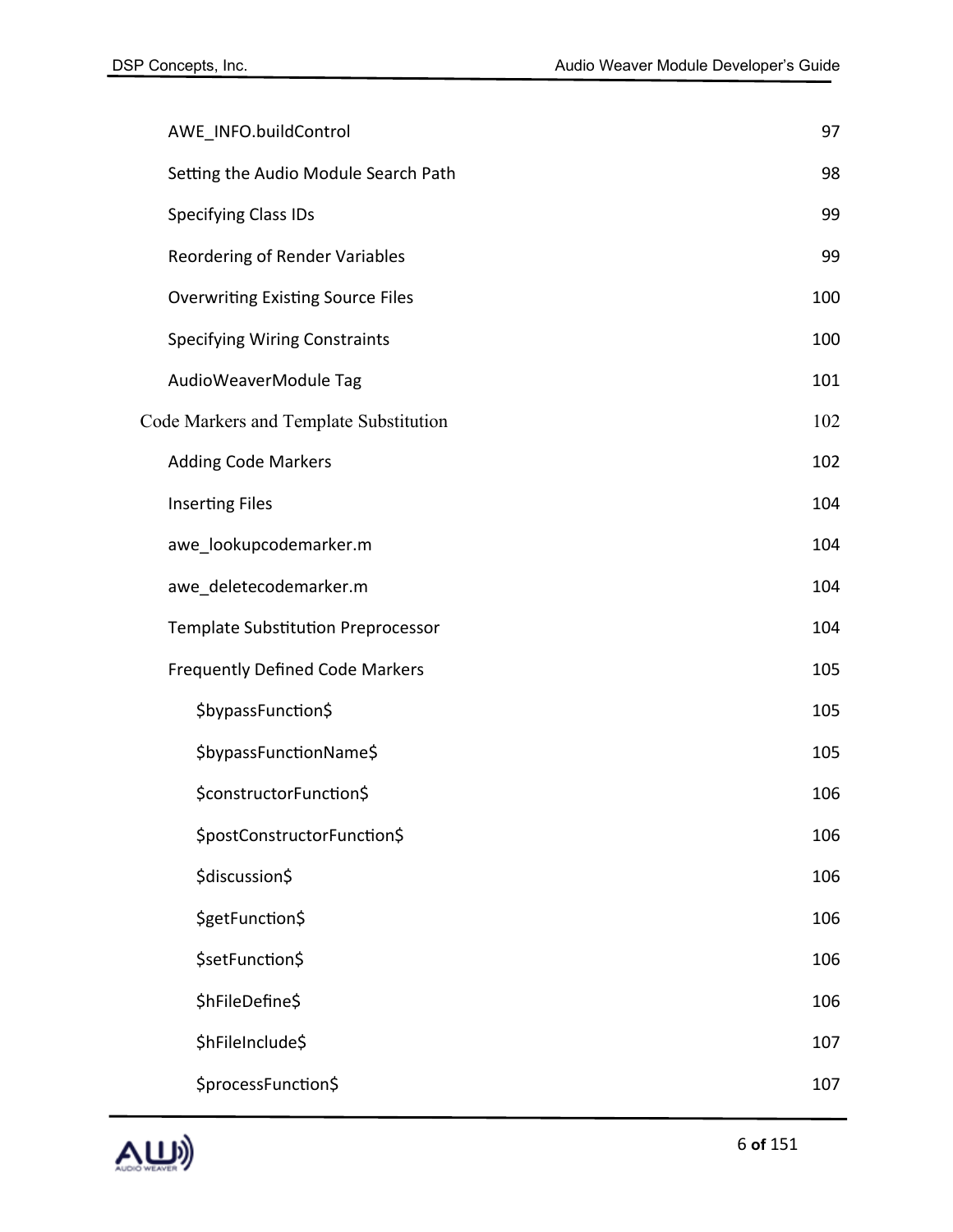AWE_INFO.buildControl 97

Setting the Audio Module Search Path 98

Specifying Class IDs 99

Reordering of Render Variables 99

Overwriting Existing Source Files 100

Specifying Wiring Constraints 100

AudioWeaverModule Tag 101

Code Markers and Template Substitution 102

Adding Code Markers 102

Inserting Files 104

awe_lookupcodemarker.m 104

awe_deletecodemarker.m 104

Template Substitution Preprocessor 104

Frequently Defined Code Markers 105

$bypassFunction$ 105

$bypassFunctionName$ 105

$constructorFunction$ 106

$postConstructorFunction$ 106

$discussion$ 106

$getFunction$ 106

$setFunction$ 106

$hFileDefine$ 106

$hFileInclude$ 107

$processFunction$ 107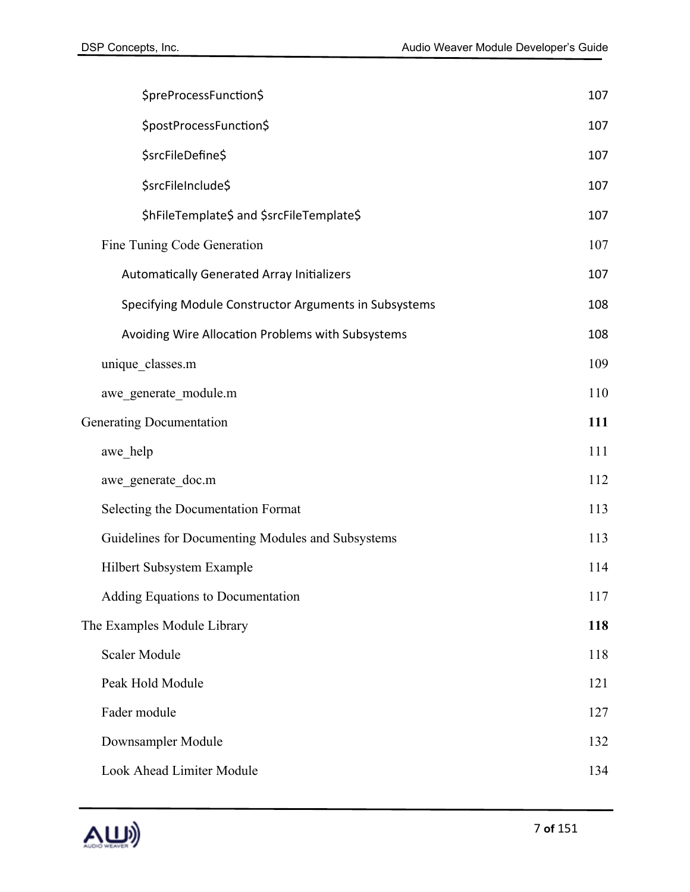| | |
|---|---|
| $preProcessFunction$ | 107 |
| $postProcessFunction$ | 107 |
| $srcFileDefine$ | 107 |
| $srcFileInclude$ | 107 |
| $hFileTemplate$ and $srcFileTemplate$ | 107 |
| Fine Tuning Code Generation | 107 |
| Automatically Generated Array Initializers | 107 |
| Specifying Module Constructor Arguments in Subsystems | 108 |
| Avoiding Wire Allocation Problems with Subsystems | 108 |
| unique_classes.m | 109 |
| awe_generate_module.m | 110 |
| **Generating Documentation** | **111** |
| awe_help | 111 |
| awe_generate_doc.m | 112 |
| Selecting the Documentation Format | 113 |
| Guidelines for Documenting Modules and Subsystems | 113 |
| Hilbert Subsystem Example | 114 |
| Adding Equations to Documentation | 117 |
| **The Examples Module Library** | **118** |
| Scaler Module | 118 |
| Peak Hold Module | 121 |
| Fader module | 127 |
| Downsampler Module | 132 |
| Look Ahead Limiter Module | 134 |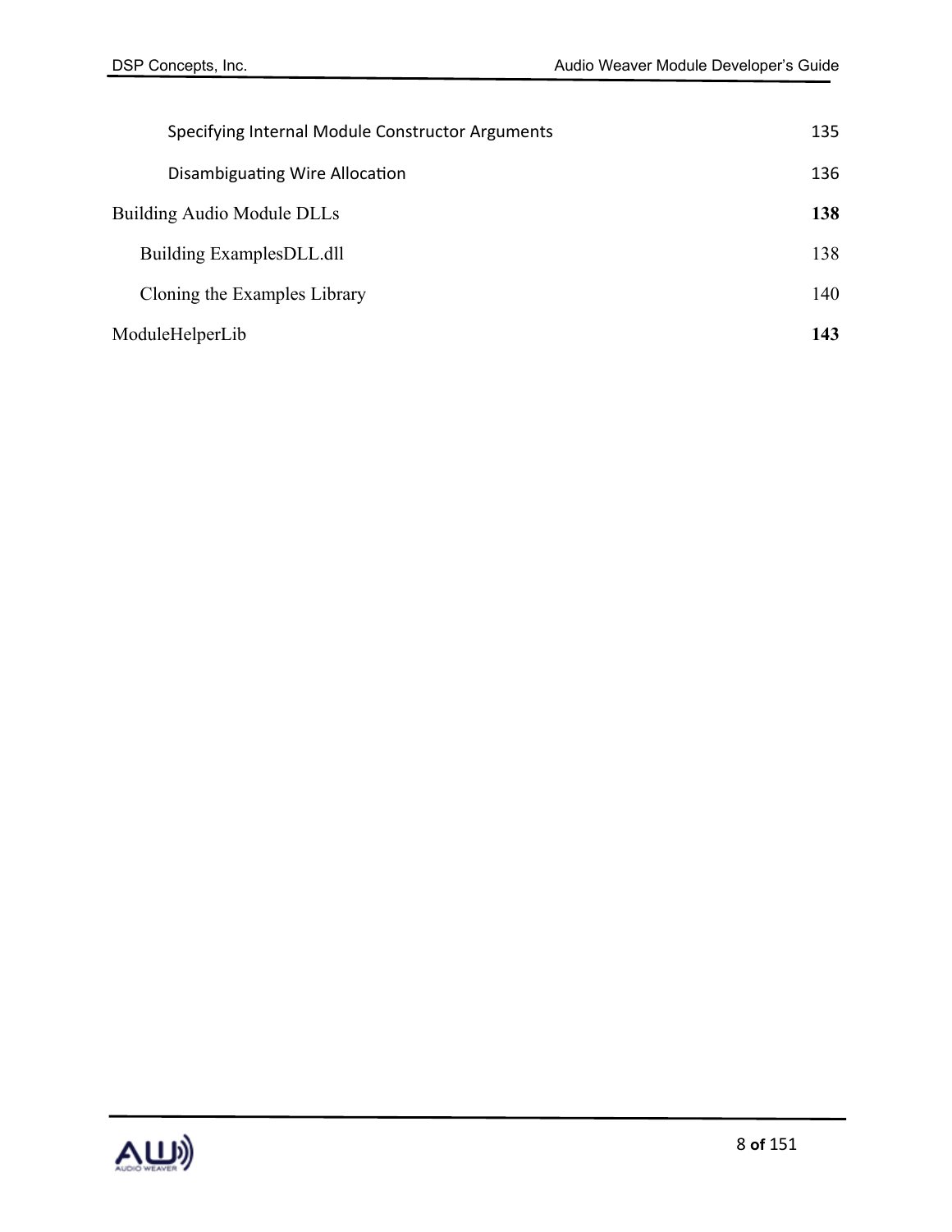| | |
|---|---|
| Specifying Internal Module Constructor Arguments | 135 |
| Disambiguating Wire Allocation | 136 |
| **Building Audio Module DLLs** | **138** |
| Building ExamplesDLL.dll | 138 |
| Cloning the Examples Library | 140 |
| **ModuleHelperLib** | **143** |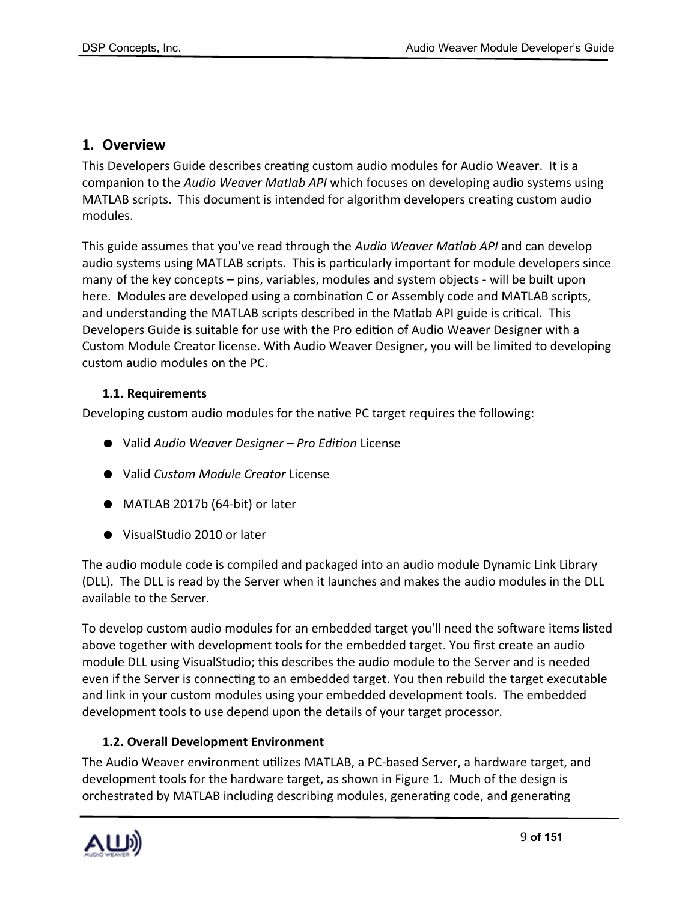# 1. Overview

This Developers Guide describes creating custom audio modules for Audio Weaver. It is a companion to the *Audio Weaver Matlab API* which focuses on developing audio systems using MATLAB scripts. This document is intended for algorithm developers creating custom audio modules.

This guide assumes that you've read through the *Audio Weaver Matlab API* and can develop audio systems using MATLAB scripts. This is particularly important for module developers since many of the key concepts – pins, variables, modules and system objects - will be built upon here. Modules are developed using a combination C or Assembly code and MATLAB scripts, and understanding the MATLAB scripts described in the Matlab API guide is critical. This Developers Guide is suitable for use with the Pro edition of Audio Weaver Designer with a Custom Module Creator license. With Audio Weaver Designer, you will be limited to developing custom audio modules on the PC.

## 1.1. Requirements

Developing custom audio modules for the native PC target requires the following:

- Valid *Audio Weaver Designer – Pro Edition* License
- Valid *Custom Module Creator* License
- MATLAB 2017b (64-bit) or later
- VisualStudio 2010 or later

The audio module code is compiled and packaged into an audio module Dynamic Link Library (DLL). The DLL is read by the Server when it launches and makes the audio modules in the DLL available to the Server.

To develop custom audio modules for an embedded target you'll need the software items listed above together with development tools for the embedded target. You first create an audio module DLL using VisualStudio; this describes the audio module to the Server and is needed even if the Server is connecting to an embedded target. You then rebuild the target executable and link in your custom modules using your embedded development tools. The embedded development tools to use depend upon the details of your target processor.

## 1.2. Overall Development Environment

The Audio Weaver environment utilizes MATLAB, a PC-based Server, a hardware target, and development tools for the hardware target, as shown in Figure 1. Much of the design is orchestrated by MATLAB including describing modules, generating code, and generating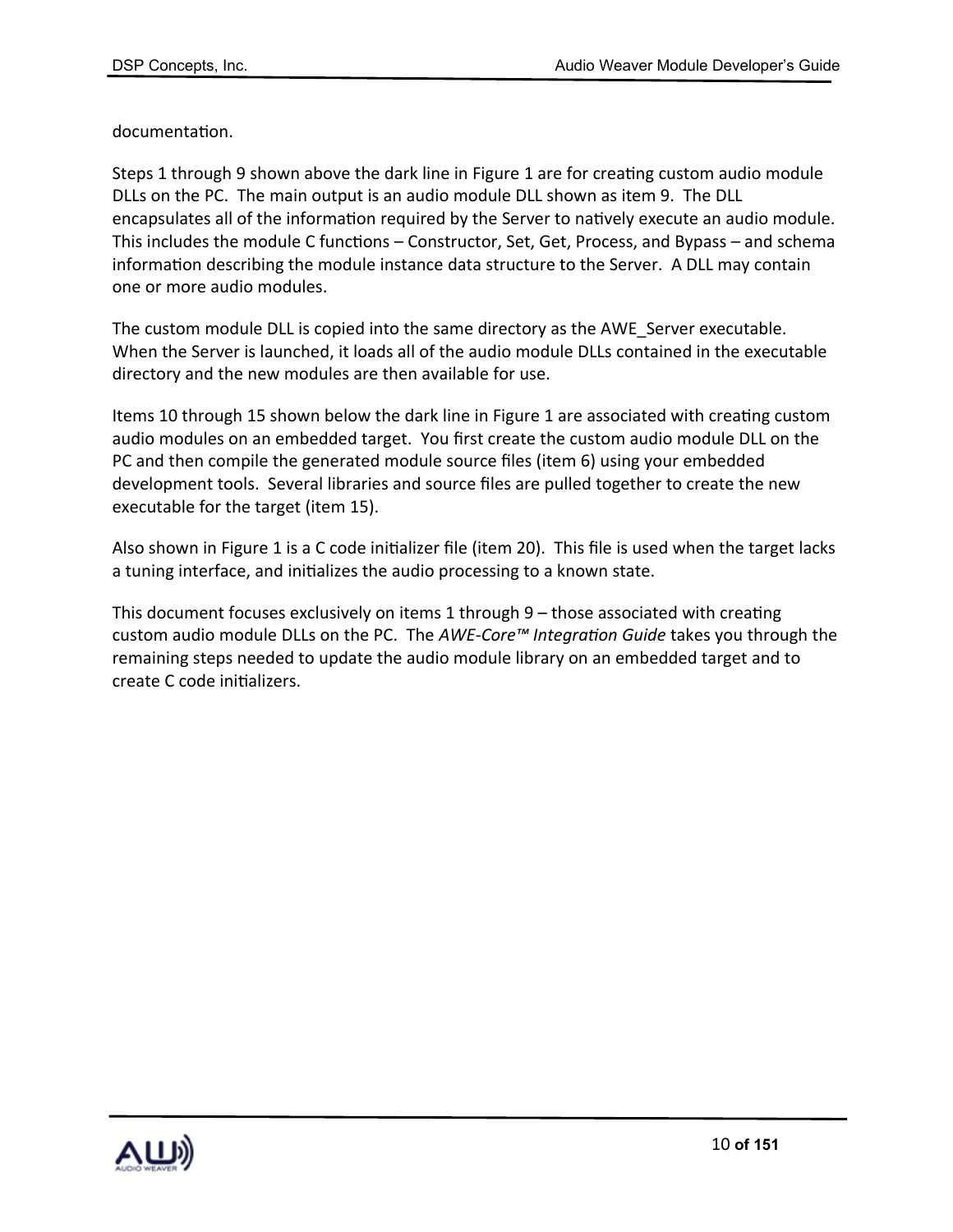documentation.

Steps 1 through 9 shown above the dark line in Figure 1 are for creating custom audio module DLLs on the PC. The main output is an audio module DLL shown as item 9. The DLL encapsulates all of the information required by the Server to natively execute an audio module. This includes the module C functions – Constructor, Set, Get, Process, and Bypass – and schema information describing the module instance data structure to the Server. A DLL may contain one or more audio modules.

The custom module DLL is copied into the same directory as the AWE_Server executable. When the Server is launched, it loads all of the audio module DLLs contained in the executable directory and the new modules are then available for use.

Items 10 through 15 shown below the dark line in Figure 1 are associated with creating custom audio modules on an embedded target. You first create the custom audio module DLL on the PC and then compile the generated module source files (item 6) using your embedded development tools. Several libraries and source files are pulled together to create the new executable for the target (item 15).

Also shown in Figure 1 is a C code initializer file (item 20). This file is used when the target lacks a tuning interface, and initializes the audio processing to a known state.

This document focuses exclusively on items 1 through 9 – those associated with creating custom audio module DLLs on the PC. The *AWE-Core™ Integration Guide* takes you through the remaining steps needed to update the audio module library on an embedded target and to create C code initializers.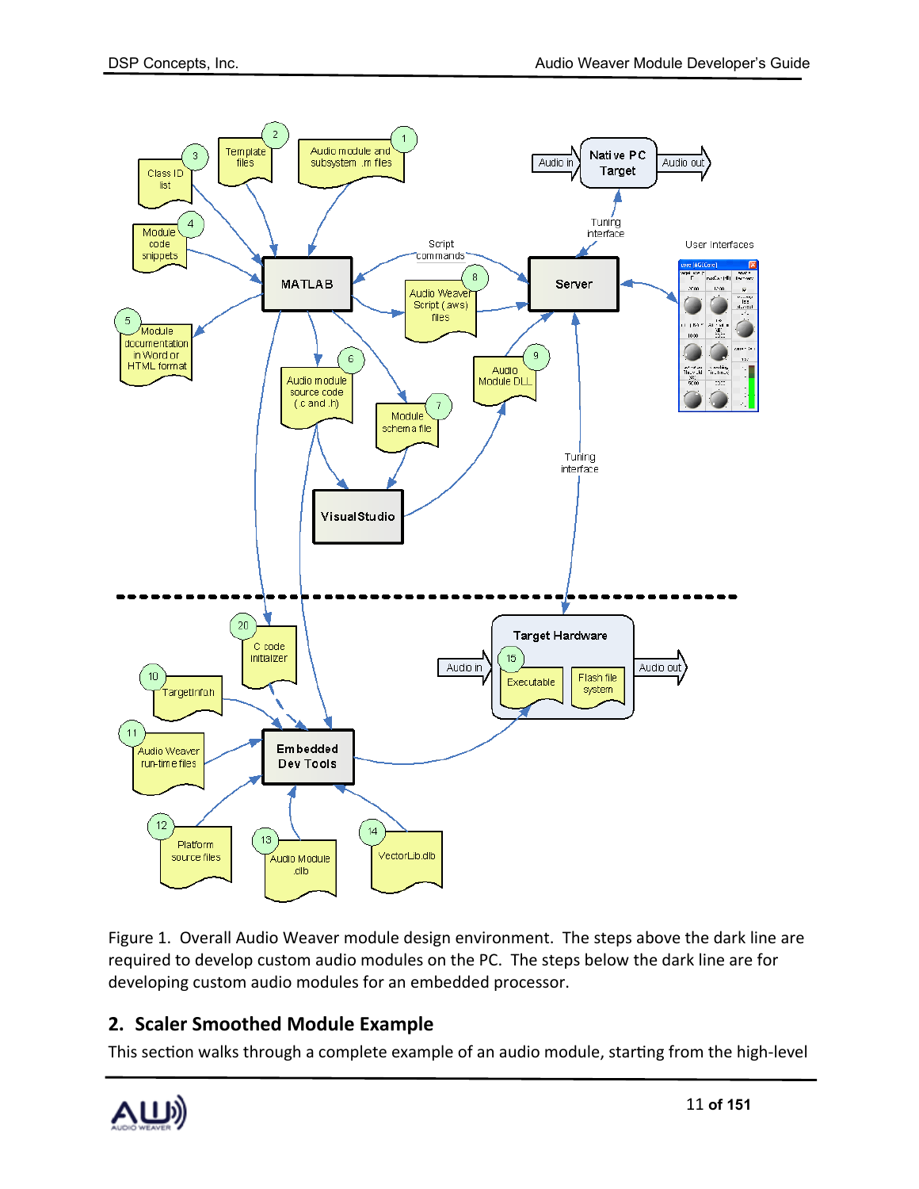Audio module and subsystem .m files
1
Template files
2
Class ID list
3
Module code snippets
4
Module documentation in Word or HTML format
5
MATLAB
Script commands
Audio Weaver Script (.aws) files
8
Server
Tuning interface
Audio in
Native PC Target
Audio out
User Interfaces
Audio module source code (.c and .h)
6
Module schema file
7
Audio Module DLL
9
Tuning interface
VisualStudio
C code initializer
20
TargetInfo.h
10
Audio Weaver run-time files
11
Embedded Dev Tools
Platform source files
12
Audio Module .dlb
13
VectorLib.dlb
14
Target Hardware
Audio in
15
Executable
Flash file system
Audio out

Figure 1. Overall Audio Weaver module design environment. The steps above the dark line are required to develop custom audio modules on the PC. The steps below the dark line are for developing custom audio modules for an embedded processor.

## 2. Scaler Smoothed Module Example

This section walks through a complete example of an audio module, starting from the high-level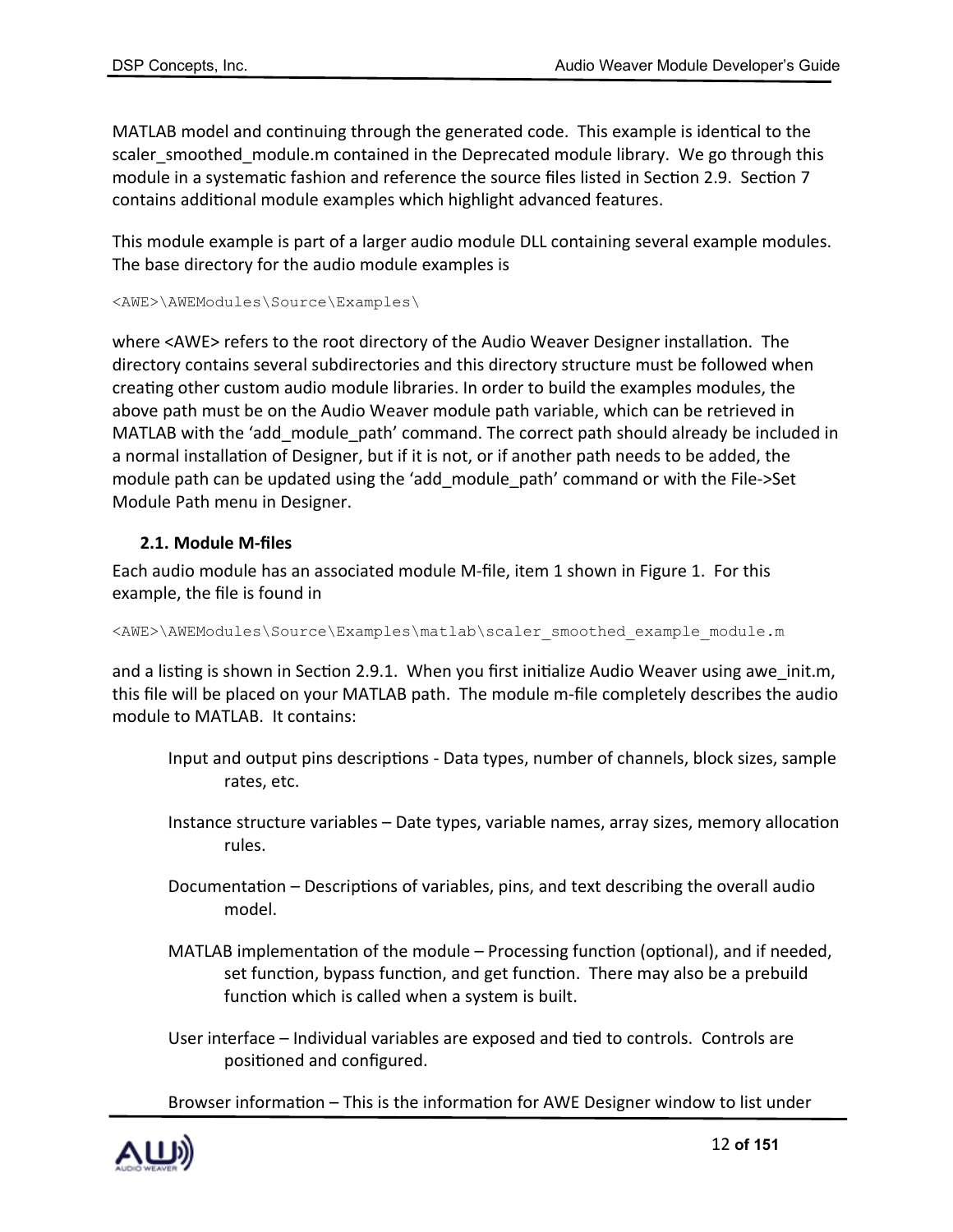MATLAB model and continuing through the generated code. This example is identical to the scaler_smoothed_module.m contained in the Deprecated module library. We go through this module in a systematic fashion and reference the source files listed in Section 2.9. Section 7 contains additional module examples which highlight advanced features.

This module example is part of a larger audio module DLL containing several example modules. The base directory for the audio module examples is

```
<AWE>\AWEModules\Source\Examples\
```

where <AWE> refers to the root directory of the Audio Weaver Designer installation. The directory contains several subdirectories and this directory structure must be followed when creating other custom audio module libraries. In order to build the examples modules, the above path must be on the Audio Weaver module path variable, which can be retrieved in MATLAB with the 'add_module_path' command. The correct path should already be included in a normal installation of Designer, but if it is not, or if another path needs to be added, the module path can be updated using the 'add_module_path' command or with the File->Set Module Path menu in Designer.

## 2.1. Module M-files

Each audio module has an associated module M-file, item 1 shown in Figure 1. For this example, the file is found in

```
<AWE>\AWEModules\Source\Examples\matlab\scaler_smoothed_example_module.m
```

and a listing is shown in Section 2.9.1. When you first initialize Audio Weaver using awe_init.m, this file will be placed on your MATLAB path. The module m-file completely describes the audio module to MATLAB. It contains:

Input and output pins descriptions - Data types, number of channels, block sizes, sample rates, etc.

Instance structure variables – Date types, variable names, array sizes, memory allocation rules.

Documentation – Descriptions of variables, pins, and text describing the overall audio model.

MATLAB implementation of the module – Processing function (optional), and if needed, set function, bypass function, and get function. There may also be a prebuild function which is called when a system is built.

User interface – Individual variables are exposed and tied to controls. Controls are positioned and configured.

Browser information – This is the information for AWE Designer window to list under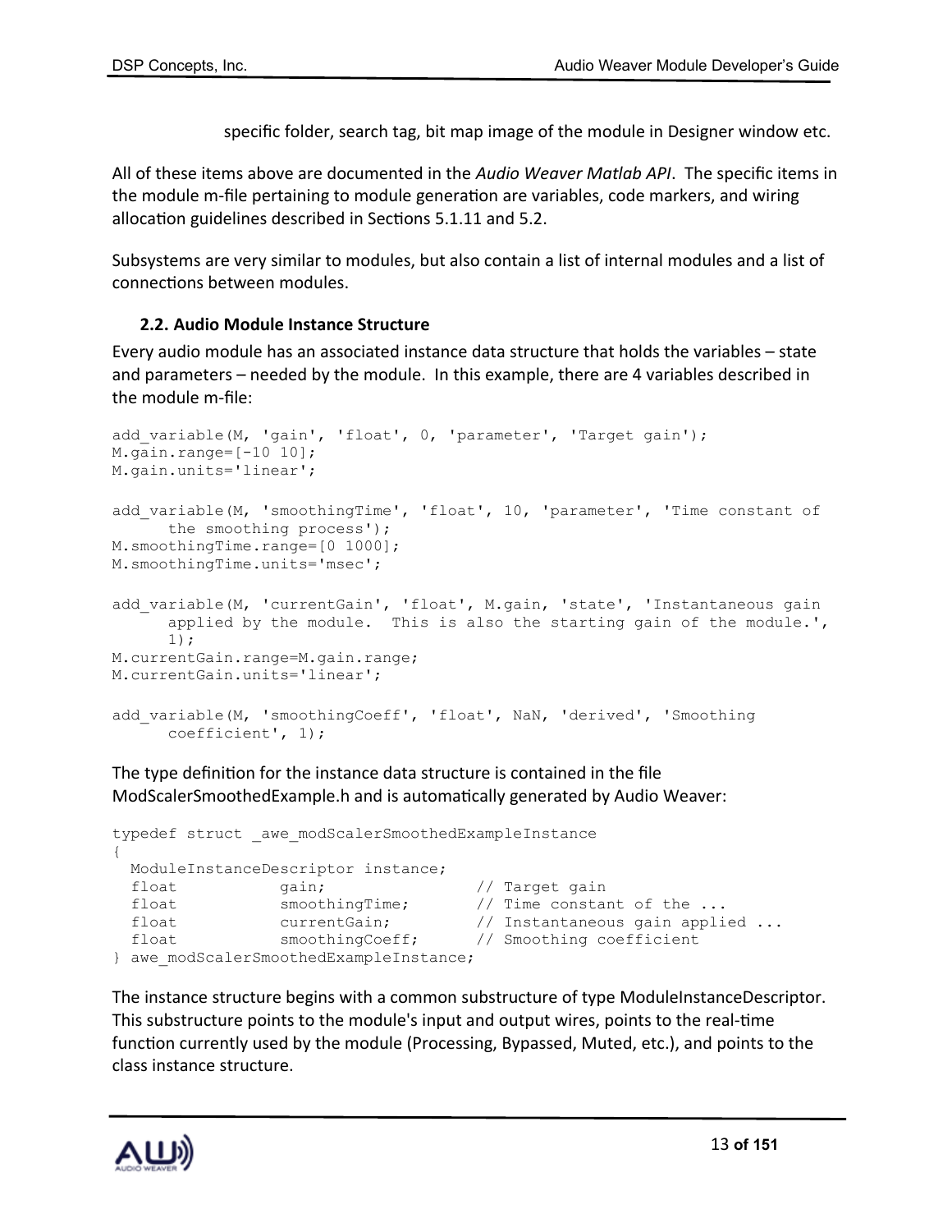specific folder, search tag, bit map image of the module in Designer window etc.

All of these items above are documented in the *Audio Weaver Matlab API*. The specific items in the module m-file pertaining to module generation are variables, code markers, and wiring allocation guidelines described in Sections 5.1.11 and 5.2.

Subsystems are very similar to modules, but also contain a list of internal modules and a list of connections between modules.

### 2.2. Audio Module Instance Structure

Every audio module has an associated instance data structure that holds the variables – state and parameters – needed by the module. In this example, there are 4 variables described in the module m-file:

```
add_variable(M, 'gain', 'float', 0, 'parameter', 'Target gain');
M.gain.range=[-10 10];
M.gain.units='linear';

add_variable(M, 'smoothingTime', 'float', 10, 'parameter', 'Time constant of
      the smoothing process');
M.smoothingTime.range=[0 1000];
M.smoothingTime.units='msec';

add_variable(M, 'currentGain', 'float', M.gain, 'state', 'Instantaneous gain
      applied by the module.  This is also the starting gain of the module.',
      1);
M.currentGain.range=M.gain.range;
M.currentGain.units='linear';

add_variable(M, 'smoothingCoeff', 'float', NaN, 'derived', 'Smoothing
      coefficient', 1);
```

The type definition for the instance data structure is contained in the file ModScalerSmoothedExample.h and is automatically generated by Audio Weaver:

```
typedef struct _awe_modScalerSmoothedExampleInstance
{
  ModuleInstanceDescriptor instance;
  float           gain;               // Target gain
  float           smoothingTime;      // Time constant of the ...
  float           currentGain;        // Instantaneous gain applied ...
  float           smoothingCoeff;     // Smoothing coefficient
} awe_modScalerSmoothedExampleInstance;
```

The instance structure begins with a common substructure of type ModuleInstanceDescriptor. This substructure points to the module's input and output wires, points to the real-time function currently used by the module (Processing, Bypassed, Muted, etc.), and points to the class instance structure.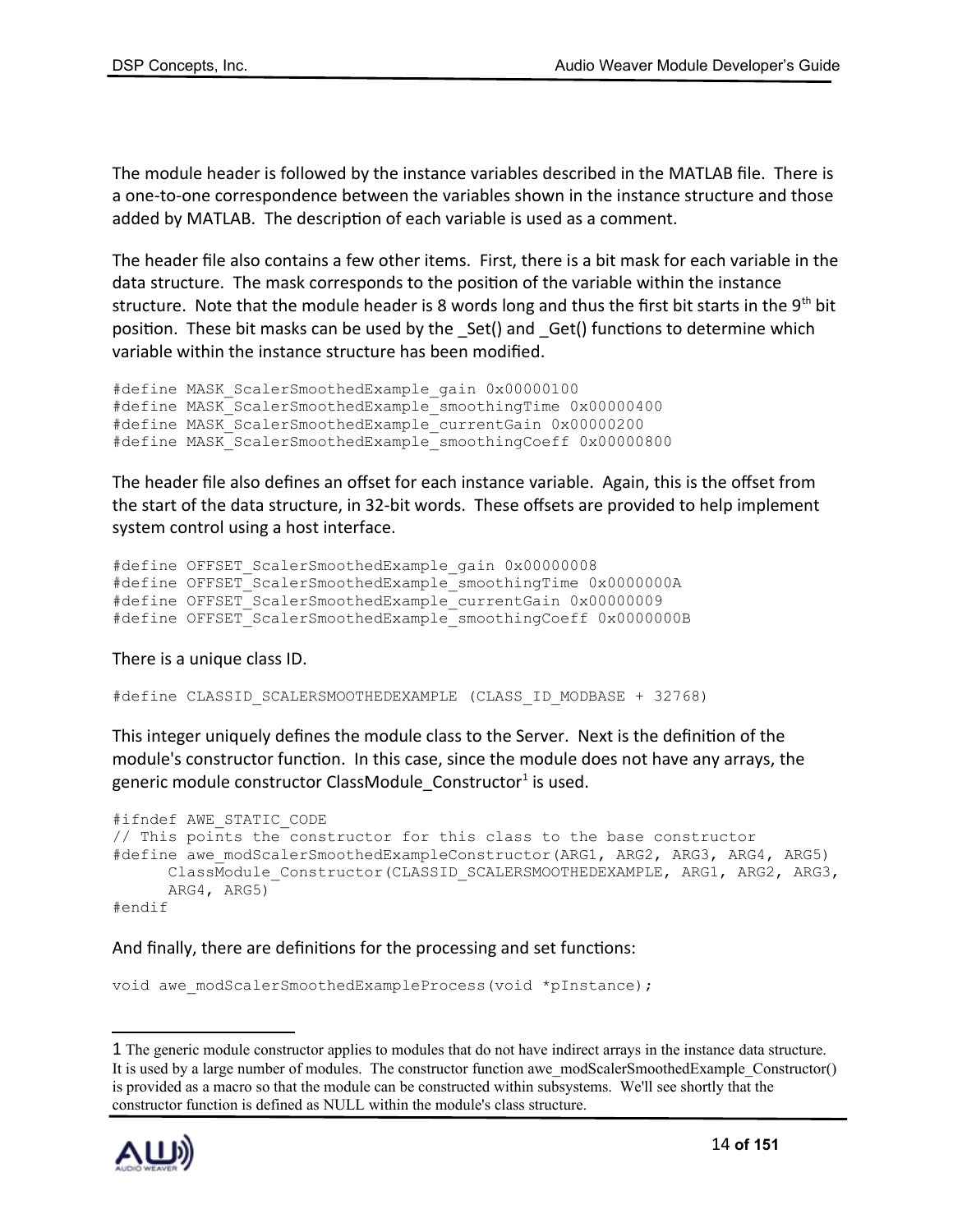The module header is followed by the instance variables described in the MATLAB file. There is a one-to-one correspondence between the variables shown in the instance structure and those added by MATLAB. The description of each variable is used as a comment.

The header file also contains a few other items. First, there is a bit mask for each variable in the data structure. The mask corresponds to the position of the variable within the instance structure. Note that the module header is 8 words long and thus the first bit starts in the 9th bit position. These bit masks can be used by the _Set() and _Get() functions to determine which variable within the instance structure has been modified.

```
#define MASK_ScalerSmoothedExample_gain 0x00000100
#define MASK_ScalerSmoothedExample_smoothingTime 0x00000400
#define MASK_ScalerSmoothedExample_currentGain 0x00000200
#define MASK_ScalerSmoothedExample_smoothingCoeff 0x00000800
```

The header file also defines an offset for each instance variable. Again, this is the offset from the start of the data structure, in 32-bit words. These offsets are provided to help implement system control using a host interface.

```
#define OFFSET_ScalerSmoothedExample_gain 0x00000008
#define OFFSET_ScalerSmoothedExample_smoothingTime 0x0000000A
#define OFFSET_ScalerSmoothedExample_currentGain 0x00000009
#define OFFSET_ScalerSmoothedExample_smoothingCoeff 0x0000000B
```

There is a unique class ID.

```
#define CLASSID_SCALERSMOOTHEDEXAMPLE (CLASS_ID_MODBASE + 32768)
```

This integer uniquely defines the module class to the Server. Next is the definition of the module's constructor function. In this case, since the module does not have any arrays, the generic module constructor ClassModule_Constructor[1] is used.

```
#ifndef AWE_STATIC_CODE
// This points the constructor for this class to the base constructor
#define awe_modScalerSmoothedExampleConstructor(ARG1, ARG2, ARG3, ARG4, ARG5)
      ClassModule_Constructor(CLASSID_SCALERSMOOTHEDEXAMPLE, ARG1, ARG2, ARG3,
      ARG4, ARG5)
#endif
```

And finally, there are definitions for the processing and set functions:

```
void awe_modScalerSmoothedExampleProcess(void *pInstance);
```

---

1 The generic module constructor applies to modules that do not have indirect arrays in the instance data structure. It is used by a large number of modules. The constructor function awe_modScalerSmoothedExample_Constructor() is provided as a macro so that the module can be constructed within subsystems. We'll see shortly that the constructor function is defined as NULL within the module's class structure.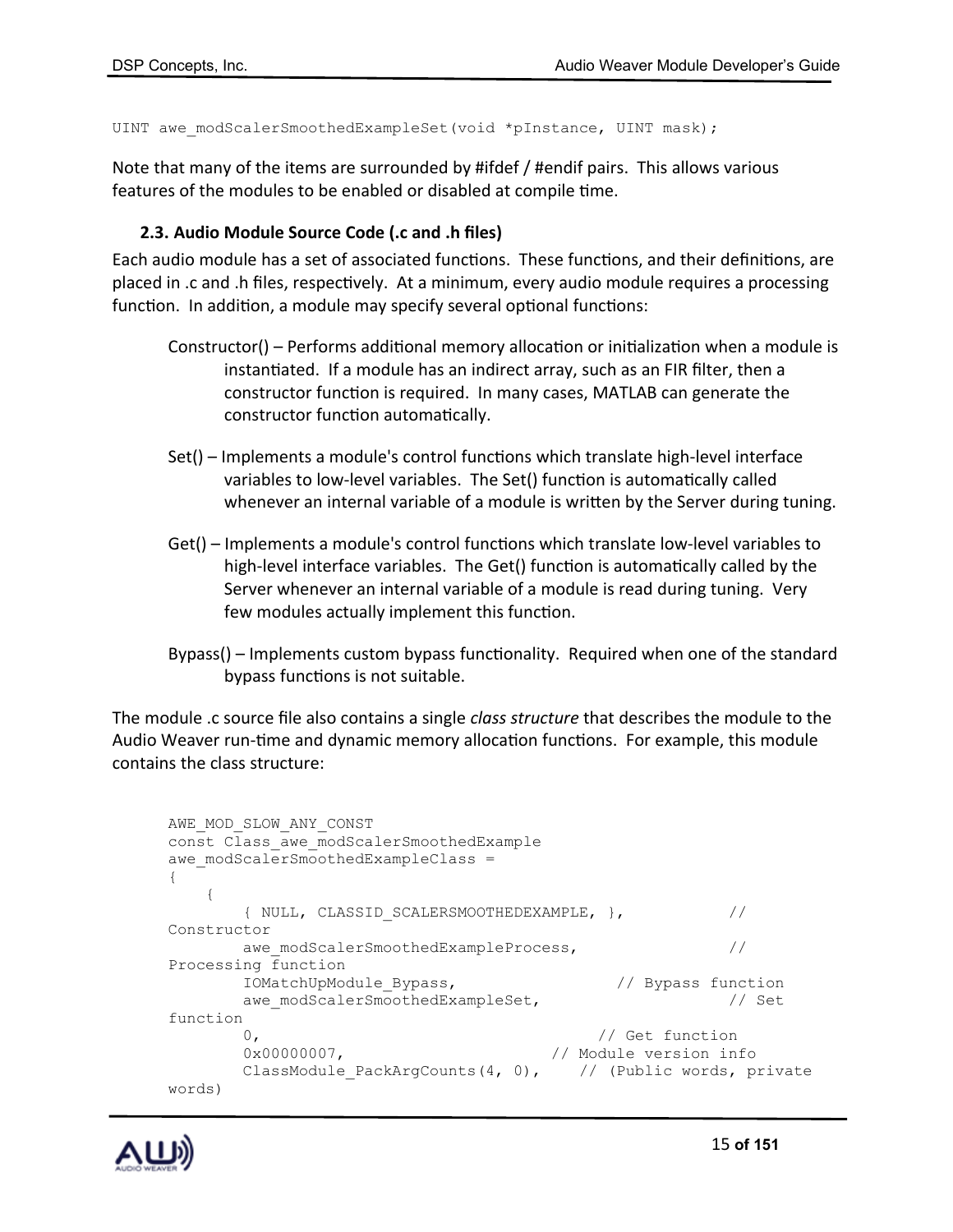```
UINT awe_modScalerSmoothedExampleSet(void *pInstance, UINT mask);
```

Note that many of the items are surrounded by #ifdef / #endif pairs. This allows various features of the modules to be enabled or disabled at compile time.

## 2.3. Audio Module Source Code (.c and .h files)

Each audio module has a set of associated functions. These functions, and their definitions, are placed in .c and .h files, respectively. At a minimum, every audio module requires a processing function. In addition, a module may specify several optional functions:

Constructor() – Performs additional memory allocation or initialization when a module is instantiated. If a module has an indirect array, such as an FIR filter, then a constructor function is required. In many cases, MATLAB can generate the constructor function automatically.

Set() – Implements a module's control functions which translate high-level interface variables to low-level variables. The Set() function is automatically called whenever an internal variable of a module is written by the Server during tuning.

Get() – Implements a module's control functions which translate low-level variables to high-level interface variables. The Get() function is automatically called by the Server whenever an internal variable of a module is read during tuning. Very few modules actually implement this function.

Bypass() – Implements custom bypass functionality. Required when one of the standard bypass functions is not suitable.

The module .c source file also contains a single *class structure* that describes the module to the Audio Weaver run-time and dynamic memory allocation functions. For example, this module contains the class structure:

```
AWE_MOD_SLOW_ANY_CONST
const Class_awe_modScalerSmoothedExample
awe_modScalerSmoothedExampleClass =
{
    {
        { NULL, CLASSID_SCALERSMOOTHEDEXAMPLE, },           //
Constructor
        awe_modScalerSmoothedExampleProcess,                //
Processing function
        IOMatchUpModule_Bypass,                  // Bypass function
        awe_modScalerSmoothedExampleSet,                    // Set
function
        0,                                      // Get function
        0x00000007,                         // Module version info
        ClassModule_PackArgCounts(4, 0),    // (Public words, private
words)
```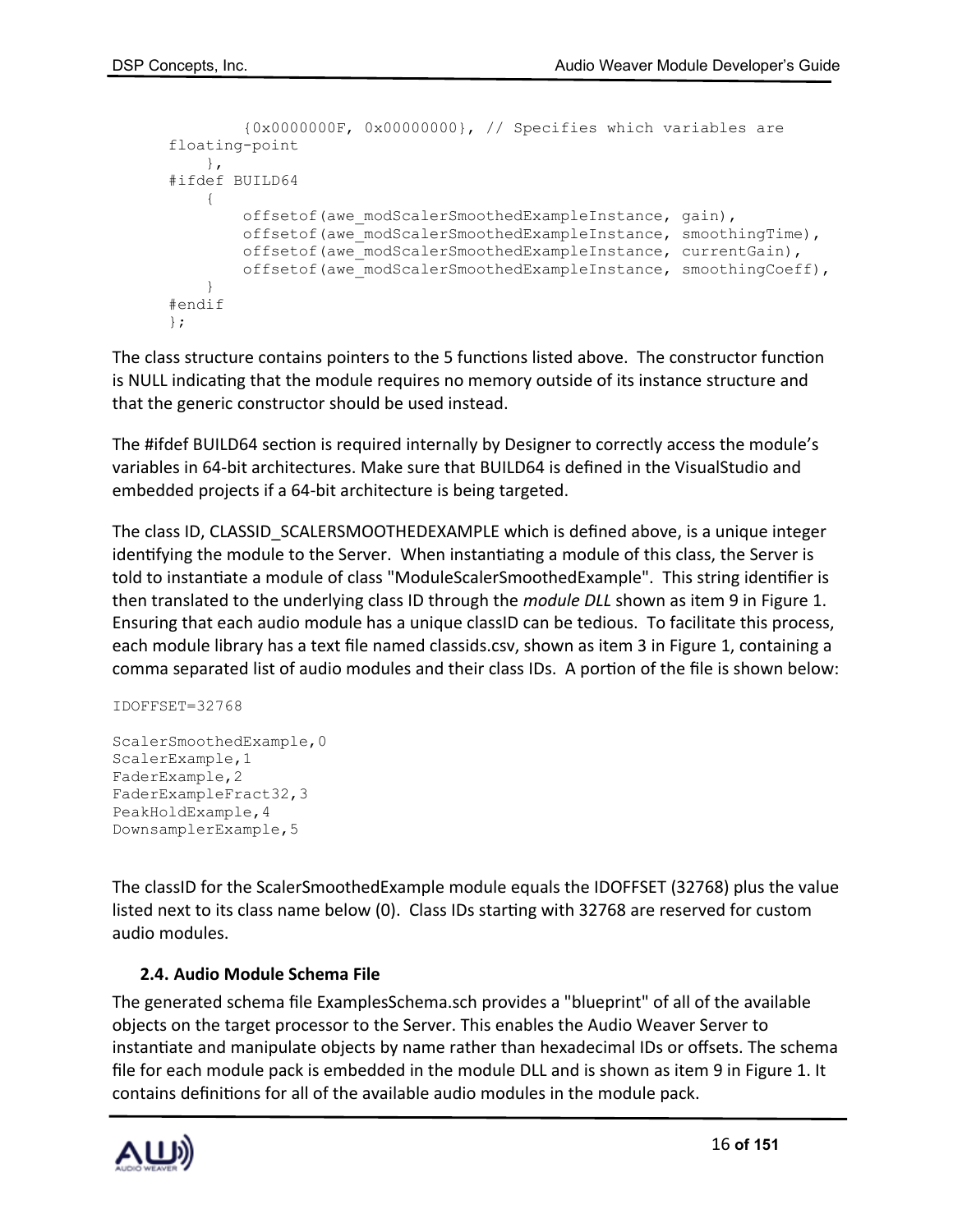```
        {0x0000000F, 0x00000000}, // Specifies which variables are floating-point
    },
#ifdef BUILD64
    {
        offsetof(awe_modScalerSmoothedExampleInstance, gain),
        offsetof(awe_modScalerSmoothedExampleInstance, smoothingTime),
        offsetof(awe_modScalerSmoothedExampleInstance, currentGain),
        offsetof(awe_modScalerSmoothedExampleInstance, smoothingCoeff),
    }
#endif
};
```

The class structure contains pointers to the 5 functions listed above. The constructor function is NULL indicating that the module requires no memory outside of its instance structure and that the generic constructor should be used instead.

The #ifdef BUILD64 section is required internally by Designer to correctly access the module's variables in 64-bit architectures. Make sure that BUILD64 is defined in the VisualStudio and embedded projects if a 64-bit architecture is being targeted.

The class ID, CLASSID_SCALERSMOOTHEDEXAMPLE which is defined above, is a unique integer identifying the module to the Server. When instantiating a module of this class, the Server is told to instantiate a module of class "ModuleScalerSmoothedExample". This string identifier is then translated to the underlying class ID through the *module DLL* shown as item 9 in Figure 1. Ensuring that each audio module has a unique classID can be tedious. To facilitate this process, each module library has a text file named classids.csv, shown as item 3 in Figure 1, containing a comma separated list of audio modules and their class IDs. A portion of the file is shown below:

```
IDOFFSET=32768

ScalerSmoothedExample,0
ScalerExample,1
FaderExample,2
FaderExampleFract32,3
PeakHoldExample,4
DownsamplerExample,5
```

The classID for the ScalerSmoothedExample module equals the IDOFFSET (32768) plus the value listed next to its class name below (0). Class IDs starting with 32768 are reserved for custom audio modules.

### 2.4. Audio Module Schema File

The generated schema file ExamplesSchema.sch provides a "blueprint" of all of the available objects on the target processor to the Server. This enables the Audio Weaver Server to instantiate and manipulate objects by name rather than hexadecimal IDs or offsets. The schema file for each module pack is embedded in the module DLL and is shown as item 9 in Figure 1. It contains definitions for all of the available audio modules in the module pack.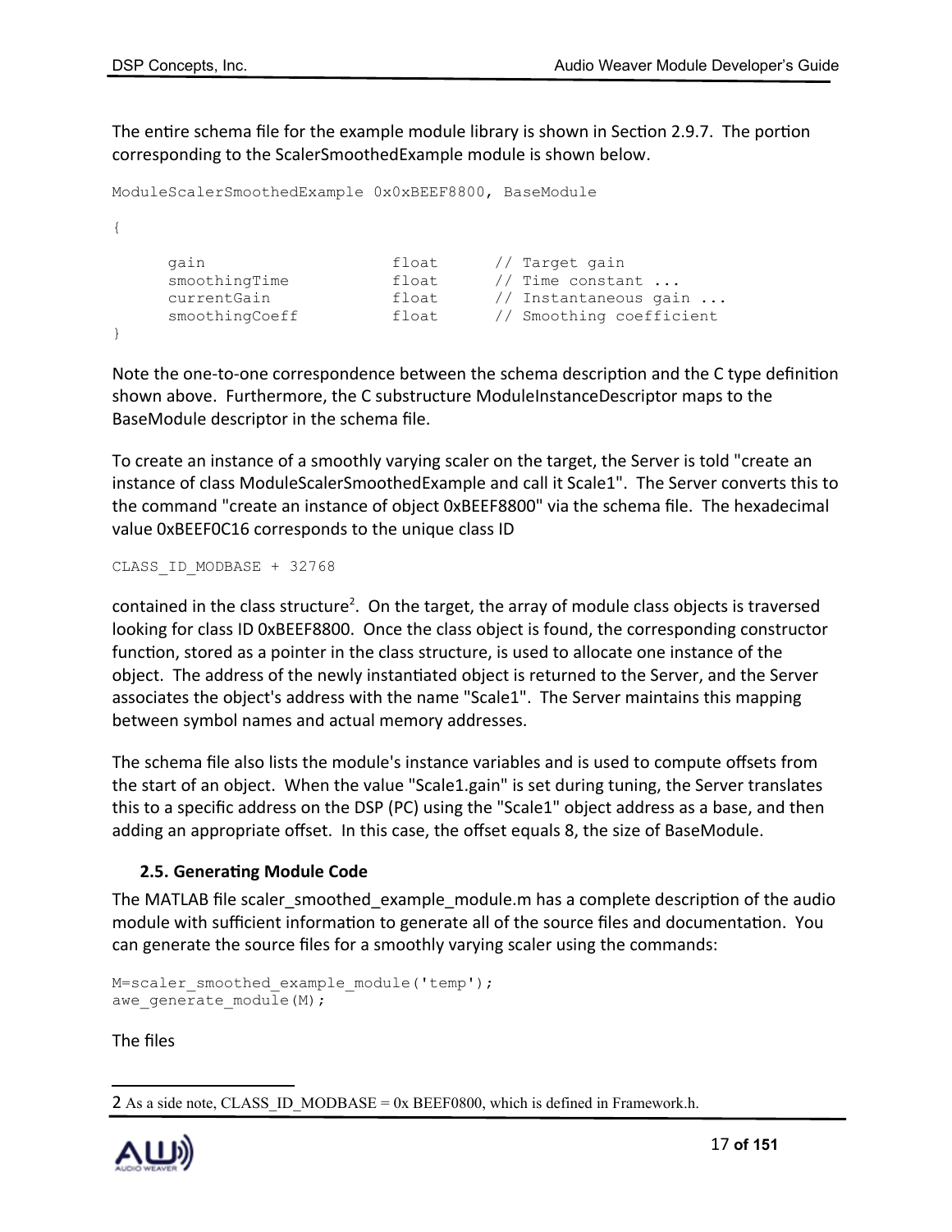The entire schema file for the example module library is shown in Section 2.9.7. The portion corresponding to the ScalerSmoothedExample module is shown below.

```
ModuleScalerSmoothedExample 0x0xBEEF8800, BaseModule

{

      gain                    float      // Target gain
      smoothingTime           float      // Time constant ...
      currentGain             float      // Instantaneous gain ...
      smoothingCoeff          float      // Smoothing coefficient
}
```

Note the one-to-one correspondence between the schema description and the C type definition shown above. Furthermore, the C substructure ModuleInstanceDescriptor maps to the BaseModule descriptor in the schema file.

To create an instance of a smoothly varying scaler on the target, the Server is told "create an instance of class ModuleScalerSmoothedExample and call it Scale1". The Server converts this to the command "create an instance of object 0xBEEF8800" via the schema file. The hexadecimal value 0xBEEF0C16 corresponds to the unique class ID

```
CLASS_ID_MODBASE + 32768
```

contained in the class structure[2]. On the target, the array of module class objects is traversed looking for class ID 0xBEEF8800. Once the class object is found, the corresponding constructor function, stored as a pointer in the class structure, is used to allocate one instance of the object. The address of the newly instantiated object is returned to the Server, and the Server associates the object's address with the name "Scale1". The Server maintains this mapping between symbol names and actual memory addresses.

The schema file also lists the module's instance variables and is used to compute offsets from the start of an object. When the value "Scale1.gain" is set during tuning, the Server translates this to a specific address on the DSP (PC) using the "Scale1" object address as a base, and then adding an appropriate offset. In this case, the offset equals 8, the size of BaseModule.

## 2.5. Generating Module Code

The MATLAB file scaler_smoothed_example_module.m has a complete description of the audio module with sufficient information to generate all of the source files and documentation. You can generate the source files for a smoothly varying scaler using the commands:

```
M=scaler_smoothed_example_module('temp');
awe_generate_module(M);
```

The files

2 As a side note, CLASS_ID_MODBASE = 0x BEEF0800, which is defined in Framework.h.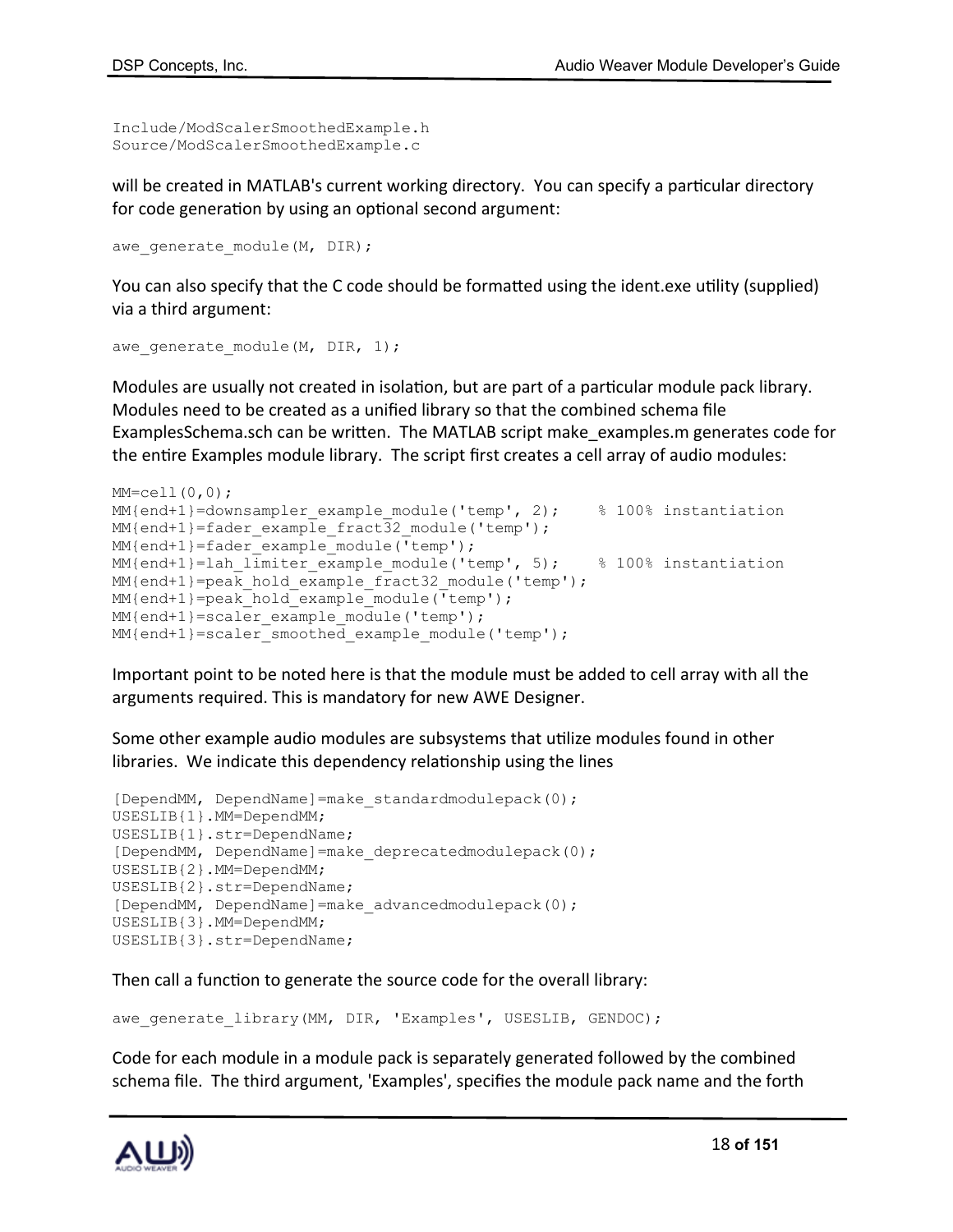```
Include/ModScalerSmoothedExample.h
Source/ModScalerSmoothedExample.c
```

will be created in MATLAB's current working directory. You can specify a particular directory for code generation by using an optional second argument:

```
awe_generate_module(M, DIR);
```

You can also specify that the C code should be formatted using the ident.exe utility (supplied) via a third argument:

```
awe_generate_module(M, DIR, 1);
```

Modules are usually not created in isolation, but are part of a particular module pack library. Modules need to be created as a unified library so that the combined schema file ExamplesSchema.sch can be written. The MATLAB script make_examples.m generates code for the entire Examples module library. The script first creates a cell array of audio modules:

```
MM=cell(0,0);
MM{end+1}=downsampler_example_module('temp', 2);     % 100% instantiation
MM{end+1}=fader_example_fract32_module('temp');
MM{end+1}=fader_example_module('temp');
MM{end+1}=lah_limiter_example_module('temp', 5);     % 100% instantiation
MM{end+1}=peak_hold_example_fract32_module('temp');
MM{end+1}=peak_hold_example_module('temp');
MM{end+1}=scaler_example_module('temp');
MM{end+1}=scaler_smoothed_example_module('temp');
```

Important point to be noted here is that the module must be added to cell array with all the arguments required. This is mandatory for new AWE Designer.

Some other example audio modules are subsystems that utilize modules found in other libraries. We indicate this dependency relationship using the lines

```
[DependMM, DependName]=make_standardmodulepack(0);
USESLIB{1}.MM=DependMM;
USESLIB{1}.str=DependName;
[DependMM, DependName]=make_deprecatedmodulepack(0);
USESLIB{2}.MM=DependMM;
USESLIB{2}.str=DependName;
[DependMM, DependName]=make_advancedmodulepack(0);
USESLIB{3}.MM=DependMM;
USESLIB{3}.str=DependName;
```

Then call a function to generate the source code for the overall library:

```
awe_generate_library(MM, DIR, 'Examples', USESLIB, GENDOC);
```

Code for each module in a module pack is separately generated followed by the combined schema file. The third argument, 'Examples', specifies the module pack name and the forth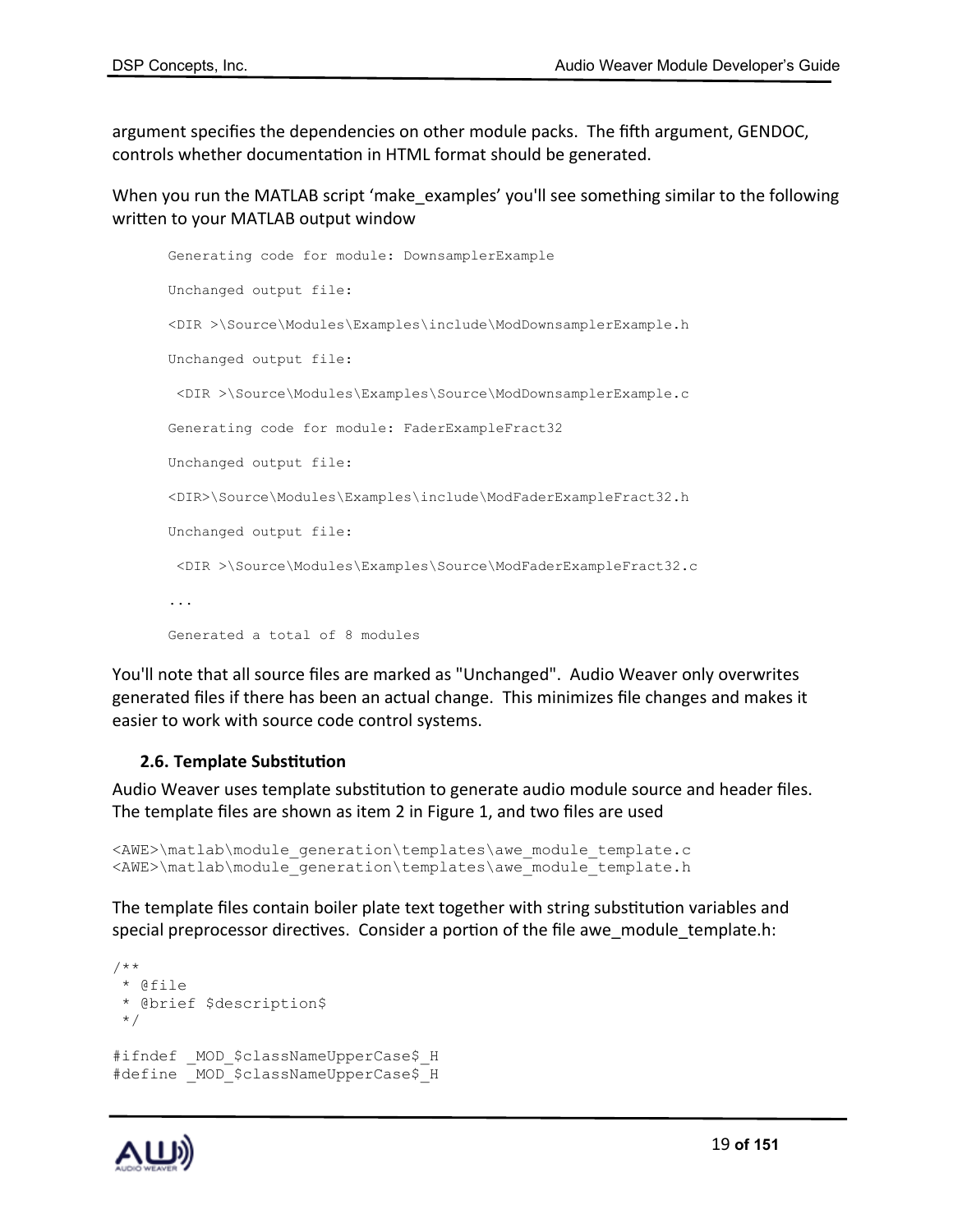argument specifies the dependencies on other module packs. The fifth argument, GENDOC, controls whether documentation in HTML format should be generated.

When you run the MATLAB script 'make_examples' you'll see something similar to the following written to your MATLAB output window

```
Generating code for module: DownsamplerExample

Unchanged output file:

<DIR >\Source\Modules\Examples\include\ModDownsamplerExample.h

Unchanged output file:

 <DIR >\Source\Modules\Examples\Source\ModDownsamplerExample.c

Generating code for module: FaderExampleFract32

Unchanged output file:

<DIR>\Source\Modules\Examples\include\ModFaderExampleFract32.h

Unchanged output file:

 <DIR >\Source\Modules\Examples\Source\ModFaderExampleFract32.c

...

Generated a total of 8 modules
```

You'll note that all source files are marked as "Unchanged". Audio Weaver only overwrites generated files if there has been an actual change. This minimizes file changes and makes it easier to work with source code control systems.

### 2.6. Template Substitution

Audio Weaver uses template substitution to generate audio module source and header files. The template files are shown as item 2 in Figure 1, and two files are used

```
<AWE>\matlab\module_generation\templates\awe_module_template.c
<AWE>\matlab\module_generation\templates\awe_module_template.h
```

The template files contain boiler plate text together with string substitution variables and special preprocessor directives. Consider a portion of the file awe_module_template.h:

```
/**
 * @file
 * @brief $description$
 */

#ifndef _MOD_$classNameUpperCase$_H
#define _MOD_$classNameUpperCase$_H
```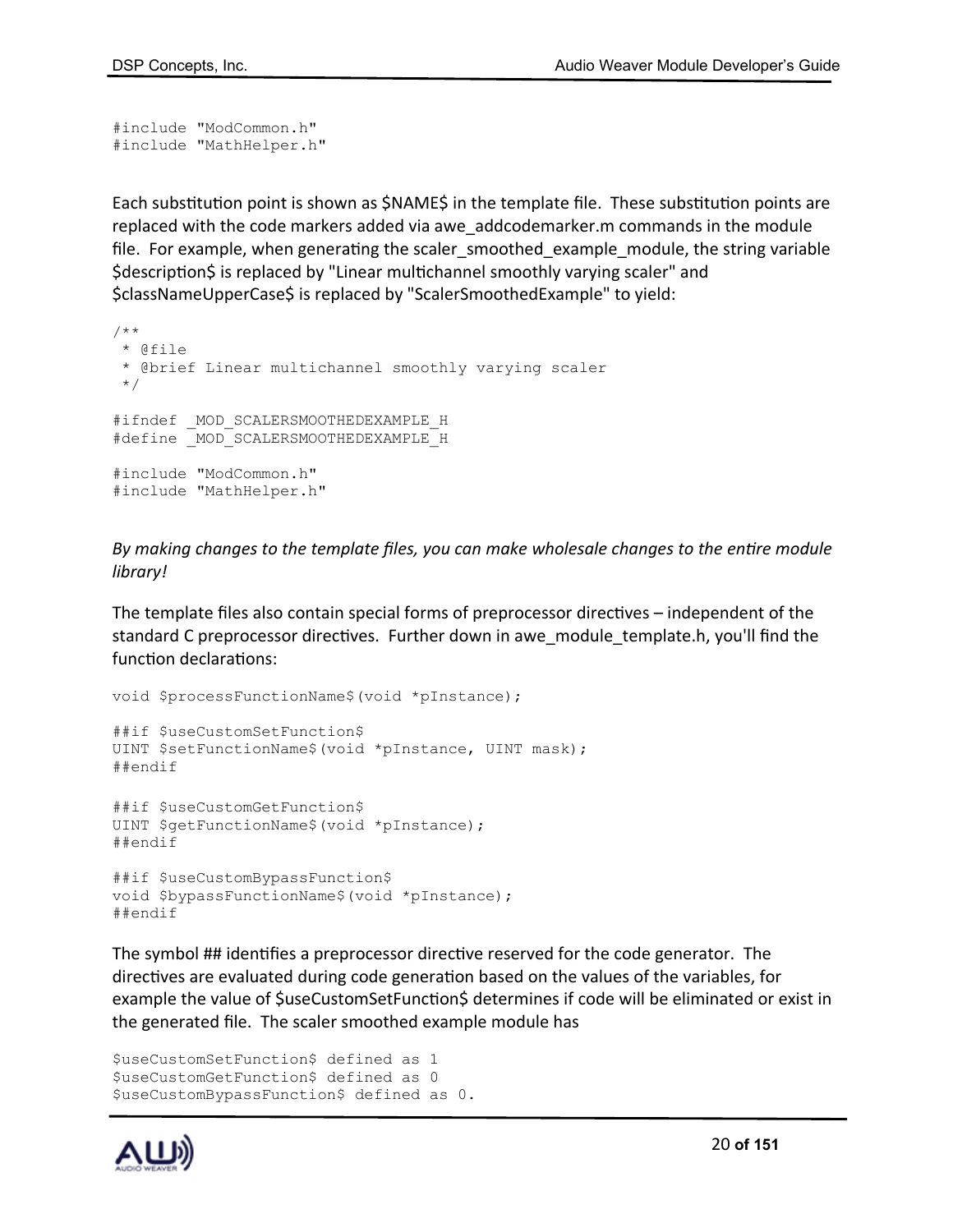```
#include "ModCommon.h"
#include "MathHelper.h"
```

Each substitution point is shown as $NAME$ in the template file. These substitution points are replaced with the code markers added via awe_addcodemarker.m commands in the module file. For example, when generating the scaler_smoothed_example_module, the string variable $description$ is replaced by "Linear multichannel smoothly varying scaler" and $classNameUpperCase$ is replaced by "ScalerSmoothedExample" to yield:

```
/**
 * @file
 * @brief Linear multichannel smoothly varying scaler
 */

#ifndef _MOD_SCALERSMOOTHEDEXAMPLE_H
#define _MOD_SCALERSMOOTHEDEXAMPLE_H

#include "ModCommon.h"
#include "MathHelper.h"
```

*By making changes to the template files, you can make wholesale changes to the entire module library!*

The template files also contain special forms of preprocessor directives – independent of the standard C preprocessor directives. Further down in awe_module_template.h, you'll find the function declarations:

```
void $processFunctionName$(void *pInstance);

##if $useCustomSetFunction$
UINT $setFunctionName$(void *pInstance, UINT mask);
##endif

##if $useCustomGetFunction$
UINT $getFunctionName$(void *pInstance);
##endif

##if $useCustomBypassFunction$
void $bypassFunctionName$(void *pInstance);
##endif
```

The symbol ## identifies a preprocessor directive reserved for the code generator. The directives are evaluated during code generation based on the values of the variables, for example the value of $useCustomSetFunction$ determines if code will be eliminated or exist in the generated file. The scaler smoothed example module has

```
$useCustomSetFunction$ defined as 1
$useCustomGetFunction$ defined as 0
$useCustomBypassFunction$ defined as 0.
```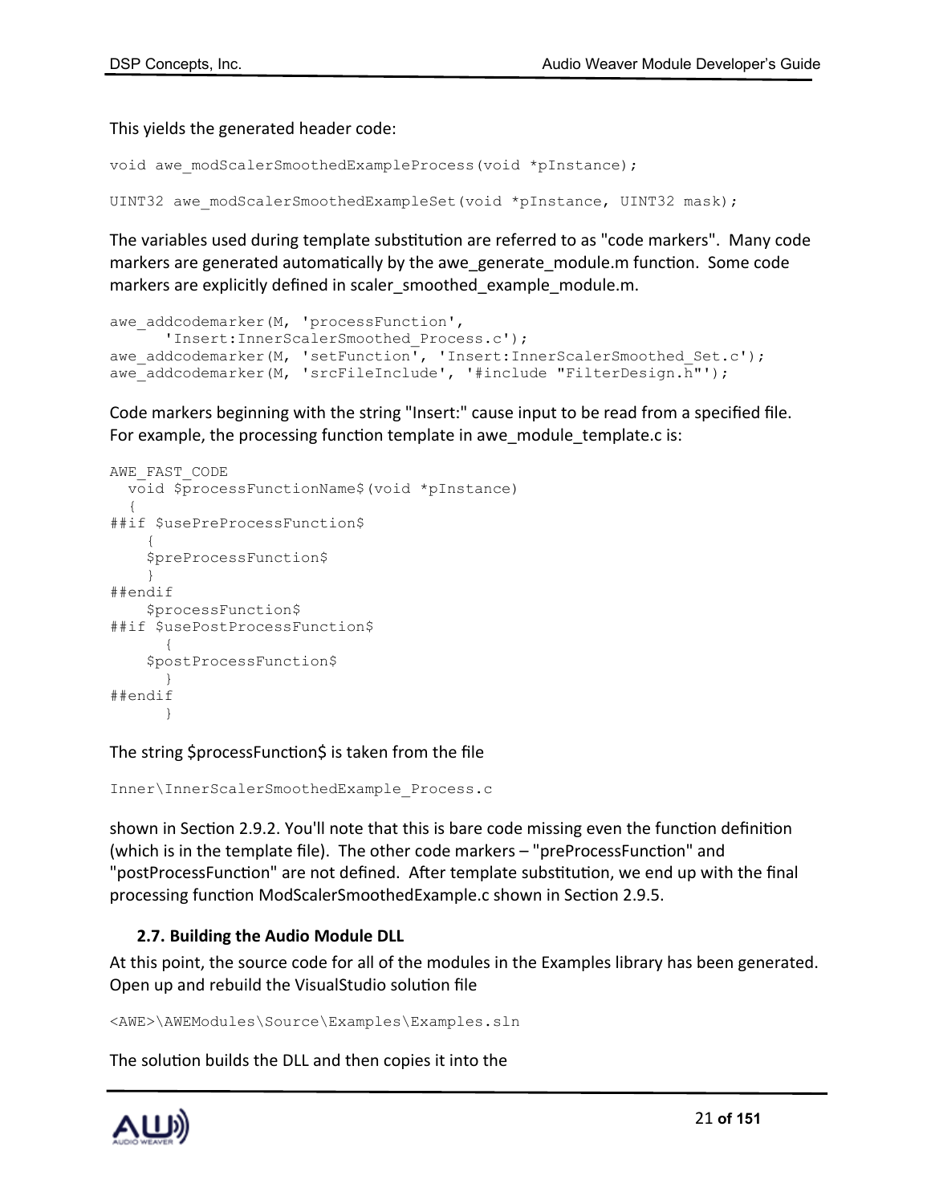This yields the generated header code:

```
void awe_modScalerSmoothedExampleProcess(void *pInstance);

UINT32 awe_modScalerSmoothedExampleSet(void *pInstance, UINT32 mask);
```

The variables used during template substitution are referred to as "code markers". Many code markers are generated automatically by the awe_generate_module.m function. Some code markers are explicitly defined in scaler_smoothed_example_module.m.

```
awe_addcodemarker(M, 'processFunction',
      'Insert:InnerScalerSmoothed_Process.c');
awe_addcodemarker(M, 'setFunction', 'Insert:InnerScalerSmoothed_Set.c');
awe_addcodemarker(M, 'srcFileInclude', '#include "FilterDesign.h"');
```

Code markers beginning with the string "Insert:" cause input to be read from a specified file. For example, the processing function template in awe_module_template.c is:

```
AWE_FAST_CODE
  void $processFunctionName$(void *pInstance)
  {
##if $usePreProcessFunction$
    {
    $preProcessFunction$
    }
##endif
    $processFunction$
##if $usePostProcessFunction$
      {
    $postProcessFunction$
      }
##endif
      }
```

The string $processFunction$ is taken from the file

```
Inner\InnerScalerSmoothedExample_Process.c
```

shown in Section 2.9.2. You'll note that this is bare code missing even the function definition (which is in the template file). The other code markers – "preProcessFunction" and "postProcessFunction" are not defined. After template substitution, we end up with the final processing function ModScalerSmoothedExample.c shown in Section 2.9.5.

### 2.7. Building the Audio Module DLL

At this point, the source code for all of the modules in the Examples library has been generated. Open up and rebuild the VisualStudio solution file

```
<AWE>\AWEModules\Source\Examples\Examples.sln
```

The solution builds the DLL and then copies it into the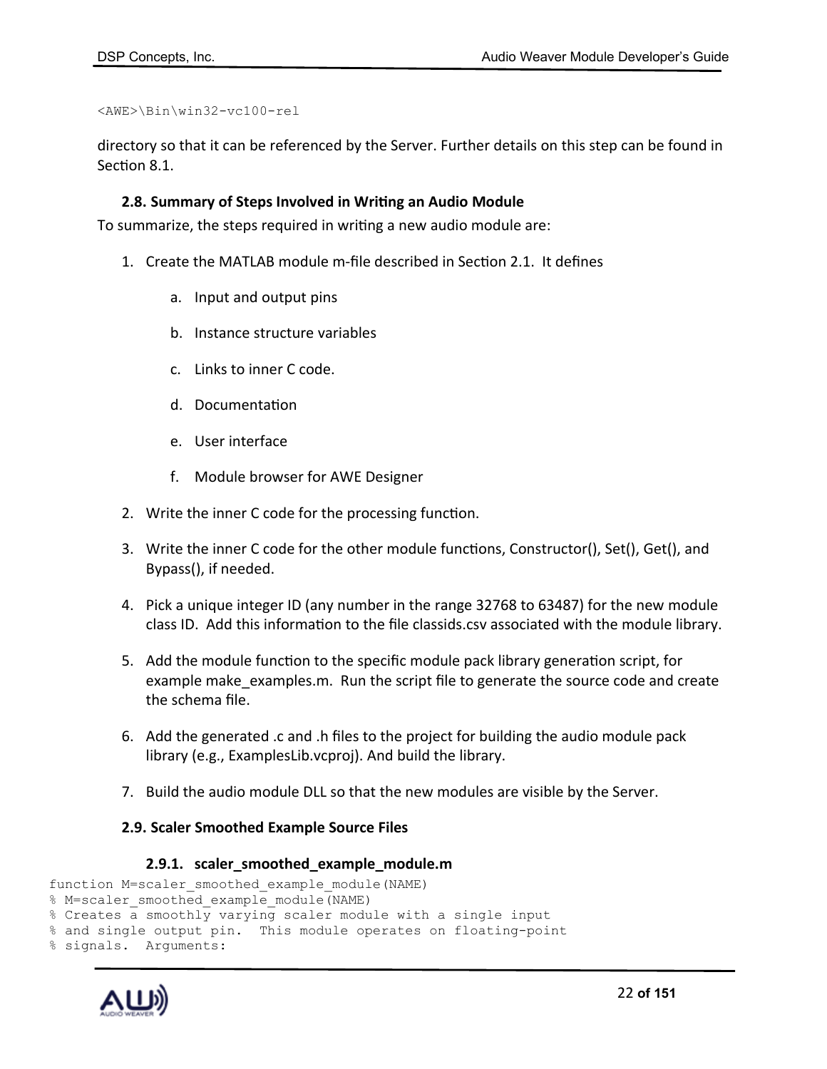```
<AWE>\Bin\win32-vc100-rel
```

directory so that it can be referenced by the Server. Further details on this step can be found in Section 8.1.

## 2.8. Summary of Steps Involved in Writing an Audio Module

To summarize, the steps required in writing a new audio module are:

1. Create the MATLAB module m-file described in Section 2.1. It defines
    a. Input and output pins
    b. Instance structure variables
    c. Links to inner C code.
    d. Documentation
    e. User interface
    f. Module browser for AWE Designer
2. Write the inner C code for the processing function.
3. Write the inner C code for the other module functions, Constructor(), Set(), Get(), and Bypass(), if needed.
4. Pick a unique integer ID (any number in the range 32768 to 63487) for the new module class ID. Add this information to the file classids.csv associated with the module library.
5. Add the module function to the specific module pack library generation script, for example make_examples.m. Run the script file to generate the source code and create the schema file.
6. Add the generated .c and .h files to the project for building the audio module pack library (e.g., ExamplesLib.vcproj). And build the library.
7. Build the audio module DLL so that the new modules are visible by the Server.

## 2.9. Scaler Smoothed Example Source Files

### 2.9.1. scaler_smoothed_example_module.m

```
function M=scaler_smoothed_example_module(NAME)
% M=scaler_smoothed_example_module(NAME)
% Creates a smoothly varying scaler module with a single input
% and single output pin.  This module operates on floating-point
% signals.  Arguments:
```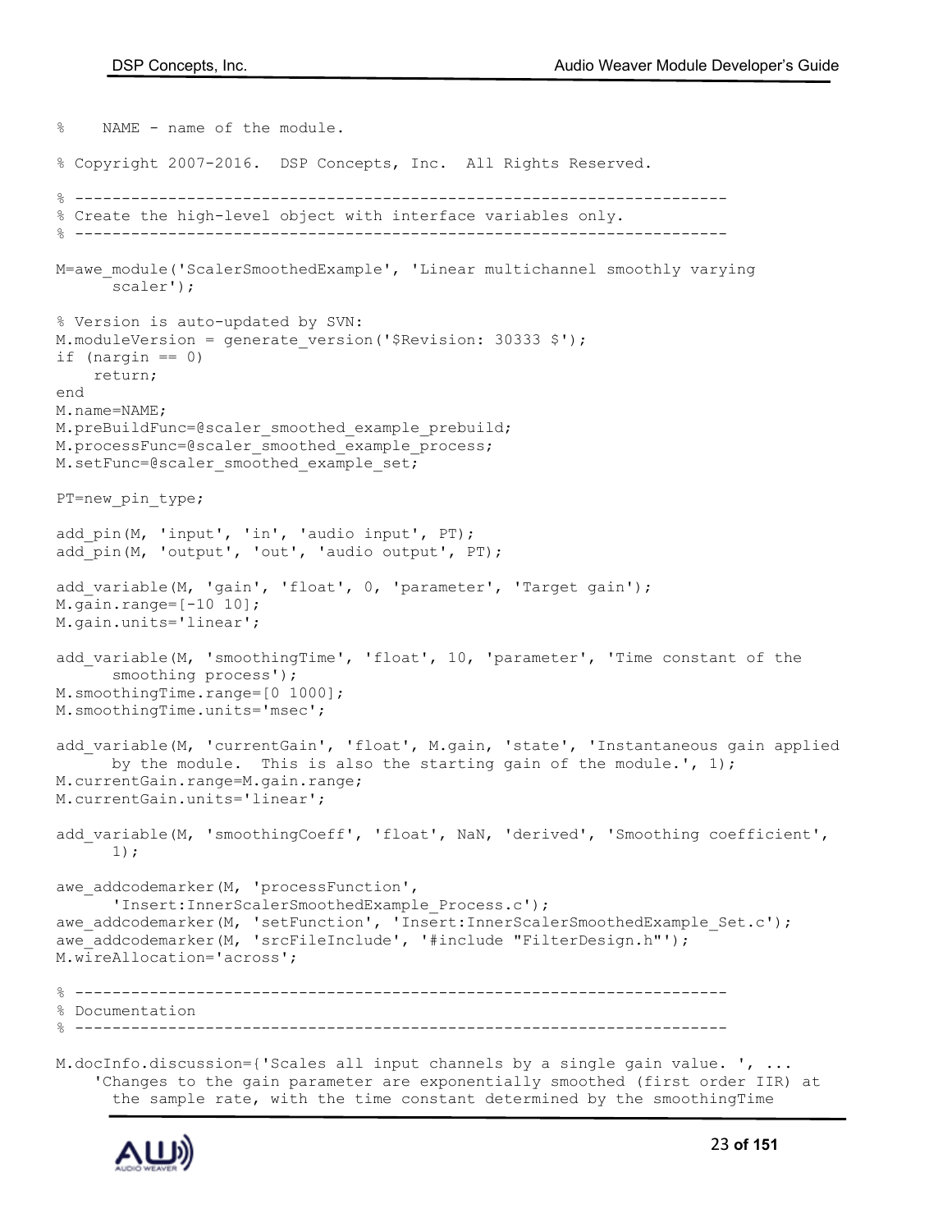```
%    NAME - name of the module.

% Copyright 2007-2016.  DSP Concepts, Inc.  All Rights Reserved.

% ----------------------------------------------------------------------
% Create the high-level object with interface variables only.
% ----------------------------------------------------------------------

M=awe_module('ScalerSmoothedExample', 'Linear multichannel smoothly varying
      scaler');

% Version is auto-updated by SVN:
M.moduleVersion = generate_version('$Revision: 30333 $');
if (nargin == 0)
    return;
end
M.name=NAME;
M.preBuildFunc=@scaler_smoothed_example_prebuild;
M.processFunc=@scaler_smoothed_example_process;
M.setFunc=@scaler_smoothed_example_set;

PT=new_pin_type;

add_pin(M, 'input', 'in', 'audio input', PT);
add_pin(M, 'output', 'out', 'audio output', PT);

add_variable(M, 'gain', 'float', 0, 'parameter', 'Target gain');
M.gain.range=[-10 10];
M.gain.units='linear';

add_variable(M, 'smoothingTime', 'float', 10, 'parameter', 'Time constant of the
      smoothing process');
M.smoothingTime.range=[0 1000];
M.smoothingTime.units='msec';

add_variable(M, 'currentGain', 'float', M.gain, 'state', 'Instantaneous gain applied
      by the module.  This is also the starting gain of the module.', 1);
M.currentGain.range=M.gain.range;
M.currentGain.units='linear';

add_variable(M, 'smoothingCoeff', 'float', NaN, 'derived', 'Smoothing coefficient',
      1);

awe_addcodemarker(M, 'processFunction',
      'Insert:InnerScalerSmoothedExample_Process.c');
awe_addcodemarker(M, 'setFunction', 'Insert:InnerScalerSmoothedExample_Set.c');
awe_addcodemarker(M, 'srcFileInclude', '#include "FilterDesign.h"');
M.wireAllocation='across';

% ----------------------------------------------------------------------
% Documentation
% ----------------------------------------------------------------------

M.docInfo.discussion={'Scales all input channels by a single gain value. ', ...
    'Changes to the gain parameter are exponentially smoothed (first order IIR) at
      the sample rate, with the time constant determined by the smoothingTime
```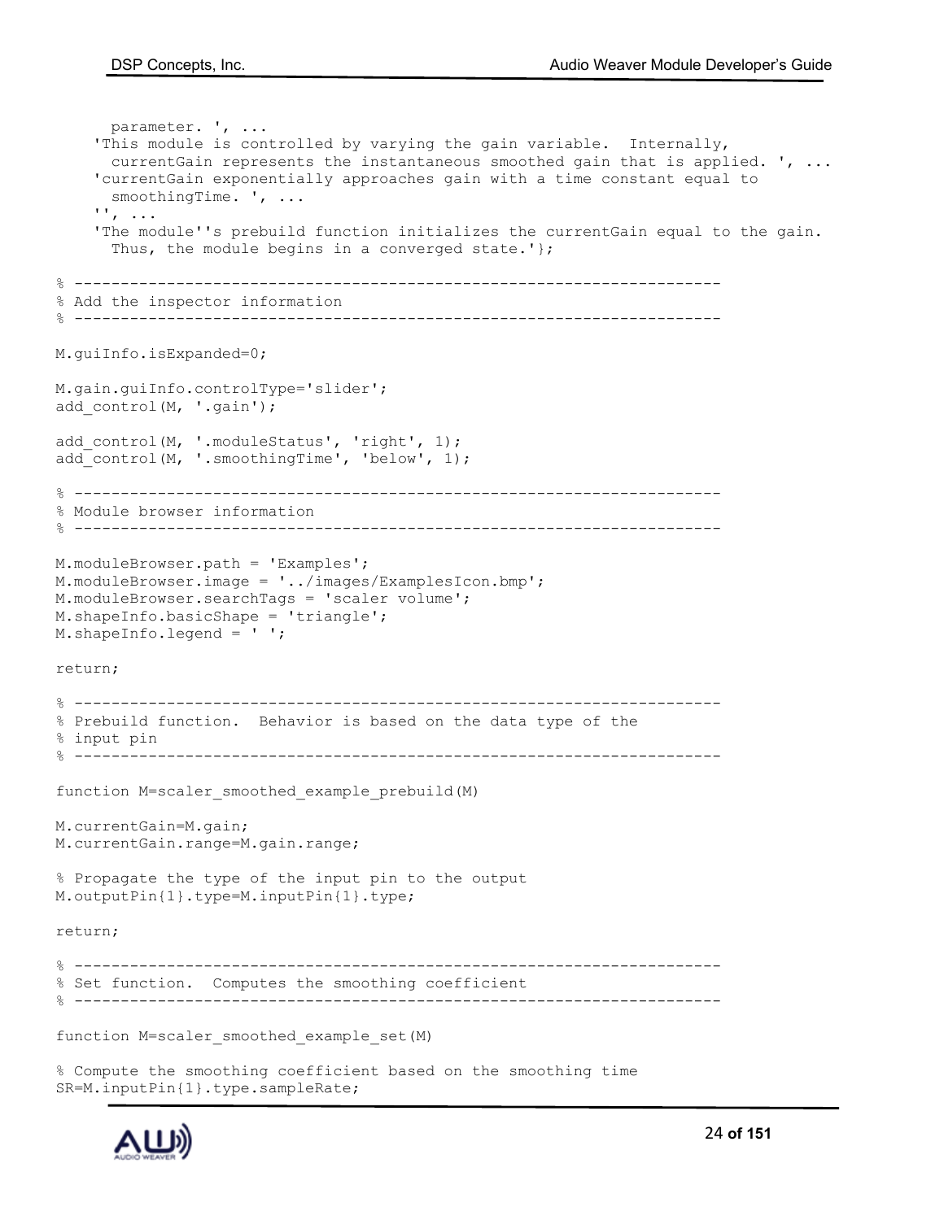```
    parameter. ', ...
    'This module is controlled by varying the gain variable.  Internally,
    currentGain represents the instantaneous smoothed gain that is applied. ', ...
    'currentGain exponentially approaches gain with a time constant equal to
    smoothingTime. ', ...
    '', ...
    'The module''s prebuild function initializes the currentGain equal to the gain.
    Thus, the module begins in a converged state.'};

% ----------------------------------------------------------------------
% Add the inspector information
% ----------------------------------------------------------------------

M.guiInfo.isExpanded=0;

M.gain.guiInfo.controlType='slider';
add_control(M, '.gain');

add_control(M, '.moduleStatus', 'right', 1);
add_control(M, '.smoothingTime', 'below', 1);

% ----------------------------------------------------------------------
% Module browser information
% ----------------------------------------------------------------------

M.moduleBrowser.path = 'Examples';
M.moduleBrowser.image = '../images/ExamplesIcon.bmp';
M.moduleBrowser.searchTags = 'scaler volume';
M.shapeInfo.basicShape = 'triangle';
M.shapeInfo.legend = ' ';

return;

% ----------------------------------------------------------------------
% Prebuild function.  Behavior is based on the data type of the
% input pin
% ----------------------------------------------------------------------

function M=scaler_smoothed_example_prebuild(M)

M.currentGain=M.gain;
M.currentGain.range=M.gain.range;

% Propagate the type of the input pin to the output
M.outputPin{1}.type=M.inputPin{1}.type;

return;

% ----------------------------------------------------------------------
% Set function.  Computes the smoothing coefficient
% ----------------------------------------------------------------------

function M=scaler_smoothed_example_set(M)

% Compute the smoothing coefficient based on the smoothing time
SR=M.inputPin{1}.type.sampleRate;
```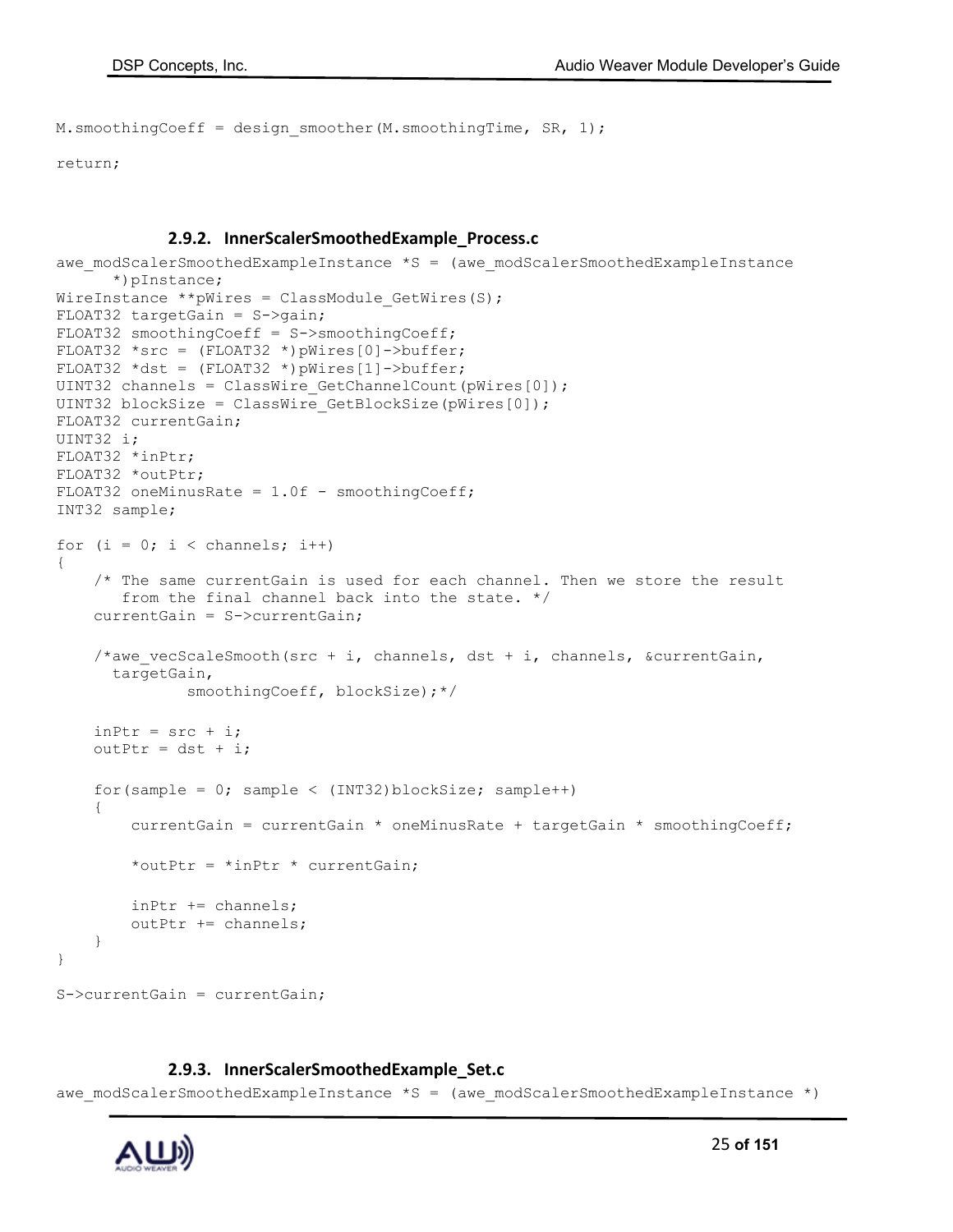```
M.smoothingCoeff = design_smoother(M.smoothingTime, SR, 1);

return;
```

### 2.9.2. InnerScalerSmoothedExample_Process.c

```
awe_modScalerSmoothedExampleInstance *S = (awe_modScalerSmoothedExampleInstance
      *)pInstance;
WireInstance **pWires = ClassModule_GetWires(S);
FLOAT32 targetGain = S->gain;
FLOAT32 smoothingCoeff = S->smoothingCoeff;
FLOAT32 *src = (FLOAT32 *)pWires[0]->buffer;
FLOAT32 *dst = (FLOAT32 *)pWires[1]->buffer;
UINT32 channels = ClassWire_GetChannelCount(pWires[0]);
UINT32 blockSize = ClassWire_GetBlockSize(pWires[0]);
FLOAT32 currentGain;
UINT32 i;
FLOAT32 *inPtr;
FLOAT32 *outPtr;
FLOAT32 oneMinusRate = 1.0f - smoothingCoeff;
INT32 sample;

for (i = 0; i < channels; i++)
{
    /* The same currentGain is used for each channel. Then we store the result
       from the final channel back into the state. */
    currentGain = S->currentGain;

    /*awe_vecScaleSmooth(src + i, channels, dst + i, channels, &currentGain,
      targetGain,
            smoothingCoeff, blockSize);*/

    inPtr = src + i;
    outPtr = dst + i;

    for(sample = 0; sample < (INT32)blockSize; sample++)
    {
        currentGain = currentGain * oneMinusRate + targetGain * smoothingCoeff;

        *outPtr = *inPtr * currentGain;

        inPtr += channels;
        outPtr += channels;
    }
}

S->currentGain = currentGain;
```

### 2.9.3. InnerScalerSmoothedExample_Set.c

```
awe_modScalerSmoothedExampleInstance *S = (awe_modScalerSmoothedExampleInstance *)
```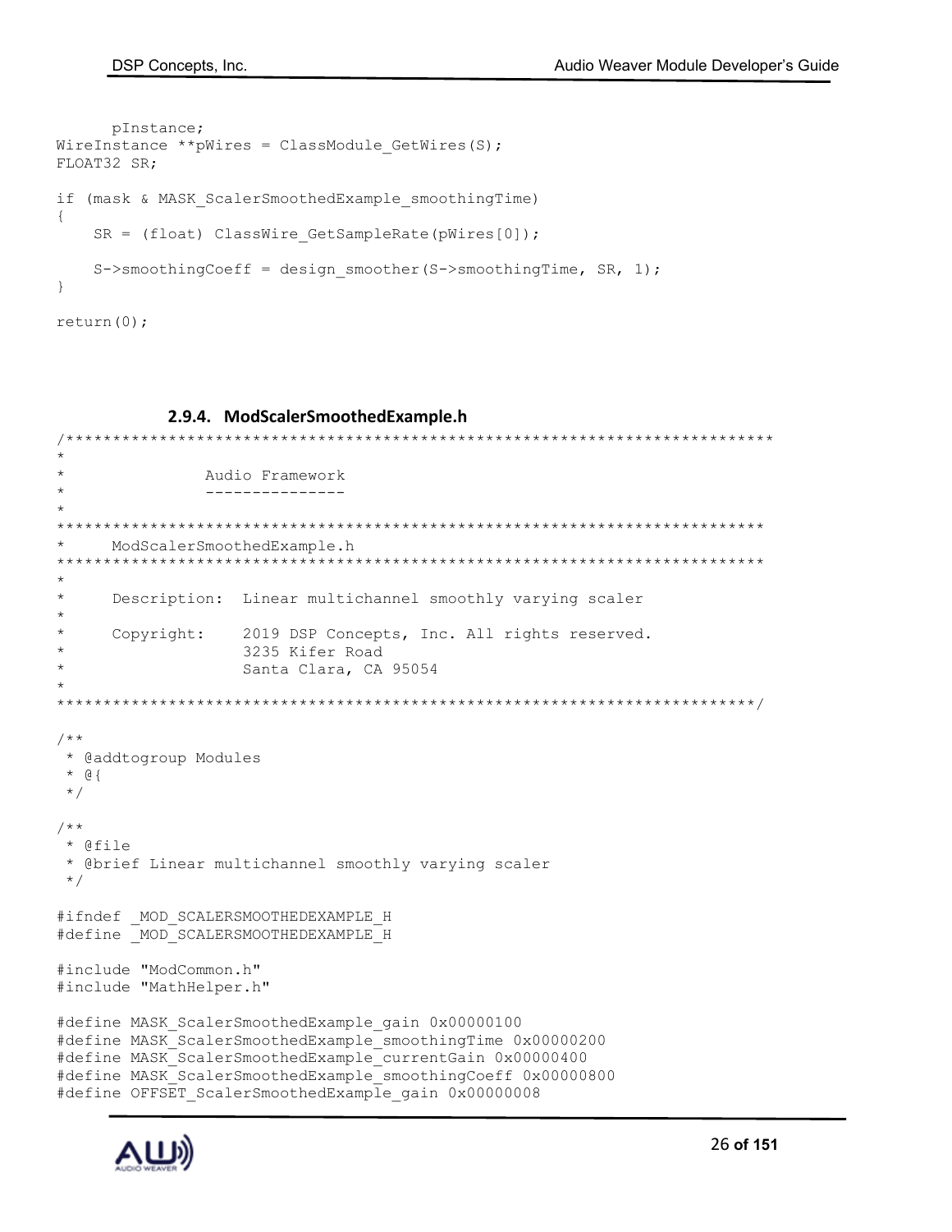```
    pInstance;
WireInstance **pWires = ClassModule_GetWires(S);
FLOAT32 SR;

if (mask & MASK_ScalerSmoothedExample_smoothingTime)
{
    SR = (float) ClassWire_GetSampleRate(pWires[0]);

    S->smoothingCoeff = design_smoother(S->smoothingTime, SR, 1);
}

return(0);
```

### 2.9.4. ModScalerSmoothedExample.h

```
/****************************************************************************
*
*               Audio Framework
*               ---------------
*
****************************************************************************
*     ModScalerSmoothedExample.h
****************************************************************************
*
*     Description:  Linear multichannel smoothly varying scaler
*
*     Copyright:    2019 DSP Concepts, Inc. All rights reserved.
*                   3235 Kifer Road
*                   Santa Clara, CA 95054
*
***************************************************************************/

/**
 * @addtogroup Modules
 * @{
 */

/**
 * @file
 * @brief Linear multichannel smoothly varying scaler
 */

#ifndef _MOD_SCALERSMOOTHEDEXAMPLE_H
#define _MOD_SCALERSMOOTHEDEXAMPLE_H

#include "ModCommon.h"
#include "MathHelper.h"

#define MASK_ScalerSmoothedExample_gain 0x00000100
#define MASK_ScalerSmoothedExample_smoothingTime 0x00000200
#define MASK_ScalerSmoothedExample_currentGain 0x00000400
#define MASK_ScalerSmoothedExample_smoothingCoeff 0x00000800
#define OFFSET_ScalerSmoothedExample_gain 0x00000008
```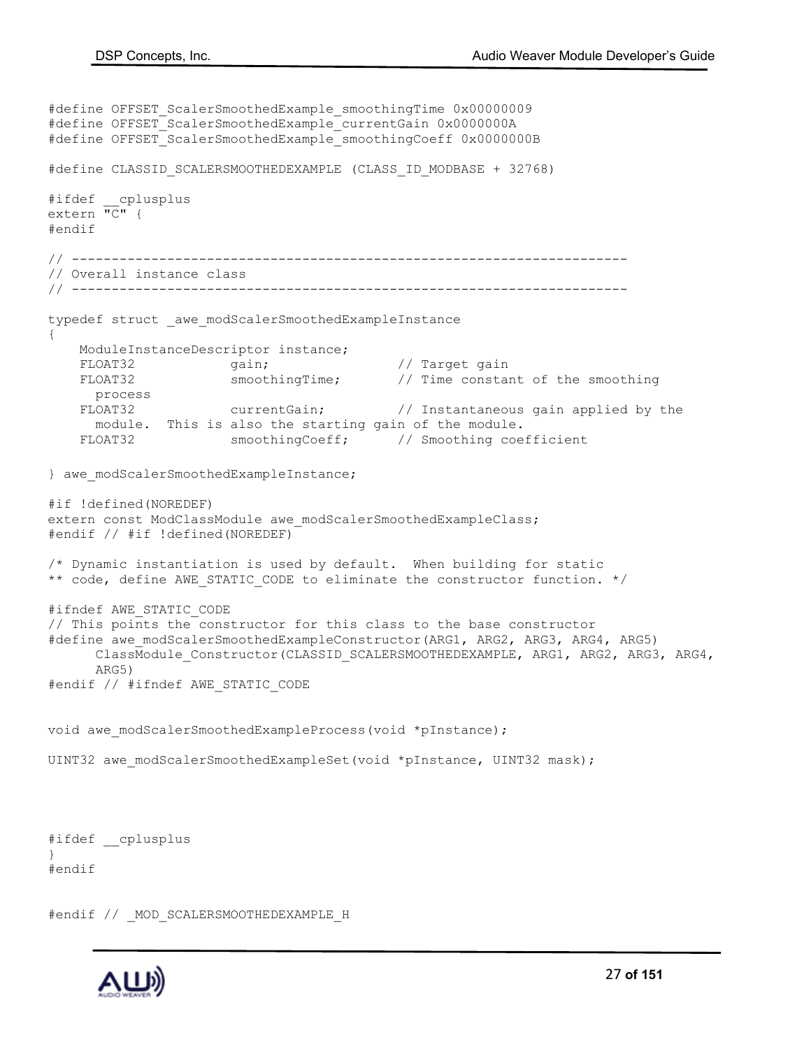```
#define OFFSET_ScalerSmoothedExample_smoothingTime 0x00000009
#define OFFSET_ScalerSmoothedExample_currentGain 0x0000000A
#define OFFSET_ScalerSmoothedExample_smoothingCoeff 0x0000000B

#define CLASSID_SCALERSMOOTHEDEXAMPLE (CLASS_ID_MODBASE + 32768)

#ifdef __cplusplus
extern "C" {
#endif

// ----------------------------------------------------------------------
// Overall instance class
// ----------------------------------------------------------------------

typedef struct _awe_modScalerSmoothedExampleInstance
{
    ModuleInstanceDescriptor instance;
    FLOAT32            gain;                // Target gain
    FLOAT32            smoothingTime;       // Time constant of the smoothing
      process
    FLOAT32            currentGain;         // Instantaneous gain applied by the
      module.  This is also the starting gain of the module.
    FLOAT32            smoothingCoeff;      // Smoothing coefficient

} awe_modScalerSmoothedExampleInstance;

#if !defined(NOREDEF)
extern const ModClassModule awe_modScalerSmoothedExampleClass;
#endif // #if !defined(NOREDEF)

/* Dynamic instantiation is used by default.  When building for static
** code, define AWE_STATIC_CODE to eliminate the constructor function. */

#ifndef AWE_STATIC_CODE
// This points the constructor for this class to the base constructor
#define awe_modScalerSmoothedExampleConstructor(ARG1, ARG2, ARG3, ARG4, ARG5)
      ClassModule_Constructor(CLASSID_SCALERSMOOTHEDEXAMPLE, ARG1, ARG2, ARG3, ARG4,
      ARG5)
#endif // #ifndef AWE_STATIC_CODE


void awe_modScalerSmoothedExampleProcess(void *pInstance);

UINT32 awe_modScalerSmoothedExampleSet(void *pInstance, UINT32 mask);




#ifdef __cplusplus
}
#endif


#endif // _MOD_SCALERSMOOTHEDEXAMPLE_H
```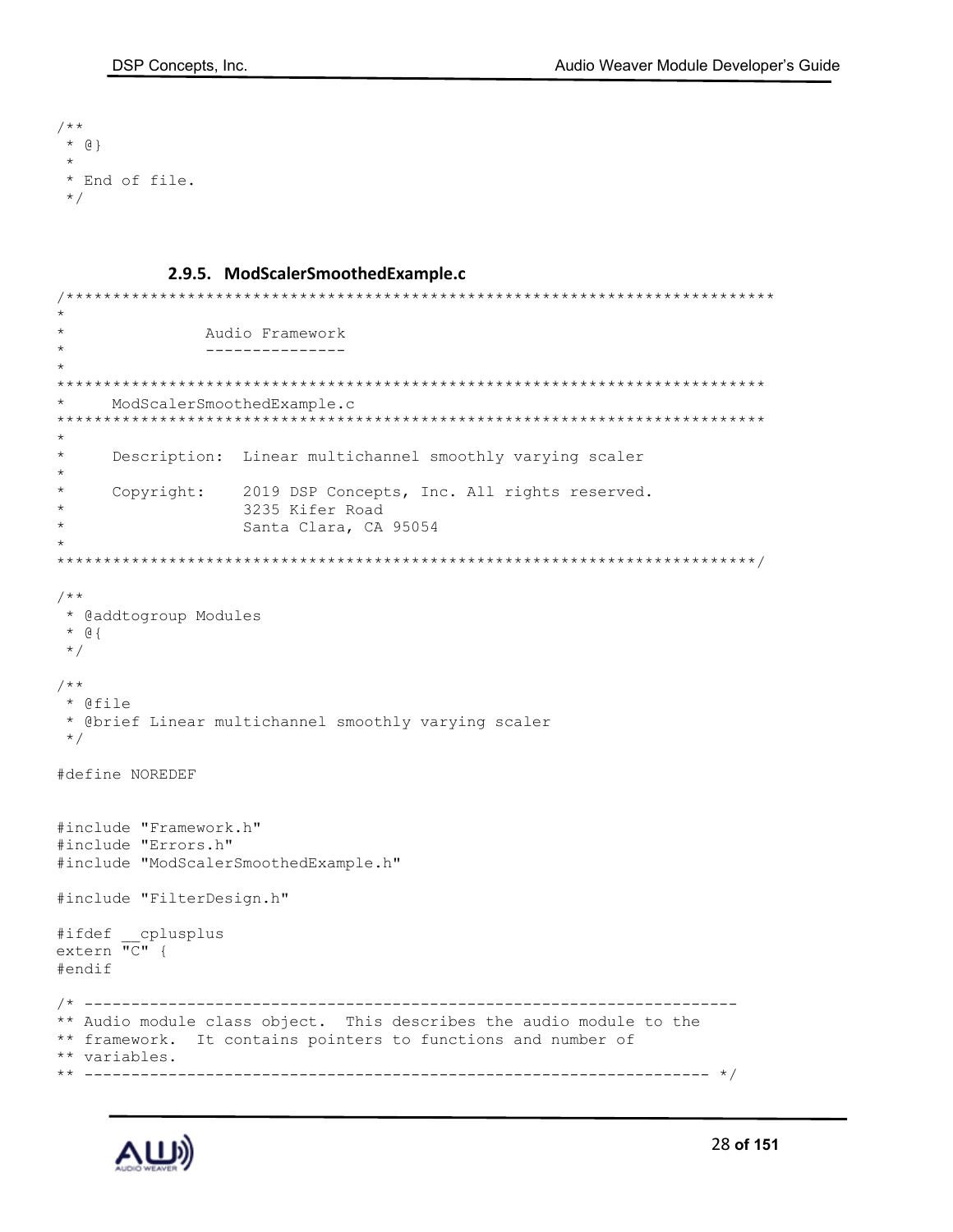```
/**
 * @}
 *
 * End of file.
 */
```

### 2.9.5. ModScalerSmoothedExample.c

```
/****************************************************************************
*
*               Audio Framework
*               ---------------
*
****************************************************************************
*     ModScalerSmoothedExample.c
****************************************************************************
*
*     Description:  Linear multichannel smoothly varying scaler
*
*     Copyright:    2019 DSP Concepts, Inc. All rights reserved.
*                   3235 Kifer Road
*                   Santa Clara, CA 95054
*
***************************************************************************/

/**
 * @addtogroup Modules
 * @{
 */

/**
 * @file
 * @brief Linear multichannel smoothly varying scaler
 */

#define NOREDEF


#include "Framework.h"
#include "Errors.h"
#include "ModScalerSmoothedExample.h"

#include "FilterDesign.h"

#ifdef __cplusplus
extern "C" {
#endif

/* ----------------------------------------------------------------------
** Audio module class object.  This describes the audio module to the
** framework.  It contains pointers to functions and number of
** variables.
** ------------------------------------------------------------------- */
```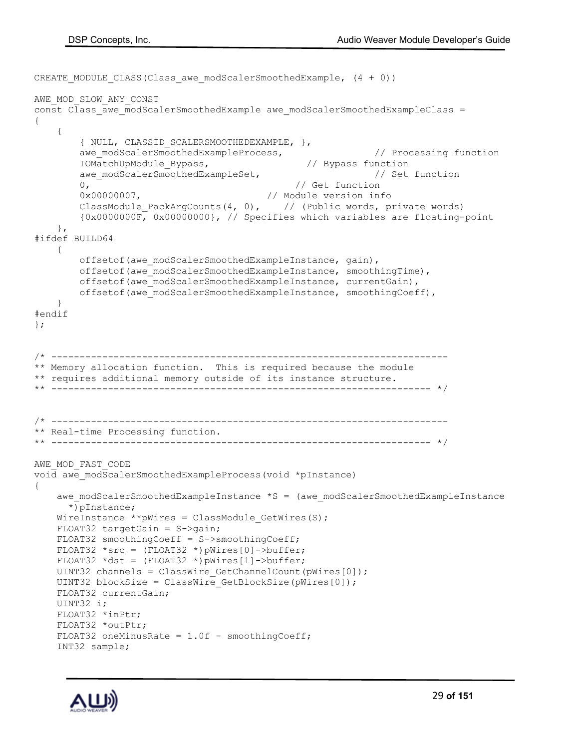```
CREATE_MODULE_CLASS(Class_awe_modScalerSmoothedExample, (4 + 0))

AWE_MOD_SLOW_ANY_CONST
const Class_awe_modScalerSmoothedExample awe_modScalerSmoothedExampleClass =
{
    {
        { NULL, CLASSID_SCALERSMOOTHEDEXAMPLE, },
        awe_modScalerSmoothedExampleProcess,                // Processing function
        IOMatchUpModule_Bypass,                 // Bypass function
        awe_modScalerSmoothedExampleSet,                    // Set function
        0,                                    // Get function
        0x00000007,                       // Module version info
        ClassModule_PackArgCounts(4, 0),    // (Public words, private words)
        {0x0000000F, 0x00000000}, // Specifies which variables are floating-point
    },
#ifdef BUILD64
    {
        offsetof(awe_modScalerSmoothedExampleInstance, gain),
        offsetof(awe_modScalerSmoothedExampleInstance, smoothingTime),
        offsetof(awe_modScalerSmoothedExampleInstance, currentGain),
        offsetof(awe_modScalerSmoothedExampleInstance, smoothingCoeff),
    }
#endif
};


/* ----------------------------------------------------------------------
** Memory allocation function.  This is required because the module
** requires additional memory outside of its instance structure.
** ------------------------------------------------------------------- */


/* ----------------------------------------------------------------------
** Real-time Processing function.
** ------------------------------------------------------------------- */

AWE_MOD_FAST_CODE
void awe_modScalerSmoothedExampleProcess(void *pInstance)
{
    awe_modScalerSmoothedExampleInstance *S = (awe_modScalerSmoothedExampleInstance
      *)pInstance;
    WireInstance **pWires = ClassModule_GetWires(S);
    FLOAT32 targetGain = S->gain;
    FLOAT32 smoothingCoeff = S->smoothingCoeff;
    FLOAT32 *src = (FLOAT32 *)pWires[0]->buffer;
    FLOAT32 *dst = (FLOAT32 *)pWires[1]->buffer;
    UINT32 channels = ClassWire_GetChannelCount(pWires[0]);
    UINT32 blockSize = ClassWire_GetBlockSize(pWires[0]);
    FLOAT32 currentGain;
    UINT32 i;
    FLOAT32 *inPtr;
    FLOAT32 *outPtr;
    FLOAT32 oneMinusRate = 1.0f - smoothingCoeff;
    INT32 sample;
```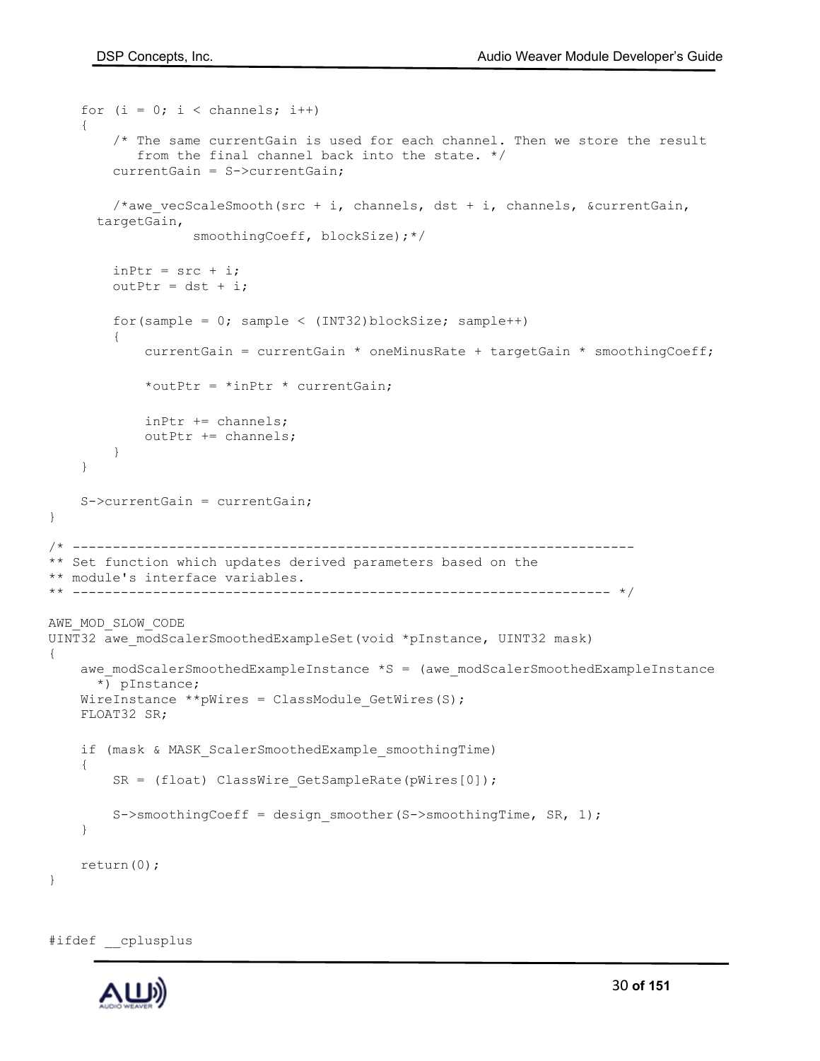```
    for (i = 0; i < channels; i++)
    {
        /* The same currentGain is used for each channel. Then we store the result
           from the final channel back into the state. */
        currentGain = S->currentGain;

        /*awe_vecScaleSmooth(src + i, channels, dst + i, channels, &currentGain,
      targetGain,
                   smoothingCoeff, blockSize);*/

        inPtr = src + i;
        outPtr = dst + i;

        for(sample = 0; sample < (INT32)blockSize; sample++)
        {
            currentGain = currentGain * oneMinusRate + targetGain * smoothingCoeff;

            *outPtr = *inPtr * currentGain;

            inPtr += channels;
            outPtr += channels;
        }
    }

    S->currentGain = currentGain;
}

/* ----------------------------------------------------------------------
** Set function which updates derived parameters based on the
** module's interface variables.
** ------------------------------------------------------------------- */

AWE_MOD_SLOW_CODE
UINT32 awe_modScalerSmoothedExampleSet(void *pInstance, UINT32 mask)
{
    awe_modScalerSmoothedExampleInstance *S = (awe_modScalerSmoothedExampleInstance
      *) pInstance;
    WireInstance **pWires = ClassModule_GetWires(S);
    FLOAT32 SR;

    if (mask & MASK_ScalerSmoothedExample_smoothingTime)
    {
        SR = (float) ClassWire_GetSampleRate(pWires[0]);

        S->smoothingCoeff = design_smoother(S->smoothingTime, SR, 1);
    }

    return(0);
}


#ifdef __cplusplus
```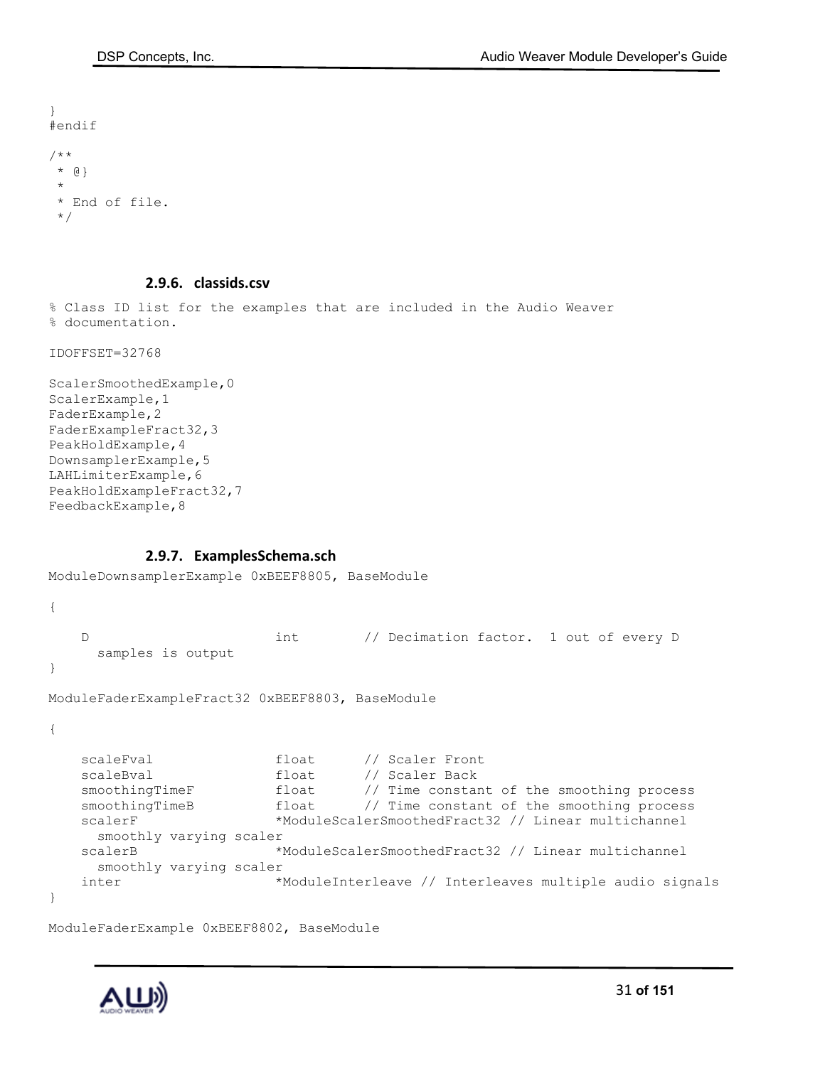```
}
#endif

/**
 * @}
 *
 * End of file.
 */
```

### 2.9.6. classids.csv

```
% Class ID list for the examples that are included in the Audio Weaver
% documentation.

IDOFFSET=32768

ScalerSmoothedExample,0
ScalerExample,1
FaderExample,2
FaderExampleFract32,3
PeakHoldExample,4
DownsamplerExample,5
LAHLimiterExample,6
PeakHoldExampleFract32,7
FeedbackExample,8
```

### 2.9.7. ExamplesSchema.sch

```
ModuleDownsamplerExample 0xBEEF8805, BaseModule

{

    D                       int        // Decimation factor.  1 out of every D
      samples is output
}

ModuleFaderExampleFract32 0xBEEF8803, BaseModule

{

    scaleFval               float      // Scaler Front
    scaleBval               float      // Scaler Back
    smoothingTimeF          float      // Time constant of the smoothing process
    smoothingTimeB          float      // Time constant of the smoothing process
    scalerF                 *ModuleScalerSmoothedFract32 // Linear multichannel
      smoothly varying scaler
    scalerB                 *ModuleScalerSmoothedFract32 // Linear multichannel
      smoothly varying scaler
    inter                   *ModuleInterleave // Interleaves multiple audio signals
}

ModuleFaderExample 0xBEEF8802, BaseModule
```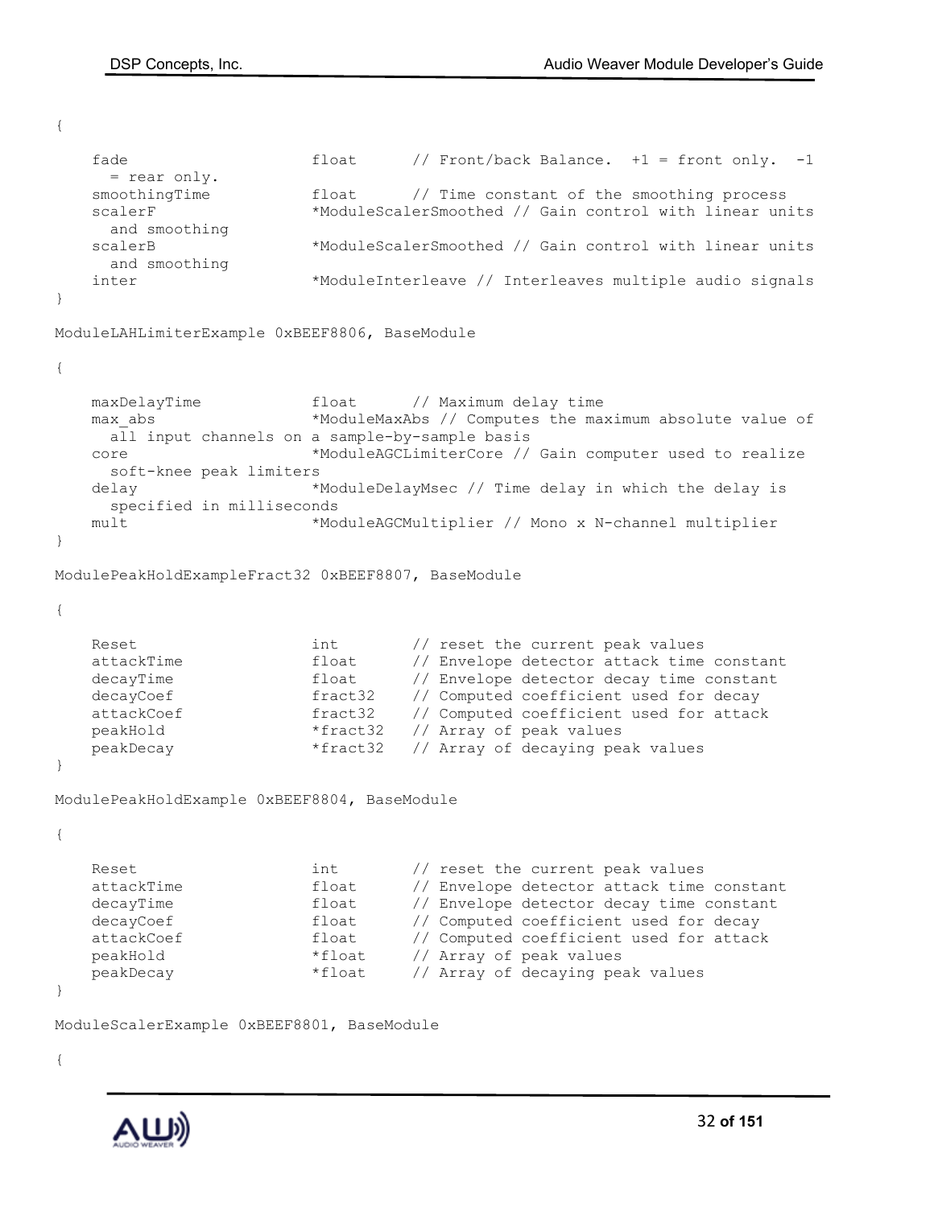```
{

    fade                    float      // Front/back Balance.  +1 = front only.  -1
      = rear only.
    smoothingTime           float      // Time constant of the smoothing process
    scalerF                 *ModuleScalerSmoothed // Gain control with linear units
      and smoothing
    scalerB                 *ModuleScalerSmoothed // Gain control with linear units
      and smoothing
    inter                   *ModuleInterleave // Interleaves multiple audio signals
}

ModuleLAHLimiterExample 0xBEEF8806, BaseModule

{

    maxDelayTime            float      // Maximum delay time
    max_abs                 *ModuleMaxAbs // Computes the maximum absolute value of
      all input channels on a sample-by-sample basis
    core                    *ModuleAGCLimiterCore // Gain computer used to realize
      soft-knee peak limiters
    delay                   *ModuleDelayMsec // Time delay in which the delay is
      specified in milliseconds
    mult                    *ModuleAGCMultiplier // Mono x N-channel multiplier
}

ModulePeakHoldExampleFract32 0xBEEF8807, BaseModule

{

    Reset                   int        // reset the current peak values
    attackTime              float      // Envelope detector attack time constant
    decayTime               float      // Envelope detector decay time constant
    decayCoef               fract32    // Computed coefficient used for decay
    attackCoef              fract32    // Computed coefficient used for attack
    peakHold                *fract32   // Array of peak values
    peakDecay               *fract32   // Array of decaying peak values
}

ModulePeakHoldExample 0xBEEF8804, BaseModule

{

    Reset                   int        // reset the current peak values
    attackTime              float      // Envelope detector attack time constant
    decayTime               float      // Envelope detector decay time constant
    decayCoef               float      // Computed coefficient used for decay
    attackCoef              float      // Computed coefficient used for attack
    peakHold                *float     // Array of peak values
    peakDecay               *float     // Array of decaying peak values
}

ModuleScalerExample 0xBEEF8801, BaseModule

{
```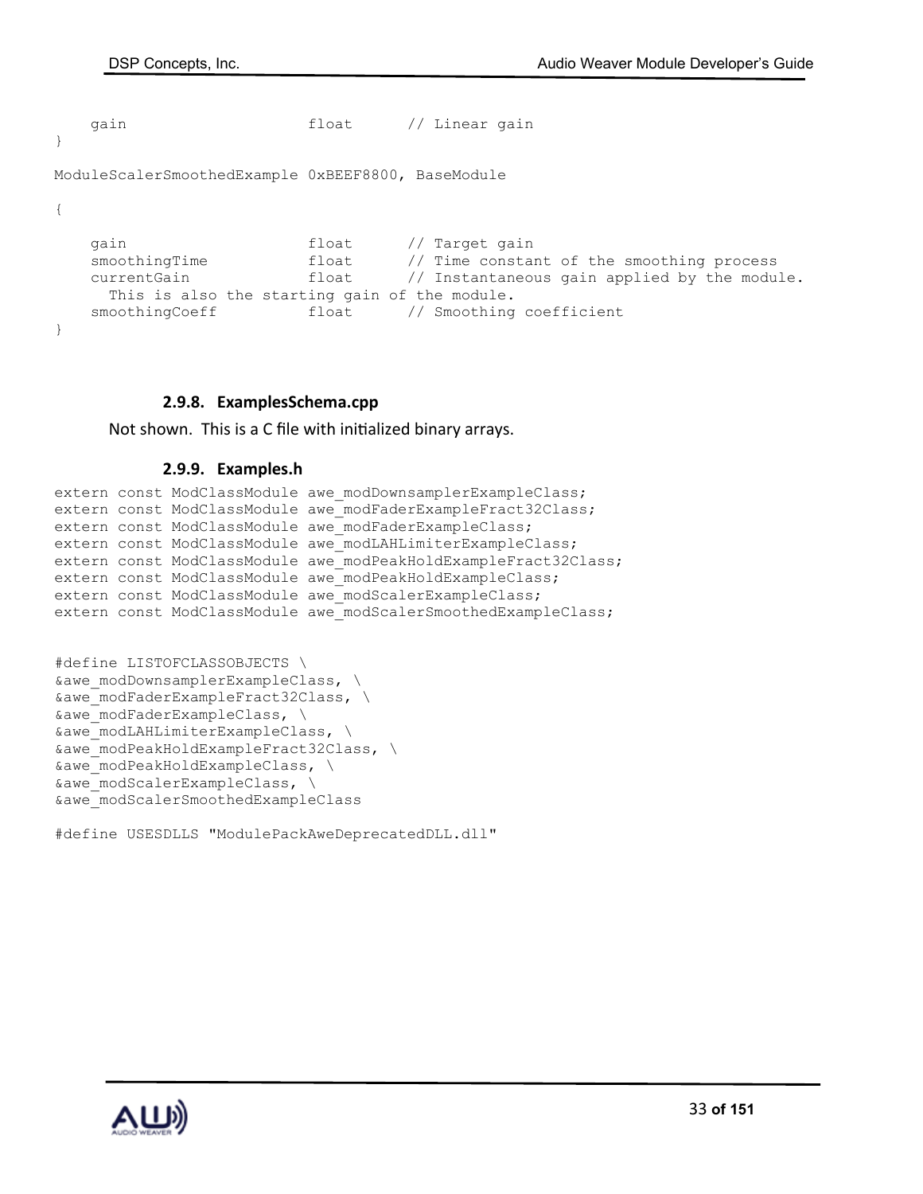```
    gain                    float      // Linear gain
}

ModuleScalerSmoothedExample 0xBEEF8800, BaseModule

{

    gain                    float      // Target gain
    smoothingTime           float      // Time constant of the smoothing process
    currentGain             float      // Instantaneous gain applied by the module.
      This is also the starting gain of the module.
    smoothingCoeff          float      // Smoothing coefficient
}
```

#### 2.9.8. ExamplesSchema.cpp

Not shown. This is a C file with initialized binary arrays.

#### 2.9.9. Examples.h

```
extern const ModClassModule awe_modDownsamplerExampleClass;
extern const ModClassModule awe_modFaderExampleFract32Class;
extern const ModClassModule awe_modFaderExampleClass;
extern const ModClassModule awe_modLAHLimiterExampleClass;
extern const ModClassModule awe_modPeakHoldExampleFract32Class;
extern const ModClassModule awe_modPeakHoldExampleClass;
extern const ModClassModule awe_modScalerExampleClass;
extern const ModClassModule awe_modScalerSmoothedExampleClass;


#define LISTOFCLASSOBJECTS \
&awe_modDownsamplerExampleClass, \
&awe_modFaderExampleFract32Class, \
&awe_modFaderExampleClass, \
&awe_modLAHLimiterExampleClass, \
&awe_modPeakHoldExampleFract32Class, \
&awe_modPeakHoldExampleClass, \
&awe_modScalerExampleClass, \
&awe_modScalerSmoothedExampleClass

#define USESDLLS "ModulePackAweDeprecatedDLL.dll"
```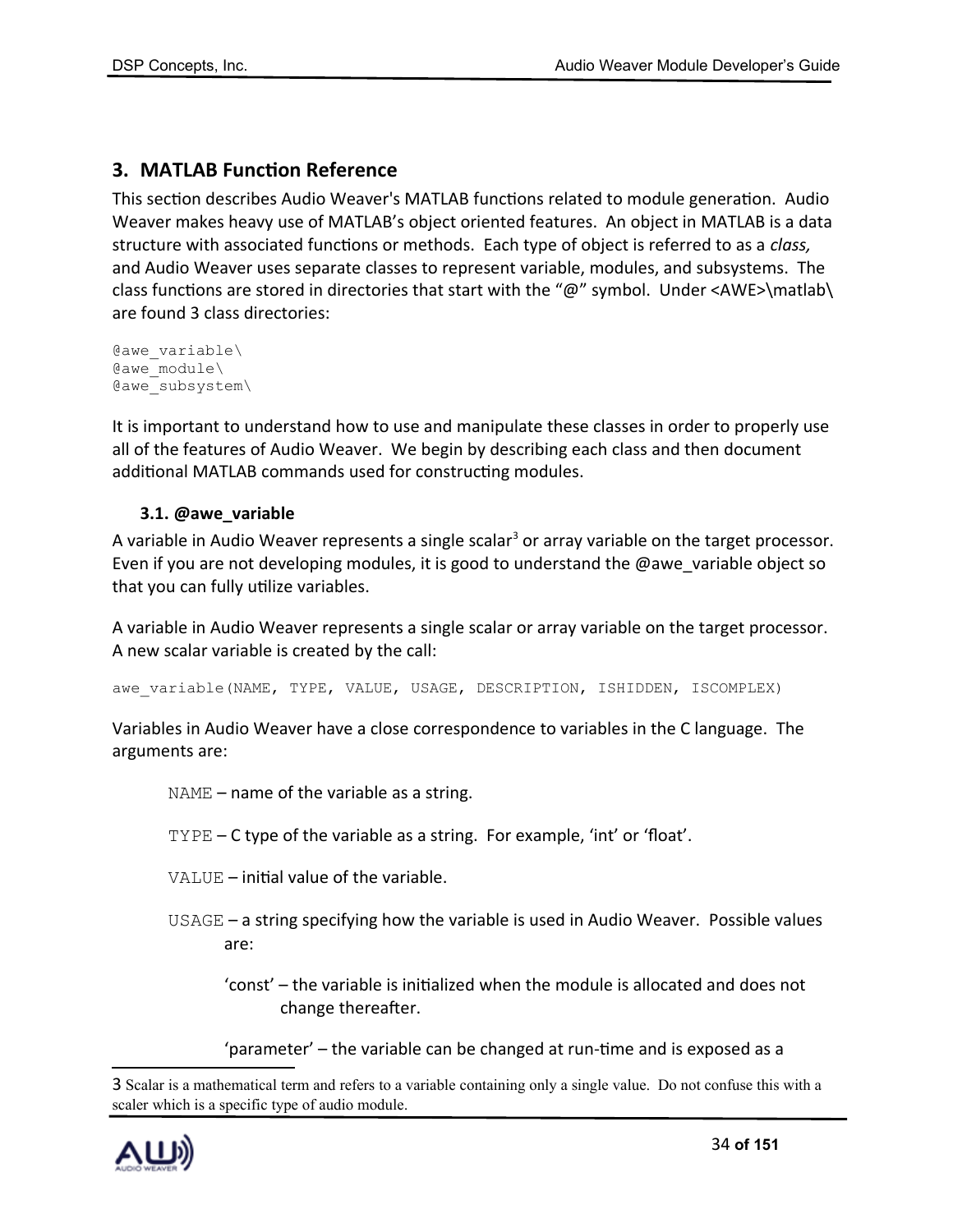# 3. MATLAB Function Reference

This section describes Audio Weaver's MATLAB functions related to module generation. Audio Weaver makes heavy use of MATLAB's object oriented features. An object in MATLAB is a data structure with associated functions or methods. Each type of object is referred to as a *class,* and Audio Weaver uses separate classes to represent variable, modules, and subsystems. The class functions are stored in directories that start with the "@" symbol. Under <AWE>\matlab\ are found 3 class directories:

```
@awe_variable\
@awe_module\
@awe_subsystem\
```

It is important to understand how to use and manipulate these classes in order to properly use all of the features of Audio Weaver. We begin by describing each class and then document additional MATLAB commands used for constructing modules.

## 3.1. @awe_variable

A variable in Audio Weaver represents a single scalar[3] or array variable on the target processor. Even if you are not developing modules, it is good to understand the @awe_variable object so that you can fully utilize variables.

A variable in Audio Weaver represents a single scalar or array variable on the target processor. A new scalar variable is created by the call:

```
awe_variable(NAME, TYPE, VALUE, USAGE, DESCRIPTION, ISHIDDEN, ISCOMPLEX)
```

Variables in Audio Weaver have a close correspondence to variables in the C language. The arguments are:

`NAME` – name of the variable as a string.

`TYPE` – C type of the variable as a string. For example, 'int' or 'float'.

`VALUE` – initial value of the variable.

`USAGE` – a string specifying how the variable is used in Audio Weaver. Possible values are:

- 'const' – the variable is initialized when the module is allocated and does not change thereafter.
- 'parameter' – the variable can be changed at run-time and is exposed as a

[3] Scalar is a mathematical term and refers to a variable containing only a single value. Do not confuse this with a scaler which is a specific type of audio module.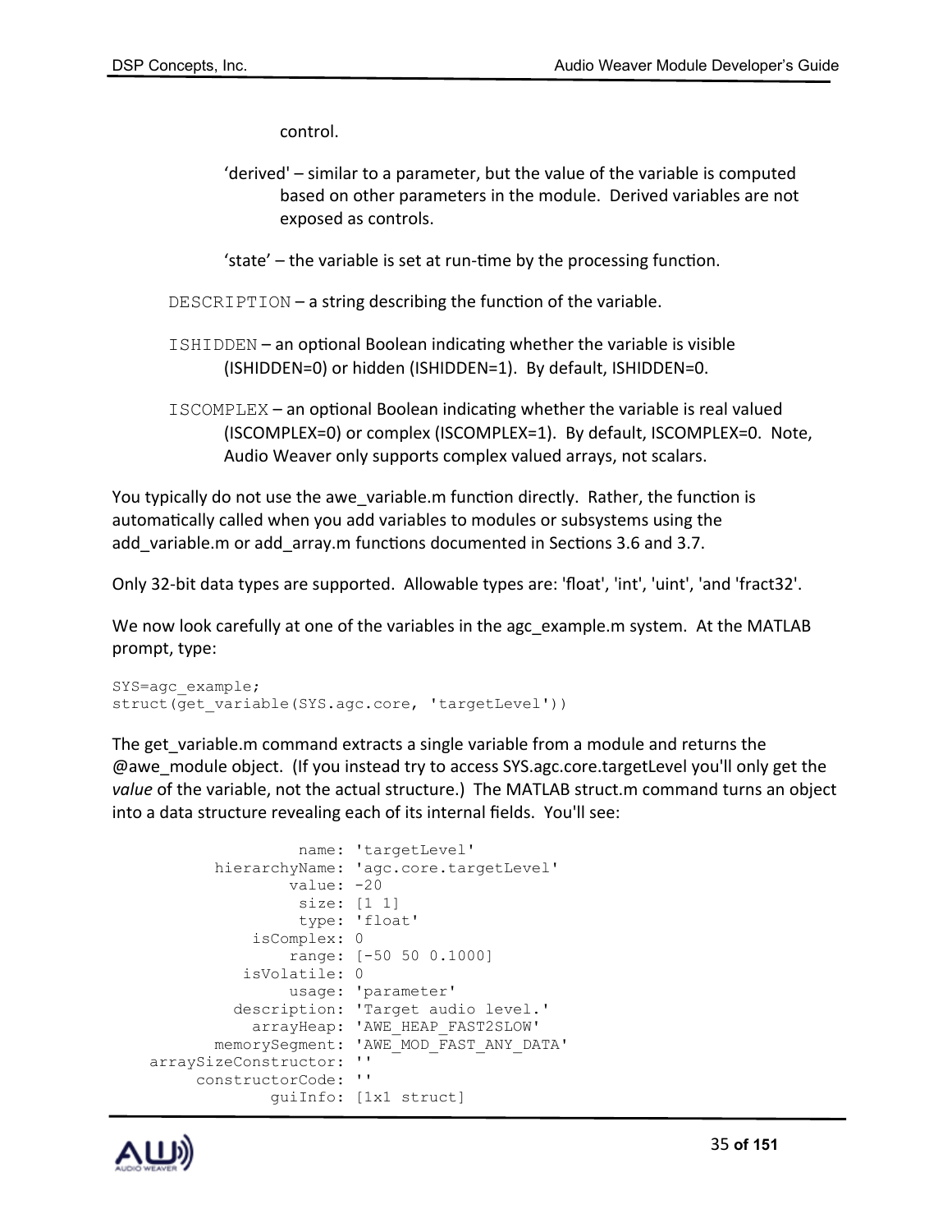control.

'derived' – similar to a parameter, but the value of the variable is computed based on other parameters in the module. Derived variables are not exposed as controls.

'state' – the variable is set at run-time by the processing function.

`DESCRIPTION` – a string describing the function of the variable.

`ISHIDDEN` – an optional Boolean indicating whether the variable is visible (ISHIDDEN=0) or hidden (ISHIDDEN=1). By default, ISHIDDEN=0.

`ISCOMPLEX` – an optional Boolean indicating whether the variable is real valued (ISCOMPLEX=0) or complex (ISCOMPLEX=1). By default, ISCOMPLEX=0. Note, Audio Weaver only supports complex valued arrays, not scalars.

You typically do not use the awe_variable.m function directly. Rather, the function is automatically called when you add variables to modules or subsystems using the add_variable.m or add_array.m functions documented in Sections 3.6 and 3.7.

Only 32-bit data types are supported. Allowable types are: 'float', 'int', 'uint', 'and 'fract32'.

We now look carefully at one of the variables in the agc_example.m system. At the MATLAB prompt, type:

```
SYS=agc_example;
struct(get_variable(SYS.agc.core, 'targetLevel'))
```

The get_variable.m command extracts a single variable from a module and returns the @awe_module object. (If you instead try to access SYS.agc.core.targetLevel you'll only get the *value* of the variable, not the actual structure.) The MATLAB struct.m command turns an object into a data structure revealing each of its internal fields. You'll see:

```
                 name: 'targetLevel'
        hierarchyName: 'agc.core.targetLevel'
                value: -20
                 size: [1 1]
                 type: 'float'
            isComplex: 0
                range: [-50 50 0.1000]
           isVolatile: 0
                usage: 'parameter'
          description: 'Target audio level.'
            arrayHeap: 'AWE_HEAP_FAST2SLOW'
        memorySegment: 'AWE_MOD_FAST_ANY_DATA'
 arraySizeConstructor: ''
      constructorCode: ''
              guiInfo: [1x1 struct]
```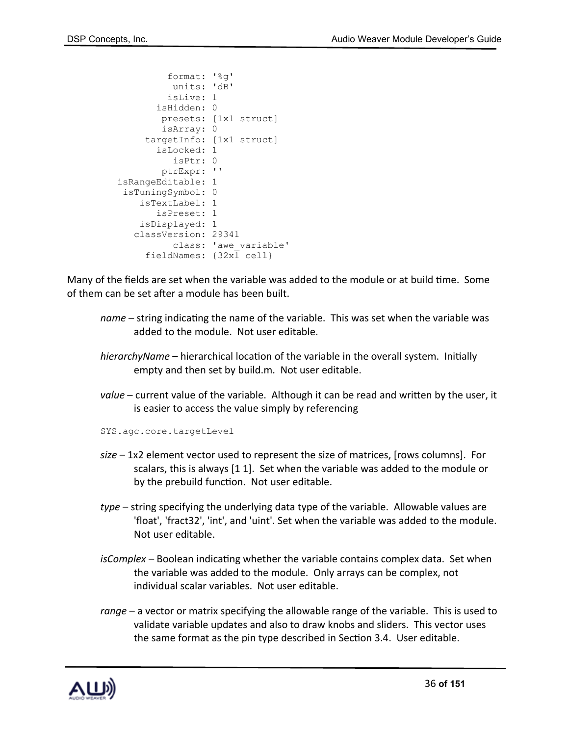```
             format: '%g'
              units: 'dB'
             isLive: 1
           isHidden: 0
            presets: [1x1 struct]
            isArray: 0
         targetInfo: [1x1 struct]
           isLocked: 1
              isPtr: 0
            ptrExpr: ''
    isRangeEditable: 1
     isTuningSymbol: 0
        isTextLabel: 1
           isPreset: 1
        isDisplayed: 1
       classVersion: 29341
              class: 'awe_variable'
         fieldNames: {32x1 cell}
```

Many of the fields are set when the variable was added to the module or at build time. Some of them can be set after a module has been built.

*name* – string indicating the name of the variable. This was set when the variable was added to the module. Not user editable.

*hierarchyName* – hierarchical location of the variable in the overall system. Initially empty and then set by build.m. Not user editable.

*value* – current value of the variable. Although it can be read and written by the user, it is easier to access the value simply by referencing

```
SYS.agc.core.targetLevel
```

*size* – 1x2 element vector used to represent the size of matrices, [rows columns]. For scalars, this is always [1 1]. Set when the variable was added to the module or by the prebuild function. Not user editable.

*type* – string specifying the underlying data type of the variable. Allowable values are 'float', 'fract32', 'int', and 'uint'. Set when the variable was added to the module. Not user editable.

*isComplex* – Boolean indicating whether the variable contains complex data. Set when the variable was added to the module. Only arrays can be complex, not individual scalar variables. Not user editable.

*range* – a vector or matrix specifying the allowable range of the variable. This is used to validate variable updates and also to draw knobs and sliders. This vector uses the same format as the pin type described in Section 3.4. User editable.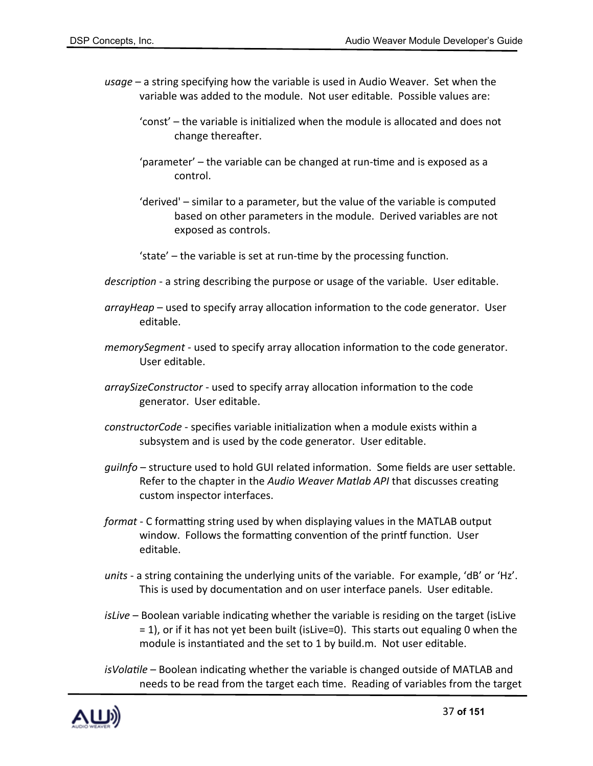*usage* – a string specifying how the variable is used in Audio Weaver. Set when the variable was added to the module. Not user editable. Possible values are:

> 'const' – the variable is initialized when the module is allocated and does not change thereafter.
>
> 'parameter' – the variable can be changed at run-time and is exposed as a control.
>
> 'derived' – similar to a parameter, but the value of the variable is computed based on other parameters in the module. Derived variables are not exposed as controls.
>
> 'state' – the variable is set at run-time by the processing function.

*description* - a string describing the purpose or usage of the variable. User editable.

*arrayHeap* – used to specify array allocation information to the code generator. User editable.

*memorySegment* - used to specify array allocation information to the code generator. User editable.

*arraySizeConstructor* - used to specify array allocation information to the code generator. User editable.

*constructorCode* - specifies variable initialization when a module exists within a subsystem and is used by the code generator. User editable.

*guiInfo* – structure used to hold GUI related information. Some fields are user settable. Refer to the chapter in the *Audio Weaver Matlab API* that discusses creating custom inspector interfaces.

*format* - C formatting string used by when displaying values in the MATLAB output window. Follows the formatting convention of the printf function. User editable.

*units* - a string containing the underlying units of the variable. For example, 'dB' or 'Hz'. This is used by documentation and on user interface panels. User editable.

*isLive* – Boolean variable indicating whether the variable is residing on the target (isLive = 1), or if it has not yet been built (isLive=0). This starts out equaling 0 when the module is instantiated and the set to 1 by build.m. Not user editable.

*isVolatile* – Boolean indicating whether the variable is changed outside of MATLAB and needs to be read from the target each time. Reading of variables from the target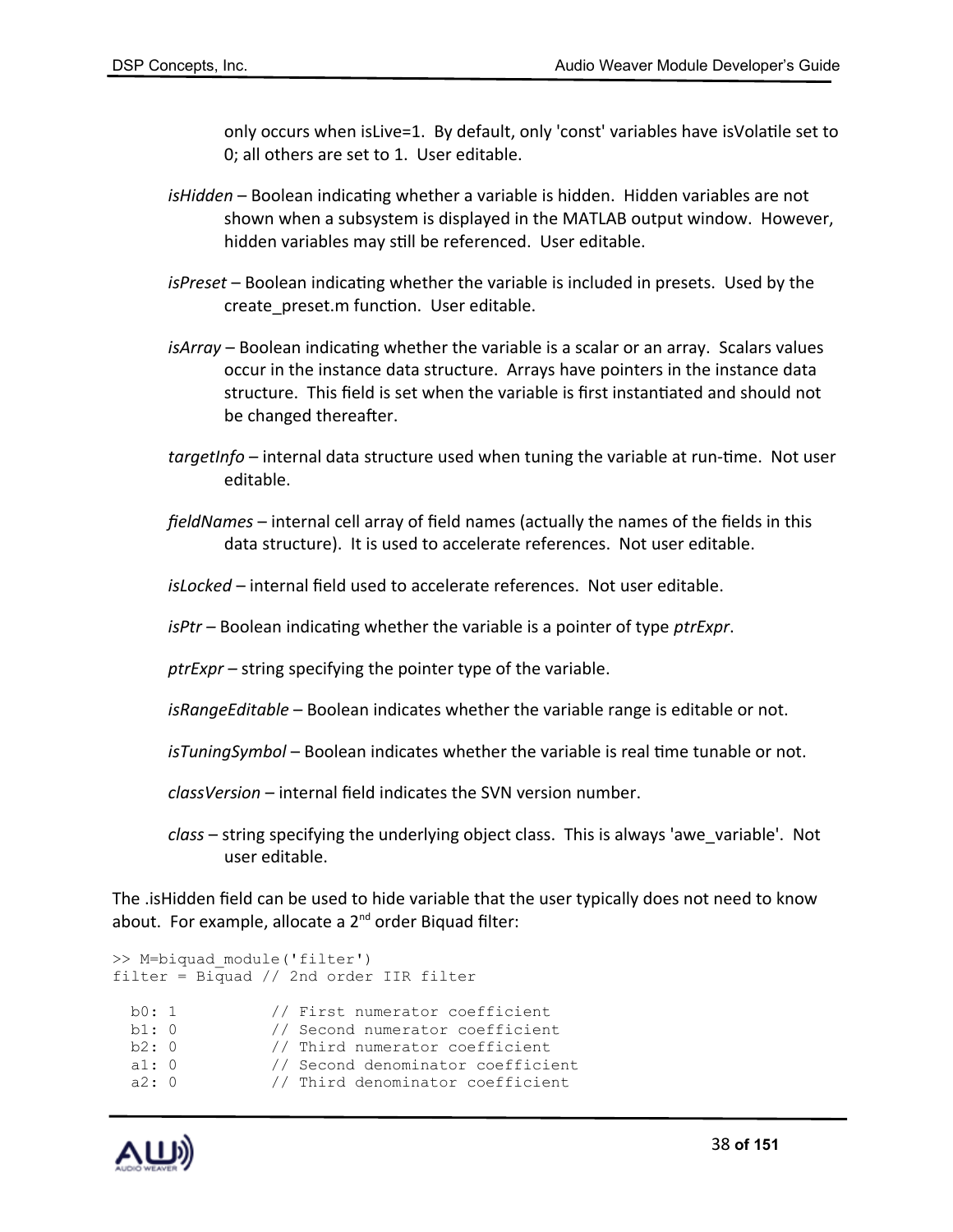only occurs when isLive=1. By default, only 'const' variables have isVolatile set to 0; all others are set to 1. User editable.

*isHidden* – Boolean indicating whether a variable is hidden. Hidden variables are not shown when a subsystem is displayed in the MATLAB output window. However, hidden variables may still be referenced. User editable.

*isPreset* – Boolean indicating whether the variable is included in presets. Used by the create_preset.m function. User editable.

*isArray* – Boolean indicating whether the variable is a scalar or an array. Scalars values occur in the instance data structure. Arrays have pointers in the instance data structure. This field is set when the variable is first instantiated and should not be changed thereafter.

*targetInfo* – internal data structure used when tuning the variable at run-time. Not user editable.

*fieldNames* – internal cell array of field names (actually the names of the fields in this data structure). It is used to accelerate references. Not user editable.

*isLocked* – internal field used to accelerate references. Not user editable.

*isPtr* – Boolean indicating whether the variable is a pointer of type *ptrExpr*.

*ptrExpr* – string specifying the pointer type of the variable.

*isRangeEditable* – Boolean indicates whether the variable range is editable or not.

*isTuningSymbol* – Boolean indicates whether the variable is real time tunable or not.

*classVersion* – internal field indicates the SVN version number.

*class* – string specifying the underlying object class. This is always 'awe_variable'. Not user editable.

The .isHidden field can be used to hide variable that the user typically does not need to know about. For example, allocate a 2nd order Biquad filter:

```
>> M=biquad_module('filter')
filter = Biquad // 2nd order IIR filter

  b0: 1          // First numerator coefficient
  b1: 0          // Second numerator coefficient
  b2: 0          // Third numerator coefficient
  a1: 0          // Second denominator coefficient
  a2: 0          // Third denominator coefficient
```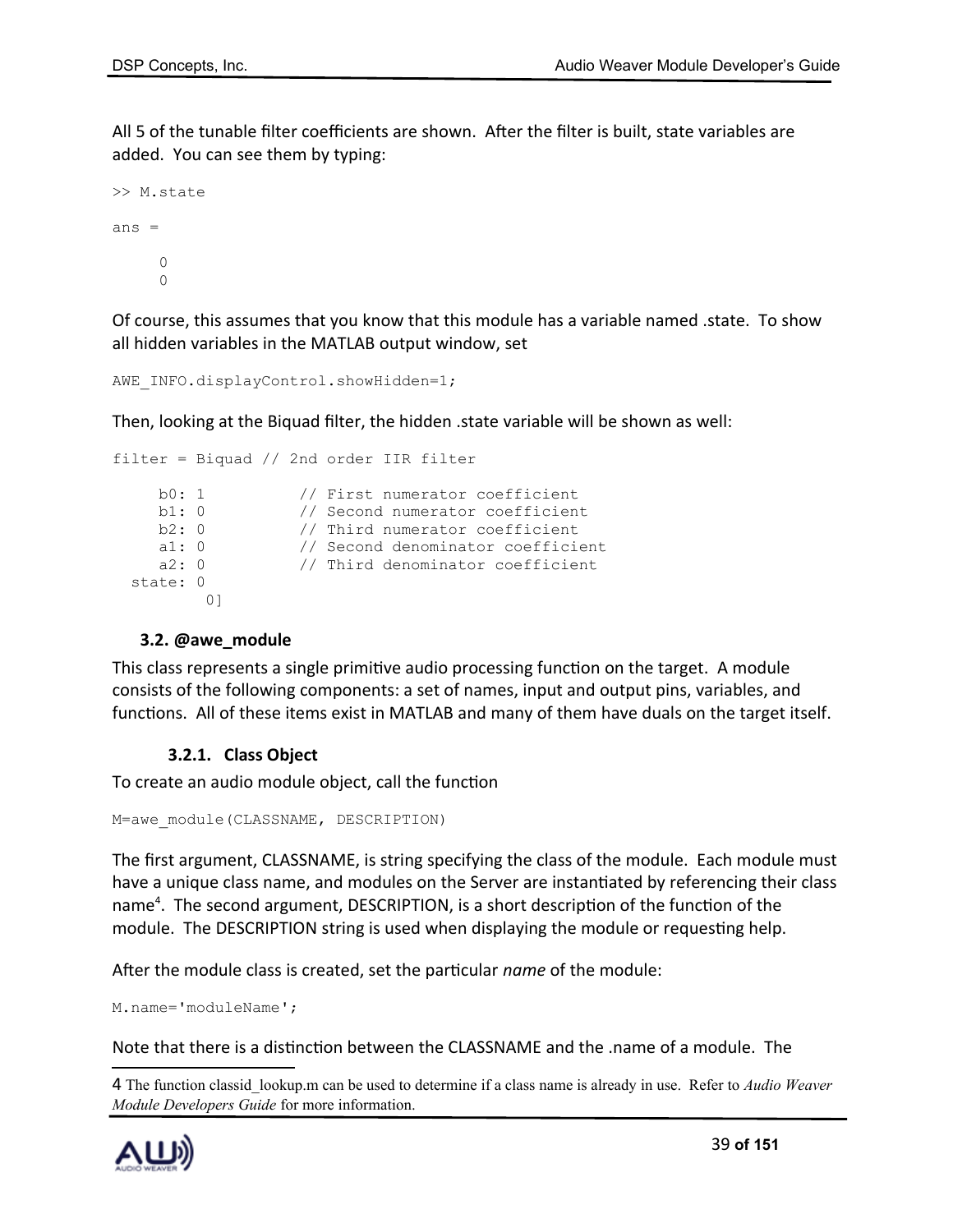All 5 of the tunable filter coefficients are shown. After the filter is built, state variables are added. You can see them by typing:

```
>> M.state

ans =

     0
     0
```

Of course, this assumes that you know that this module has a variable named .state. To show all hidden variables in the MATLAB output window, set

```
AWE_INFO.displayControl.showHidden=1;
```

Then, looking at the Biquad filter, the hidden .state variable will be shown as well:

```
filter = Biquad // 2nd order IIR filter

     b0: 1          // First numerator coefficient
     b1: 0          // Second numerator coefficient
     b2: 0          // Third numerator coefficient
     a1: 0          // Second denominator coefficient
     a2: 0          // Third denominator coefficient
  state: 0
          0]
```

## 3.2. @awe_module

This class represents a single primitive audio processing function on the target. A module consists of the following components: a set of names, input and output pins, variables, and functions. All of these items exist in MATLAB and many of them have duals on the target itself.

### 3.2.1. Class Object

To create an audio module object, call the function

```
M=awe_module(CLASSNAME, DESCRIPTION)
```

The first argument, CLASSNAME, is string specifying the class of the module. Each module must have a unique class name, and modules on the Server are instantiated by referencing their class name[4]. The second argument, DESCRIPTION, is a short description of the function of the module. The DESCRIPTION string is used when displaying the module or requesting help.

After the module class is created, set the particular *name* of the module:

```
M.name='moduleName';
```

Note that there is a distinction between the CLASSNAME and the .name of a module. The

4 The function classid_lookup.m can be used to determine if a class name is already in use. Refer to *Audio Weaver Module Developers Guide* for more information.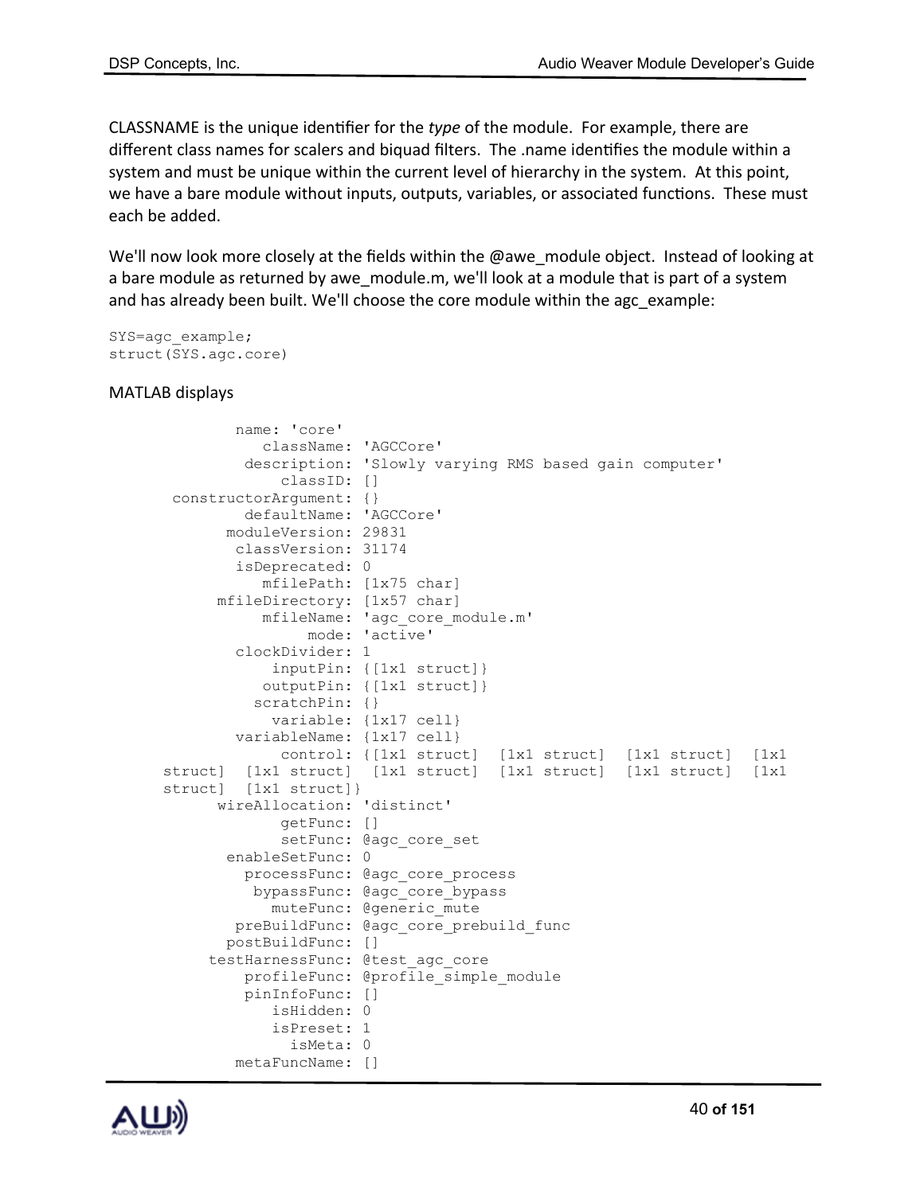CLASSNAME is the unique identifier for the *type* of the module. For example, there are different class names for scalers and biquad filters. The .name identifies the module within a system and must be unique within the current level of hierarchy in the system. At this point, we have a bare module without inputs, outputs, variables, or associated functions. These must each be added.

We'll now look more closely at the fields within the @awe_module object. Instead of looking at a bare module as returned by awe_module.m, we'll look at a module that is part of a system and has already been built. We'll choose the core module within the agc_example:

```
SYS=agc_example;
struct(SYS.agc.core)
```

MATLAB displays

```
              name: 'core'
         className: 'AGCCore'
       description: 'Slowly varying RMS based gain computer'
           classID: []
 constructorArgument: {}
       defaultName: 'AGCCore'
     moduleVersion: 29831
      classVersion: 31174
      isDeprecated: 0
         mfilePath: [1x75 char]
    mfileDirectory: [1x57 char]
         mfileName: 'agc_core_module.m'
              mode: 'active'
      clockDivider: 1
          inputPin: {[1x1 struct]}
         outputPin: {[1x1 struct]}
        scratchPin: {}
          variable: {1x17 cell}
      variableName: {1x17 cell}
           control: {[1x1 struct]  [1x1 struct]  [1x1 struct]  [1x1
struct]  [1x1 struct]  [1x1 struct]  [1x1 struct]  [1x1 struct]  [1x1
struct]  [1x1 struct]}
    wireAllocation: 'distinct'
           getFunc: []
           setFunc: @agc_core_set
     enableSetFunc: 0
       processFunc: @agc_core_process
        bypassFunc: @agc_core_bypass
          muteFunc: @generic_mute
      preBuildFunc: @agc_core_prebuild_func
     postBuildFunc: []
   testHarnessFunc: @test_agc_core
       profileFunc: @profile_simple_module
       pinInfoFunc: []
          isHidden: 0
          isPreset: 1
            isMeta: 0
      metaFuncName: []
```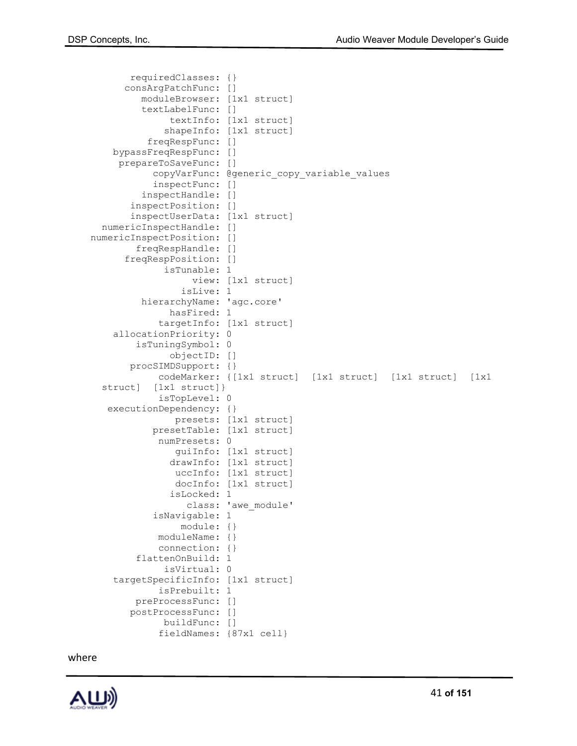```
          requiredClasses: {}
        consArgPatchFunc: []
           moduleBrowser: [1x1 struct]
           textLabelFunc: []
                textInfo: [1x1 struct]
               shapeInfo: [1x1 struct]
            freqRespFunc: []
      bypassFreqRespFunc: []
       prepareToSaveFunc: []
             copyVarFunc: @generic_copy_variable_values
             inspectFunc: []
           inspectHandle: []
         inspectPosition: []
         inspectUserData: [1x1 struct]
    numericInspectHandle: []
  numericInspectPosition: []
          freqRespHandle: []
        freqRespPosition: []
               isTunable: 1
                    view: [1x1 struct]
                  isLive: 1
           hierarchyName: 'agc.core'
                hasFired: 1
              targetInfo: [1x1 struct]
      allocationPriority: 0
          isTuningSymbol: 0
                objectID: []
         procSIMDSupport: {}
              codeMarker: {[1x1 struct]  [1x1 struct]  [1x1 struct]  [1x1
    struct]  [1x1 struct]}
              isTopLevel: 0
     executionDependency: {}
                 presets: [1x1 struct]
             presetTable: [1x1 struct]
              numPresets: 0
                 guiInfo: [1x1 struct]
                drawInfo: [1x1 struct]
                 uccInfo: [1x1 struct]
                 docInfo: [1x1 struct]
                isLocked: 1
                   class: 'awe_module'
             isNavigable: 1
                  module: {}
              moduleName: {}
              connection: {}
          flattenOnBuild: 1
               isVirtual: 0
      targetSpecificInfo: [1x1 struct]
              isPrebuilt: 1
          preProcessFunc: []
         postProcessFunc: []
               buildFunc: []
              fieldNames: {87x1 cell}
```

where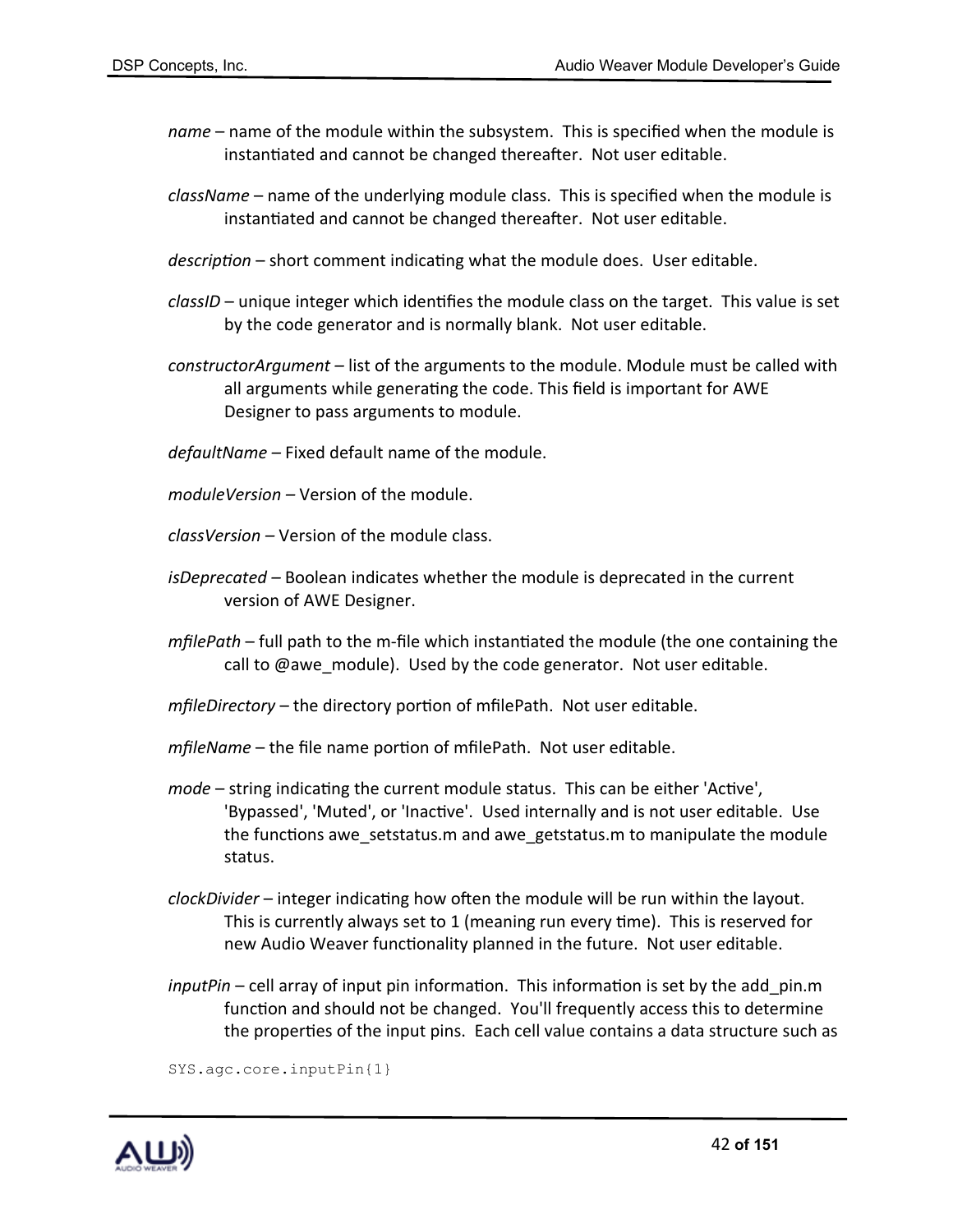*name* – name of the module within the subsystem. This is specified when the module is instantiated and cannot be changed thereafter. Not user editable.

*className* – name of the underlying module class. This is specified when the module is instantiated and cannot be changed thereafter. Not user editable.

*description* – short comment indicating what the module does. User editable.

*classID* – unique integer which identifies the module class on the target. This value is set by the code generator and is normally blank. Not user editable.

*constructorArgument* – list of the arguments to the module. Module must be called with all arguments while generating the code. This field is important for AWE Designer to pass arguments to module.

*defaultName* – Fixed default name of the module.

*moduleVersion* – Version of the module.

*classVersion* – Version of the module class.

*isDeprecated* – Boolean indicates whether the module is deprecated in the current version of AWE Designer.

*mfilePath* – full path to the m-file which instantiated the module (the one containing the call to @awe_module). Used by the code generator. Not user editable.

*mfileDirectory* – the directory portion of mfilePath. Not user editable.

*mfileName* – the file name portion of mfilePath. Not user editable.

*mode* – string indicating the current module status. This can be either 'Active', 'Bypassed', 'Muted', or 'Inactive'. Used internally and is not user editable. Use the functions awe_setstatus.m and awe_getstatus.m to manipulate the module status.

*clockDivider* – integer indicating how often the module will be run within the layout. This is currently always set to 1 (meaning run every time). This is reserved for new Audio Weaver functionality planned in the future. Not user editable.

*inputPin* – cell array of input pin information. This information is set by the add_pin.m function and should not be changed. You'll frequently access this to determine the properties of the input pins. Each cell value contains a data structure such as

```
SYS.agc.core.inputPin{1}
```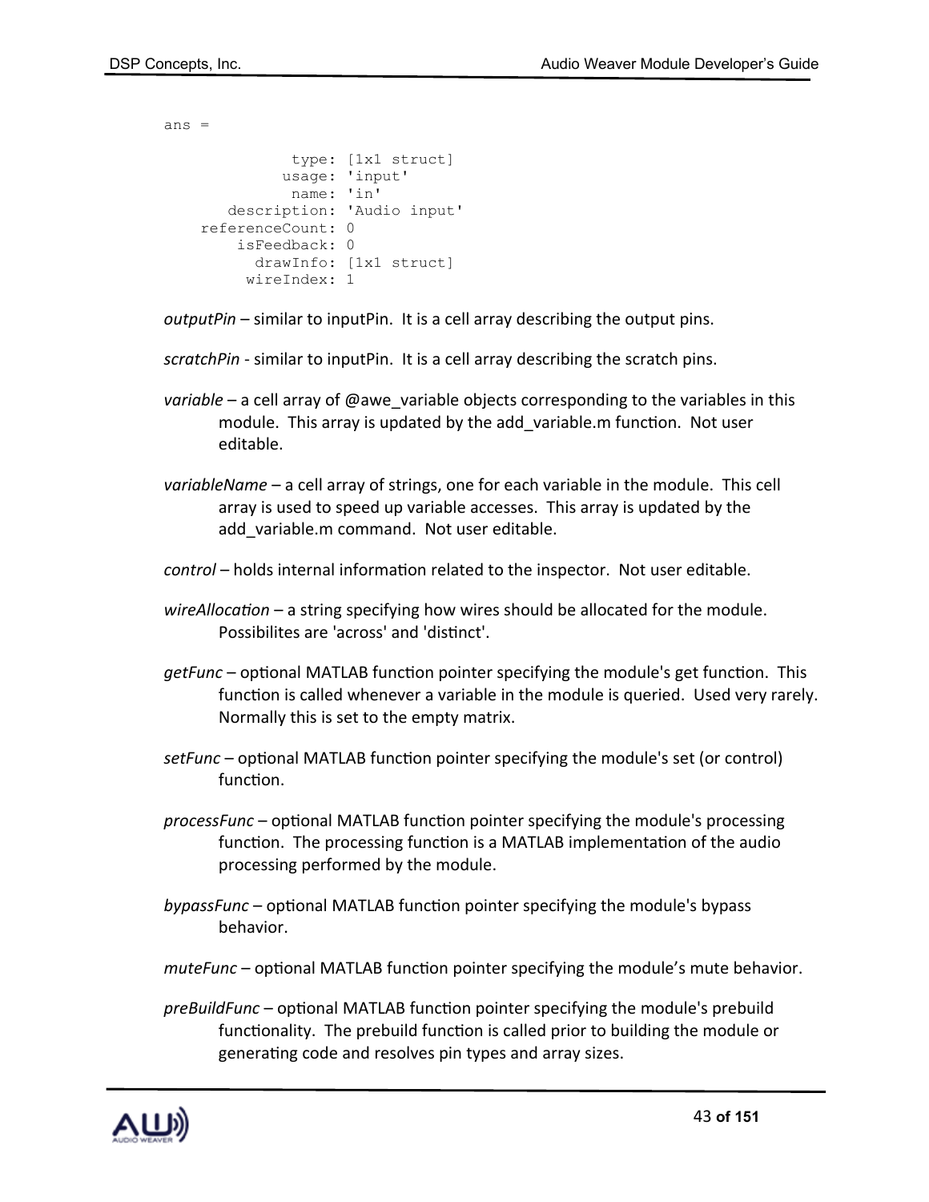```
ans = 

             type: [1x1 struct]
            usage: 'input'
             name: 'in'
      description: 'Audio input'
   referenceCount: 0
       isFeedback: 0
         drawInfo: [1x1 struct]
        wireIndex: 1
```

*outputPin* – similar to inputPin. It is a cell array describing the output pins.

*scratchPin* - similar to inputPin. It is a cell array describing the scratch pins.

*variable* – a cell array of @awe_variable objects corresponding to the variables in this module. This array is updated by the add_variable.m function. Not user editable.

*variableName* – a cell array of strings, one for each variable in the module. This cell array is used to speed up variable accesses. This array is updated by the add_variable.m command. Not user editable.

*control* – holds internal information related to the inspector. Not user editable.

*wireAllocation* – a string specifying how wires should be allocated for the module. Possibilites are 'across' and 'distinct'.

*getFunc* – optional MATLAB function pointer specifying the module's get function. This function is called whenever a variable in the module is queried. Used very rarely. Normally this is set to the empty matrix.

*setFunc* – optional MATLAB function pointer specifying the module's set (or control) function.

*processFunc* – optional MATLAB function pointer specifying the module's processing function. The processing function is a MATLAB implementation of the audio processing performed by the module.

*bypassFunc* – optional MATLAB function pointer specifying the module's bypass behavior.

*muteFunc* – optional MATLAB function pointer specifying the module's mute behavior.

*preBuildFunc* – optional MATLAB function pointer specifying the module's prebuild functionality. The prebuild function is called prior to building the module or generating code and resolves pin types and array sizes.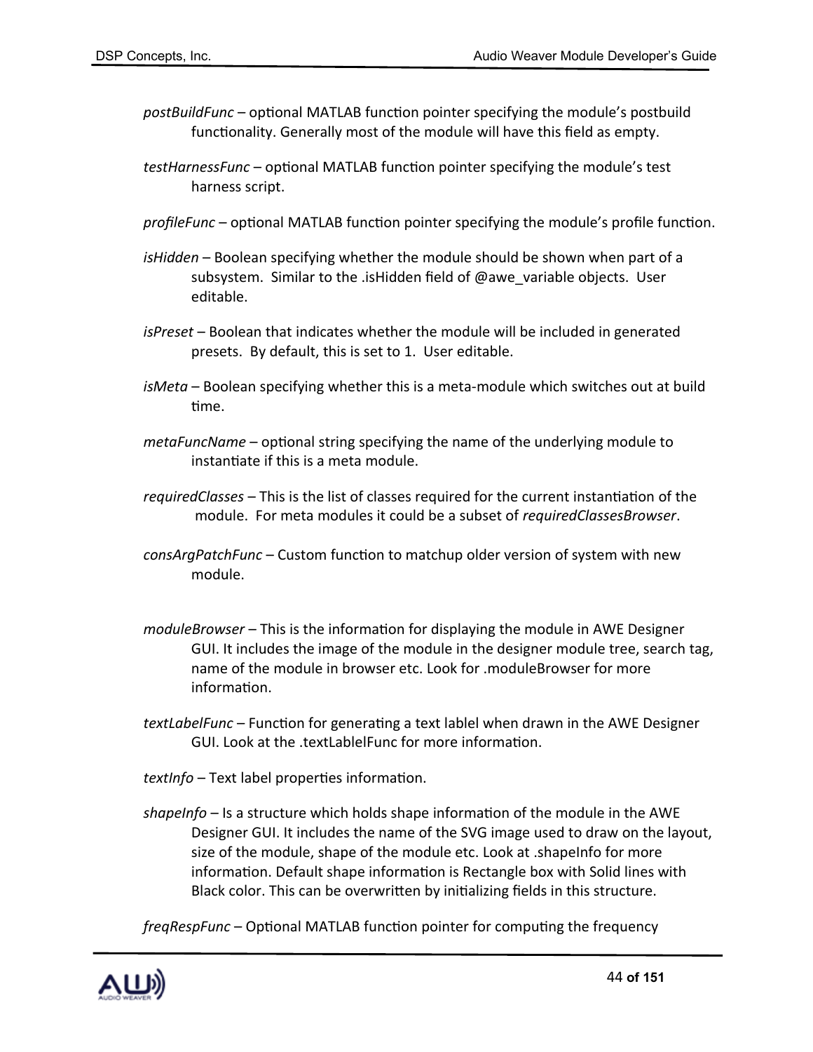*postBuildFunc* – optional MATLAB function pointer specifying the module's postbuild functionality. Generally most of the module will have this field as empty.

*testHarnessFunc* – optional MATLAB function pointer specifying the module's test harness script.

*profileFunc* – optional MATLAB function pointer specifying the module's profile function.

*isHidden* – Boolean specifying whether the module should be shown when part of a subsystem. Similar to the .isHidden field of @awe_variable objects. User editable.

*isPreset* – Boolean that indicates whether the module will be included in generated presets. By default, this is set to 1. User editable.

*isMeta* – Boolean specifying whether this is a meta-module which switches out at build time.

*metaFuncName* – optional string specifying the name of the underlying module to instantiate if this is a meta module.

*requiredClasses* – This is the list of classes required for the current instantiation of the module. For meta modules it could be a subset of *requiredClassesBrowser*.

*consArgPatchFunc* – Custom function to matchup older version of system with new module.

*moduleBrowser* – This is the information for displaying the module in AWE Designer GUI. It includes the image of the module in the designer module tree, search tag, name of the module in browser etc. Look for .moduleBrowser for more information.

*textLabelFunc* – Function for generating a text lablel when drawn in the AWE Designer GUI. Look at the .textLablelFunc for more information.

*textInfo* – Text label properties information.

*shapeInfo* – Is a structure which holds shape information of the module in the AWE Designer GUI. It includes the name of the SVG image used to draw on the layout, size of the module, shape of the module etc. Look at .shapeInfo for more information. Default shape information is Rectangle box with Solid lines with Black color. This can be overwritten by initializing fields in this structure.

*freqRespFunc* – Optional MATLAB function pointer for computing the frequency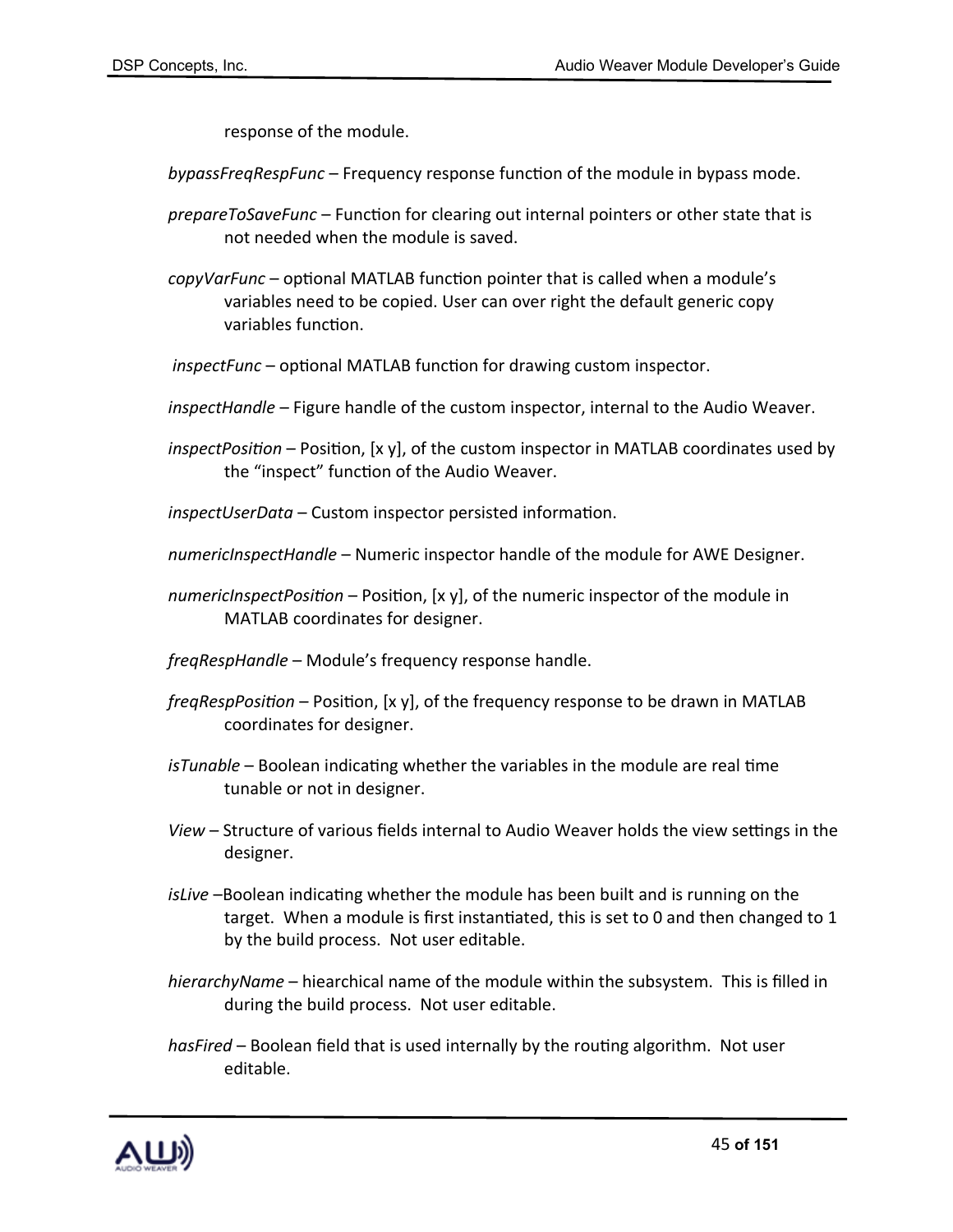response of the module.

*bypassFreqRespFunc* – Frequency response function of the module in bypass mode.

*prepareToSaveFunc* – Function for clearing out internal pointers or other state that is not needed when the module is saved.

*copyVarFunc* – optional MATLAB function pointer that is called when a module's variables need to be copied. User can over right the default generic copy variables function.

*inspectFunc* – optional MATLAB function for drawing custom inspector.

*inspectHandle* – Figure handle of the custom inspector, internal to the Audio Weaver.

*inspectPosition* – Position, [x y], of the custom inspector in MATLAB coordinates used by the "inspect" function of the Audio Weaver.

*inspectUserData* – Custom inspector persisted information.

*numericInspectHandle* – Numeric inspector handle of the module for AWE Designer.

*numericInspectPosition* – Position, [x y], of the numeric inspector of the module in MATLAB coordinates for designer.

*freqRespHandle* – Module's frequency response handle.

*freqRespPosition* – Position, [x y], of the frequency response to be drawn in MATLAB coordinates for designer.

*isTunable* – Boolean indicating whether the variables in the module are real time tunable or not in designer.

*View* – Structure of various fields internal to Audio Weaver holds the view settings in the designer.

*isLive* –Boolean indicating whether the module has been built and is running on the target. When a module is first instantiated, this is set to 0 and then changed to 1 by the build process. Not user editable.

*hierarchyName* – hiearchical name of the module within the subsystem. This is filled in during the build process. Not user editable.

*hasFired* – Boolean field that is used internally by the routing algorithm. Not user editable.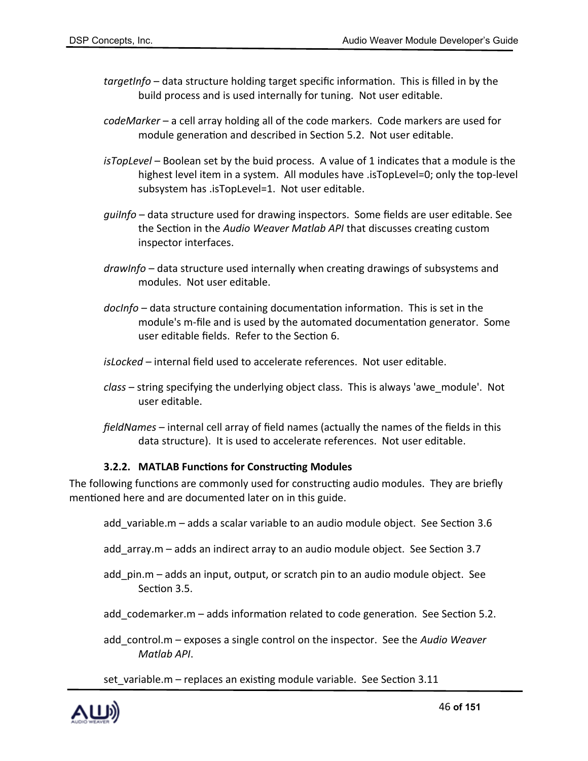*targetInfo* – data structure holding target specific information. This is filled in by the build process and is used internally for tuning. Not user editable.

*codeMarker* – a cell array holding all of the code markers. Code markers are used for module generation and described in Section 5.2. Not user editable.

*isTopLevel* – Boolean set by the buid process. A value of 1 indicates that a module is the highest level item in a system. All modules have .isTopLevel=0; only the top-level subsystem has .isTopLevel=1. Not user editable.

*guiInfo* – data structure used for drawing inspectors. Some fields are user editable. See the Section in the *Audio Weaver Matlab API* that discusses creating custom inspector interfaces.

*drawInfo* – data structure used internally when creating drawings of subsystems and modules. Not user editable.

*docInfo* – data structure containing documentation information. This is set in the module's m-file and is used by the automated documentation generator. Some user editable fields. Refer to the Section 6.

*isLocked* – internal field used to accelerate references. Not user editable.

*class* – string specifying the underlying object class. This is always 'awe_module'. Not user editable.

*fieldNames* – internal cell array of field names (actually the names of the fields in this data structure). It is used to accelerate references. Not user editable.

### 3.2.2. MATLAB Functions for Constructing Modules

The following functions are commonly used for constructing audio modules. They are briefly mentioned here and are documented later on in this guide.

add_variable.m – adds a scalar variable to an audio module object. See Section 3.6

add_array.m – adds an indirect array to an audio module object. See Section 3.7

add_pin.m – adds an input, output, or scratch pin to an audio module object. See Section 3.5.

add_codemarker.m – adds information related to code generation. See Section 5.2.

add_control.m – exposes a single control on the inspector. See the *Audio Weaver Matlab API*.

set_variable.m – replaces an existing module variable. See Section 3.11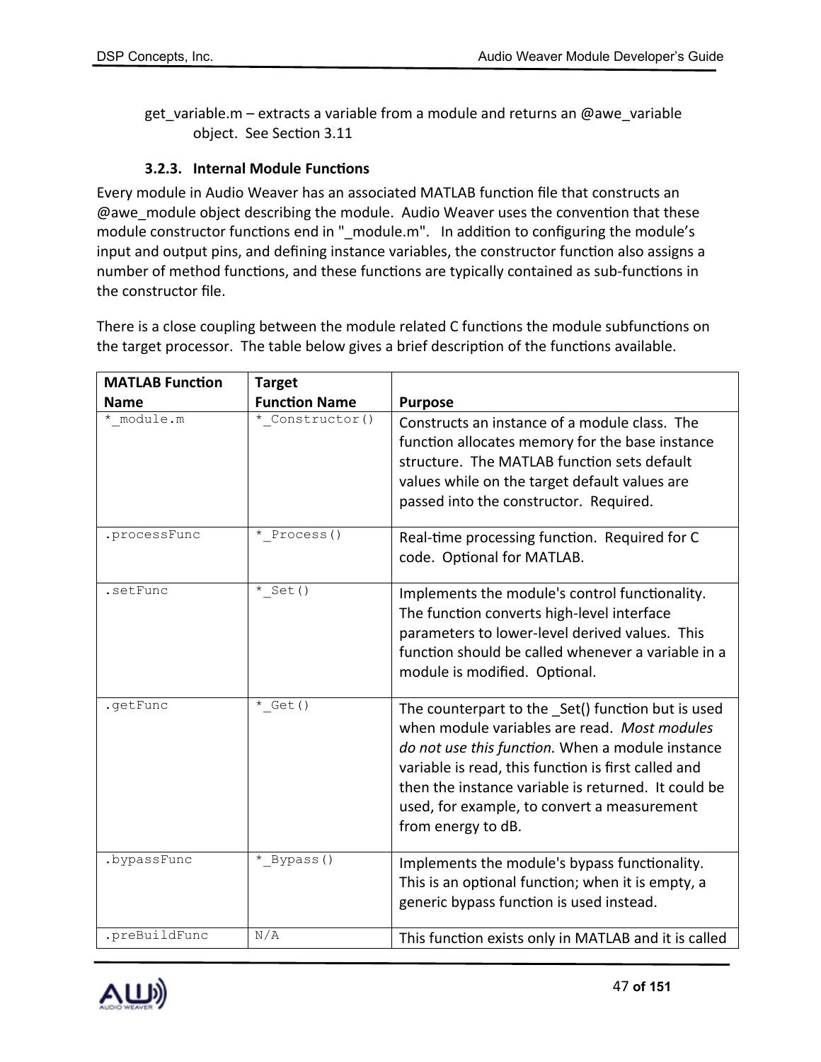get_variable.m – extracts a variable from a module and returns an @awe_variable object. See Section 3.11

### 3.2.3. Internal Module Functions

Every module in Audio Weaver has an associated MATLAB function file that constructs an @awe_module object describing the module. Audio Weaver uses the convention that these module constructor functions end in "_module.m". In addition to configuring the module's input and output pins, and defining instance variables, the constructor function also assigns a number of method functions, and these functions are typically contained as sub-functions in the constructor file.

There is a close coupling between the module related C functions the module subfunctions on the target processor. The table below gives a brief description of the functions available.

| MATLAB Function Name | Target Function Name | Purpose |
|---|---|---|
| `*_module.m` | `*_Constructor()` | Constructs an instance of a module class. The function allocates memory for the base instance structure. The MATLAB function sets default values while on the target default values are passed into the constructor. Required. |
| `.processFunc` | `*_Process()` | Real-time processing function. Required for C code. Optional for MATLAB. |
| `.setFunc` | `*_Set()` | Implements the module's control functionality. The function converts high-level interface parameters to lower-level derived values. This function should be called whenever a variable in a module is modified. Optional. |
| `.getFunc` | `*_Get()` | The counterpart to the _Set() function but is used when module variables are read. *Most modules do not use this function.* When a module instance variable is read, this function is first called and then the instance variable is returned. It could be used, for example, to convert a measurement from energy to dB. |
| `.bypassFunc` | `*_Bypass()` | Implements the module's bypass functionality. This is an optional function; when it is empty, a generic bypass function is used instead. |
| `.preBuildFunc` | N/A | This function exists only in MATLAB and it is called |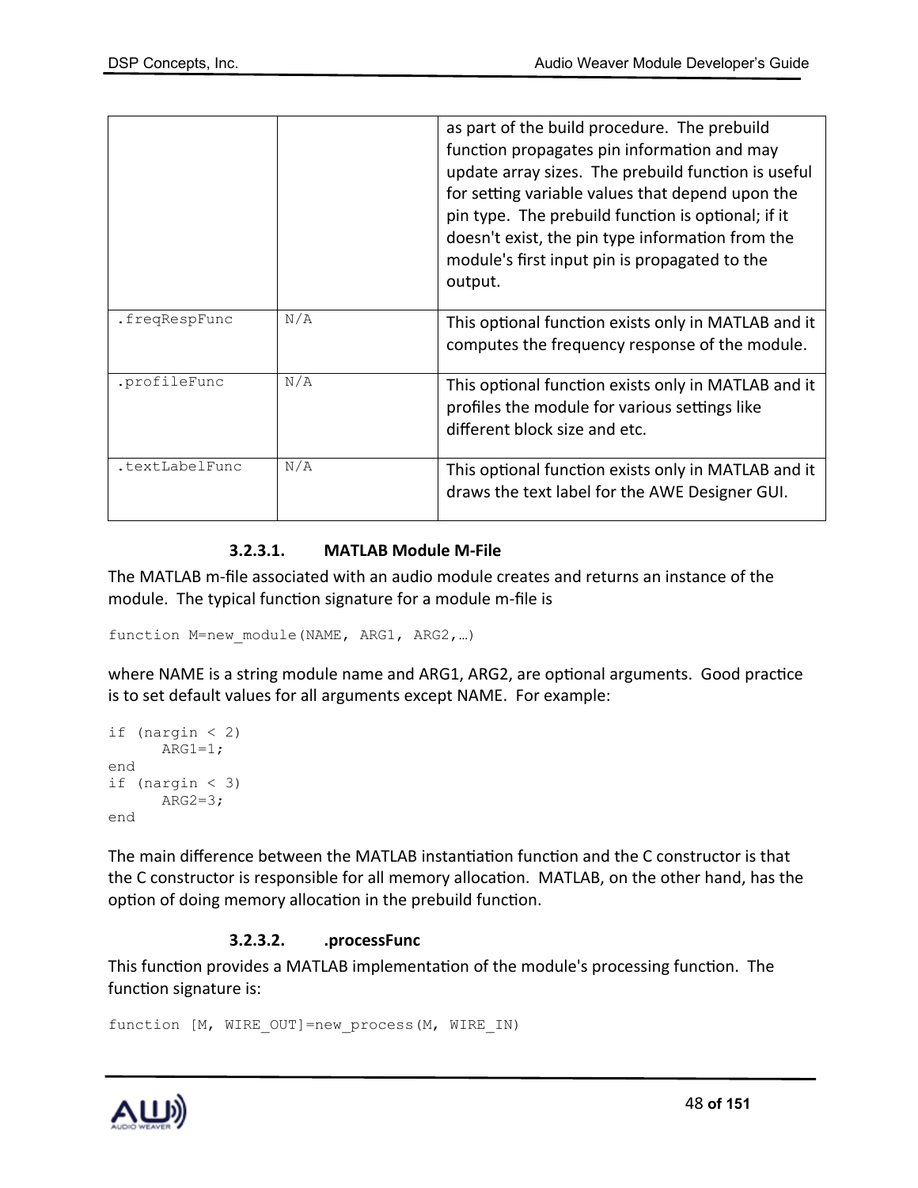| | | |
|---|---|---|
| | | as part of the build procedure. The prebuild function propagates pin information and may update array sizes. The prebuild function is useful for setting variable values that depend upon the pin type. The prebuild function is optional; if it doesn't exist, the pin type information from the module's first input pin is propagated to the output. |
| .freqRespFunc | N/A | This optional function exists only in MATLAB and it computes the frequency response of the module. |
| .profileFunc | N/A | This optional function exists only in MATLAB and it profiles the module for various settings like different block size and etc. |
| .textLabelFunc | N/A | This optional function exists only in MATLAB and it draws the text label for the AWE Designer GUI. |

#### 3.2.3.1. MATLAB Module M-File

The MATLAB m-file associated with an audio module creates and returns an instance of the module. The typical function signature for a module m-file is

```
function M=new_module(NAME, ARG1, ARG2,…)
```

where NAME is a string module name and ARG1, ARG2, are optional arguments. Good practice is to set default values for all arguments except NAME. For example:

```
if (nargin < 2)
      ARG1=1;
end
if (nargin < 3)
      ARG2=3;
end
```

The main difference between the MATLAB instantiation function and the C constructor is that the C constructor is responsible for all memory allocation. MATLAB, on the other hand, has the option of doing memory allocation in the prebuild function.

#### 3.2.3.2. .processFunc

This function provides a MATLAB implementation of the module's processing function. The function signature is:

```
function [M, WIRE_OUT]=new_process(M, WIRE_IN)
```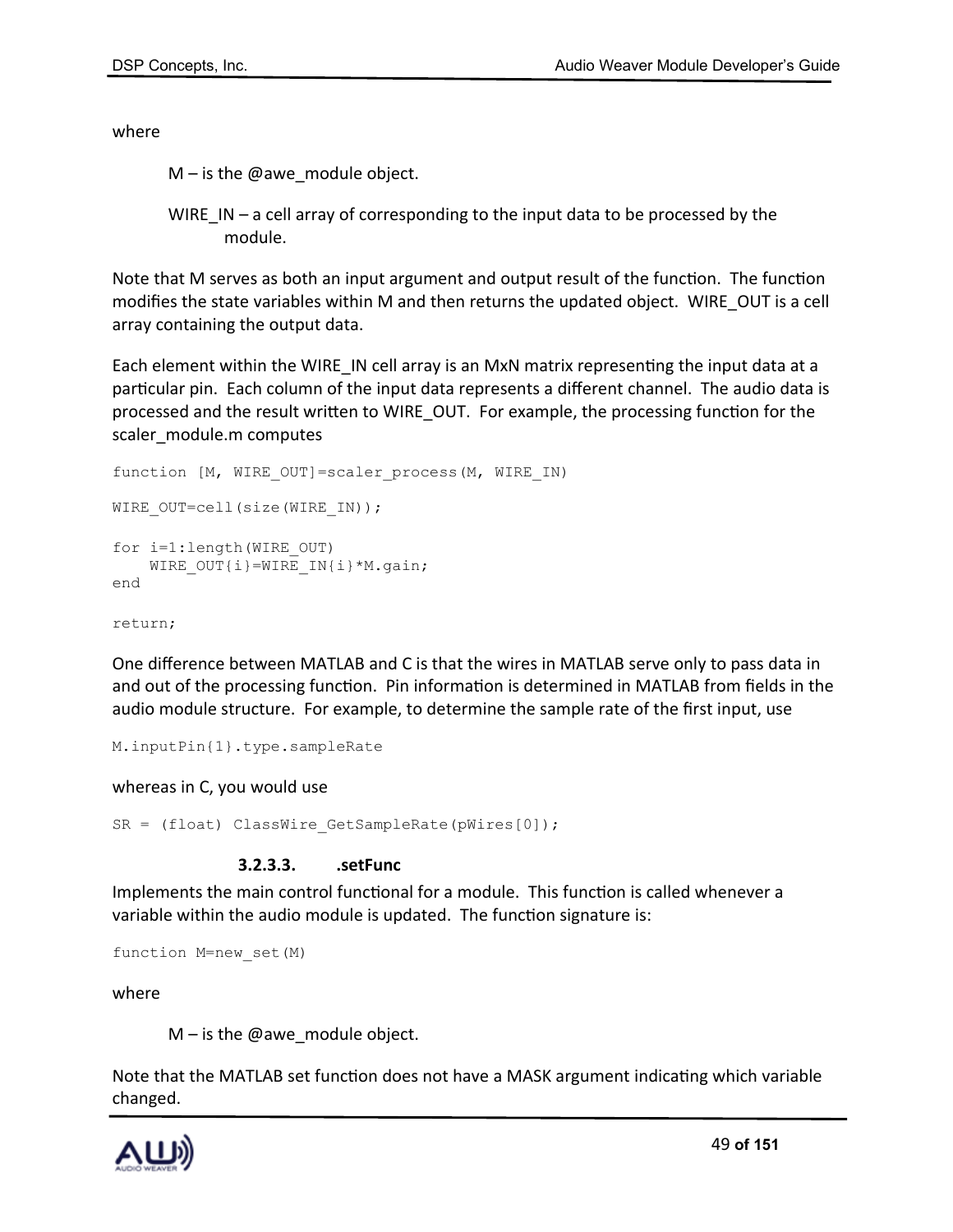where

M – is the @awe_module object.

WIRE_IN – a cell array of corresponding to the input data to be processed by the module.

Note that M serves as both an input argument and output result of the function. The function modifies the state variables within M and then returns the updated object. WIRE_OUT is a cell array containing the output data.

Each element within the WIRE_IN cell array is an MxN matrix representing the input data at a particular pin. Each column of the input data represents a different channel. The audio data is processed and the result written to WIRE_OUT. For example, the processing function for the scaler_module.m computes

```
function [M, WIRE_OUT]=scaler_process(M, WIRE_IN)

WIRE_OUT=cell(size(WIRE_IN));

for i=1:length(WIRE_OUT)
    WIRE_OUT{i}=WIRE_IN{i}*M.gain;
end

return;
```

One difference between MATLAB and C is that the wires in MATLAB serve only to pass data in and out of the processing function. Pin information is determined in MATLAB from fields in the audio module structure. For example, to determine the sample rate of the first input, use

```
M.inputPin{1}.type.sampleRate
```

whereas in C, you would use

```
SR = (float) ClassWire_GetSampleRate(pWires[0]);
```

#### 3.2.3.3. .setFunc

Implements the main control functional for a module. This function is called whenever a variable within the audio module is updated. The function signature is:

```
function M=new_set(M)
```

where

M – is the @awe_module object.

Note that the MATLAB set function does not have a MASK argument indicating which variable changed.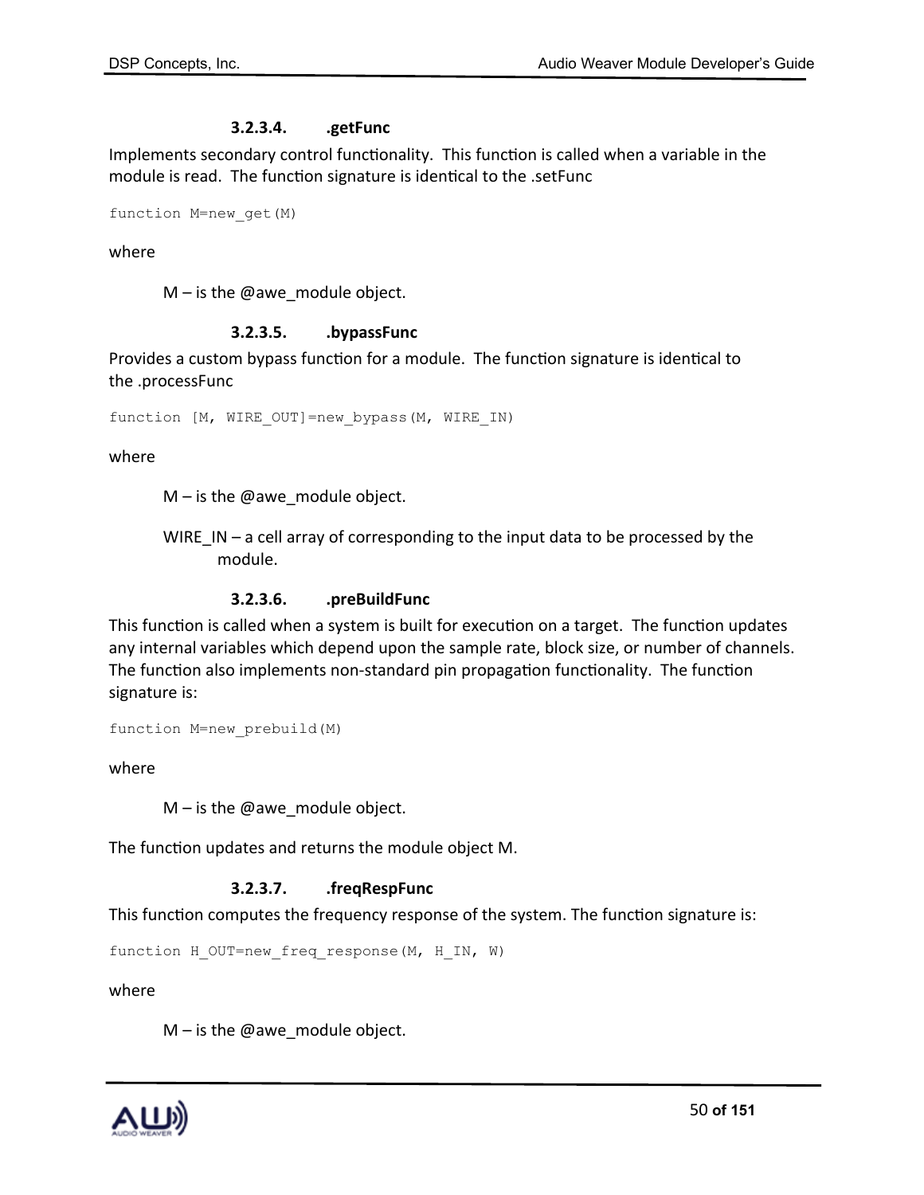#### 3.2.3.4. .getFunc

Implements secondary control functionality. This function is called when a variable in the module is read. The function signature is identical to the .setFunc

```
function M=new_get(M)
```

where

M – is the @awe_module object.

#### 3.2.3.5. .bypassFunc

Provides a custom bypass function for a module. The function signature is identical to the .processFunc

```
function [M, WIRE_OUT]=new_bypass(M, WIRE_IN)
```

where

M – is the @awe_module object.

WIRE_IN – a cell array of corresponding to the input data to be processed by the module.

#### 3.2.3.6. .preBuildFunc

This function is called when a system is built for execution on a target. The function updates any internal variables which depend upon the sample rate, block size, or number of channels. The function also implements non-standard pin propagation functionality. The function signature is:

```
function M=new_prebuild(M)
```

where

M – is the @awe_module object.

The function updates and returns the module object M.

#### 3.2.3.7. .freqRespFunc

This function computes the frequency response of the system. The function signature is:

```
function H_OUT=new_freq_response(M, H_IN, W)
```

where

M – is the @awe_module object.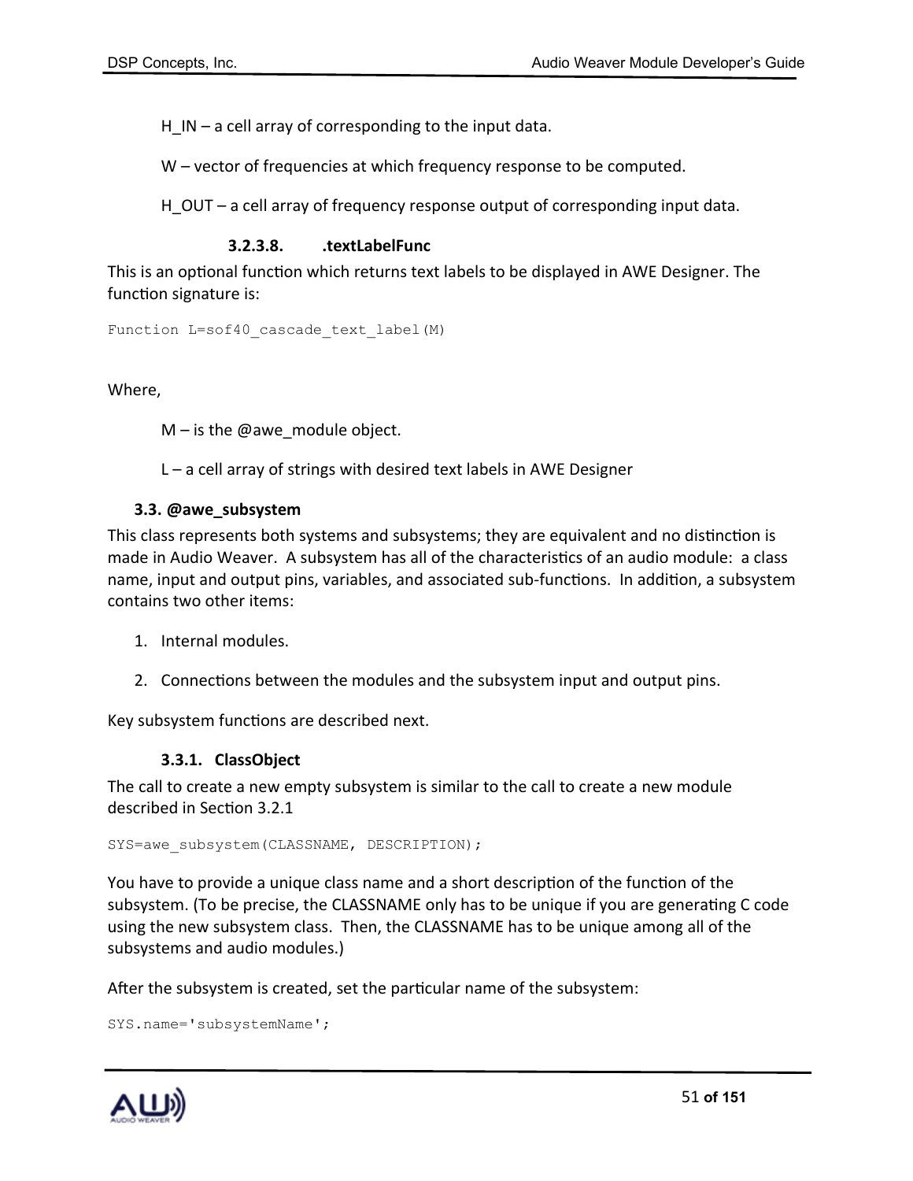H_IN – a cell array of corresponding to the input data.

W – vector of frequencies at which frequency response to be computed.

H_OUT – a cell array of frequency response output of corresponding input data.

#### 3.2.3.8. .textLabelFunc

This is an optional function which returns text labels to be displayed in AWE Designer. The function signature is:

```
Function L=sof40_cascade_text_label(M)
```

Where,

M – is the @awe_module object.

L – a cell array of strings with desired text labels in AWE Designer

## 3.3. @awe_subsystem

This class represents both systems and subsystems; they are equivalent and no distinction is made in Audio Weaver. A subsystem has all of the characteristics of an audio module: a class name, input and output pins, variables, and associated sub-functions. In addition, a subsystem contains two other items:

1. Internal modules.
2. Connections between the modules and the subsystem input and output pins.

Key subsystem functions are described next.

### 3.3.1. ClassObject

The call to create a new empty subsystem is similar to the call to create a new module described in Section 3.2.1

```
SYS=awe_subsystem(CLASSNAME, DESCRIPTION);
```

You have to provide a unique class name and a short description of the function of the subsystem. (To be precise, the CLASSNAME only has to be unique if you are generating C code using the new subsystem class. Then, the CLASSNAME has to be unique among all of the subsystems and audio modules.)

After the subsystem is created, set the particular name of the subsystem:

```
SYS.name='subsystemName';
```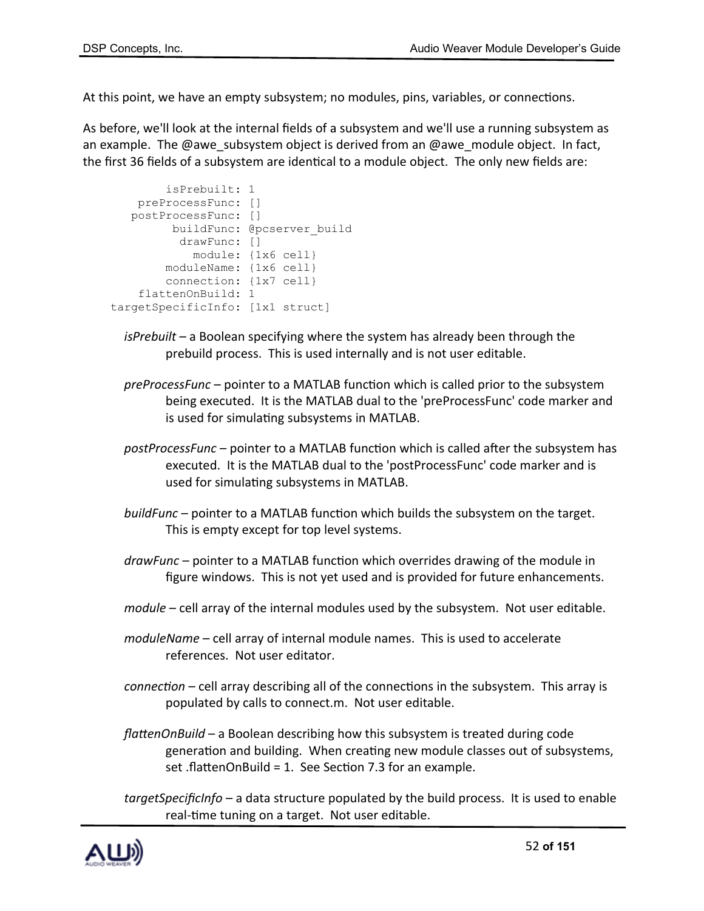At this point, we have an empty subsystem; no modules, pins, variables, or connections.

As before, we'll look at the internal fields of a subsystem and we'll use a running subsystem as an example. The @awe_subsystem object is derived from an @awe_module object. In fact, the first 36 fields of a subsystem are identical to a module object. The only new fields are:

```
          isPrebuilt: 1
      preProcessFunc: []
     postProcessFunc: []
           buildFunc: @pcserver_build
            drawFunc: []
              module: {1x6 cell}
          moduleName: {1x6 cell}
          connection: {1x7 cell}
      flattenOnBuild: 1
targetSpecificInfo: [1x1 struct]
```

*isPrebuilt* – a Boolean specifying where the system has already been through the prebuild process. This is used internally and is not user editable.

*preProcessFunc* – pointer to a MATLAB function which is called prior to the subsystem being executed. It is the MATLAB dual to the 'preProcessFunc' code marker and is used for simulating subsystems in MATLAB.

*postProcessFunc* – pointer to a MATLAB function which is called after the subsystem has executed. It is the MATLAB dual to the 'postProcessFunc' code marker and is used for simulating subsystems in MATLAB.

*buildFunc* – pointer to a MATLAB function which builds the subsystem on the target. This is empty except for top level systems.

*drawFunc* – pointer to a MATLAB function which overrides drawing of the module in figure windows. This is not yet used and is provided for future enhancements.

*module* – cell array of the internal modules used by the subsystem. Not user editable.

*moduleName* – cell array of internal module names. This is used to accelerate references. Not user editator.

*connection* – cell array describing all of the connections in the subsystem. This array is populated by calls to connect.m. Not user editable.

*flattenOnBuild* – a Boolean describing how this subsystem is treated during code generation and building. When creating new module classes out of subsystems, set .flattenOnBuild = 1. See Section 7.3 for an example.

*targetSpecificInfo* – a data structure populated by the build process. It is used to enable real-time tuning on a target. Not user editable.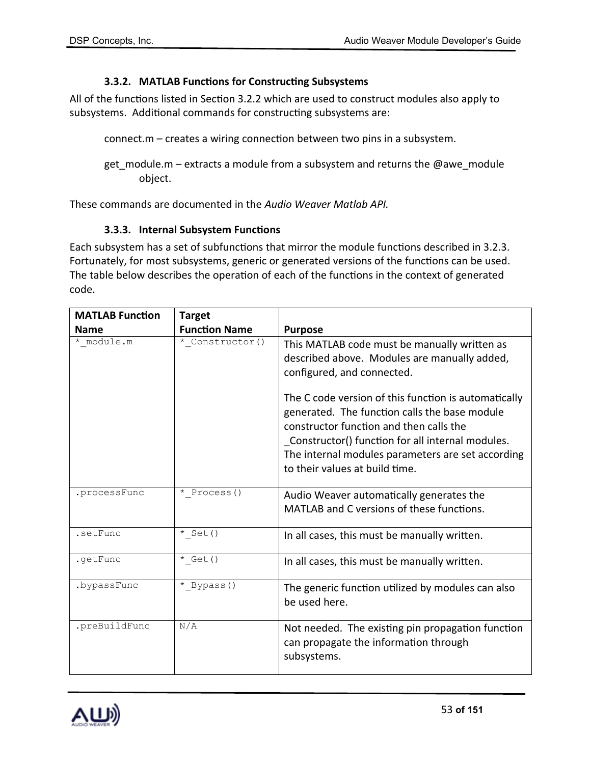### 3.3.2. MATLAB Functions for Constructing Subsystems

All of the functions listed in Section 3.2.2 which are used to construct modules also apply to subsystems. Additional commands for constructing subsystems are:

connect.m – creates a wiring connection between two pins in a subsystem.

get_module.m – extracts a module from a subsystem and returns the @awe_module object.

These commands are documented in the *Audio Weaver Matlab API.*

### 3.3.3. Internal Subsystem Functions

Each subsystem has a set of subfunctions that mirror the module functions described in 3.2.3. Fortunately, for most subsystems, generic or generated versions of the functions can be used. The table below describes the operation of each of the functions in the context of generated code.

| MATLAB Function Name | Target Function Name | Purpose |
|---|---|---|
| `*_module.m` | `*_Constructor()` | This MATLAB code must be manually written as described above. Modules are manually added, configured, and connected.<br><br>The C code version of this function is automatically generated. The function calls the base module constructor function and then calls the _Constructor() function for all internal modules. The internal modules parameters are set according to their values at build time. |
| `.processFunc` | `*_Process()` | Audio Weaver automatically generates the MATLAB and C versions of these functions. |
| `.setFunc` | `*_Set()` | In all cases, this must be manually written. |
| `.getFunc` | `*_Get()` | In all cases, this must be manually written. |
| `.bypassFunc` | `*_Bypass()` | The generic function utilized by modules can also be used here. |
| `.preBuildFunc` | N/A | Not needed. The existing pin propagation function can propagate the information through subsystems. |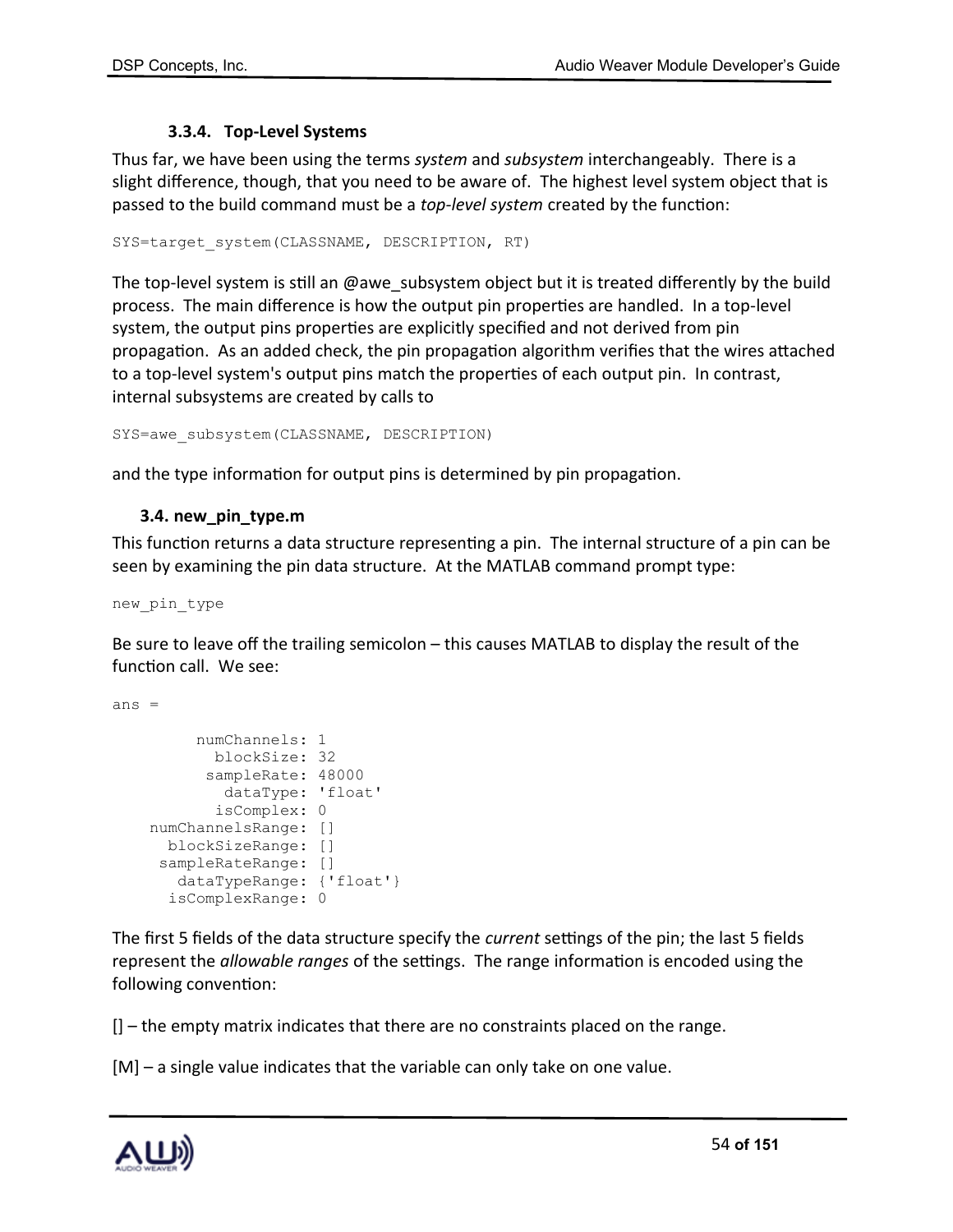#### 3.3.4. Top-Level Systems

Thus far, we have been using the terms *system* and *subsystem* interchangeably. There is a slight difference, though, that you need to be aware of. The highest level system object that is passed to the build command must be a *top-level system* created by the function:

```
SYS=target_system(CLASSNAME, DESCRIPTION, RT)
```

The top-level system is still an @awe_subsystem object but it is treated differently by the build process. The main difference is how the output pin properties are handled. In a top-level system, the output pins properties are explicitly specified and not derived from pin propagation. As an added check, the pin propagation algorithm verifies that the wires attached to a top-level system's output pins match the properties of each output pin. In contrast, internal subsystems are created by calls to

```
SYS=awe_subsystem(CLASSNAME, DESCRIPTION)
```

and the type information for output pins is determined by pin propagation.

### 3.4. new_pin_type.m

This function returns a data structure representing a pin. The internal structure of a pin can be seen by examining the pin data structure. At the MATLAB command prompt type:

```
new_pin_type
```

Be sure to leave off the trailing semicolon – this causes MATLAB to display the result of the function call. We see:

```
ans = 

         numChannels: 1
           blockSize: 32
          sampleRate: 48000
            dataType: 'float'
           isComplex: 0
    numChannelsRange: []
      blockSizeRange: []
     sampleRateRange: []
       dataTypeRange: {'float'}
      isComplexRange: 0
```

The first 5 fields of the data structure specify the *current* settings of the pin; the last 5 fields represent the *allowable ranges* of the settings. The range information is encoded using the following convention:

[] – the empty matrix indicates that there are no constraints placed on the range.

[M] – a single value indicates that the variable can only take on one value.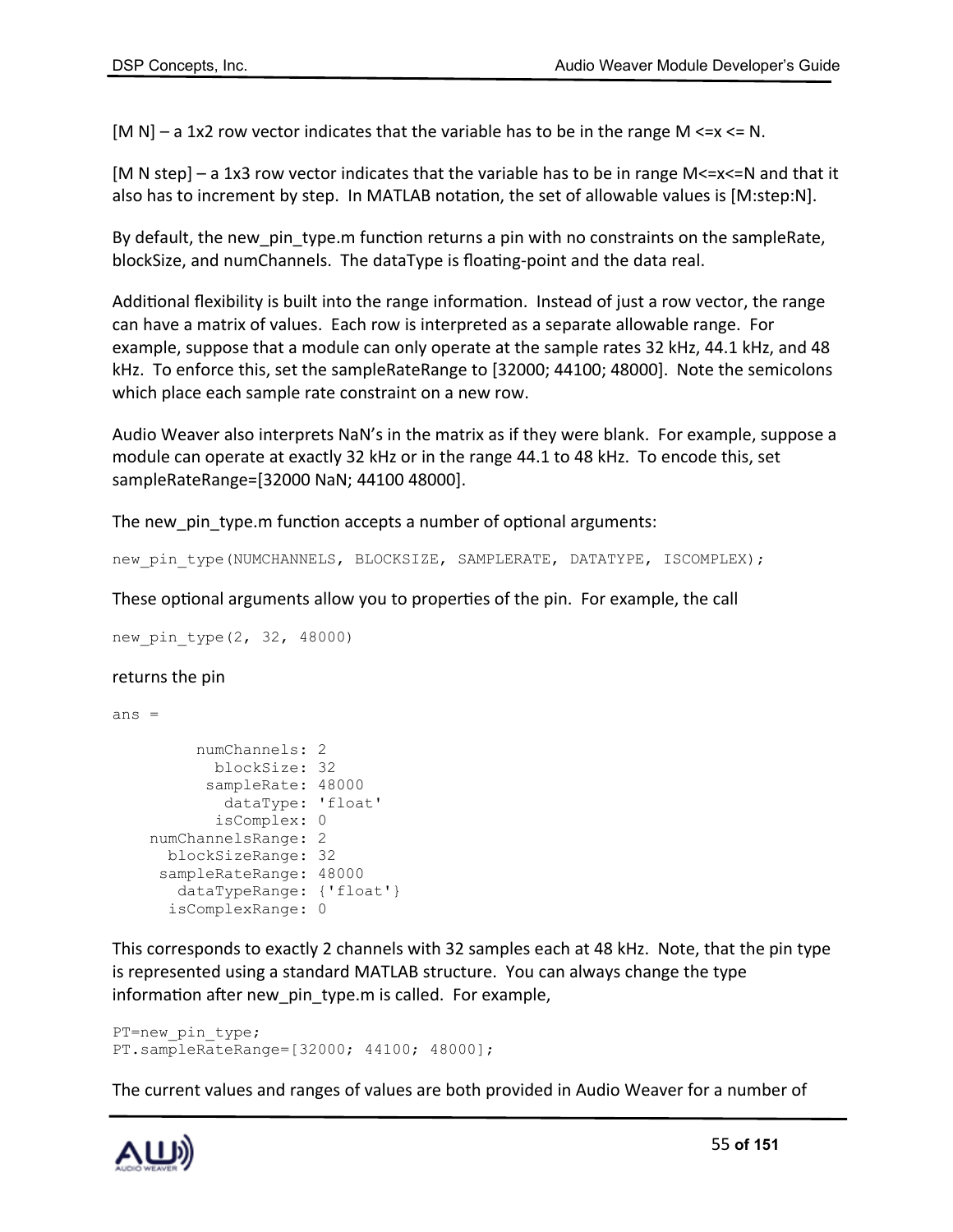[M N] – a 1x2 row vector indicates that the variable has to be in the range M <=x <= N.

[M N step] – a 1x3 row vector indicates that the variable has to be in range M<=x<=N and that it also has to increment by step. In MATLAB notation, the set of allowable values is [M:step:N].

By default, the new_pin_type.m function returns a pin with no constraints on the sampleRate, blockSize, and numChannels. The dataType is floating-point and the data real.

Additional flexibility is built into the range information. Instead of just a row vector, the range can have a matrix of values. Each row is interpreted as a separate allowable range. For example, suppose that a module can only operate at the sample rates 32 kHz, 44.1 kHz, and 48 kHz. To enforce this, set the sampleRateRange to [32000; 44100; 48000]. Note the semicolons which place each sample rate constraint on a new row.

Audio Weaver also interprets NaN's in the matrix as if they were blank. For example, suppose a module can operate at exactly 32 kHz or in the range 44.1 to 48 kHz. To encode this, set sampleRateRange=[32000 NaN; 44100 48000].

The new_pin_type.m function accepts a number of optional arguments:

```
new_pin_type(NUMCHANNELS, BLOCKSIZE, SAMPLERATE, DATATYPE, ISCOMPLEX);
```

These optional arguments allow you to properties of the pin. For example, the call

```
new_pin_type(2, 32, 48000)
```

returns the pin

```
ans =

         numChannels: 2
           blockSize: 32
          sampleRate: 48000
            dataType: 'float'
           isComplex: 0
    numChannelsRange: 2
      blockSizeRange: 32
     sampleRateRange: 48000
       dataTypeRange: {'float'}
      isComplexRange: 0
```

This corresponds to exactly 2 channels with 32 samples each at 48 kHz. Note, that the pin type is represented using a standard MATLAB structure. You can always change the type information after new_pin_type.m is called. For example,

```
PT=new_pin_type;
PT.sampleRateRange=[32000; 44100; 48000];
```

The current values and ranges of values are both provided in Audio Weaver for a number of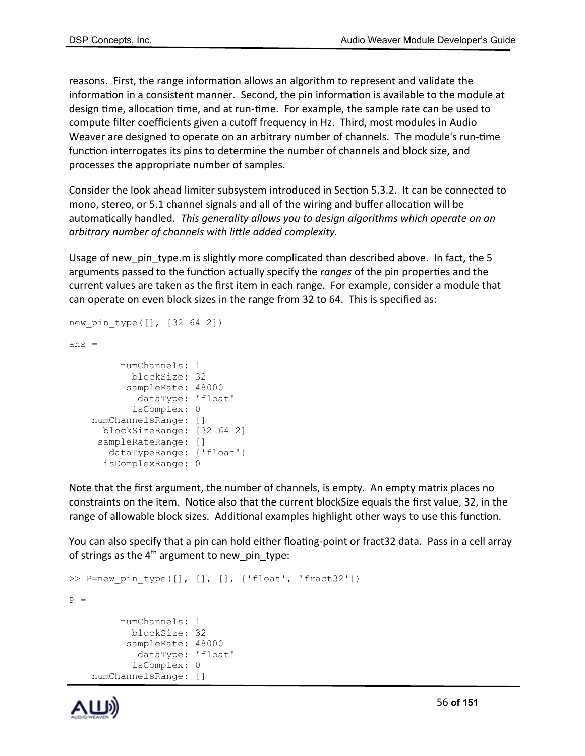reasons. First, the range information allows an algorithm to represent and validate the information in a consistent manner. Second, the pin information is available to the module at design time, allocation time, and at run-time. For example, the sample rate can be used to compute filter coefficients given a cutoff frequency in Hz. Third, most modules in Audio Weaver are designed to operate on an arbitrary number of channels. The module's run-time function interrogates its pins to determine the number of channels and block size, and processes the appropriate number of samples.

Consider the look ahead limiter subsystem introduced in Section 5.3.2. It can be connected to mono, stereo, or 5.1 channel signals and all of the wiring and buffer allocation will be automatically handled. *This generality allows you to design algorithms which operate on an arbitrary number of channels with little added complexity.*

Usage of new_pin_type.m is slightly more complicated than described above. In fact, the 5 arguments passed to the function actually specify the *ranges* of the pin properties and the current values are taken as the first item in each range. For example, consider a module that can operate on even block sizes in the range from 32 to 64. This is specified as:

```
new_pin_type([], [32 64 2])

ans =

          numChannels: 1
            blockSize: 32
           sampleRate: 48000
             dataType: 'float'
            isComplex: 0
     numChannelsRange: []
       blockSizeRange: [32 64 2]
      sampleRateRange: []
        dataTypeRange: {'float'}
       isComplexRange: 0
```

Note that the first argument, the number of channels, is empty. An empty matrix places no constraints on the item. Notice also that the current blockSize equals the first value, 32, in the range of allowable block sizes. Additional examples highlight other ways to use this function.

You can also specify that a pin can hold either floating-point or fract32 data. Pass in a cell array of strings as the 4th argument to new_pin_type:

```
>> P=new_pin_type([], [], [], {'float', 'fract32'})

P =

          numChannels: 1
            blockSize: 32
           sampleRate: 48000
             dataType: 'float'
            isComplex: 0
     numChannelsRange: []
```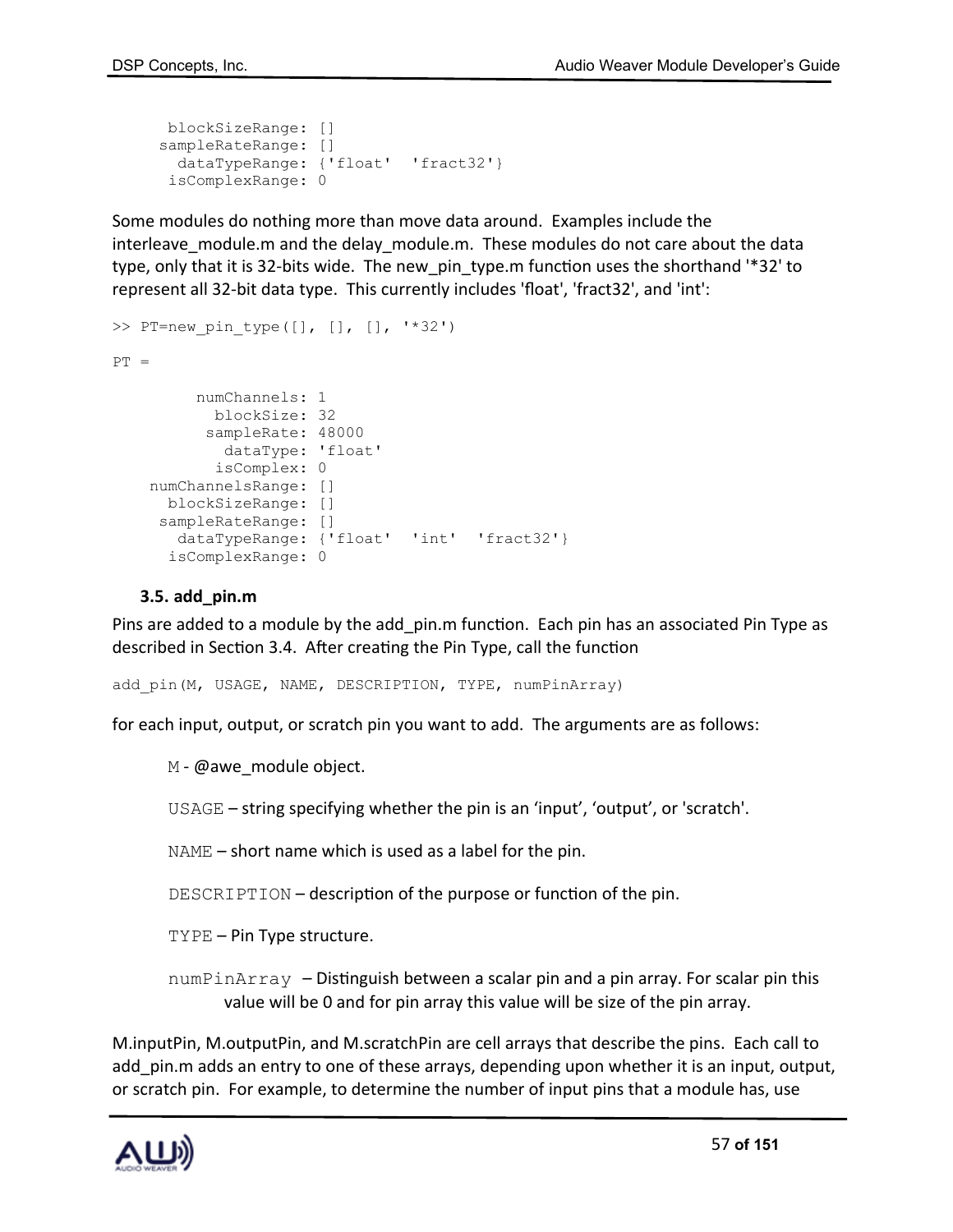```
      blockSizeRange: []
     sampleRateRange: []
       dataTypeRange: {'float'  'fract32'}
      isComplexRange: 0
```

Some modules do nothing more than move data around. Examples include the interleave_module.m and the delay_module.m. These modules do not care about the data type, only that it is 32-bits wide. The new_pin_type.m function uses the shorthand '*32' to represent all 32-bit data type. This currently includes 'float', 'fract32', and 'int':

```
>> PT=new_pin_type([], [], [], '*32')

PT =

         numChannels: 1
           blockSize: 32
          sampleRate: 48000
            dataType: 'float'
           isComplex: 0
    numChannelsRange: []
      blockSizeRange: []
     sampleRateRange: []
       dataTypeRange: {'float'  'int'  'fract32'}
      isComplexRange: 0
```

### 3.5. add_pin.m

Pins are added to a module by the add_pin.m function. Each pin has an associated Pin Type as described in Section 3.4. After creating the Pin Type, call the function

```
add_pin(M, USAGE, NAME, DESCRIPTION, TYPE, numPinArray)
```

for each input, output, or scratch pin you want to add. The arguments are as follows:

`M` - @awe_module object.

`USAGE` – string specifying whether the pin is an ‘input’, ‘output’, or 'scratch'.

`NAME` – short name which is used as a label for the pin.

`DESCRIPTION` – description of the purpose or function of the pin.

`TYPE` – Pin Type structure.

`numPinArray` – Distinguish between a scalar pin and a pin array. For scalar pin this value will be 0 and for pin array this value will be size of the pin array.

M.inputPin, M.outputPin, and M.scratchPin are cell arrays that describe the pins. Each call to add_pin.m adds an entry to one of these arrays, depending upon whether it is an input, output, or scratch pin. For example, to determine the number of input pins that a module has, use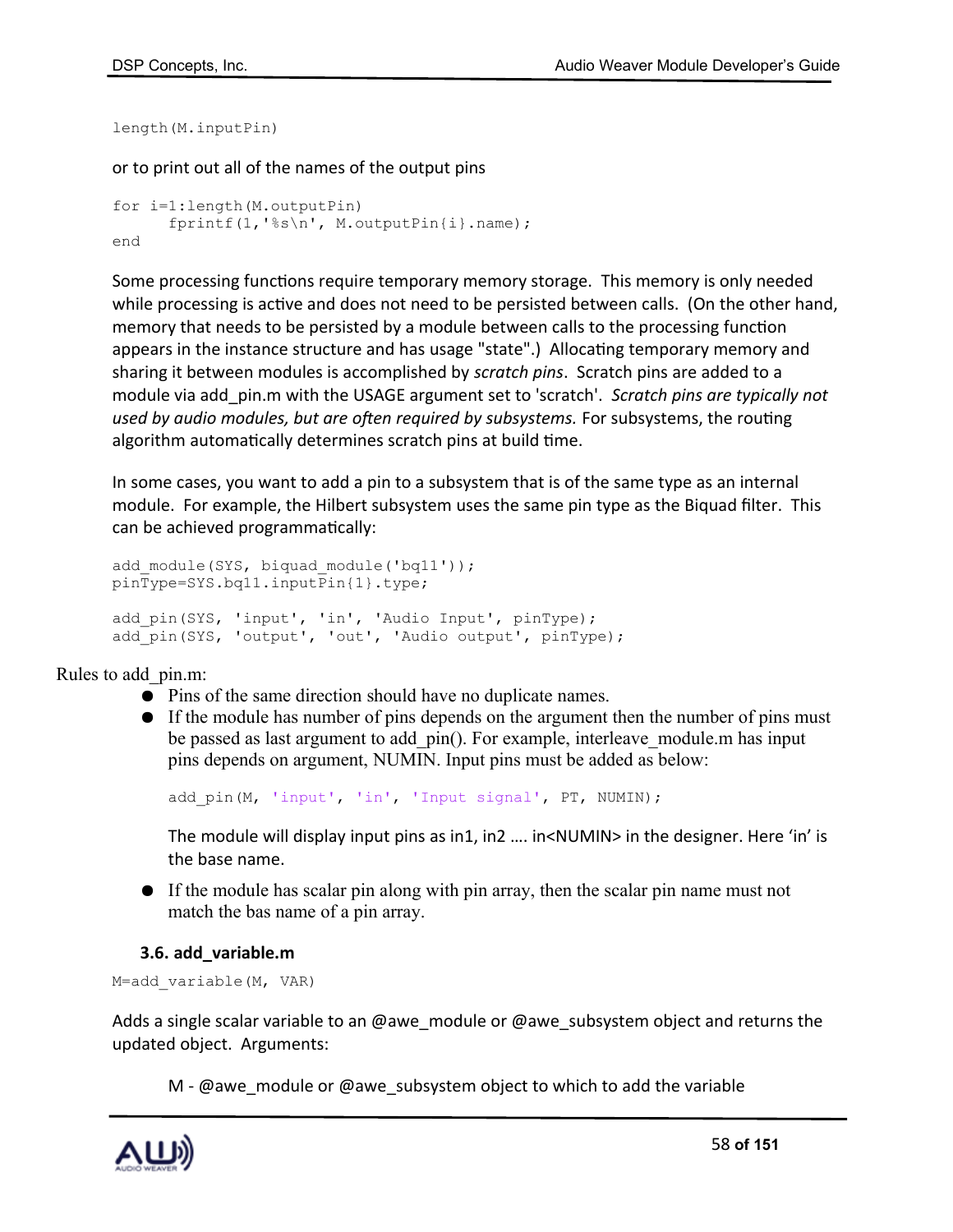```
length(M.inputPin)
```

or to print out all of the names of the output pins

```
for i=1:length(M.outputPin)
      fprintf(1,'%s\n', M.outputPin{i}.name);
end
```

Some processing functions require temporary memory storage. This memory is only needed while processing is active and does not need to be persisted between calls. (On the other hand, memory that needs to be persisted by a module between calls to the processing function appears in the instance structure and has usage "state".) Allocating temporary memory and sharing it between modules is accomplished by *scratch pins*. Scratch pins are added to a module via add_pin.m with the USAGE argument set to 'scratch'. *Scratch pins are typically not used by audio modules, but are often required by subsystems.* For subsystems, the routing algorithm automatically determines scratch pins at build time.

In some cases, you want to add a pin to a subsystem that is of the same type as an internal module. For example, the Hilbert subsystem uses the same pin type as the Biquad filter. This can be achieved programmatically:

```
add_module(SYS, biquad_module('bq11'));
pinType=SYS.bq11.inputPin{1}.type;

add_pin(SYS, 'input', 'in', 'Audio Input', pinType);
add_pin(SYS, 'output', 'out', 'Audio output', pinType);
```

Rules to add_pin.m:

- Pins of the same direction should have no duplicate names.
- If the module has number of pins depends on the argument then the number of pins must be passed as last argument to add_pin(). For example, interleave_module.m has input pins depends on argument, NUMIN. Input pins must be added as below:

  ```
  add_pin(M, 'input', 'in', 'Input signal', PT, NUMIN);
  ```

  The module will display input pins as in1, in2 …. in<NUMIN> in the designer. Here 'in' is the base name.

- If the module has scalar pin along with pin array, then the scalar pin name must not match the bas name of a pin array.

### 3.6. add_variable.m

```
M=add_variable(M, VAR)
```

Adds a single scalar variable to an @awe_module or @awe_subsystem object and returns the updated object. Arguments:

M - @awe_module or @awe_subsystem object to which to add the variable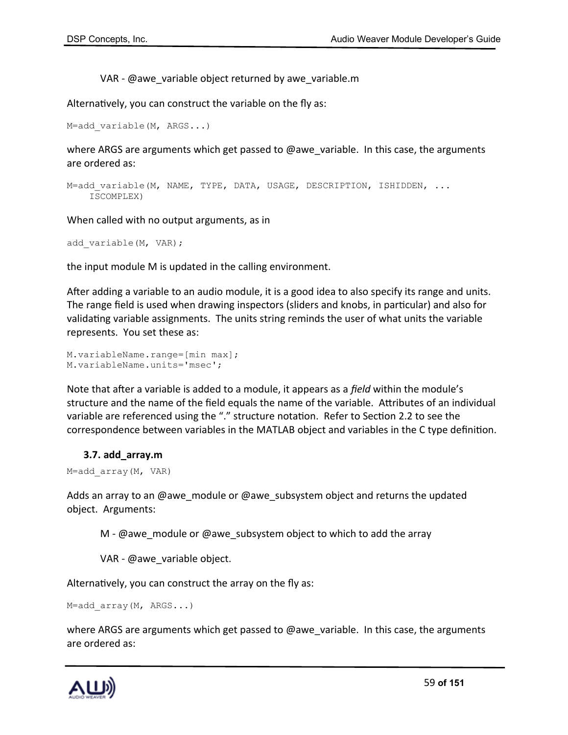VAR - @awe_variable object returned by awe_variable.m

Alternatively, you can construct the variable on the fly as:

```
M=add_variable(M, ARGS...)
```

where ARGS are arguments which get passed to @awe_variable. In this case, the arguments are ordered as:

```
M=add_variable(M, NAME, TYPE, DATA, USAGE, DESCRIPTION, ISHIDDEN, ...
    ISCOMPLEX)
```

When called with no output arguments, as in

```
add_variable(M, VAR);
```

the input module M is updated in the calling environment.

After adding a variable to an audio module, it is a good idea to also specify its range and units. The range field is used when drawing inspectors (sliders and knobs, in particular) and also for validating variable assignments. The units string reminds the user of what units the variable represents. You set these as:

```
M.variableName.range=[min max];
M.variableName.units='msec';
```

Note that after a variable is added to a module, it appears as a *field* within the module's structure and the name of the field equals the name of the variable. Attributes of an individual variable are referenced using the "." structure notation. Refer to Section 2.2 to see the correspondence between variables in the MATLAB object and variables in the C type definition.

### 3.7. add_array.m

```
M=add_array(M, VAR)
```

Adds an array to an @awe_module or @awe_subsystem object and returns the updated object. Arguments:

M - @awe_module or @awe_subsystem object to which to add the array

VAR - @awe_variable object.

Alternatively, you can construct the array on the fly as:

```
M=add_array(M, ARGS...)
```

where ARGS are arguments which get passed to @awe_variable. In this case, the arguments are ordered as: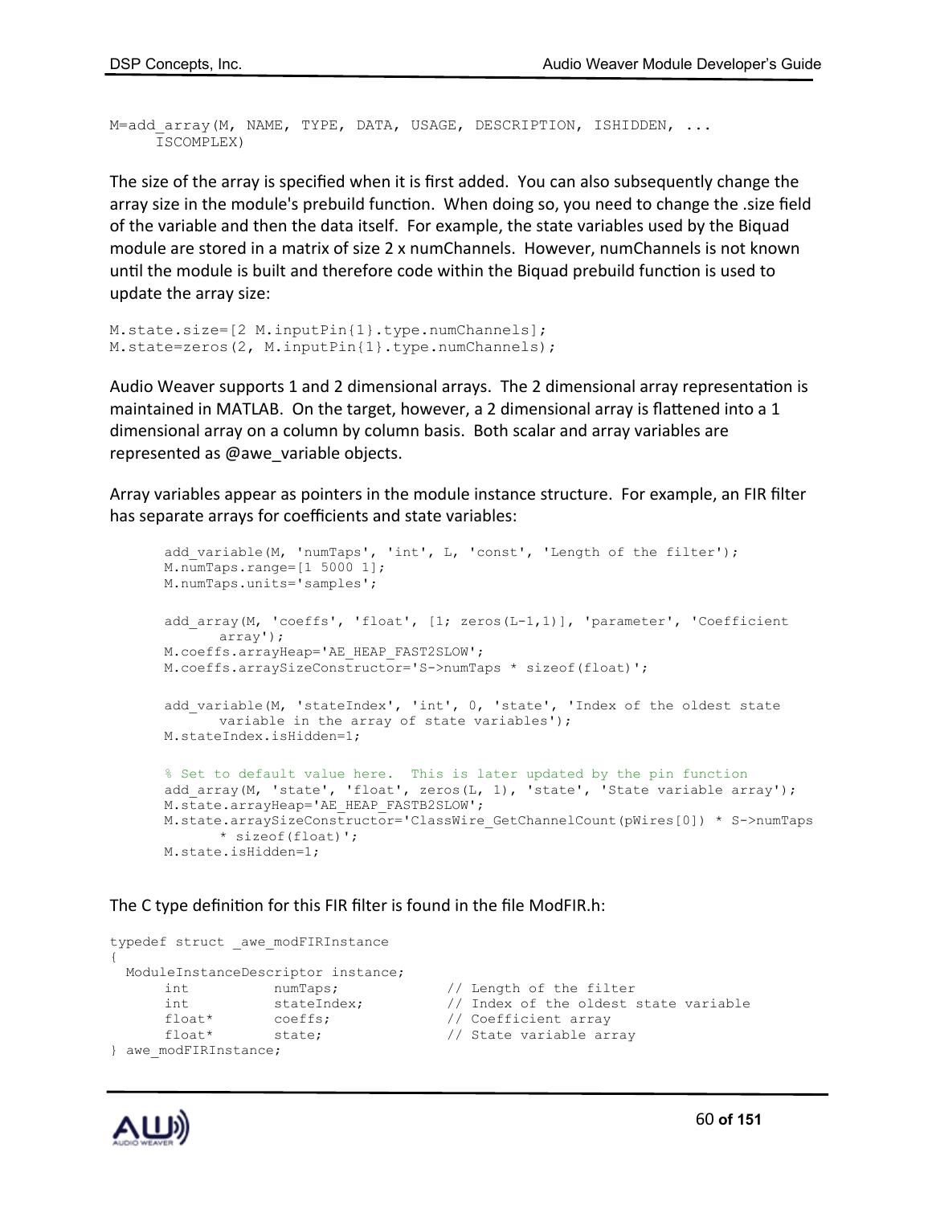```
M=add_array(M, NAME, TYPE, DATA, USAGE, DESCRIPTION, ISHIDDEN, ...
     ISCOMPLEX)
```

The size of the array is specified when it is first added. You can also subsequently change the array size in the module's prebuild function. When doing so, you need to change the .size field of the variable and then the data itself. For example, the state variables used by the Biquad module are stored in a matrix of size 2 x numChannels. However, numChannels is not known until the module is built and therefore code within the Biquad prebuild function is used to update the array size:

```
M.state.size=[2 M.inputPin{1}.type.numChannels];
M.state=zeros(2, M.inputPin{1}.type.numChannels);
```

Audio Weaver supports 1 and 2 dimensional arrays. The 2 dimensional array representation is maintained in MATLAB. On the target, however, a 2 dimensional array is flattened into a 1 dimensional array on a column by column basis. Both scalar and array variables are represented as @awe_variable objects.

Array variables appear as pointers in the module instance structure. For example, an FIR filter has separate arrays for coefficients and state variables:

```
add_variable(M, 'numTaps', 'int', L, 'const', 'Length of the filter');
M.numTaps.range=[1 5000 1];
M.numTaps.units='samples';

add_array(M, 'coeffs', 'float', [1; zeros(L-1,1)], 'parameter', 'Coefficient
      array');
M.coeffs.arrayHeap='AE_HEAP_FAST2SLOW';
M.coeffs.arraySizeConstructor='S->numTaps * sizeof(float)';

add_variable(M, 'stateIndex', 'int', 0, 'state', 'Index of the oldest state
      variable in the array of state variables');
M.stateIndex.isHidden=1;

% Set to default value here.  This is later updated by the pin function
add_array(M, 'state', 'float', zeros(L, 1), 'state', 'State variable array');
M.state.arrayHeap='AE_HEAP_FASTB2SLOW';
M.state.arraySizeConstructor='ClassWire_GetChannelCount(pWires[0]) * S->numTaps
      * sizeof(float)';
M.state.isHidden=1;
```

The C type definition for this FIR filter is found in the file ModFIR.h:

```
typedef struct _awe_modFIRInstance
{
  ModuleInstanceDescriptor instance;
      int          numTaps;            // Length of the filter
      int          stateIndex;         // Index of the oldest state variable
      float*       coeffs;             // Coefficient array
      float*       state;              // State variable array
} awe_modFIRInstance;
```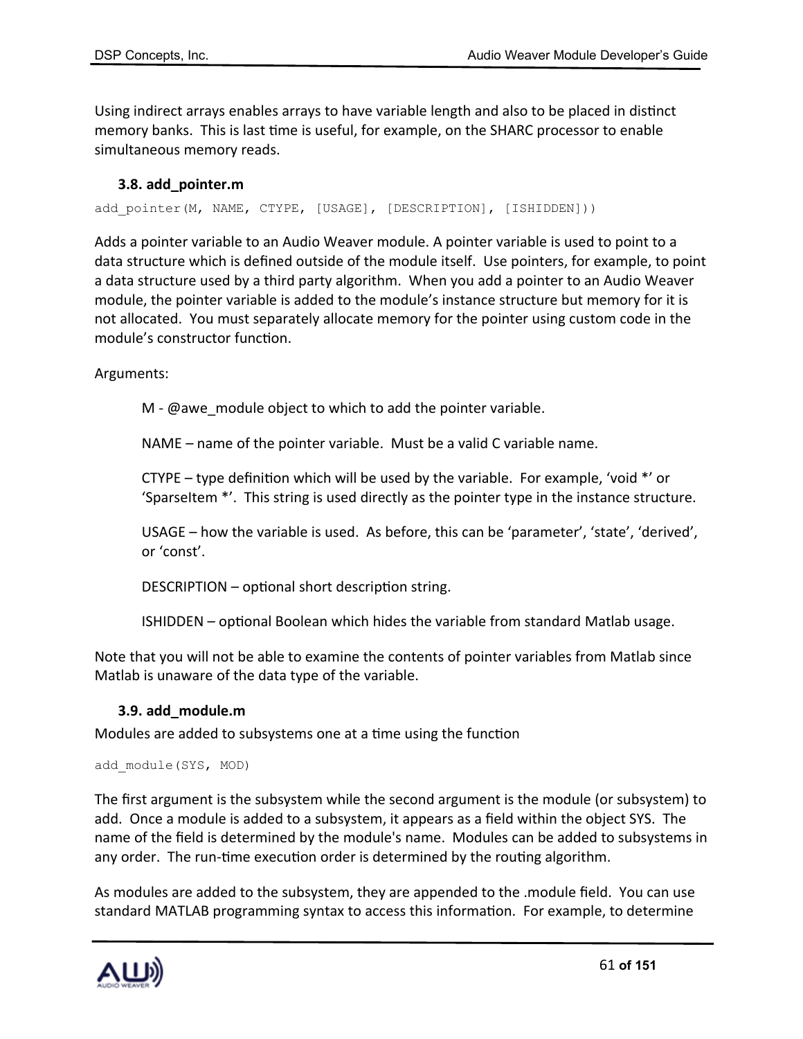Using indirect arrays enables arrays to have variable length and also to be placed in distinct memory banks. This is last time is useful, for example, on the SHARC processor to enable simultaneous memory reads.

### 3.8. add_pointer.m

```
add_pointer(M, NAME, CTYPE, [USAGE], [DESCRIPTION], [ISHIDDEN]))
```

Adds a pointer variable to an Audio Weaver module. A pointer variable is used to point to a data structure which is defined outside of the module itself. Use pointers, for example, to point a data structure used by a third party algorithm. When you add a pointer to an Audio Weaver module, the pointer variable is added to the module's instance structure but memory for it is not allocated. You must separately allocate memory for the pointer using custom code in the module's constructor function.

Arguments:

M - @awe_module object to which to add the pointer variable.

NAME – name of the pointer variable. Must be a valid C variable name.

CTYPE – type definition which will be used by the variable. For example, 'void *' or 'SparseItem *'. This string is used directly as the pointer type in the instance structure.

USAGE – how the variable is used. As before, this can be 'parameter', 'state', 'derived', or 'const'.

DESCRIPTION – optional short description string.

ISHIDDEN – optional Boolean which hides the variable from standard Matlab usage.

Note that you will not be able to examine the contents of pointer variables from Matlab since Matlab is unaware of the data type of the variable.

### 3.9. add_module.m

Modules are added to subsystems one at a time using the function

```
add_module(SYS, MOD)
```

The first argument is the subsystem while the second argument is the module (or subsystem) to add. Once a module is added to a subsystem, it appears as a field within the object SYS. The name of the field is determined by the module's name. Modules can be added to subsystems in any order. The run-time execution order is determined by the routing algorithm.

As modules are added to the subsystem, they are appended to the .module field. You can use standard MATLAB programming syntax to access this information. For example, to determine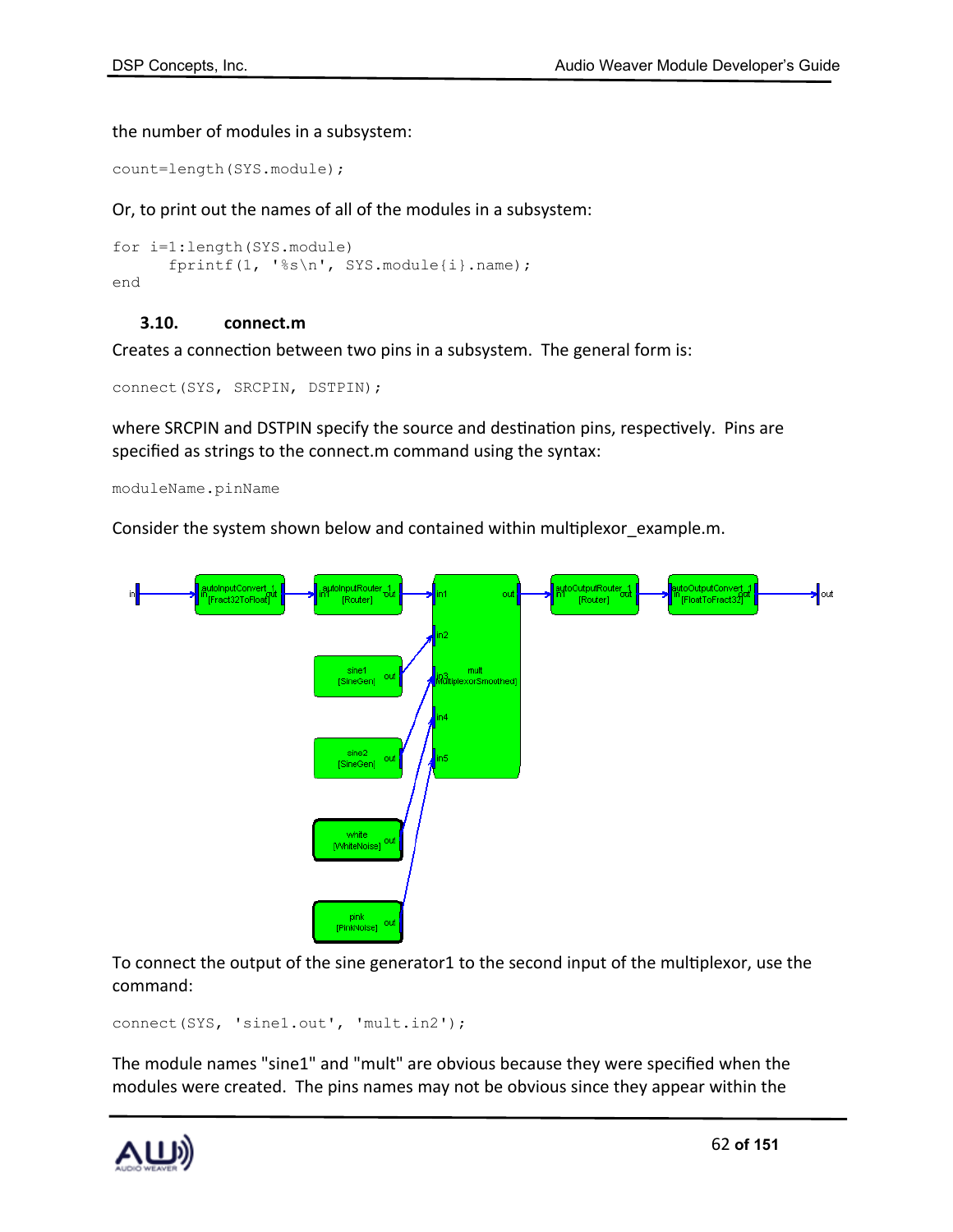the number of modules in a subsystem:

```
count=length(SYS.module);
```

Or, to print out the names of all of the modules in a subsystem:

```
for i=1:length(SYS.module)
      fprintf(1, '%s\n', SYS.module{i}.name);
end
```

### 3.10. connect.m

Creates a connection between two pins in a subsystem. The general form is:

```
connect(SYS, SRCPIN, DSTPIN);
```

where SRCPIN and DSTPIN specify the source and destination pins, respectively. Pins are specified as strings to the connect.m command using the syntax:

```
moduleName.pinName
```

Consider the system shown below and contained within multiplexor_example.m.

in
autoInputConvert_1 in out [Fract32ToFloat]
autoInputRouter_1 in1 out [Router]
in1 out
in2
in3 mult [MultiplexorSmoothed]
in4
in5
autoOutputRouter_1 in1 out [Router]
autoOutputConvert_1 in out [FloatToFract32]
out
sine1 [SineGen] out
sine2 [SineGen] out
white [WhiteNoise] out
pink [PinkNoise] out

To connect the output of the sine generator1 to the second input of the multiplexor, use the command:

```
connect(SYS, 'sine1.out', 'mult.in2');
```

The module names "sine1" and "mult" are obvious because they were specified when the modules were created. The pins names may not be obvious since they appear within the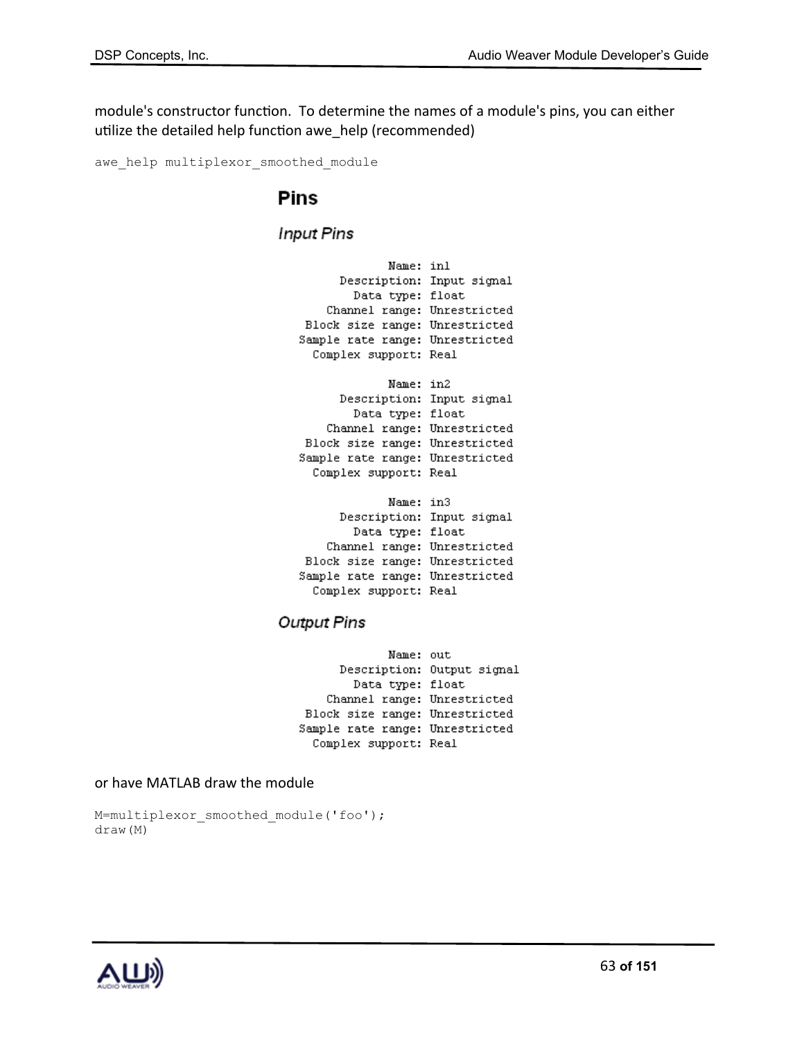module's constructor function. To determine the names of a module's pins, you can either utilize the detailed help function awe_help (recommended)

```
awe_help multiplexor_smoothed_module
```

## Pins

### *Input Pins*

```
             Name: in1
      Description: Input signal
        Data type: float
    Channel range: Unrestricted
 Block size range: Unrestricted
Sample rate range: Unrestricted
  Complex support: Real

             Name: in2
      Description: Input signal
        Data type: float
    Channel range: Unrestricted
 Block size range: Unrestricted
Sample rate range: Unrestricted
  Complex support: Real

             Name: in3
      Description: Input signal
        Data type: float
    Channel range: Unrestricted
 Block size range: Unrestricted
Sample rate range: Unrestricted
  Complex support: Real
```

### *Output Pins*

```
             Name: out
      Description: Output signal
        Data type: float
    Channel range: Unrestricted
 Block size range: Unrestricted
Sample rate range: Unrestricted
  Complex support: Real
```

or have MATLAB draw the module

```
M=multiplexor_smoothed_module('foo');
draw(M)
```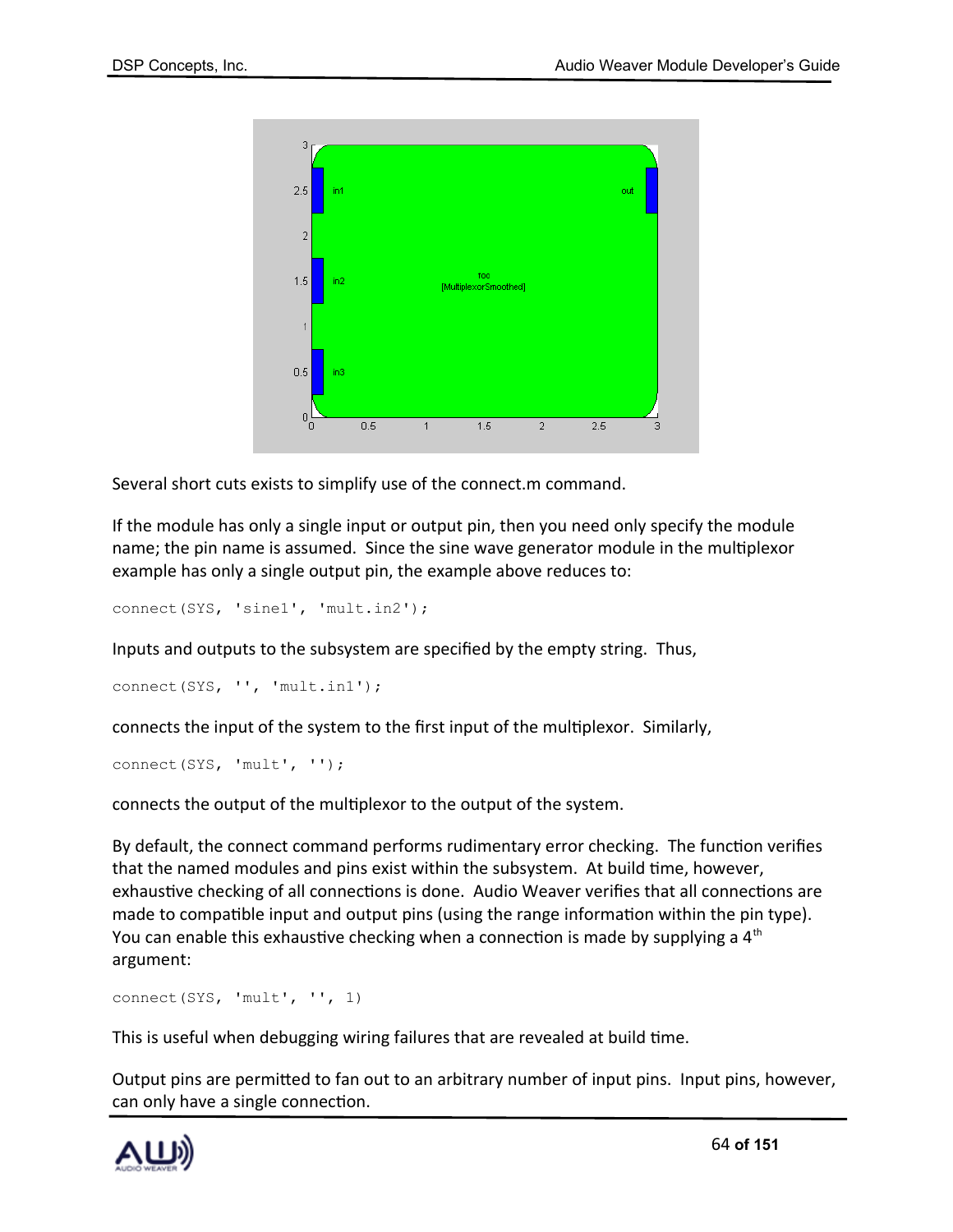Several short cuts exists to simplify use of the connect.m command.

If the module has only a single input or output pin, then you need only specify the module name; the pin name is assumed. Since the sine wave generator module in the multiplexor example has only a single output pin, the example above reduces to:

```
connect(SYS, 'sine1', 'mult.in2');
```

Inputs and outputs to the subsystem are specified by the empty string. Thus,

```
connect(SYS, '', 'mult.in1');
```

connects the input of the system to the first input of the multiplexor. Similarly,

```
connect(SYS, 'mult', '');
```

connects the output of the multiplexor to the output of the system.

By default, the connect command performs rudimentary error checking. The function verifies that the named modules and pins exist within the subsystem. At build time, however, exhaustive checking of all connections is done. Audio Weaver verifies that all connections are made to compatible input and output pins (using the range information within the pin type). You can enable this exhaustive checking when a connection is made by supplying a 4th argument:

```
connect(SYS, 'mult', '', 1)
```

This is useful when debugging wiring failures that are revealed at build time.

Output pins are permitted to fan out to an arbitrary number of input pins. Input pins, however, can only have a single connection.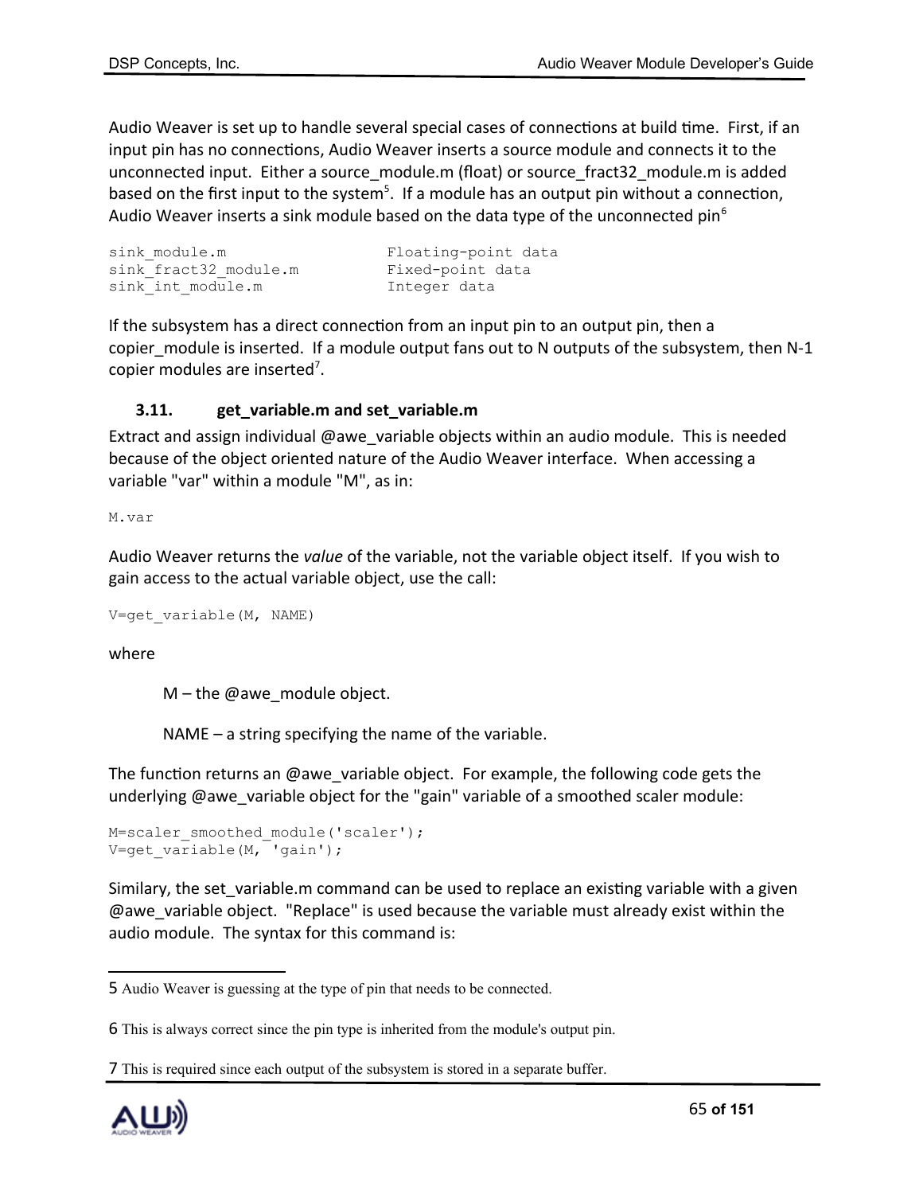Audio Weaver is set up to handle several special cases of connections at build time. First, if an input pin has no connections, Audio Weaver inserts a source module and connects it to the unconnected input. Either a source_module.m (float) or source_fract32_module.m is added based on the first input to the system[5]. If a module has an output pin without a connection, Audio Weaver inserts a sink module based on the data type of the unconnected pin[6]

```
sink_module.m                 Floating-point data
sink_fract32_module.m         Fixed-point data
sink_int_module.m             Integer data
```

If the subsystem has a direct connection from an input pin to an output pin, then a copier_module is inserted. If a module output fans out to N outputs of the subsystem, then N-1 copier modules are inserted[7].

### 3.11. get_variable.m and set_variable.m

Extract and assign individual @awe_variable objects within an audio module. This is needed because of the object oriented nature of the Audio Weaver interface. When accessing a variable "var" within a module "M", as in:

```
M.var
```

Audio Weaver returns the *value* of the variable, not the variable object itself. If you wish to gain access to the actual variable object, use the call:

```
V=get_variable(M, NAME)
```

where

M – the @awe_module object.

NAME – a string specifying the name of the variable.

The function returns an @awe_variable object. For example, the following code gets the underlying @awe_variable object for the "gain" variable of a smoothed scaler module:

```
M=scaler_smoothed_module('scaler');
V=get_variable(M, 'gain');
```

Similary, the set_variable.m command can be used to replace an existing variable with a given @awe_variable object. "Replace" is used because the variable must already exist within the audio module. The syntax for this command is:

---

5 Audio Weaver is guessing at the type of pin that needs to be connected.

6 This is always correct since the pin type is inherited from the module's output pin.

7 This is required since each output of the subsystem is stored in a separate buffer.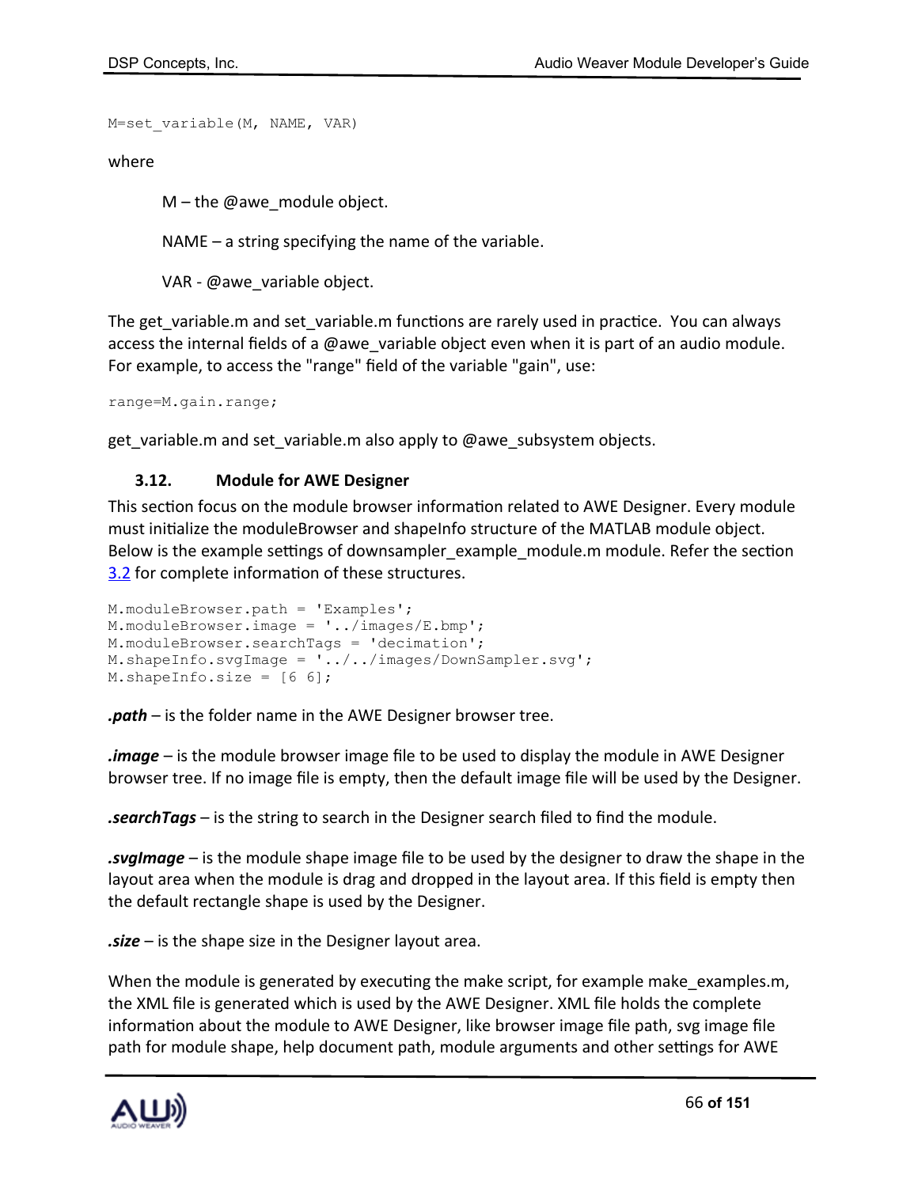```
M=set_variable(M, NAME, VAR)
```

where

M – the @awe_module object.

NAME – a string specifying the name of the variable.

VAR - @awe_variable object.

The get_variable.m and set_variable.m functions are rarely used in practice. You can always access the internal fields of a @awe_variable object even when it is part of an audio module. For example, to access the "range" field of the variable "gain", use:

```
range=M.gain.range;
```

get_variable.m and set_variable.m also apply to @awe_subsystem objects.

### 3.12. Module for AWE Designer

This section focus on the module browser information related to AWE Designer. Every module must initialize the moduleBrowser and shapeInfo structure of the MATLAB module object. Below is the example settings of downsampler_example_module.m module. Refer the section 3.2 for complete information of these structures.

```
M.moduleBrowser.path = 'Examples';
M.moduleBrowser.image = '../images/E.bmp';
M.moduleBrowser.searchTags = 'decimation';
M.shapeInfo.svgImage = '../../images/DownSampler.svg';
M.shapeInfo.size = [6 6];
```

***.path*** – is the folder name in the AWE Designer browser tree.

***.image*** – is the module browser image file to be used to display the module in AWE Designer browser tree. If no image file is empty, then the default image file will be used by the Designer.

***.searchTags*** – is the string to search in the Designer search filed to find the module.

***.svgImage*** – is the module shape image file to be used by the designer to draw the shape in the layout area when the module is drag and dropped in the layout area. If this field is empty then the default rectangle shape is used by the Designer.

***.size*** – is the shape size in the Designer layout area.

When the module is generated by executing the make script, for example make_examples.m, the XML file is generated which is used by the AWE Designer. XML file holds the complete information about the module to AWE Designer, like browser image file path, svg image file path for module shape, help document path, module arguments and other settings for AWE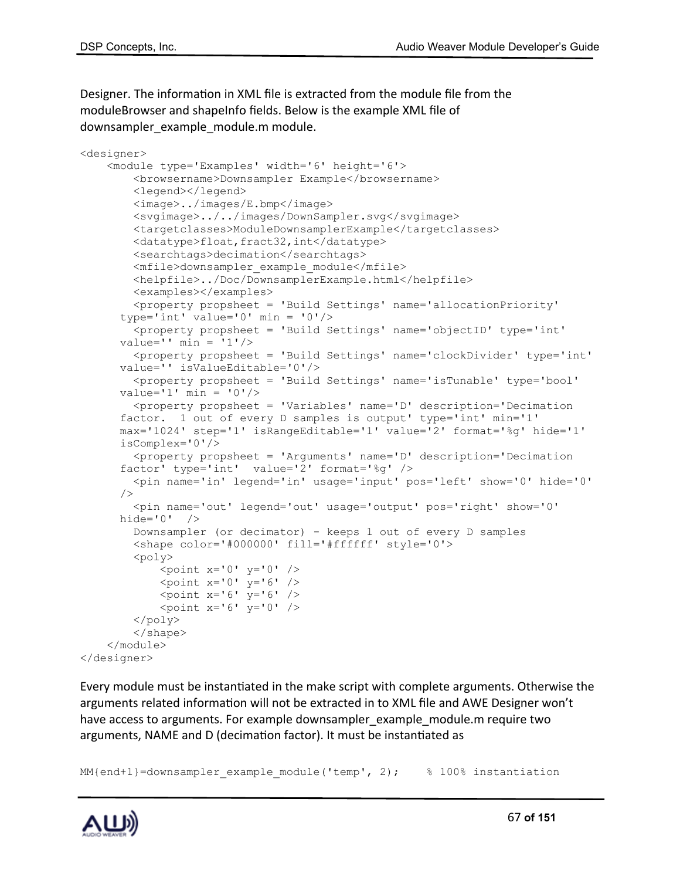Designer. The information in XML file is extracted from the module file from the moduleBrowser and shapeInfo fields. Below is the example XML file of downsampler_example_module.m module.

```
<designer>
    <module type='Examples' width='6' height='6'>
        <browsername>Downsampler Example</browsername>
        <legend></legend>
        <image>../images/E.bmp</image>
        <svgimage>../../images/DownSampler.svg</svgimage>
        <targetclasses>ModuleDownsamplerExample</targetclasses>
        <datatype>float,fract32,int</datatype>
        <searchtags>decimation</searchtags>
        <mfile>downsampler_example_module</mfile>
        <helpfile>../Doc/DownsamplerExample.html</helpfile>
        <examples></examples>
        <property propsheet = 'Build Settings' name='allocationPriority'
      type='int' value='0' min = '0'/>
        <property propsheet = 'Build Settings' name='objectID' type='int'
      value='' min = '1'/>
        <property propsheet = 'Build Settings' name='clockDivider' type='int'
      value='' isValueEditable='0'/>
        <property propsheet = 'Build Settings' name='isTunable' type='bool'
      value='1' min = '0'/>
        <property propsheet = 'Variables' name='D' description='Decimation
      factor.  1 out of every D samples is output' type='int' min='1'
      max='1024' step='1' isRangeEditable='1' value='2' format='%g' hide='1'
      isComplex='0'/>
        <property propsheet = 'Arguments' name='D' description='Decimation
      factor' type='int'  value='2' format='%g' />
        <pin name='in' legend='in' usage='input' pos='left' show='0' hide='0'
      />
        <pin name='out' legend='out' usage='output' pos='right' show='0'
      hide='0'  />
        Downsampler (or decimator) - keeps 1 out of every D samples
        <shape color='#000000' fill='#ffffff' style='0'>
        <poly>
            <point x='0' y='0' />
            <point x='0' y='6' />
            <point x='6' y='6' />
            <point x='6' y='0' />
        </poly>
        </shape>
    </module>
</designer>
```

Every module must be instantiated in the make script with complete arguments. Otherwise the arguments related information will not be extracted in to XML file and AWE Designer won't have access to arguments. For example downsampler_example_module.m require two arguments, NAME and D (decimation factor). It must be instantiated as

```
MM{end+1}=downsampler_example_module('temp', 2);    % 100% instantiation
```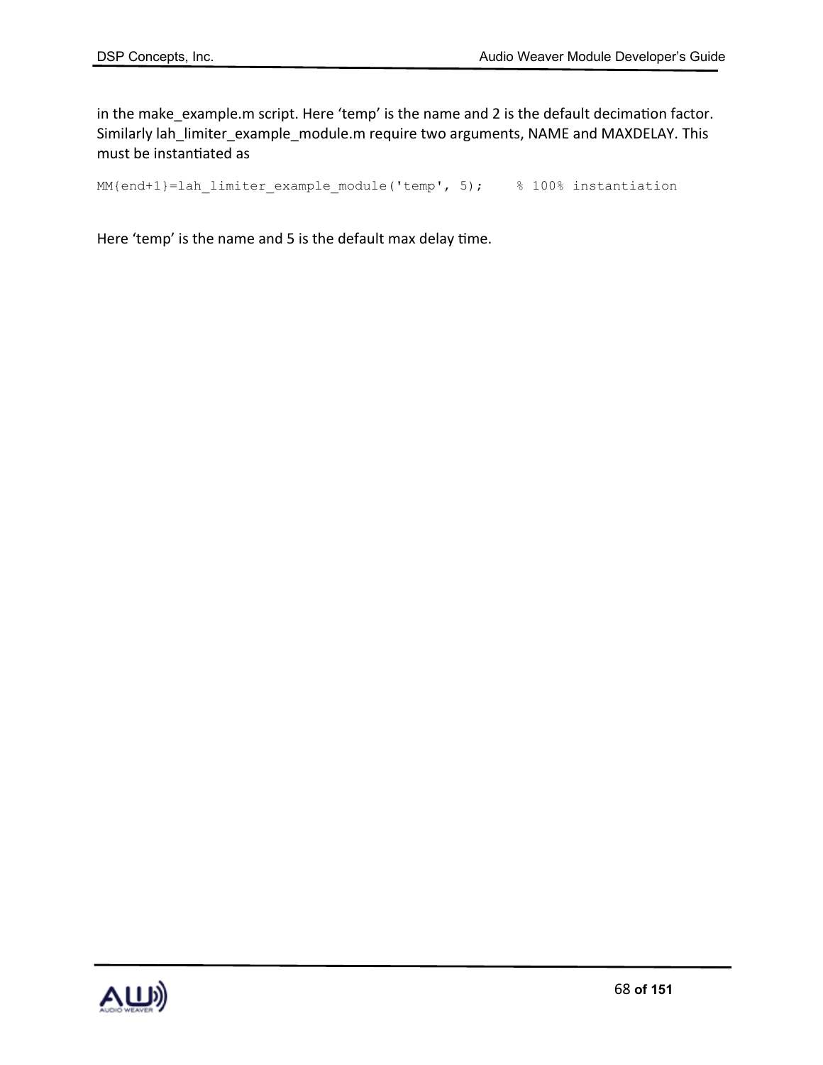in the make_example.m script. Here 'temp' is the name and 2 is the default decimation factor. Similarly lah_limiter_example_module.m require two arguments, NAME and MAXDELAY. This must be instantiated as

```
MM{end+1}=lah_limiter_example_module('temp', 5);    % 100% instantiation
```

Here 'temp' is the name and 5 is the default max delay time.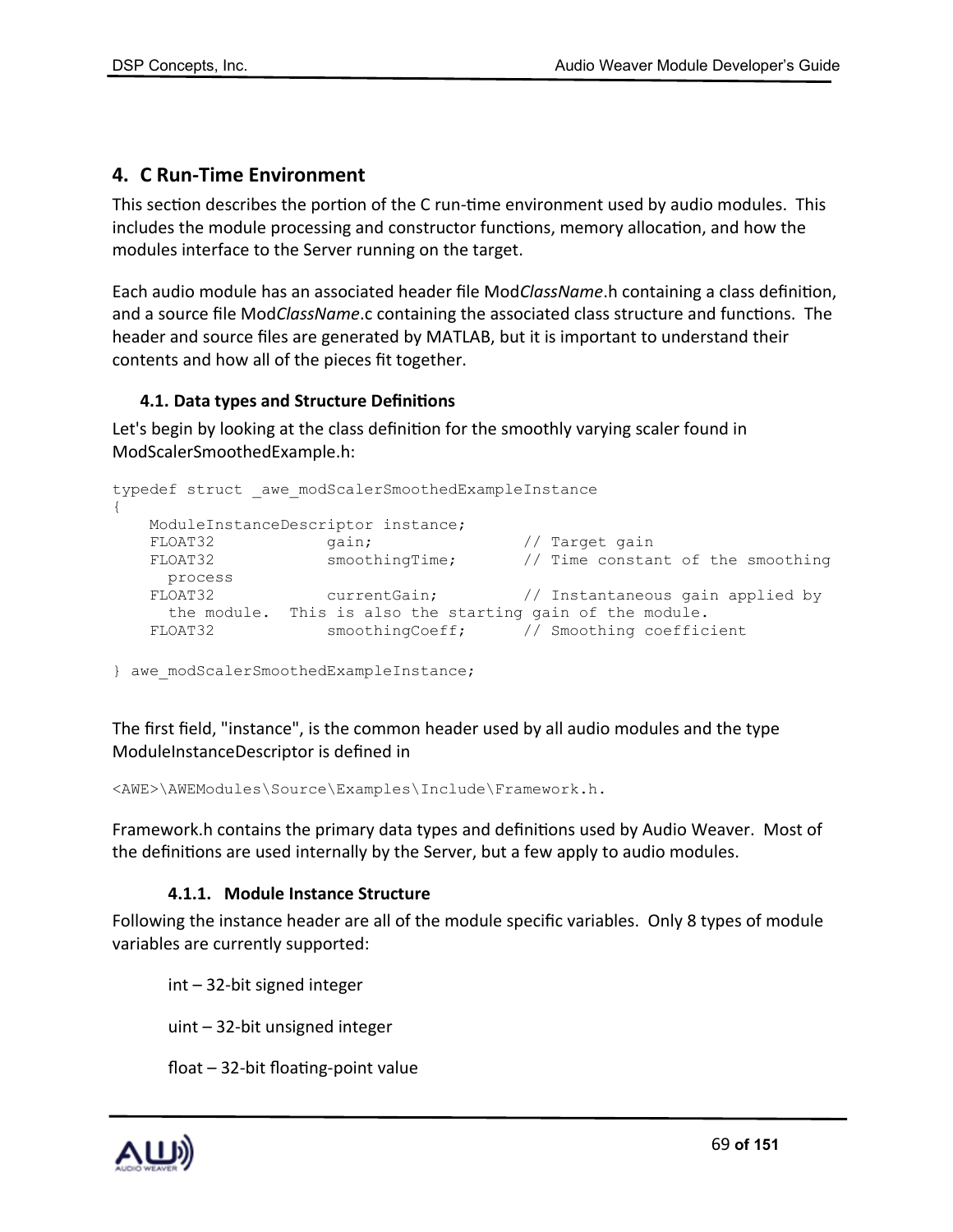# 4. C Run-Time Environment

This section describes the portion of the C run-time environment used by audio modules. This includes the module processing and constructor functions, memory allocation, and how the modules interface to the Server running on the target.

Each audio module has an associated header file Mod*ClassName*.h containing a class definition, and a source file Mod*ClassName*.c containing the associated class structure and functions. The header and source files are generated by MATLAB, but it is important to understand their contents and how all of the pieces fit together.

## 4.1. Data types and Structure Definitions

Let's begin by looking at the class definition for the smoothly varying scaler found in ModScalerSmoothedExample.h:

```
typedef struct _awe_modScalerSmoothedExampleInstance
{
    ModuleInstanceDescriptor instance;
    FLOAT32            gain;                // Target gain
    FLOAT32            smoothingTime;       // Time constant of the smoothing
      process
    FLOAT32            currentGain;         // Instantaneous gain applied by
      the module.  This is also the starting gain of the module.
    FLOAT32            smoothingCoeff;      // Smoothing coefficient

} awe_modScalerSmoothedExampleInstance;
```

The first field, "instance", is the common header used by all audio modules and the type ModuleInstanceDescriptor is defined in

```
<AWE>\AWEModules\Source\Examples\Include\Framework.h.
```

Framework.h contains the primary data types and definitions used by Audio Weaver. Most of the definitions are used internally by the Server, but a few apply to audio modules.

### 4.1.1. Module Instance Structure

Following the instance header are all of the module specific variables. Only 8 types of module variables are currently supported:

int – 32-bit signed integer

uint – 32-bit unsigned integer

float – 32-bit floating-point value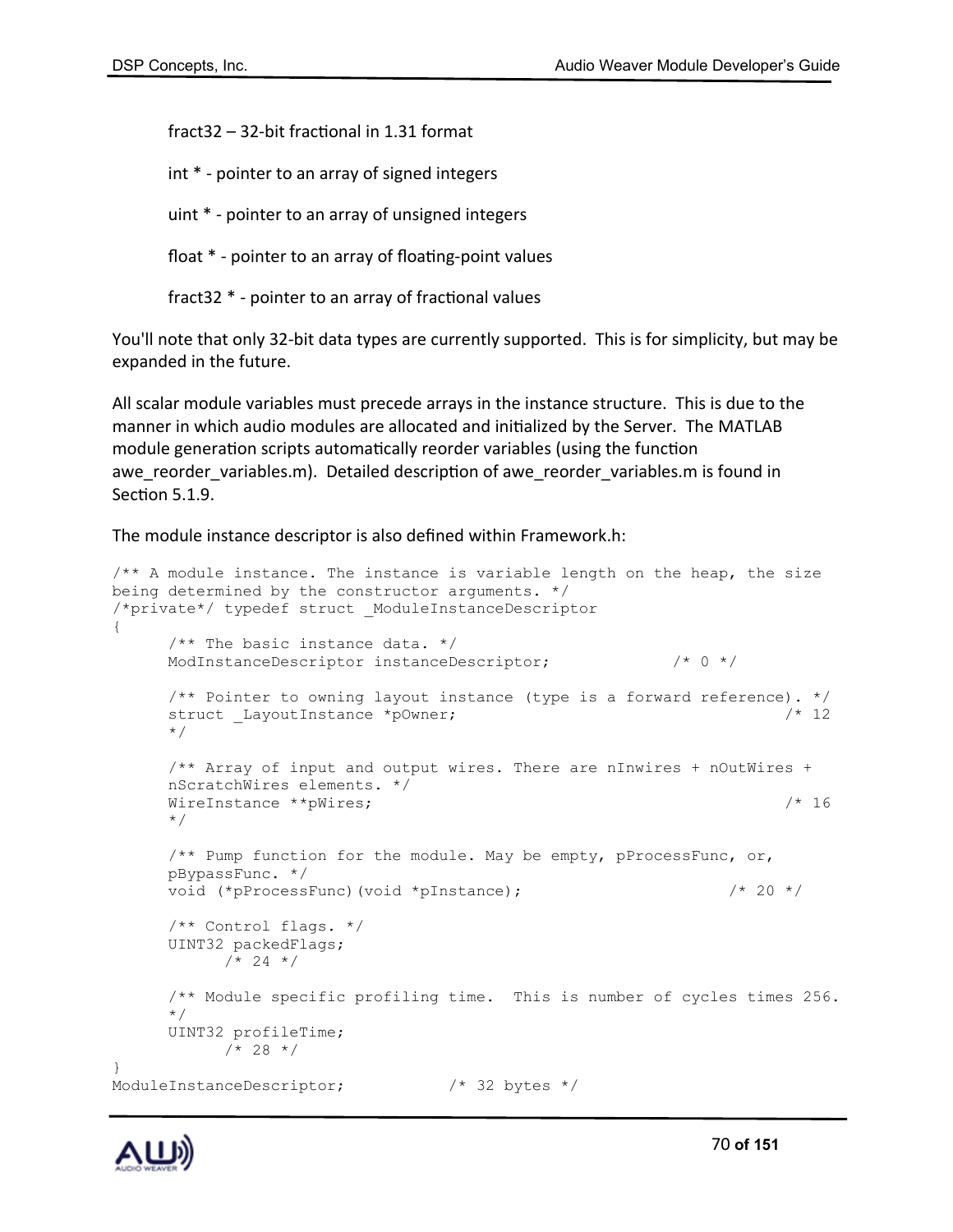fract32 – 32-bit fractional in 1.31 format

int * - pointer to an array of signed integers

uint * - pointer to an array of unsigned integers

float * - pointer to an array of floating-point values

fract32 * - pointer to an array of fractional values

You'll note that only 32-bit data types are currently supported. This is for simplicity, but may be expanded in the future.

All scalar module variables must precede arrays in the instance structure. This is due to the manner in which audio modules are allocated and initialized by the Server. The MATLAB module generation scripts automatically reorder variables (using the function awe_reorder_variables.m). Detailed description of awe_reorder_variables.m is found in Section 5.1.9.

The module instance descriptor is also defined within Framework.h:

```
/** A module instance. The instance is variable length on the heap, the size
being determined by the constructor arguments. */
/*private*/ typedef struct _ModuleInstanceDescriptor
{
      /** The basic instance data. */
      ModInstanceDescriptor instanceDescriptor;            /* 0 */

      /** Pointer to owning layout instance (type is a forward reference). */
      struct _LayoutInstance *pOwner;                                  /* 12
      */

      /** Array of input and output wires. There are nInwires + nOutWires +
      nScratchWires elements. */
      WireInstance **pWires;                                           /* 16
      */

      /** Pump function for the module. May be empty, pProcessFunc, or,
      pBypassFunc. */
      void (*pProcessFunc)(void *pInstance);                     /* 20 */

      /** Control flags. */
      UINT32 packedFlags;
            /* 24 */

      /** Module specific profiling time.  This is number of cycles times 256.
      */
      UINT32 profileTime;
            /* 28 */
}
ModuleInstanceDescriptor;           /* 32 bytes */
```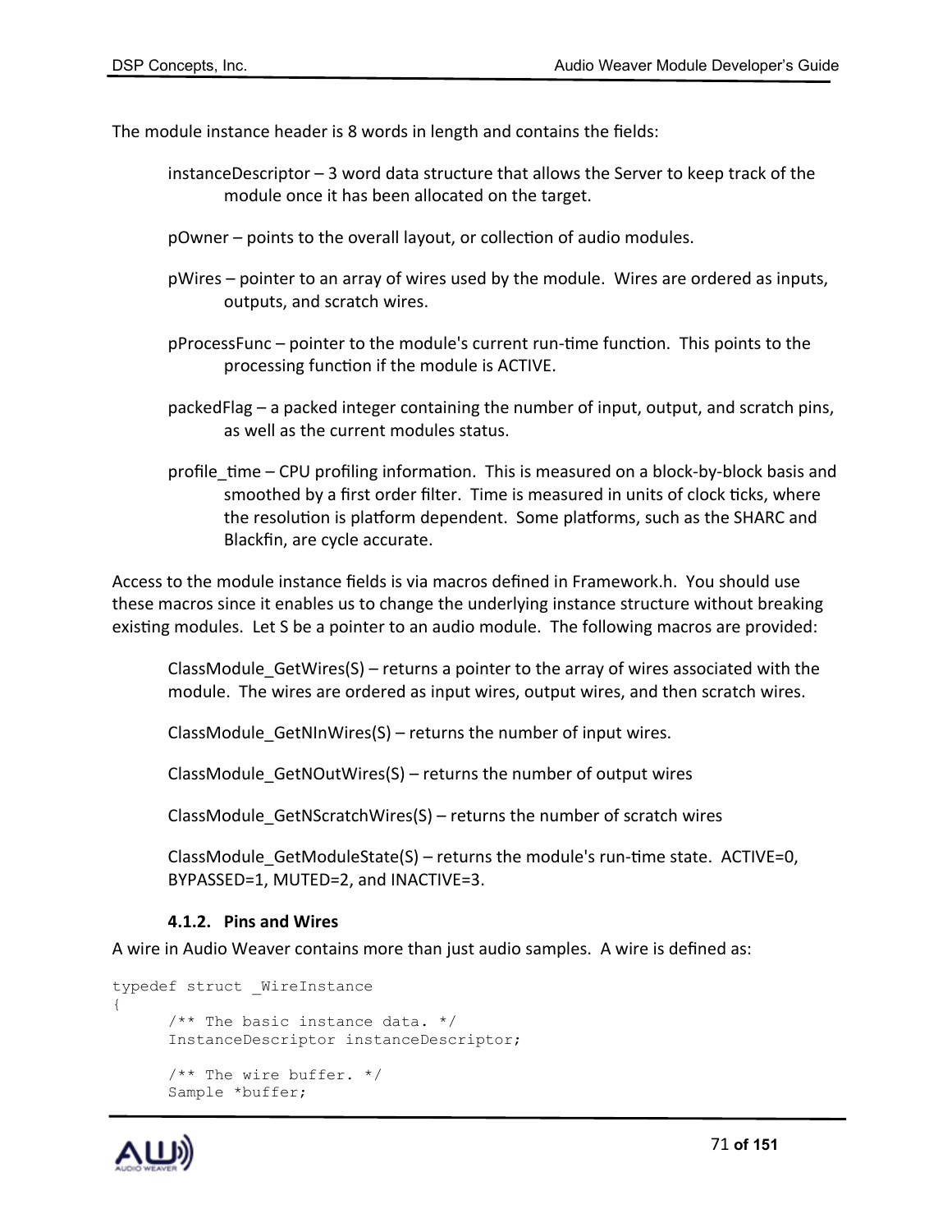The module instance header is 8 words in length and contains the fields:

instanceDescriptor – 3 word data structure that allows the Server to keep track of the module once it has been allocated on the target.

pOwner – points to the overall layout, or collection of audio modules.

pWires – pointer to an array of wires used by the module. Wires are ordered as inputs, outputs, and scratch wires.

pProcessFunc – pointer to the module's current run-time function. This points to the processing function if the module is ACTIVE.

packedFlag – a packed integer containing the number of input, output, and scratch pins, as well as the current modules status.

profile_time – CPU profiling information. This is measured on a block-by-block basis and smoothed by a first order filter. Time is measured in units of clock ticks, where the resolution is platform dependent. Some platforms, such as the SHARC and Blackfin, are cycle accurate.

Access to the module instance fields is via macros defined in Framework.h. You should use these macros since it enables us to change the underlying instance structure without breaking existing modules. Let S be a pointer to an audio module. The following macros are provided:

ClassModule_GetWires(S) – returns a pointer to the array of wires associated with the module. The wires are ordered as input wires, output wires, and then scratch wires.

ClassModule_GetNInWires(S) – returns the number of input wires.

ClassModule_GetNOutWires(S) – returns the number of output wires

ClassModule_GetNScratchWires(S) – returns the number of scratch wires

ClassModule_GetModuleState(S) – returns the module's run-time state. ACTIVE=0, BYPASSED=1, MUTED=2, and INACTIVE=3.

### 4.1.2. Pins and Wires

A wire in Audio Weaver contains more than just audio samples. A wire is defined as:

```
typedef struct _WireInstance
{
      /** The basic instance data. */
      InstanceDescriptor instanceDescriptor;

      /** The wire buffer. */
      Sample *buffer;
```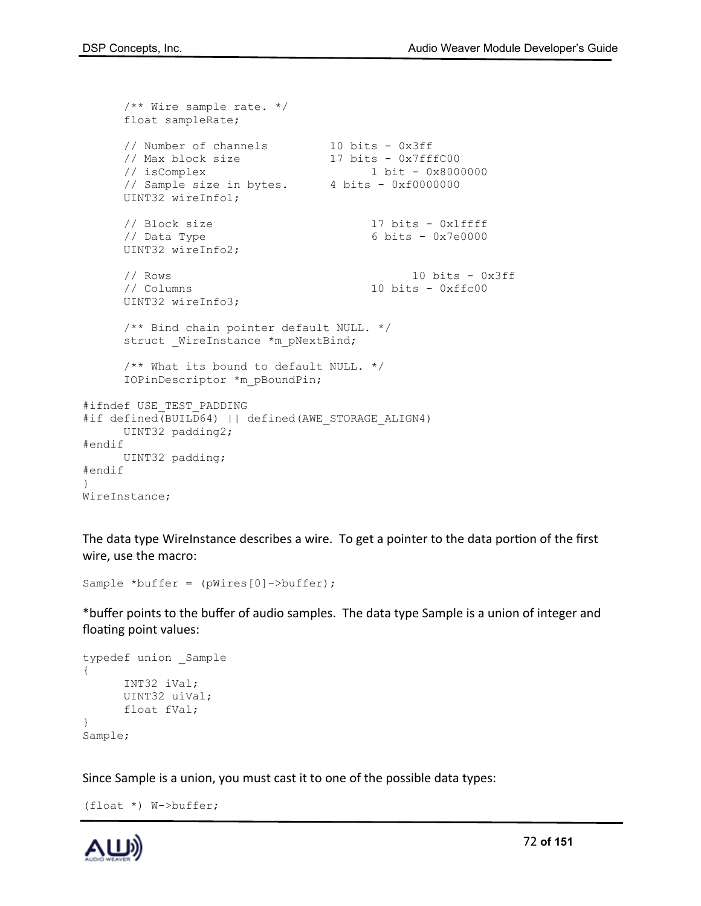```
      /** Wire sample rate. */
      float sampleRate;

      // Number of channels         10 bits - 0x3ff
      // Max block size             17 bits - 0x7fffC00
      // isComplex                        1 bit - 0x8000000
      // Sample size in bytes.      4 bits - 0xf0000000
      UINT32 wireInfo1;

      // Block size                       17 bits - 0x1ffff
      // Data Type                        6 bits - 0x7e0000
      UINT32 wireInfo2;

      // Rows                                   10 bits - 0x3ff
      // Columns                          10 bits - 0xffc00
      UINT32 wireInfo3;

      /** Bind chain pointer default NULL. */
      struct _WireInstance *m_pNextBind;

      /** What its bound to default NULL. */
      IOPinDescriptor *m_pBoundPin;

#ifndef USE_TEST_PADDING
#if defined(BUILD64) || defined(AWE_STORAGE_ALIGN4)
      UINT32 padding2;
#endif
      UINT32 padding;
#endif
}
WireInstance;
```

The data type WireInstance describes a wire. To get a pointer to the data portion of the first wire, use the macro:

```
Sample *buffer = (pWires[0]->buffer);
```

*buffer points to the buffer of audio samples. The data type Sample is a union of integer and floating point values:

```
typedef union _Sample
{
      INT32 iVal;
      UINT32 uiVal;
      float fVal;
}
Sample;
```

Since Sample is a union, you must cast it to one of the possible data types:

```
(float *) W->buffer;
```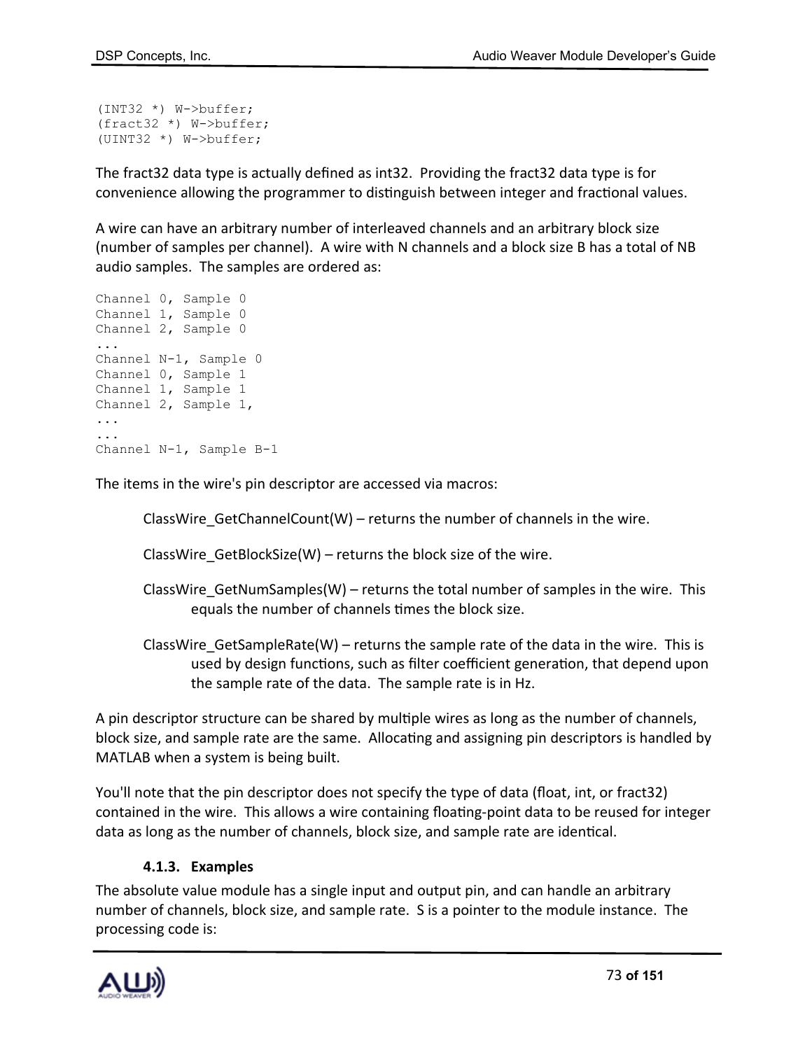```
(INT32 *) W->buffer;
(fract32 *) W->buffer;
(UINT32 *) W->buffer;
```

The fract32 data type is actually defined as int32. Providing the fract32 data type is for convenience allowing the programmer to distinguish between integer and fractional values.

A wire can have an arbitrary number of interleaved channels and an arbitrary block size (number of samples per channel). A wire with N channels and a block size B has a total of NB audio samples. The samples are ordered as:

```
Channel 0, Sample 0
Channel 1, Sample 0
Channel 2, Sample 0
...
Channel N-1, Sample 0
Channel 0, Sample 1
Channel 1, Sample 1
Channel 2, Sample 1,
...
...
Channel N-1, Sample B-1
```

The items in the wire's pin descriptor are accessed via macros:

ClassWire_GetChannelCount(W) – returns the number of channels in the wire.

ClassWire_GetBlockSize(W) – returns the block size of the wire.

ClassWire_GetNumSamples(W) – returns the total number of samples in the wire. This equals the number of channels times the block size.

ClassWire_GetSampleRate(W) – returns the sample rate of the data in the wire. This is used by design functions, such as filter coefficient generation, that depend upon the sample rate of the data. The sample rate is in Hz.

A pin descriptor structure can be shared by multiple wires as long as the number of channels, block size, and sample rate are the same. Allocating and assigning pin descriptors is handled by MATLAB when a system is being built.

You'll note that the pin descriptor does not specify the type of data (float, int, or fract32) contained in the wire. This allows a wire containing floating-point data to be reused for integer data as long as the number of channels, block size, and sample rate are identical.

#### 4.1.3. Examples

The absolute value module has a single input and output pin, and can handle an arbitrary number of channels, block size, and sample rate. S is a pointer to the module instance. The processing code is: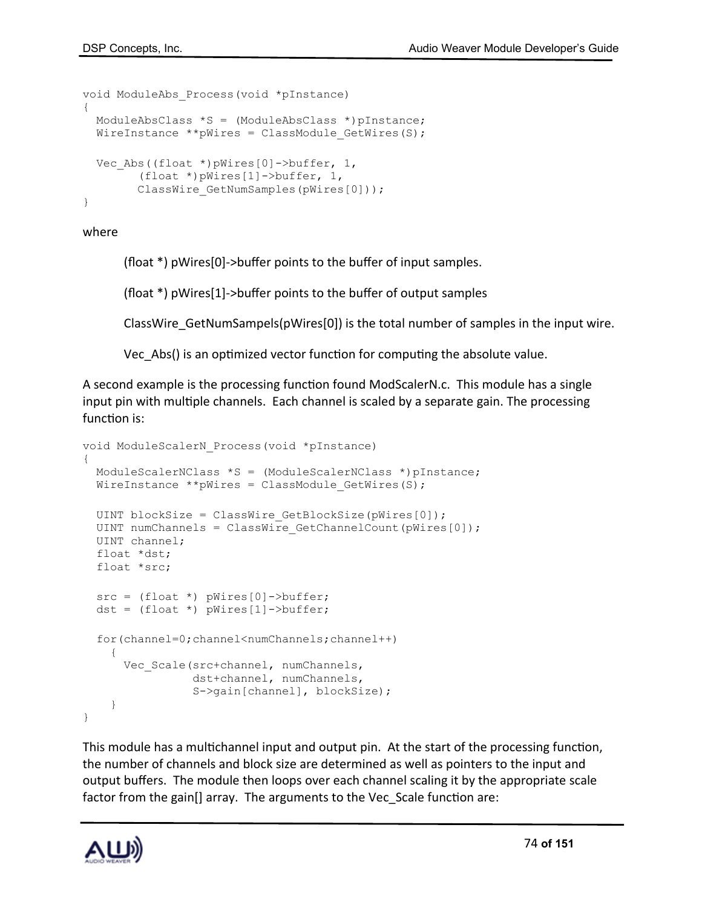```
void ModuleAbs_Process(void *pInstance)
{
  ModuleAbsClass *S = (ModuleAbsClass *)pInstance;
  WireInstance **pWires = ClassModule_GetWires(S);

  Vec_Abs((float *)pWires[0]->buffer, 1,
        (float *)pWires[1]->buffer, 1,
        ClassWire_GetNumSamples(pWires[0]));
}
```

where

> (float *) pWires[0]->buffer points to the buffer of input samples.
>
> (float *) pWires[1]->buffer points to the buffer of output samples
>
> ClassWire_GetNumSampels(pWires[0]) is the total number of samples in the input wire.
>
> Vec_Abs() is an optimized vector function for computing the absolute value.

A second example is the processing function found ModScalerN.c. This module has a single input pin with multiple channels. Each channel is scaled by a separate gain. The processing function is:

```
void ModuleScalerN_Process(void *pInstance)
{
  ModuleScalerNClass *S = (ModuleScalerNClass *)pInstance;
  WireInstance **pWires = ClassModule_GetWires(S);

  UINT blockSize = ClassWire_GetBlockSize(pWires[0]);
  UINT numChannels = ClassWire_GetChannelCount(pWires[0]);
  UINT channel;
  float *dst;
  float *src;

  src = (float *) pWires[0]->buffer;
  dst = (float *) pWires[1]->buffer;

  for(channel=0;channel<numChannels;channel++)
    {
      Vec_Scale(src+channel, numChannels,
                dst+channel, numChannels,
                S->gain[channel], blockSize);
    }
}
```

This module has a multichannel input and output pin. At the start of the processing function, the number of channels and block size are determined as well as pointers to the input and output buffers. The module then loops over each channel scaling it by the appropriate scale factor from the gain[] array. The arguments to the Vec_Scale function are: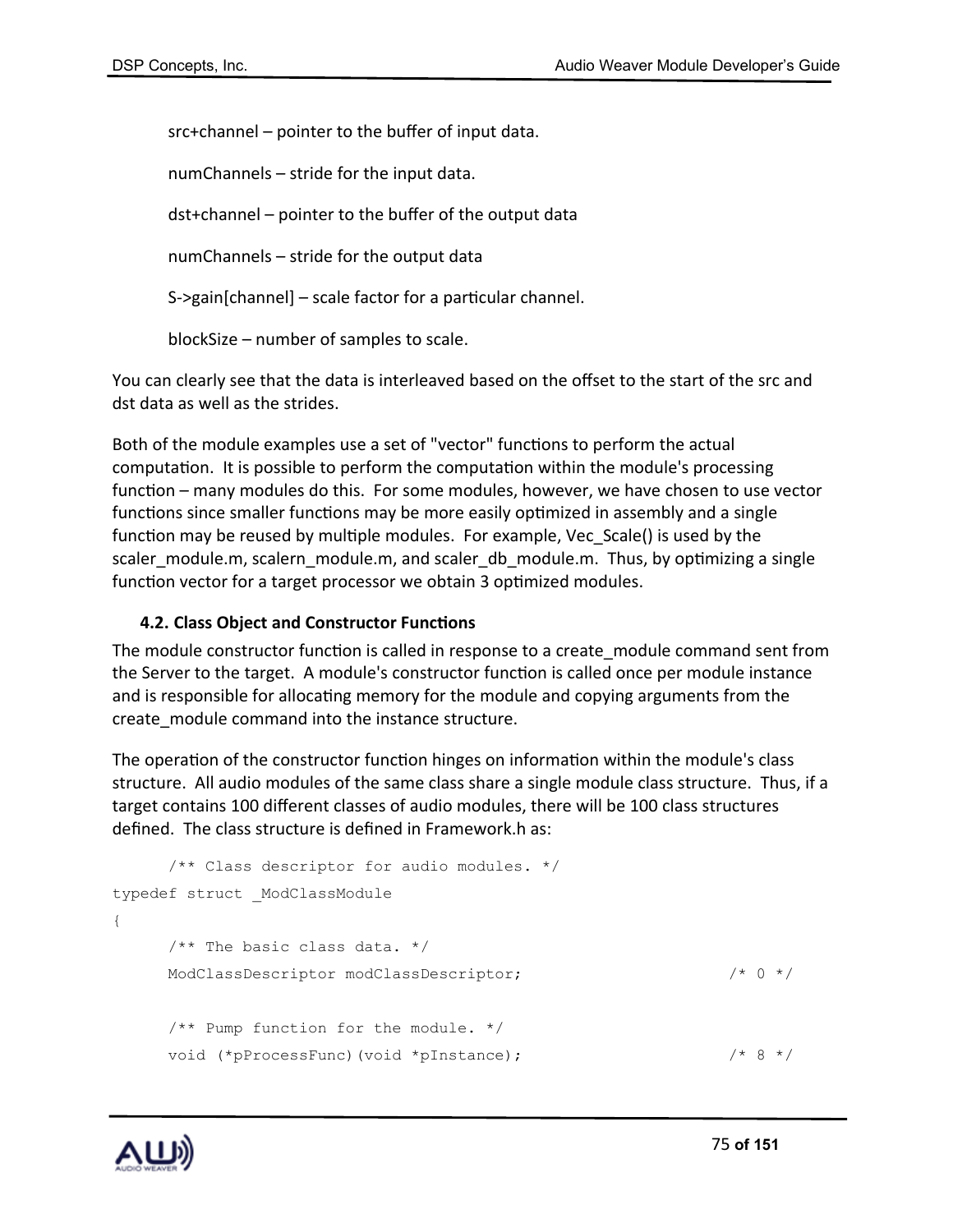src+channel – pointer to the buffer of input data.

numChannels – stride for the input data.

dst+channel – pointer to the buffer of the output data

numChannels – stride for the output data

S->gain[channel] – scale factor for a particular channel.

blockSize – number of samples to scale.

You can clearly see that the data is interleaved based on the offset to the start of the src and dst data as well as the strides.

Both of the module examples use a set of "vector" functions to perform the actual computation. It is possible to perform the computation within the module's processing function – many modules do this. For some modules, however, we have chosen to use vector functions since smaller functions may be more easily optimized in assembly and a single function may be reused by multiple modules. For example, Vec_Scale() is used by the scaler_module.m, scalern_module.m, and scaler_db_module.m. Thus, by optimizing a single function vector for a target processor we obtain 3 optimized modules.

### 4.2. Class Object and Constructor Functions

The module constructor function is called in response to a create_module command sent from the Server to the target. A module's constructor function is called once per module instance and is responsible for allocating memory for the module and copying arguments from the create_module command into the instance structure.

The operation of the constructor function hinges on information within the module's class structure. All audio modules of the same class share a single module class structure. Thus, if a target contains 100 different classes of audio modules, there will be 100 class structures defined. The class structure is defined in Framework.h as:

```
      /** Class descriptor for audio modules. */
typedef struct _ModClassModule
{
      /** The basic class data. */
      ModClassDescriptor modClassDescriptor;                    /* 0 */

      /** Pump function for the module. */
      void (*pProcessFunc)(void *pInstance);                    /* 8 */
```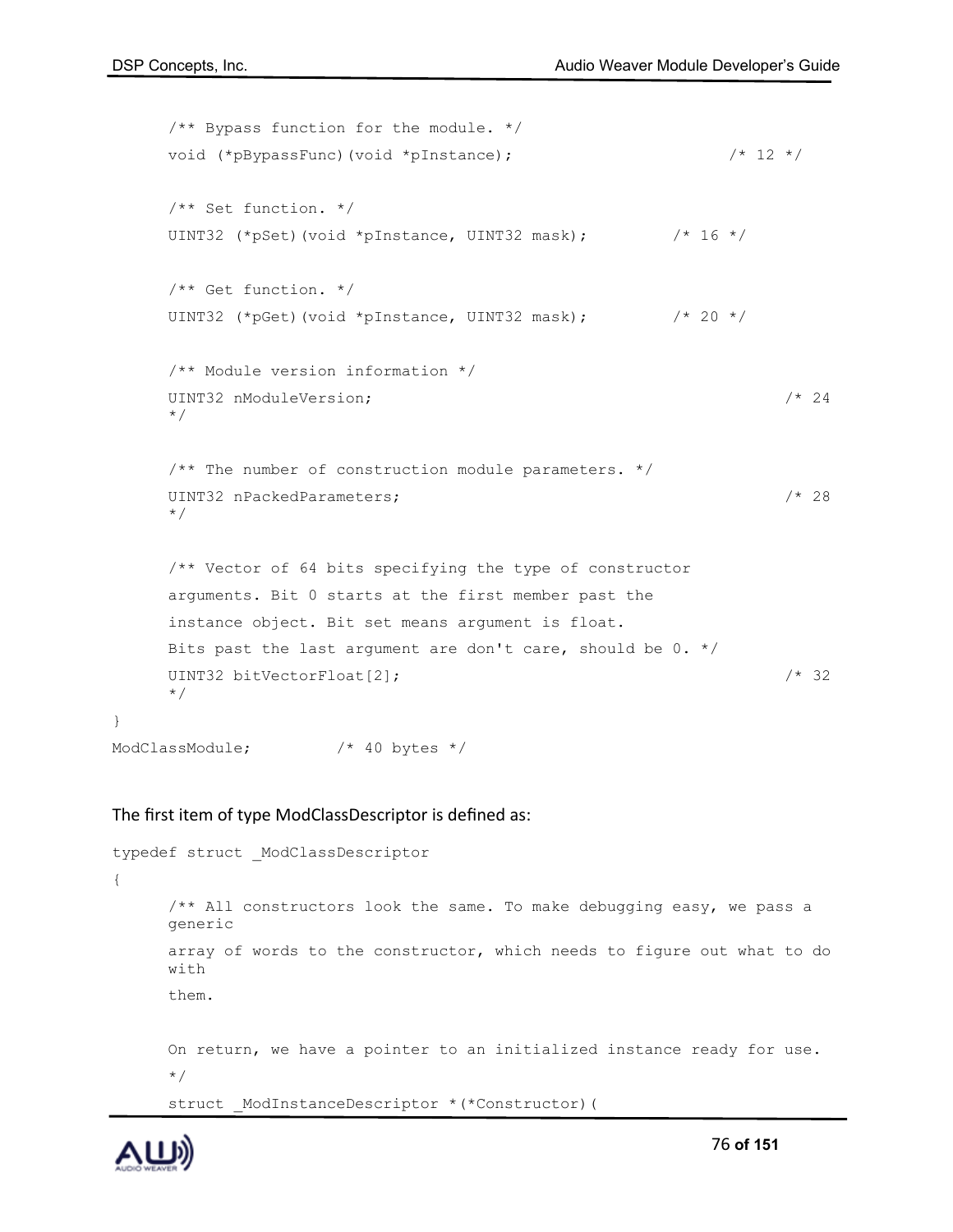```
    /** Bypass function for the module. */
    void (*pBypassFunc)(void *pInstance);                     /* 12 */

    /** Set function. */
    UINT32 (*pSet)(void *pInstance, UINT32 mask);         /* 16 */

    /** Get function. */
    UINT32 (*pGet)(void *pInstance, UINT32 mask);         /* 20 */

    /** Module version information */
    UINT32 nModuleVersion;                                         /* 24 
    */

    /** The number of construction module parameters. */
    UINT32 nPackedParameters;                                      /* 28 
    */

    /** Vector of 64 bits specifying the type of constructor
    arguments. Bit 0 starts at the first member past the
    instance object. Bit set means argument is float.
    Bits past the last argument are don't care, should be 0. */
    UINT32 bitVectorFloat[2];                                      /* 32 
    */
}
ModClassModule;        /* 40 bytes */
```

The first item of type ModClassDescriptor is defined as:

```
typedef struct _ModClassDescriptor
{
    /** All constructors look the same. To make debugging easy, we pass a 
    generic
    array of words to the constructor, which needs to figure out what to do 
    with
    them.

    On return, we have a pointer to an initialized instance ready for use.
    */
    struct _ModInstanceDescriptor *(*Constructor)(
```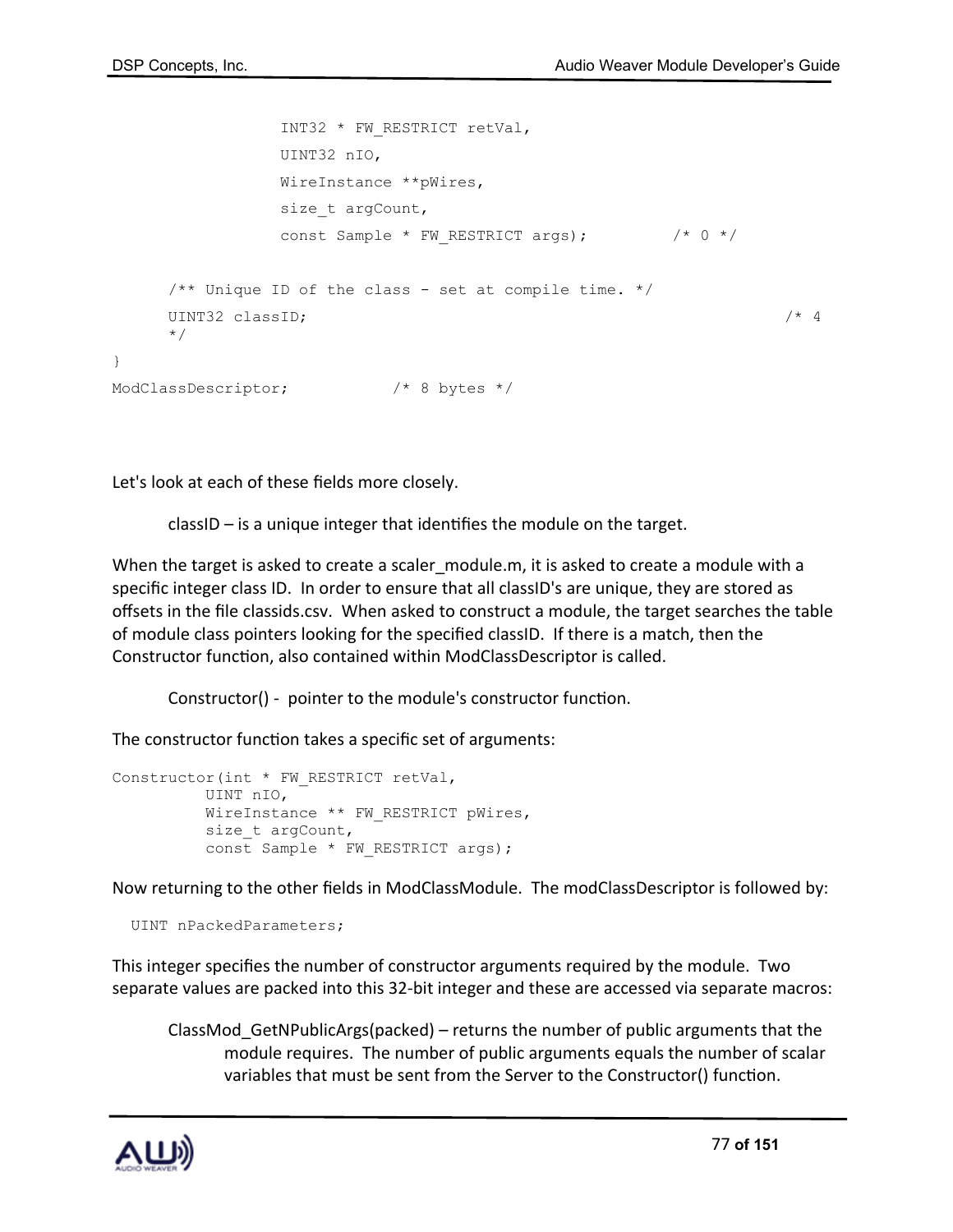```
                  INT32 * FW_RESTRICT retVal,
                  UINT32 nIO,
                  WireInstance **pWires,
                  size_t argCount,
                  const Sample * FW_RESTRICT args);         /* 0 */

      /** Unique ID of the class - set at compile time. */
      UINT32 classID;                                                  /* 4
      */
}
ModClassDescriptor;           /* 8 bytes */
```

Let's look at each of these fields more closely.

classID – is a unique integer that identifies the module on the target.

When the target is asked to create a scaler_module.m, it is asked to create a module with a specific integer class ID. In order to ensure that all classID's are unique, they are stored as offsets in the file classids.csv. When asked to construct a module, the target searches the table of module class pointers looking for the specified classID. If there is a match, then the Constructor function, also contained within ModClassDescriptor is called.

Constructor() - pointer to the module's constructor function.

The constructor function takes a specific set of arguments:

```
Constructor(int * FW_RESTRICT retVal,
          UINT nIO,
          WireInstance ** FW_RESTRICT pWires,
          size_t argCount,
          const Sample * FW_RESTRICT args);
```

Now returning to the other fields in ModClassModule. The modClassDescriptor is followed by:

```
  UINT nPackedParameters;
```

This integer specifies the number of constructor arguments required by the module. Two separate values are packed into this 32-bit integer and these are accessed via separate macros:

ClassMod_GetNPublicArgs(packed) – returns the number of public arguments that the module requires. The number of public arguments equals the number of scalar variables that must be sent from the Server to the Constructor() function.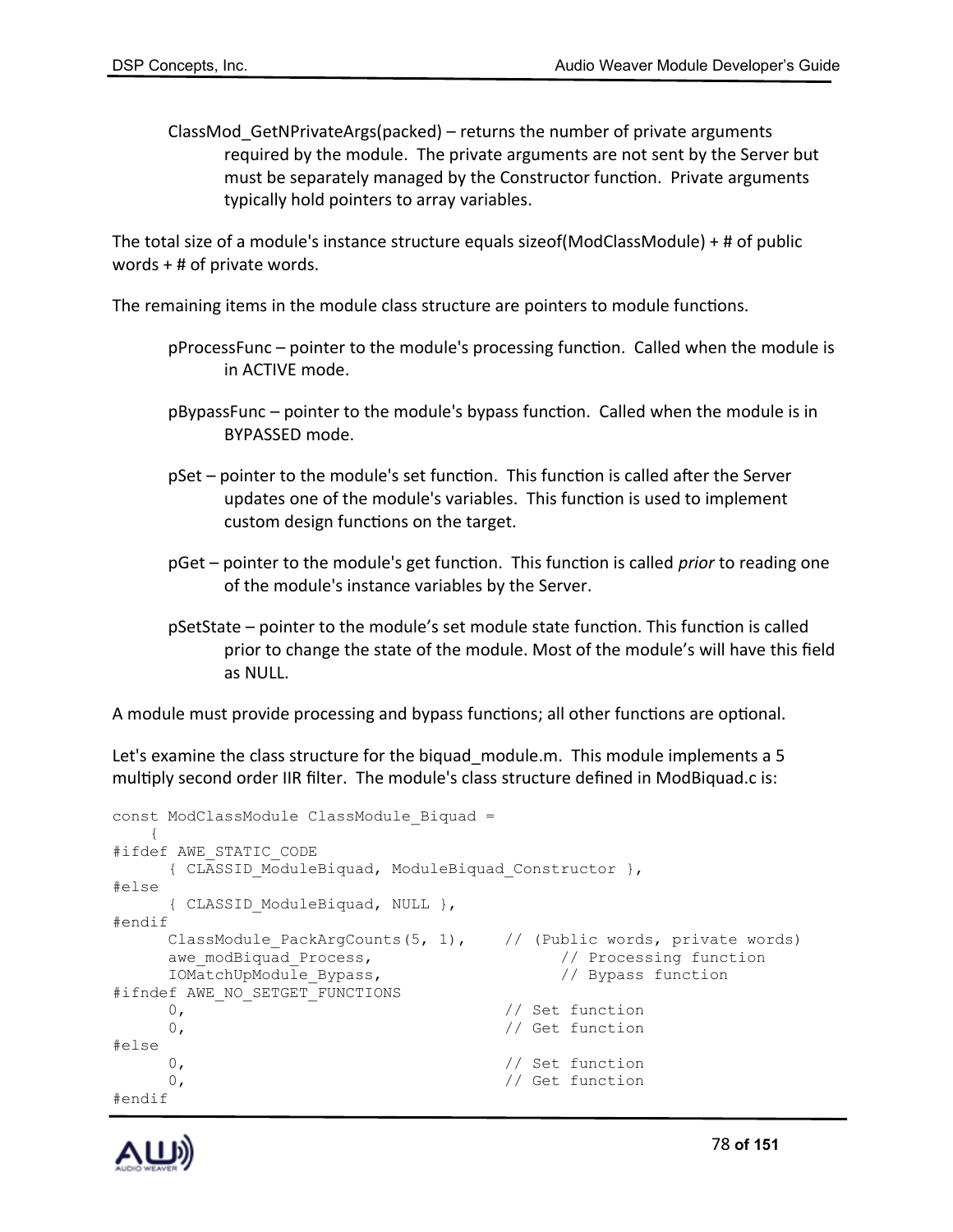ClassMod_GetNPrivateArgs(packed) – returns the number of private arguments required by the module. The private arguments are not sent by the Server but must be separately managed by the Constructor function. Private arguments typically hold pointers to array variables.

The total size of a module's instance structure equals sizeof(ModClassModule) + # of public words + # of private words.

The remaining items in the module class structure are pointers to module functions.

pProcessFunc – pointer to the module's processing function. Called when the module is in ACTIVE mode.

pBypassFunc – pointer to the module's bypass function. Called when the module is in BYPASSED mode.

pSet – pointer to the module's set function. This function is called after the Server updates one of the module's variables. This function is used to implement custom design functions on the target.

pGet – pointer to the module's get function. This function is called *prior* to reading one of the module's instance variables by the Server.

pSetState – pointer to the module’s set module state function. This function is called prior to change the state of the module. Most of the module’s will have this field as NULL.

A module must provide processing and bypass functions; all other functions are optional.

Let's examine the class structure for the biquad_module.m. This module implements a 5 multiply second order IIR filter. The module's class structure defined in ModBiquad.c is:

```
const ModClassModule ClassModule_Biquad =
    {
#ifdef AWE_STATIC_CODE
      { CLASSID_ModuleBiquad, ModuleBiquad_Constructor },
#else
      { CLASSID_ModuleBiquad, NULL },
#endif
      ClassModule_PackArgCounts(5, 1),    // (Public words, private words)
      awe_modBiquad_Process,                    // Processing function
      IOMatchUpModule_Bypass,                   // Bypass function
#ifndef AWE_NO_SETGET_FUNCTIONS
      0,                                  // Set function
      0,                                  // Get function
#else
      0,                                  // Set function
      0,                                  // Get function
#endif
```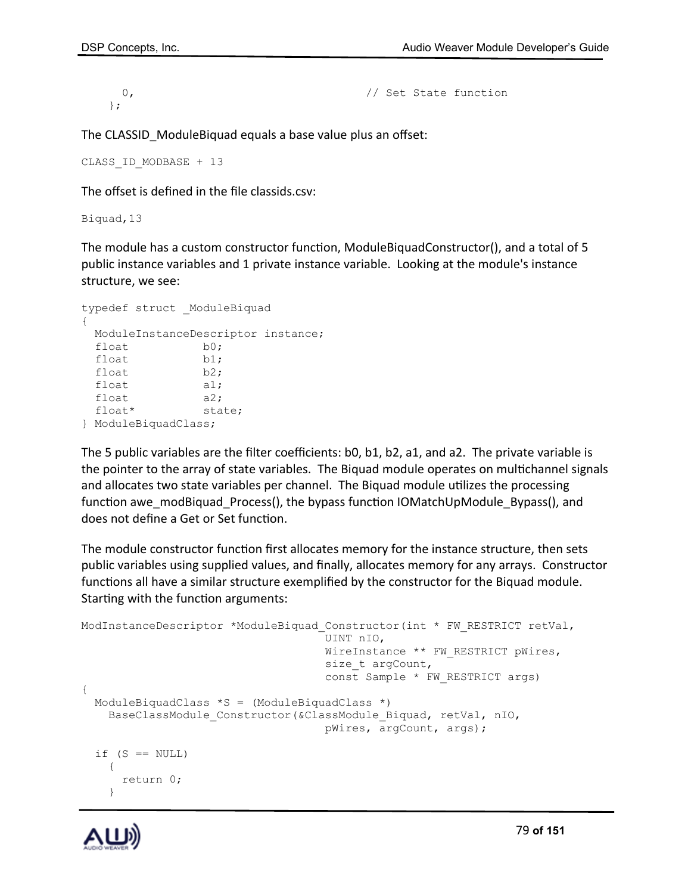```
    0,                                    // Set State function
  };
```

The CLASSID_ModuleBiquad equals a base value plus an offset:

```
CLASS_ID_MODBASE + 13
```

The offset is defined in the file classids.csv:

```
Biquad,13
```

The module has a custom constructor function, ModuleBiquadConstructor(), and a total of 5 public instance variables and 1 private instance variable. Looking at the module's instance structure, we see:

```
typedef struct _ModuleBiquad
{
  ModuleInstanceDescriptor instance;
  float           b0;
  float           b1;
  float           b2;
  float           a1;
  float           a2;
  float*          state;
} ModuleBiquadClass;
```

The 5 public variables are the filter coefficients: b0, b1, b2, a1, and a2. The private variable is the pointer to the array of state variables. The Biquad module operates on multichannel signals and allocates two state variables per channel. The Biquad module utilizes the processing function awe_modBiquad_Process(), the bypass function IOMatchUpModule_Bypass(), and does not define a Get or Set function.

The module constructor function first allocates memory for the instance structure, then sets public variables using supplied values, and finally, allocates memory for any arrays. Constructor functions all have a similar structure exemplified by the constructor for the Biquad module. Starting with the function arguments:

```
ModInstanceDescriptor *ModuleBiquad_Constructor(int * FW_RESTRICT retVal,
                                    UINT nIO,
                                    WireInstance ** FW_RESTRICT pWires,
                                    size_t argCount,
                                    const Sample * FW_RESTRICT args)
{
  ModuleBiquadClass *S = (ModuleBiquadClass *)
    BaseClassModule_Constructor(&ClassModule_Biquad, retVal, nIO,
                                    pWires, argCount, args);

  if (S == NULL)
    {
      return 0;
    }
```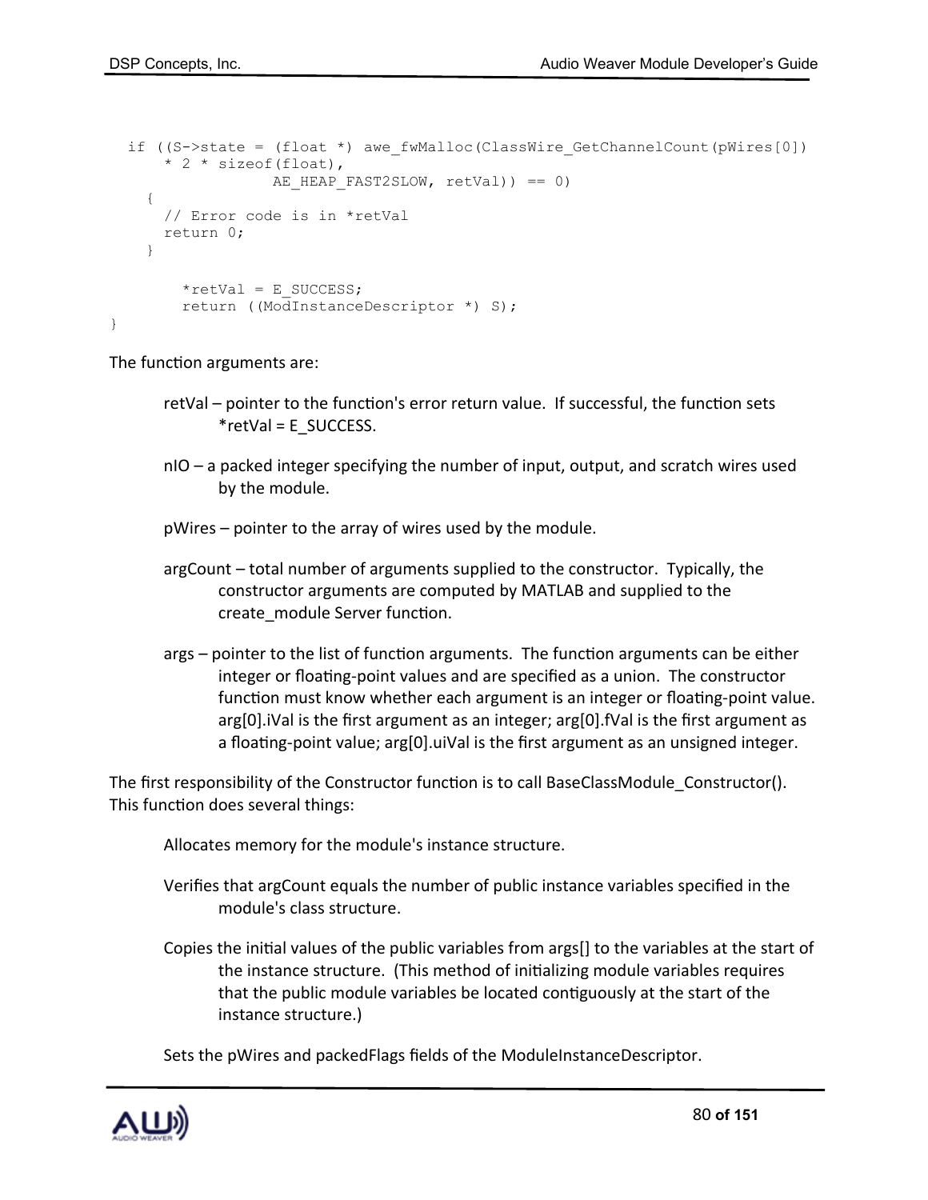```
    if ((S->state = (float *) awe_fwMalloc(ClassWire_GetChannelCount(pWires[0])
        * 2 * sizeof(float),
                    AE_HEAP_FAST2SLOW, retVal)) == 0)
      {
        // Error code is in *retVal
        return 0;
      }

          *retVal = E_SUCCESS;
          return ((ModInstanceDescriptor *) S);
}
```

The function arguments are:

retVal – pointer to the function's error return value. If successful, the function sets *retVal = E_SUCCESS.

nIO – a packed integer specifying the number of input, output, and scratch wires used by the module.

pWires – pointer to the array of wires used by the module.

argCount – total number of arguments supplied to the constructor. Typically, the constructor arguments are computed by MATLAB and supplied to the create_module Server function.

args – pointer to the list of function arguments. The function arguments can be either integer or floating-point values and are specified as a union. The constructor function must know whether each argument is an integer or floating-point value. arg[0].iVal is the first argument as an integer; arg[0].fVal is the first argument as a floating-point value; arg[0].uiVal is the first argument as an unsigned integer.

The first responsibility of the Constructor function is to call BaseClassModule_Constructor(). This function does several things:

Allocates memory for the module's instance structure.

Verifies that argCount equals the number of public instance variables specified in the module's class structure.

Copies the initial values of the public variables from args[] to the variables at the start of the instance structure. (This method of initializing module variables requires that the public module variables be located contiguously at the start of the instance structure.)

Sets the pWires and packedFlags fields of the ModuleInstanceDescriptor.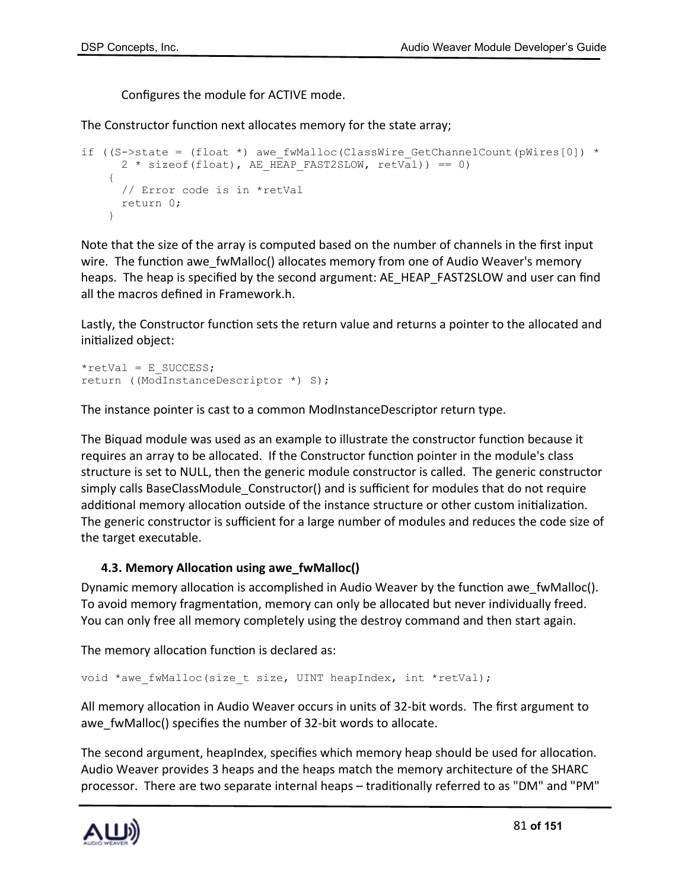Configures the module for ACTIVE mode.

The Constructor function next allocates memory for the state array;

```
if ((S->state = (float *) awe_fwMalloc(ClassWire_GetChannelCount(pWires[0]) *
      2 * sizeof(float), AE_HEAP_FAST2SLOW, retVal)) == 0)
    {
      // Error code is in *retVal
      return 0;
    }
```

Note that the size of the array is computed based on the number of channels in the first input wire. The function awe_fwMalloc() allocates memory from one of Audio Weaver's memory heaps. The heap is specified by the second argument: AE_HEAP_FAST2SLOW and user can find all the macros defined in Framework.h.

Lastly, the Constructor function sets the return value and returns a pointer to the allocated and initialized object:

```
*retVal = E_SUCCESS;
return ((ModInstanceDescriptor *) S);
```

The instance pointer is cast to a common ModInstanceDescriptor return type.

The Biquad module was used as an example to illustrate the constructor function because it requires an array to be allocated. If the Constructor function pointer in the module's class structure is set to NULL, then the generic module constructor is called. The generic constructor simply calls BaseClassModule_Constructor() and is sufficient for modules that do not require additional memory allocation outside of the instance structure or other custom initialization. The generic constructor is sufficient for a large number of modules and reduces the code size of the target executable.

### 4.3. Memory Allocation using awe_fwMalloc()

Dynamic memory allocation is accomplished in Audio Weaver by the function awe_fwMalloc(). To avoid memory fragmentation, memory can only be allocated but never individually freed. You can only free all memory completely using the destroy command and then start again.

The memory allocation function is declared as:

```
void *awe_fwMalloc(size_t size, UINT heapIndex, int *retVal);
```

All memory allocation in Audio Weaver occurs in units of 32-bit words. The first argument to awe_fwMalloc() specifies the number of 32-bit words to allocate.

The second argument, heapIndex, specifies which memory heap should be used for allocation. Audio Weaver provides 3 heaps and the heaps match the memory architecture of the SHARC processor. There are two separate internal heaps – traditionally referred to as "DM" and "PM"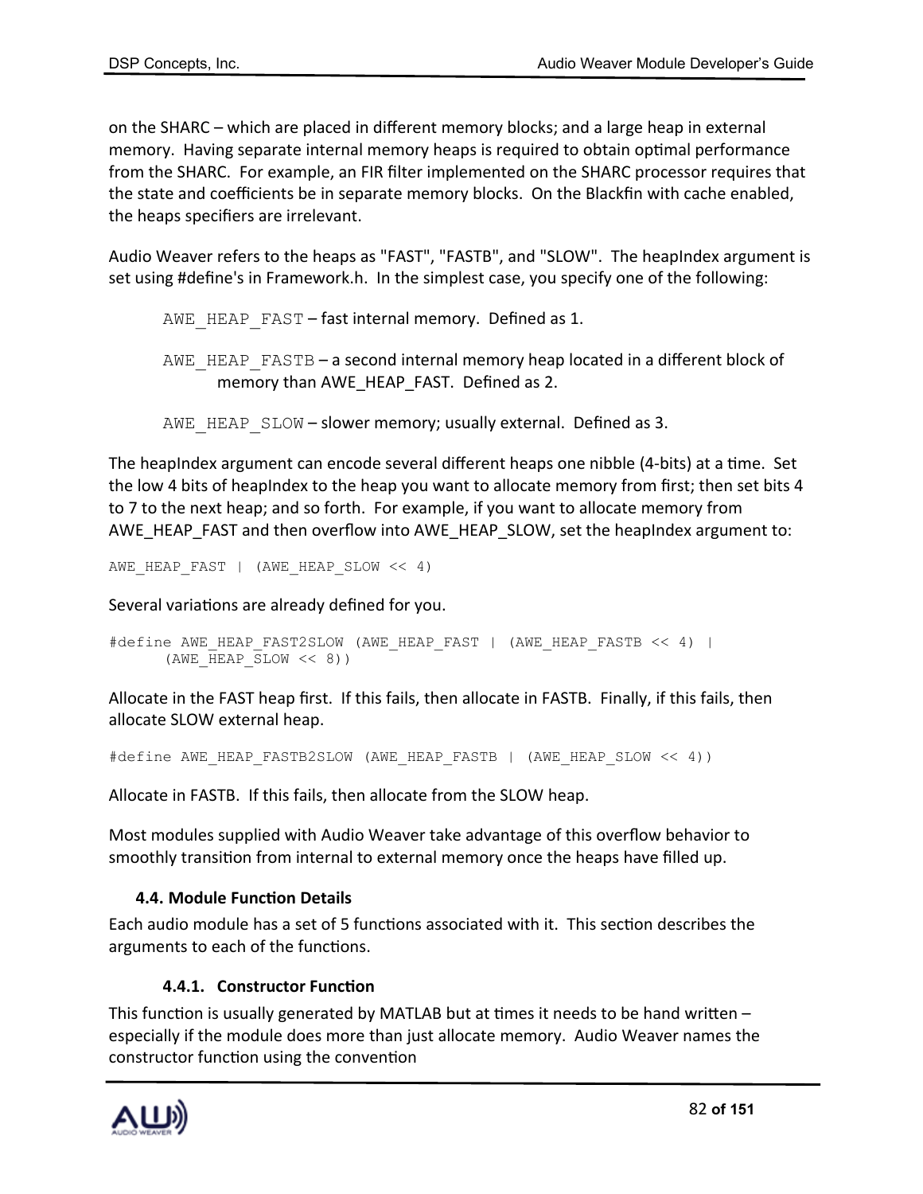on the SHARC – which are placed in different memory blocks; and a large heap in external memory. Having separate internal memory heaps is required to obtain optimal performance from the SHARC. For example, an FIR filter implemented on the SHARC processor requires that the state and coefficients be in separate memory blocks. On the Blackfin with cache enabled, the heaps specifiers are irrelevant.

Audio Weaver refers to the heaps as "FAST", "FASTB", and "SLOW". The heapIndex argument is set using #define's in Framework.h. In the simplest case, you specify one of the following:

> `AWE_HEAP_FAST` – fast internal memory. Defined as 1.
>
> `AWE_HEAP_FASTB` – a second internal memory heap located in a different block of memory than AWE_HEAP_FAST. Defined as 2.
>
> `AWE_HEAP_SLOW` – slower memory; usually external. Defined as 3.

The heapIndex argument can encode several different heaps one nibble (4-bits) at a time. Set the low 4 bits of heapIndex to the heap you want to allocate memory from first; then set bits 4 to 7 to the next heap; and so forth. For example, if you want to allocate memory from AWE_HEAP_FAST and then overflow into AWE_HEAP_SLOW, set the heapIndex argument to:

```
AWE_HEAP_FAST | (AWE_HEAP_SLOW << 4)
```

Several variations are already defined for you.

```
#define AWE_HEAP_FAST2SLOW (AWE_HEAP_FAST | (AWE_HEAP_FASTB << 4) |
      (AWE_HEAP_SLOW << 8))
```

Allocate in the FAST heap first. If this fails, then allocate in FASTB. Finally, if this fails, then allocate SLOW external heap.

```
#define AWE_HEAP_FASTB2SLOW (AWE_HEAP_FASTB | (AWE_HEAP_SLOW << 4))
```

Allocate in FASTB. If this fails, then allocate from the SLOW heap.

Most modules supplied with Audio Weaver take advantage of this overflow behavior to smoothly transition from internal to external memory once the heaps have filled up.

## 4.4. Module Function Details

Each audio module has a set of 5 functions associated with it. This section describes the arguments to each of the functions.

### 4.4.1. Constructor Function

This function is usually generated by MATLAB but at times it needs to be hand written – especially if the module does more than just allocate memory. Audio Weaver names the constructor function using the convention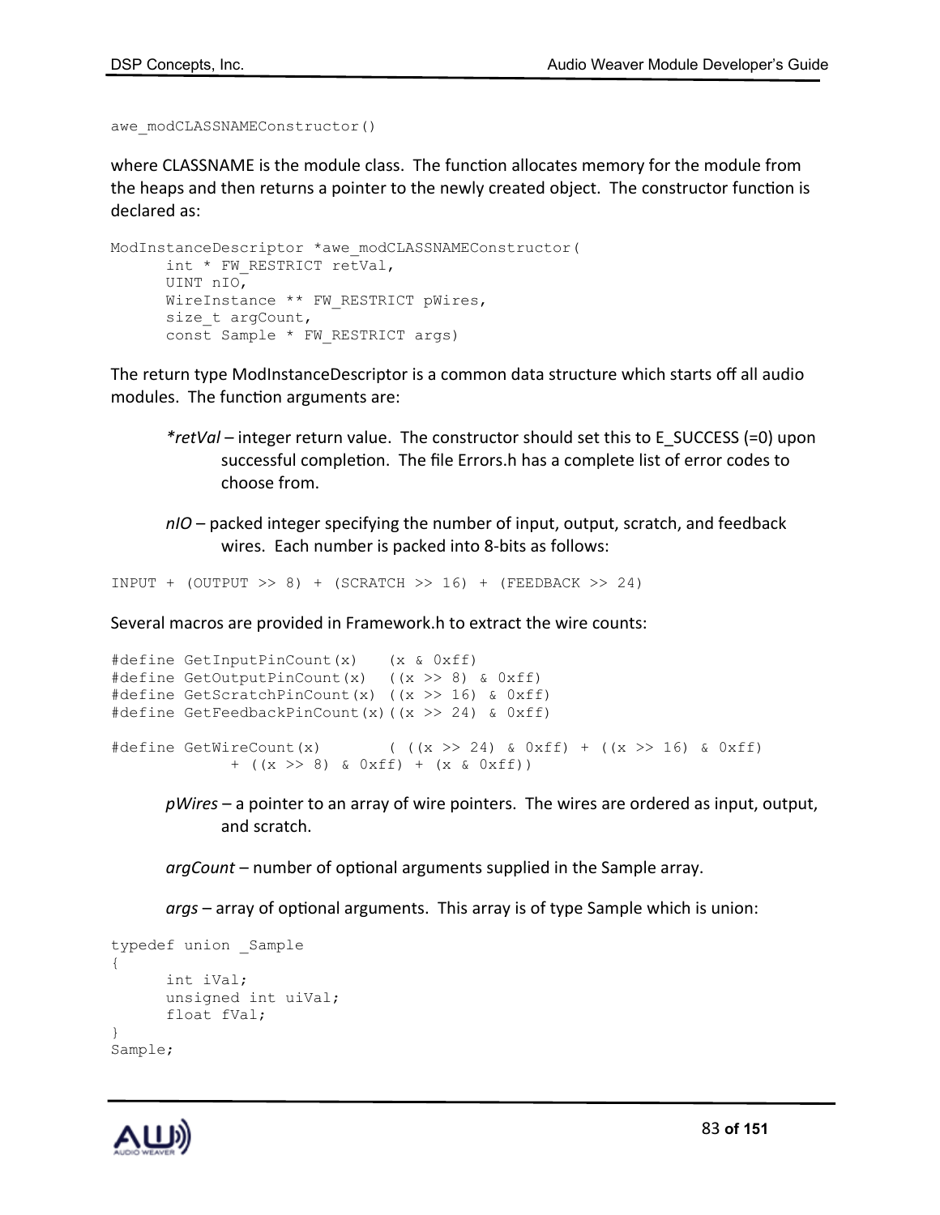```
awe_modCLASSNAMEConstructor()
```

where CLASSNAME is the module class. The function allocates memory for the module from the heaps and then returns a pointer to the newly created object. The constructor function is declared as:

```
ModInstanceDescriptor *awe_modCLASSNAMEConstructor(
      int * FW_RESTRICT retVal,
      UINT nIO,
      WireInstance ** FW_RESTRICT pWires,
      size_t argCount,
      const Sample * FW_RESTRICT args)
```

The return type ModInstanceDescriptor is a common data structure which starts off all audio modules. The function arguments are:

> *\*retVal* – integer return value. The constructor should set this to E_SUCCESS (=0) upon successful completion. The file Errors.h has a complete list of error codes to choose from.

> *nIO* – packed integer specifying the number of input, output, scratch, and feedback wires. Each number is packed into 8-bits as follows:

```
INPUT + (OUTPUT >> 8) + (SCRATCH >> 16) + (FEEDBACK >> 24)
```

Several macros are provided in Framework.h to extract the wire counts:

```
#define GetInputPinCount(x)    (x & 0xff)
#define GetOutputPinCount(x)   ((x >> 8) & 0xff)
#define GetScratchPinCount(x)  ((x >> 16) & 0xff)
#define GetFeedbackPinCount(x)((x >> 24) & 0xff)

#define GetWireCount(x)        ( ((x >> 24) & 0xff) + ((x >> 16) & 0xff)
            + ((x >> 8) & 0xff) + (x & 0xff))
```

> *pWires* – a pointer to an array of wire pointers. The wires are ordered as input, output, and scratch.

> *argCount* – number of optional arguments supplied in the Sample array.

> *args* – array of optional arguments. This array is of type Sample which is union:

```
typedef union _Sample
{
      int iVal;
      unsigned int uiVal;
      float fVal;
}
Sample;
```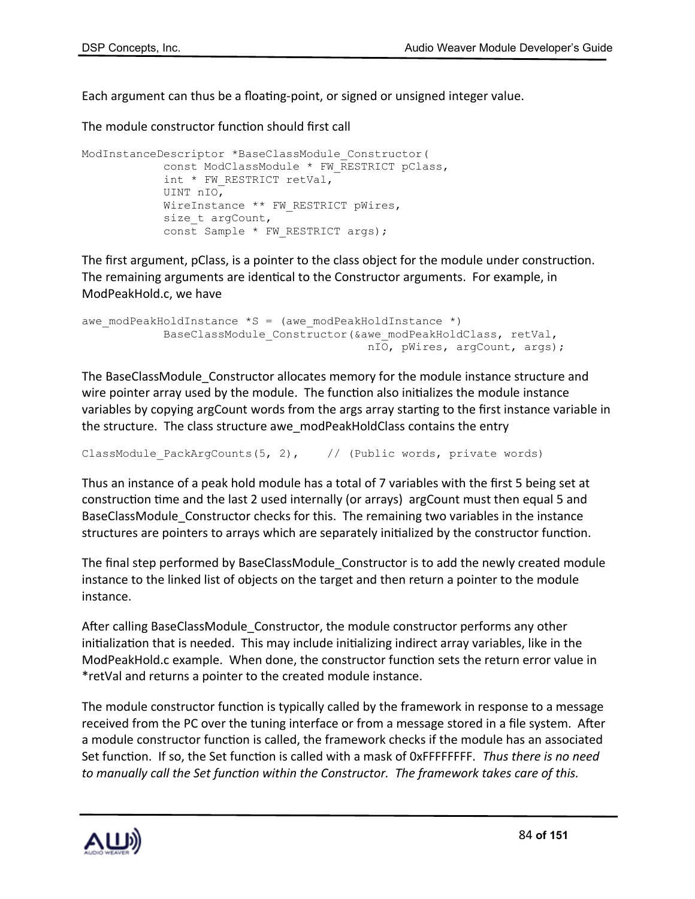Each argument can thus be a floating-point, or signed or unsigned integer value.

The module constructor function should first call

```
ModInstanceDescriptor *BaseClassModule_Constructor(
            const ModClassModule * FW_RESTRICT pClass,
            int * FW_RESTRICT retVal,
            UINT nIO,
            WireInstance ** FW_RESTRICT pWires,
            size_t argCount,
            const Sample * FW_RESTRICT args);
```

The first argument, pClass, is a pointer to the class object for the module under construction. The remaining arguments are identical to the Constructor arguments. For example, in ModPeakHold.c, we have

```
awe_modPeakHoldInstance *S = (awe_modPeakHoldInstance *)
            BaseClassModule_Constructor(&awe_modPeakHoldClass, retVal,
                                        nIO, pWires, argCount, args);
```

The BaseClassModule_Constructor allocates memory for the module instance structure and wire pointer array used by the module. The function also initializes the module instance variables by copying argCount words from the args array starting to the first instance variable in the structure. The class structure awe_modPeakHoldClass contains the entry

```
ClassModule_PackArgCounts(5, 2),    // (Public words, private words)
```

Thus an instance of a peak hold module has a total of 7 variables with the first 5 being set at construction time and the last 2 used internally (or arrays) argCount must then equal 5 and BaseClassModule_Constructor checks for this. The remaining two variables in the instance structures are pointers to arrays which are separately initialized by the constructor function.

The final step performed by BaseClassModule_Constructor is to add the newly created module instance to the linked list of objects on the target and then return a pointer to the module instance.

After calling BaseClassModule_Constructor, the module constructor performs any other initialization that is needed. This may include initializing indirect array variables, like in the ModPeakHold.c example. When done, the constructor function sets the return error value in *retVal and returns a pointer to the created module instance.

The module constructor function is typically called by the framework in response to a message received from the PC over the tuning interface or from a message stored in a file system. After a module constructor function is called, the framework checks if the module has an associated Set function. If so, the Set function is called with a mask of 0xFFFFFFFF. *Thus there is no need to manually call the Set function within the Constructor. The framework takes care of this.*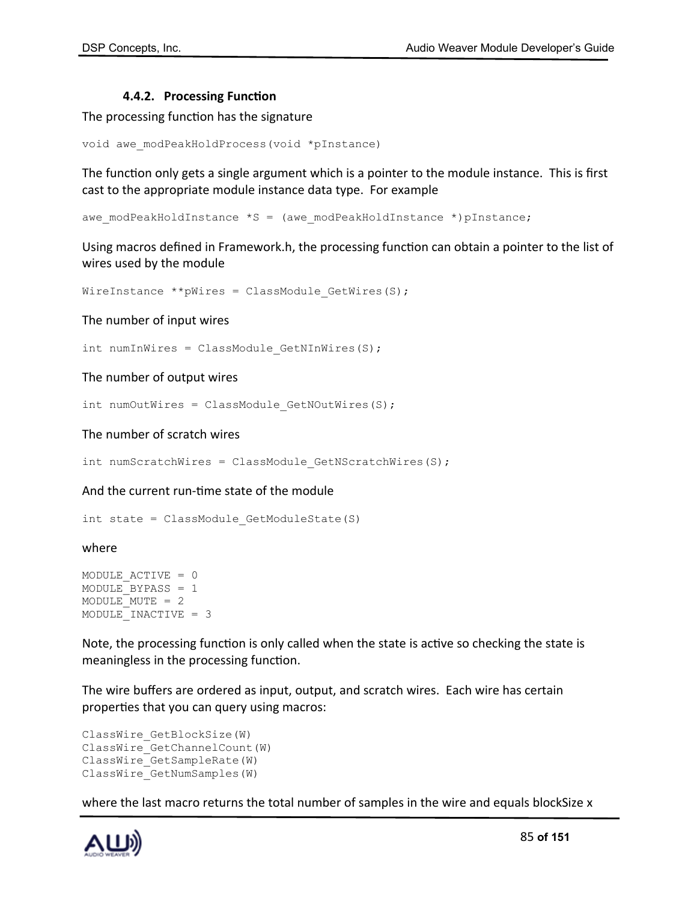#### 4.4.2. Processing Function

The processing function has the signature

```
void awe_modPeakHoldProcess(void *pInstance)
```

The function only gets a single argument which is a pointer to the module instance. This is first cast to the appropriate module instance data type. For example

```
awe_modPeakHoldInstance *S = (awe_modPeakHoldInstance *)pInstance;
```

Using macros defined in Framework.h, the processing function can obtain a pointer to the list of wires used by the module

```
WireInstance **pWires = ClassModule_GetWires(S);
```

The number of input wires

```
int numInWires = ClassModule_GetNInWires(S);
```

The number of output wires

```
int numOutWires = ClassModule_GetNOutWires(S);
```

The number of scratch wires

```
int numScratchWires = ClassModule_GetNScratchWires(S);
```

And the current run-time state of the module

```
int state = ClassModule_GetModuleState(S)
```

where

```
MODULE_ACTIVE = 0
MODULE_BYPASS = 1
MODULE_MUTE = 2
MODULE_INACTIVE = 3
```

Note, the processing function is only called when the state is active so checking the state is meaningless in the processing function.

The wire buffers are ordered as input, output, and scratch wires. Each wire has certain properties that you can query using macros:

```
ClassWire_GetBlockSize(W)
ClassWire_GetChannelCount(W)
ClassWire_GetSampleRate(W)
ClassWire_GetNumSamples(W)
```

where the last macro returns the total number of samples in the wire and equals blockSize x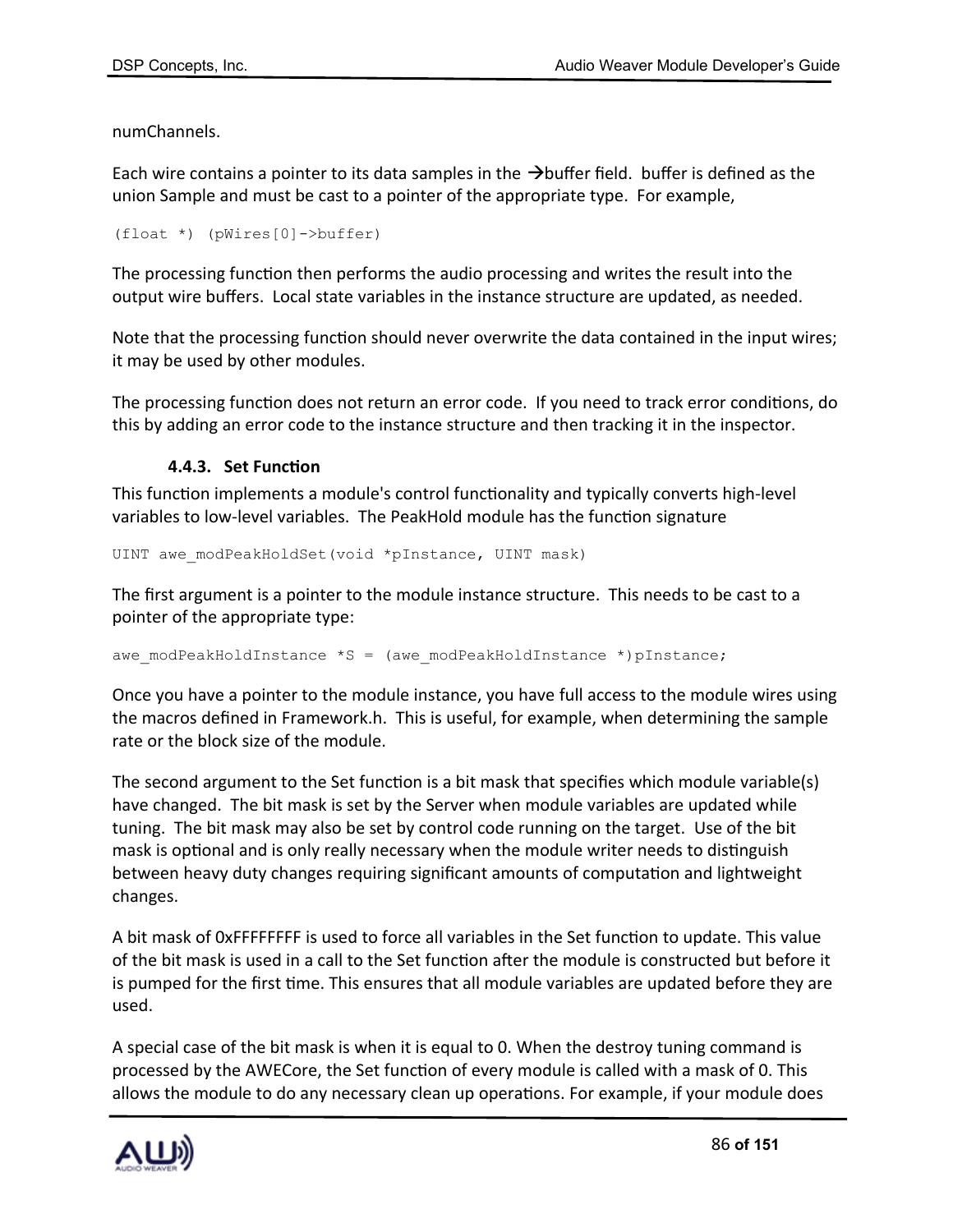numChannels.

Each wire contains a pointer to its data samples in the →buffer field.  buffer is defined as the union Sample and must be cast to a pointer of the appropriate type.  For example,

```
(float *) (pWires[0]->buffer)
```

The processing function then performs the audio processing and writes the result into the output wire buffers.  Local state variables in the instance structure are updated, as needed.

Note that the processing function should never overwrite the data contained in the input wires; it may be used by other modules.

The processing function does not return an error code.  If you need to track error conditions, do this by adding an error code to the instance structure and then tracking it in the inspector.

### 4.4.3. Set Function

This function implements a module's control functionality and typically converts high-level variables to low-level variables.  The PeakHold module has the function signature

```
UINT awe_modPeakHoldSet(void *pInstance, UINT mask)
```

The first argument is a pointer to the module instance structure.  This needs to be cast to a pointer of the appropriate type:

```
awe_modPeakHoldInstance *S = (awe_modPeakHoldInstance *)pInstance;
```

Once you have a pointer to the module instance, you have full access to the module wires using the macros defined in Framework.h.  This is useful, for example, when determining the sample rate or the block size of the module.

The second argument to the Set function is a bit mask that specifies which module variable(s) have changed.  The bit mask is set by the Server when module variables are updated while tuning.  The bit mask may also be set by control code running on the target.  Use of the bit mask is optional and is only really necessary when the module writer needs to distinguish between heavy duty changes requiring significant amounts of computation and lightweight changes.

A bit mask of 0xFFFFFFFF is used to force all variables in the Set function to update. This value of the bit mask is used in a call to the Set function after the module is constructed but before it is pumped for the first time. This ensures that all module variables are updated before they are used.

A special case of the bit mask is when it is equal to 0. When the destroy tuning command is processed by the AWECore, the Set function of every module is called with a mask of 0. This allows the module to do any necessary clean up operations. For example, if your module does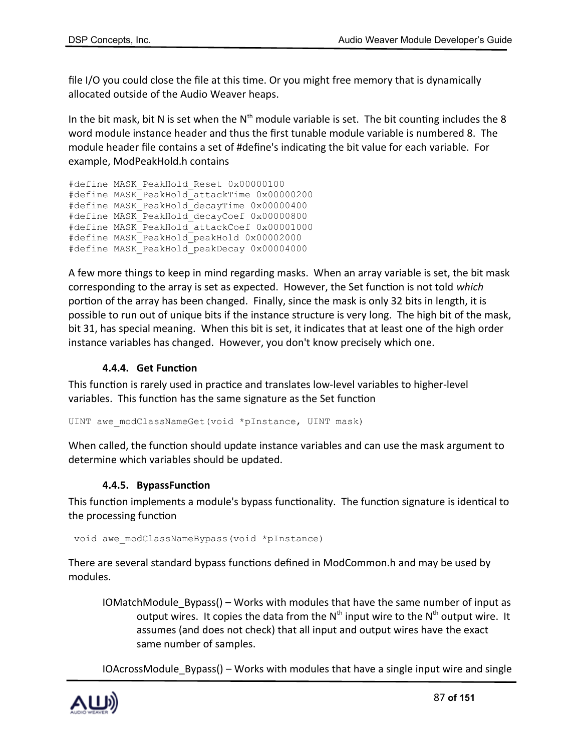file I/O you could close the file at this time. Or you might free memory that is dynamically allocated outside of the Audio Weaver heaps.

In the bit mask, bit N is set when the N^th module variable is set. The bit counting includes the 8 word module instance header and thus the first tunable module variable is numbered 8. The module header file contains a set of #define's indicating the bit value for each variable. For example, ModPeakHold.h contains

```
#define MASK_PeakHold_Reset 0x00000100
#define MASK_PeakHold_attackTime 0x00000200
#define MASK_PeakHold_decayTime 0x00000400
#define MASK_PeakHold_decayCoef 0x00000800
#define MASK_PeakHold_attackCoef 0x00001000
#define MASK_PeakHold_peakHold 0x00002000
#define MASK_PeakHold_peakDecay 0x00004000
```

A few more things to keep in mind regarding masks. When an array variable is set, the bit mask corresponding to the array is set as expected. However, the Set function is not told *which* portion of the array has been changed. Finally, since the mask is only 32 bits in length, it is possible to run out of unique bits if the instance structure is very long. The high bit of the mask, bit 31, has special meaning. When this bit is set, it indicates that at least one of the high order instance variables has changed. However, you don't know precisely which one.

### 4.4.4. Get Function

This function is rarely used in practice and translates low-level variables to higher-level variables. This function has the same signature as the Set function

```
UINT awe_modClassNameGet(void *pInstance, UINT mask)
```

When called, the function should update instance variables and can use the mask argument to determine which variables should be updated.

### 4.4.5. BypassFunction

This function implements a module's bypass functionality. The function signature is identical to the processing function

```
void awe_modClassNameBypass(void *pInstance)
```

There are several standard bypass functions defined in ModCommon.h and may be used by modules.

IOMatchModule_Bypass() – Works with modules that have the same number of input as output wires. It copies the data from the N^th input wire to the N^th output wire. It assumes (and does not check) that all input and output wires have the exact same number of samples.

IOAcrossModule_Bypass() – Works with modules that have a single input wire and single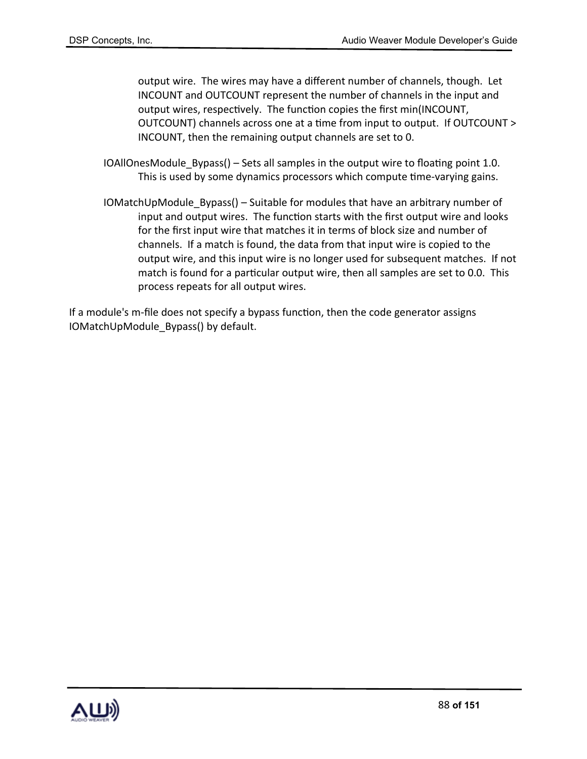output wire. The wires may have a different number of channels, though. Let INCOUNT and OUTCOUNT represent the number of channels in the input and output wires, respectively. The function copies the first min(INCOUNT, OUTCOUNT) channels across one at a time from input to output. If OUTCOUNT > INCOUNT, then the remaining output channels are set to 0.

IOAllOnesModule_Bypass() – Sets all samples in the output wire to floating point 1.0. This is used by some dynamics processors which compute time-varying gains.

IOMatchUpModule_Bypass() – Suitable for modules that have an arbitrary number of input and output wires. The function starts with the first output wire and looks for the first input wire that matches it in terms of block size and number of channels. If a match is found, the data from that input wire is copied to the output wire, and this input wire is no longer used for subsequent matches. If not match is found for a particular output wire, then all samples are set to 0.0. This process repeats for all output wires.

If a module's m-file does not specify a bypass function, then the code generator assigns IOMatchUpModule_Bypass() by default.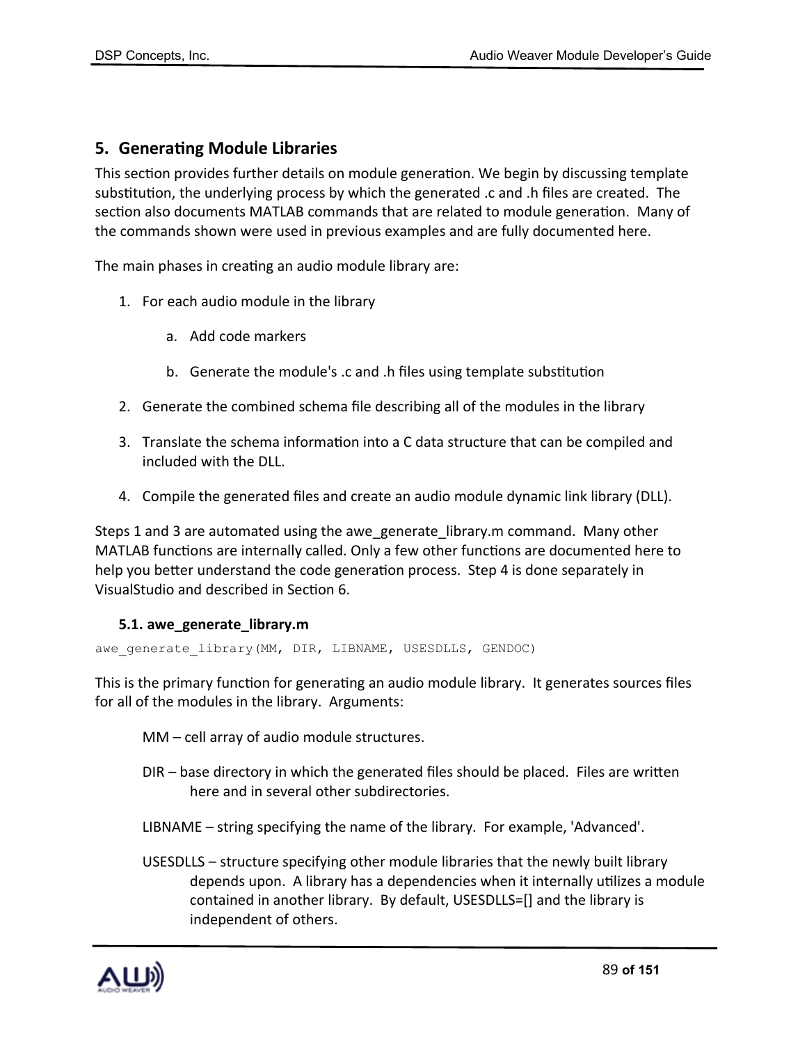# 5. Generating Module Libraries

This section provides further details on module generation. We begin by discussing template substitution, the underlying process by which the generated .c and .h files are created. The section also documents MATLAB commands that are related to module generation. Many of the commands shown were used in previous examples and are fully documented here.

The main phases in creating an audio module library are:

1. For each audio module in the library
   a. Add code markers
   b. Generate the module's .c and .h files using template substitution
2. Generate the combined schema file describing all of the modules in the library
3. Translate the schema information into a C data structure that can be compiled and included with the DLL.
4. Compile the generated files and create an audio module dynamic link library (DLL).

Steps 1 and 3 are automated using the awe_generate_library.m command. Many other MATLAB functions are internally called. Only a few other functions are documented here to help you better understand the code generation process. Step 4 is done separately in VisualStudio and described in Section 6.

## 5.1. awe_generate_library.m

```
awe_generate_library(MM, DIR, LIBNAME, USESDLLS, GENDOC)
```

This is the primary function for generating an audio module library. It generates sources files for all of the modules in the library. Arguments:

MM – cell array of audio module structures.

DIR – base directory in which the generated files should be placed. Files are written here and in several other subdirectories.

LIBNAME – string specifying the name of the library. For example, 'Advanced'.

USESDLLS – structure specifying other module libraries that the newly built library depends upon. A library has a dependencies when it internally utilizes a module contained in another library. By default, USESDLLS=[] and the library is independent of others.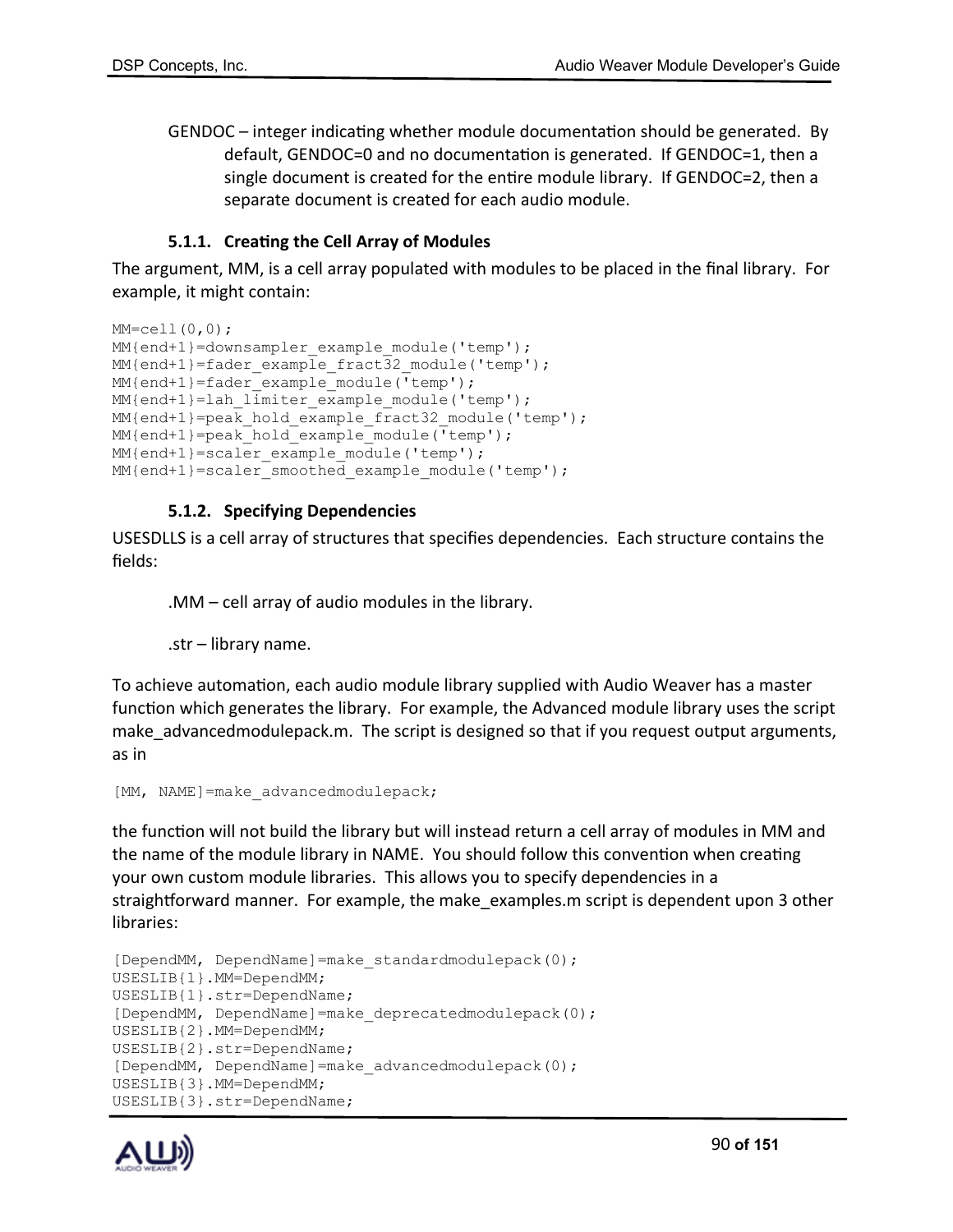GENDOC – integer indicating whether module documentation should be generated. By default, GENDOC=0 and no documentation is generated. If GENDOC=1, then a single document is created for the entire module library. If GENDOC=2, then a separate document is created for each audio module.

### 5.1.1. Creating the Cell Array of Modules

The argument, MM, is a cell array populated with modules to be placed in the final library. For example, it might contain:

```
MM=cell(0,0);
MM{end+1}=downsampler_example_module('temp');
MM{end+1}=fader_example_fract32_module('temp');
MM{end+1}=fader_example_module('temp');
MM{end+1}=lah_limiter_example_module('temp');
MM{end+1}=peak_hold_example_fract32_module('temp');
MM{end+1}=peak_hold_example_module('temp');
MM{end+1}=scaler_example_module('temp');
MM{end+1}=scaler_smoothed_example_module('temp');
```

### 5.1.2. Specifying Dependencies

USESDLLS is a cell array of structures that specifies dependencies. Each structure contains the fields:

.MM – cell array of audio modules in the library.

.str – library name.

To achieve automation, each audio module library supplied with Audio Weaver has a master function which generates the library. For example, the Advanced module library uses the script make_advancedmodulepack.m. The script is designed so that if you request output arguments, as in

```
[MM, NAME]=make_advancedmodulepack;
```

the function will not build the library but will instead return a cell array of modules in MM and the name of the module library in NAME. You should follow this convention when creating your own custom module libraries. This allows you to specify dependencies in a straightforward manner. For example, the make_examples.m script is dependent upon 3 other libraries:

```
[DependMM, DependName]=make_standardmodulepack(0);
USESLIB{1}.MM=DependMM;
USESLIB{1}.str=DependName;
[DependMM, DependName]=make_deprecatedmodulepack(0);
USESLIB{2}.MM=DependMM;
USESLIB{2}.str=DependName;
[DependMM, DependName]=make_advancedmodulepack(0);
USESLIB{3}.MM=DependMM;
USESLIB{3}.str=DependName;
```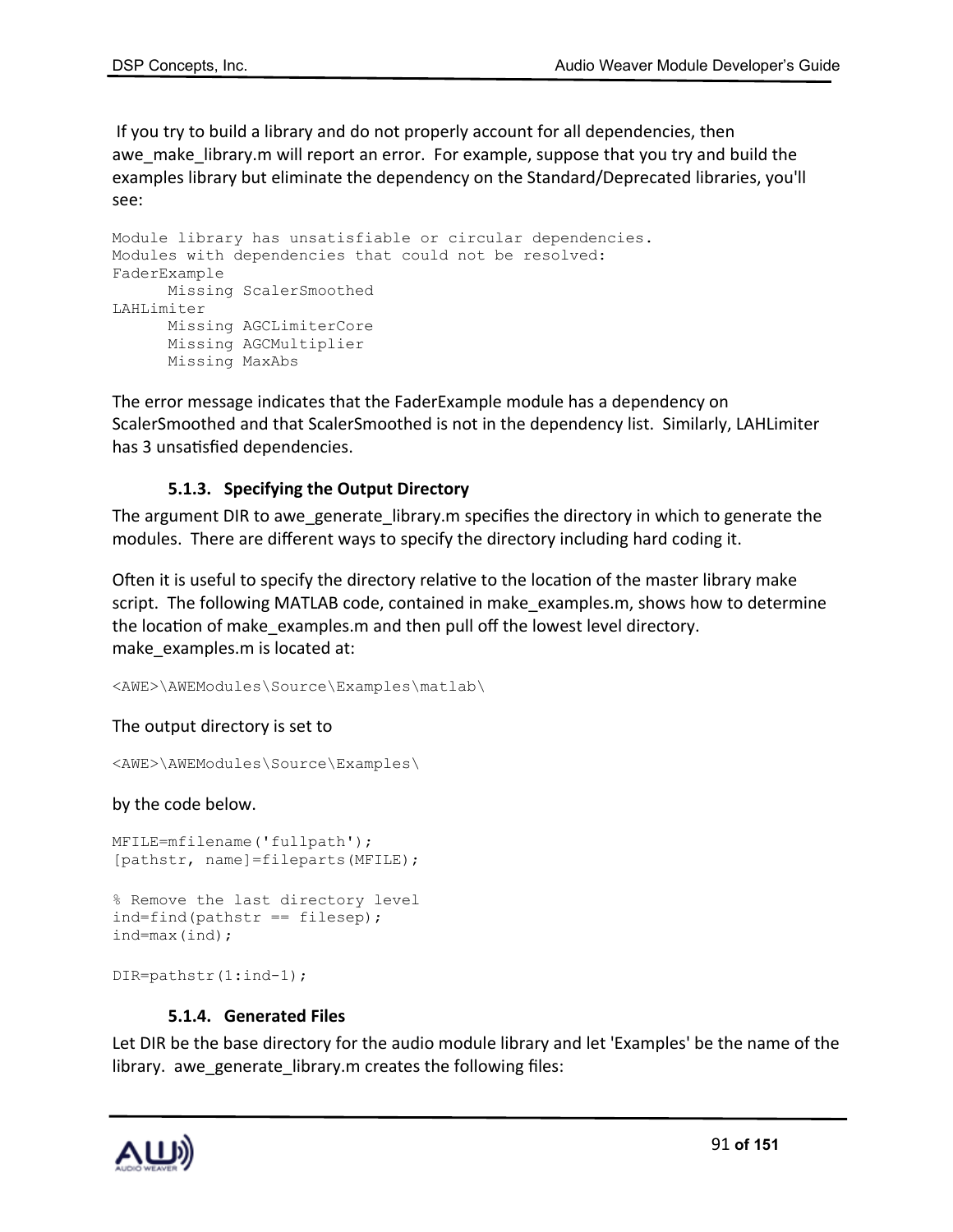If you try to build a library and do not properly account for all dependencies, then awe_make_library.m will report an error. For example, suppose that you try and build the examples library but eliminate the dependency on the Standard/Deprecated libraries, you'll see:

```
Module library has unsatisfiable or circular dependencies.
Modules with dependencies that could not be resolved:
FaderExample
      Missing ScalerSmoothed
LAHLimiter
      Missing AGCLimiterCore
      Missing AGCMultiplier
      Missing MaxAbs
```

The error message indicates that the FaderExample module has a dependency on ScalerSmoothed and that ScalerSmoothed is not in the dependency list. Similarly, LAHLimiter has 3 unsatisfied dependencies.

### 5.1.3. Specifying the Output Directory

The argument DIR to awe_generate_library.m specifies the directory in which to generate the modules. There are different ways to specify the directory including hard coding it.

Often it is useful to specify the directory relative to the location of the master library make script. The following MATLAB code, contained in make_examples.m, shows how to determine the location of make_examples.m and then pull off the lowest level directory. make_examples.m is located at:

```
<AWE>\AWEModules\Source\Examples\matlab\
```

The output directory is set to

```
<AWE>\AWEModules\Source\Examples\
```

by the code below.

```
MFILE=mfilename('fullpath');
[pathstr, name]=fileparts(MFILE);

% Remove the last directory level
ind=find(pathstr == filesep);
ind=max(ind);

DIR=pathstr(1:ind-1);
```

### 5.1.4. Generated Files

Let DIR be the base directory for the audio module library and let 'Examples' be the name of the library. awe_generate_library.m creates the following files: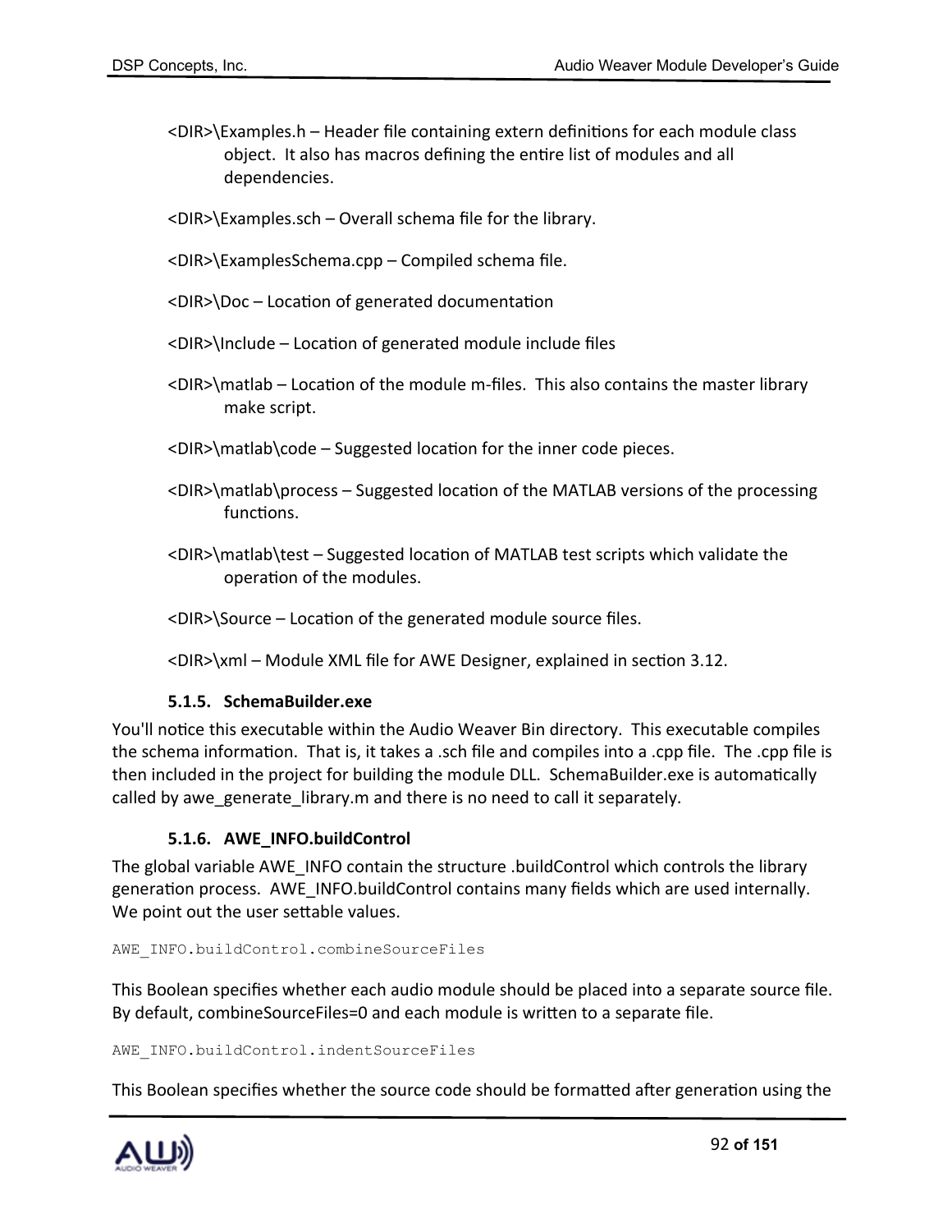<DIR>\Examples.h – Header file containing extern definitions for each module class object. It also has macros defining the entire list of modules and all dependencies.

<DIR>\Examples.sch – Overall schema file for the library.

<DIR>\ExamplesSchema.cpp – Compiled schema file.

<DIR>\Doc – Location of generated documentation

<DIR>\Include – Location of generated module include files

<DIR>\matlab – Location of the module m-files. This also contains the master library make script.

<DIR>\matlab\code – Suggested location for the inner code pieces.

<DIR>\matlab\process – Suggested location of the MATLAB versions of the processing functions.

<DIR>\matlab\test – Suggested location of MATLAB test scripts which validate the operation of the modules.

<DIR>\Source – Location of the generated module source files.

<DIR>\xml – Module XML file for AWE Designer, explained in section 3.12.

### 5.1.5. SchemaBuilder.exe

You'll notice this executable within the Audio Weaver Bin directory. This executable compiles the schema information. That is, it takes a .sch file and compiles into a .cpp file. The .cpp file is then included in the project for building the module DLL. SchemaBuilder.exe is automatically called by awe_generate_library.m and there is no need to call it separately.

### 5.1.6. AWE_INFO.buildControl

The global variable AWE_INFO contain the structure .buildControl which controls the library generation process. AWE_INFO.buildControl contains many fields which are used internally. We point out the user settable values.

```
AWE_INFO.buildControl.combineSourceFiles
```

This Boolean specifies whether each audio module should be placed into a separate source file. By default, combineSourceFiles=0 and each module is written to a separate file.

```
AWE_INFO.buildControl.indentSourceFiles
```

This Boolean specifies whether the source code should be formatted after generation using the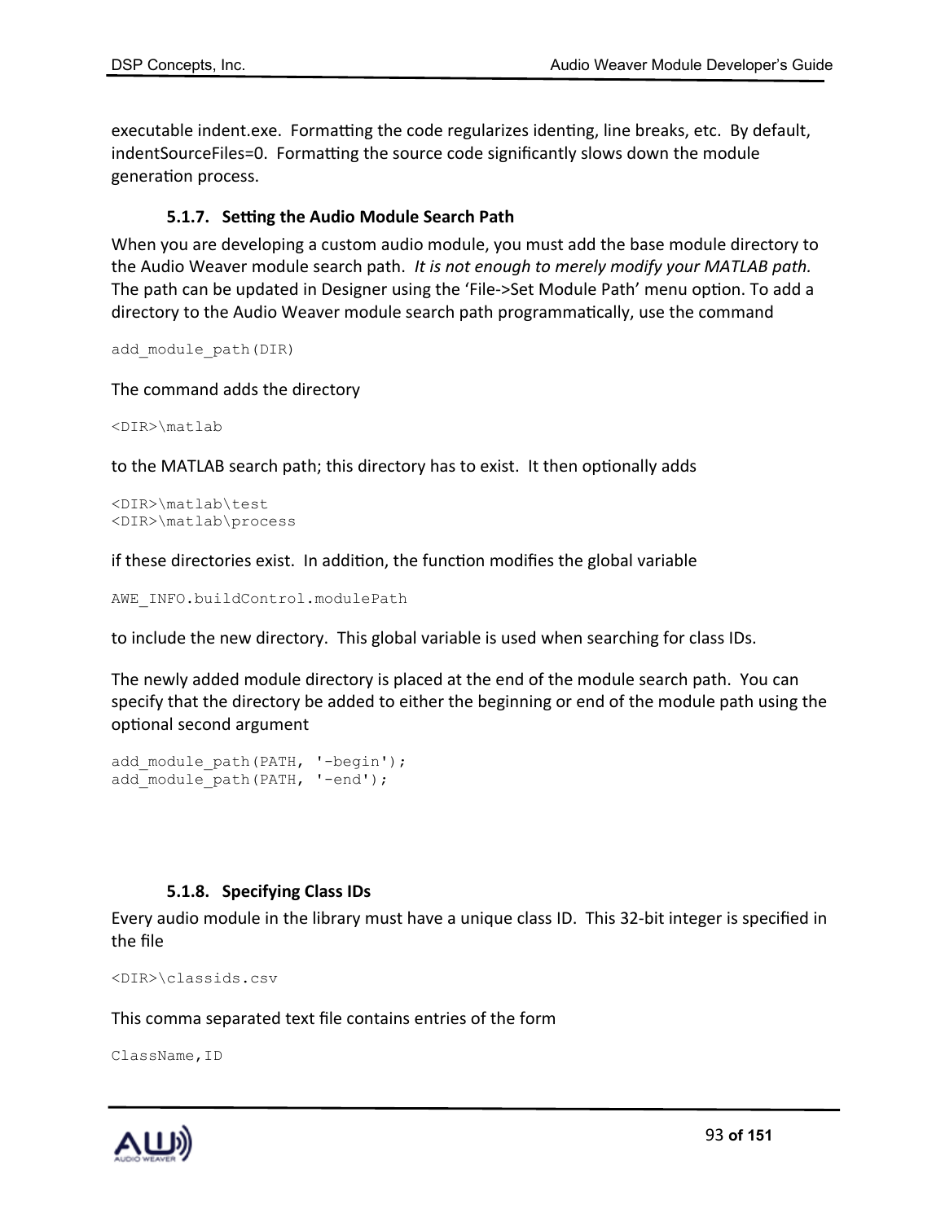executable indent.exe. Formatting the code regularizes identing, line breaks, etc. By default, indentSourceFiles=0. Formatting the source code significantly slows down the module generation process.

### 5.1.7. Setting the Audio Module Search Path

When you are developing a custom audio module, you must add the base module directory to the Audio Weaver module search path. *It is not enough to merely modify your MATLAB path.* The path can be updated in Designer using the 'File->Set Module Path' menu option. To add a directory to the Audio Weaver module search path programmatically, use the command

```
add_module_path(DIR)
```

The command adds the directory

```
<DIR>\matlab
```

to the MATLAB search path; this directory has to exist. It then optionally adds

```
<DIR>\matlab\test
<DIR>\matlab\process
```

if these directories exist. In addition, the function modifies the global variable

```
AWE_INFO.buildControl.modulePath
```

to include the new directory. This global variable is used when searching for class IDs.

The newly added module directory is placed at the end of the module search path. You can specify that the directory be added to either the beginning or end of the module path using the optional second argument

```
add_module_path(PATH, '-begin');
add_module_path(PATH, '-end');
```

### 5.1.8. Specifying Class IDs

Every audio module in the library must have a unique class ID. This 32-bit integer is specified in the file

```
<DIR>\classids.csv
```

This comma separated text file contains entries of the form

```
ClassName,ID
```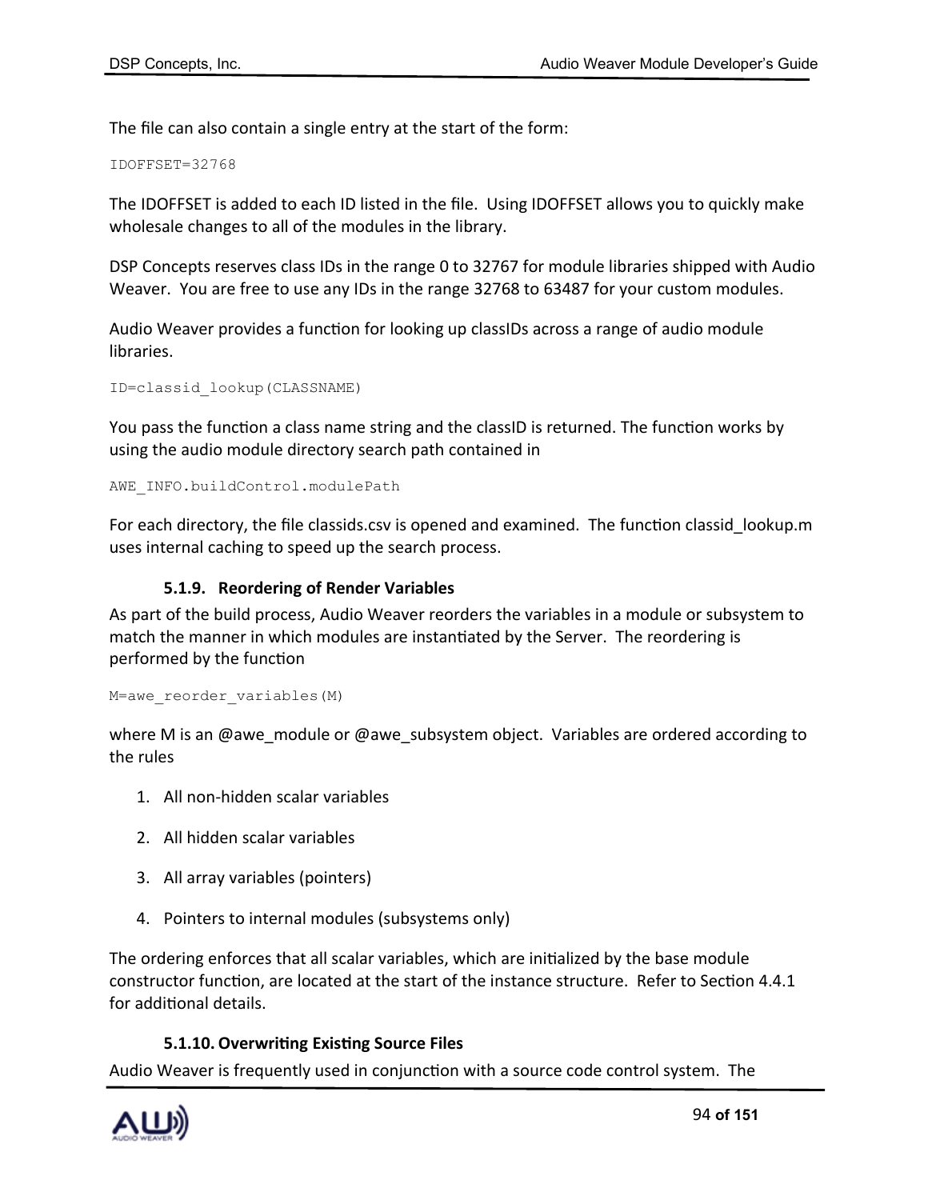The file can also contain a single entry at the start of the form:

```
IDOFFSET=32768
```

The IDOFFSET is added to each ID listed in the file. Using IDOFFSET allows you to quickly make wholesale changes to all of the modules in the library.

DSP Concepts reserves class IDs in the range 0 to 32767 for module libraries shipped with Audio Weaver. You are free to use any IDs in the range 32768 to 63487 for your custom modules.

Audio Weaver provides a function for looking up classIDs across a range of audio module libraries.

```
ID=classid_lookup(CLASSNAME)
```

You pass the function a class name string and the classID is returned. The function works by using the audio module directory search path contained in

```
AWE_INFO.buildControl.modulePath
```

For each directory, the file classids.csv is opened and examined. The function classid_lookup.m uses internal caching to speed up the search process.

### 5.1.9. Reordering of Render Variables

As part of the build process, Audio Weaver reorders the variables in a module or subsystem to match the manner in which modules are instantiated by the Server. The reordering is performed by the function

```
M=awe_reorder_variables(M)
```

where M is an @awe_module or @awe_subsystem object. Variables are ordered according to the rules

1. All non-hidden scalar variables
2. All hidden scalar variables
3. All array variables (pointers)
4. Pointers to internal modules (subsystems only)

The ordering enforces that all scalar variables, which are initialized by the base module constructor function, are located at the start of the instance structure. Refer to Section 4.4.1 for additional details.

### 5.1.10. Overwriting Existing Source Files

Audio Weaver is frequently used in conjunction with a source code control system. The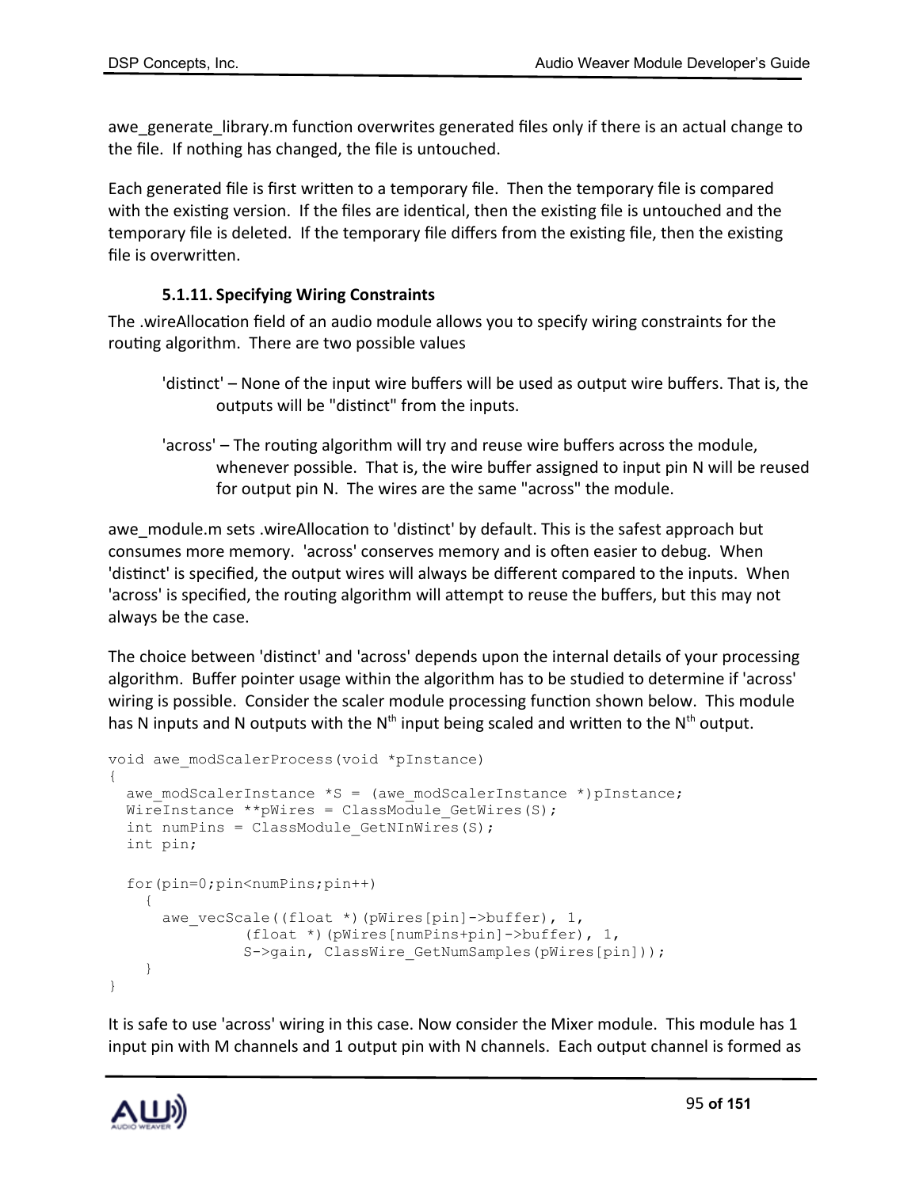awe_generate_library.m function overwrites generated files only if there is an actual change to the file. If nothing has changed, the file is untouched.

Each generated file is first written to a temporary file. Then the temporary file is compared with the existing version. If the files are identical, then the existing file is untouched and the temporary file is deleted. If the temporary file differs from the existing file, then the existing file is overwritten.

#### 5.1.11. Specifying Wiring Constraints

The .wireAllocation field of an audio module allows you to specify wiring constraints for the routing algorithm. There are two possible values

> 'distinct' – None of the input wire buffers will be used as output wire buffers. That is, the outputs will be "distinct" from the inputs.
>
> 'across' – The routing algorithm will try and reuse wire buffers across the module, whenever possible. That is, the wire buffer assigned to input pin N will be reused for output pin N. The wires are the same "across" the module.

awe_module.m sets .wireAllocation to 'distinct' by default. This is the safest approach but consumes more memory. 'across' conserves memory and is often easier to debug. When 'distinct' is specified, the output wires will always be different compared to the inputs. When 'across' is specified, the routing algorithm will attempt to reuse the buffers, but this may not always be the case.

The choice between 'distinct' and 'across' depends upon the internal details of your processing algorithm. Buffer pointer usage within the algorithm has to be studied to determine if 'across' wiring is possible. Consider the scaler module processing function shown below. This module has N inputs and N outputs with the $N^{th}$ input being scaled and written to the $N^{th}$ output.

```
void awe_modScalerProcess(void *pInstance)
{
  awe_modScalerInstance *S = (awe_modScalerInstance *)pInstance;
  WireInstance **pWires = ClassModule_GetWires(S);
  int numPins = ClassModule_GetNInWires(S);
  int pin;

  for(pin=0;pin<numPins;pin++)
    {
      awe_vecScale((float *)(pWires[pin]->buffer), 1,
               (float *)(pWires[numPins+pin]->buffer), 1,
               S->gain, ClassWire_GetNumSamples(pWires[pin]));
    }
}
```

It is safe to use 'across' wiring in this case. Now consider the Mixer module. This module has 1 input pin with M channels and 1 output pin with N channels. Each output channel is formed as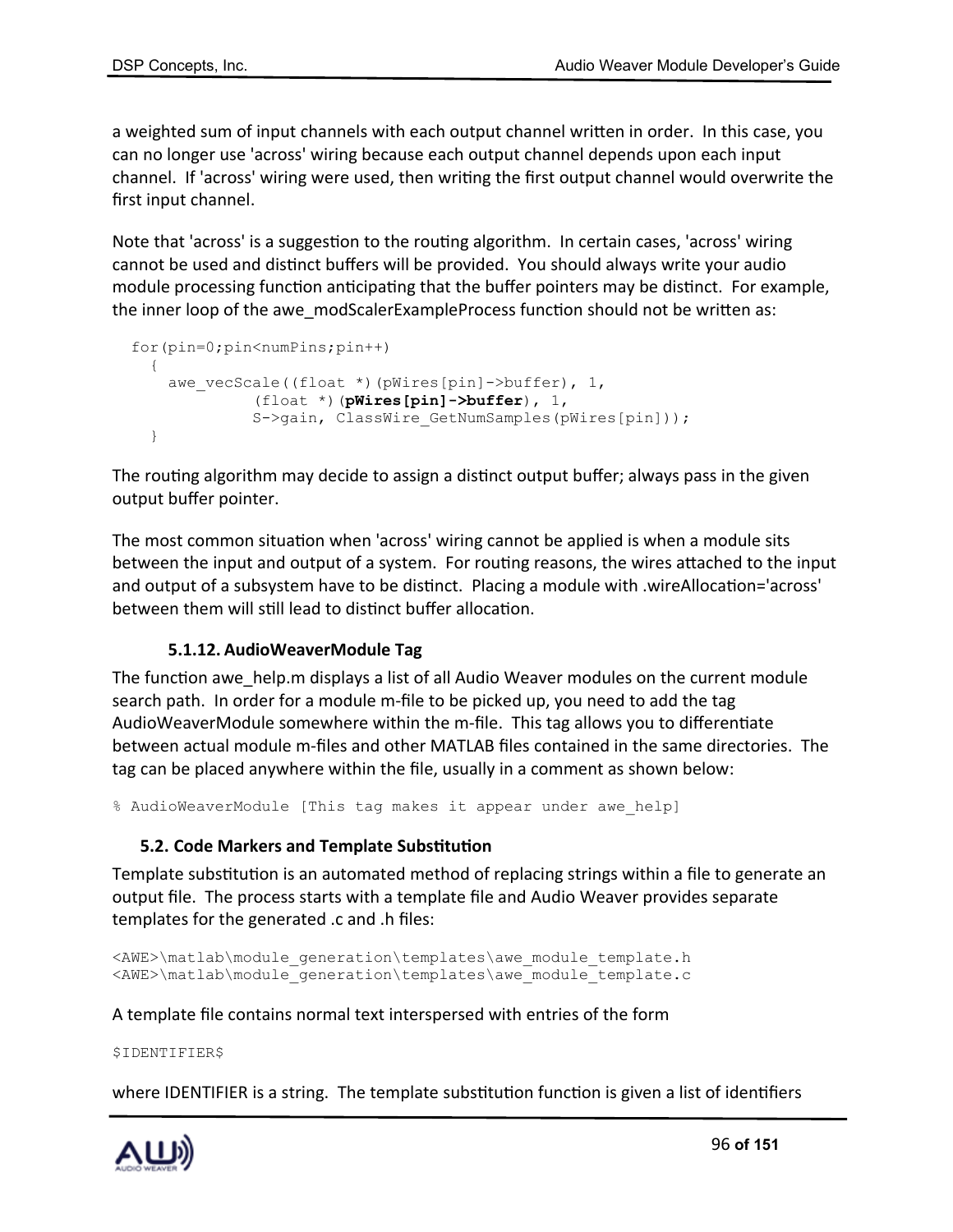a weighted sum of input channels with each output channel written in order. In this case, you can no longer use 'across' wiring because each output channel depends upon each input channel. If 'across' wiring were used, then writing the first output channel would overwrite the first input channel.

Note that 'across' is a suggestion to the routing algorithm. In certain cases, 'across' wiring cannot be used and distinct buffers will be provided. You should always write your audio module processing function anticipating that the buffer pointers may be distinct. For example, the inner loop of the awe_modScalerExampleProcess function should not be written as:

```
for(pin=0;pin<numPins;pin++)
  {
    awe_vecScale((float *)(pWires[pin]->buffer), 1,
             (float *)(pWires[pin]->buffer), 1,
             S->gain, ClassWire_GetNumSamples(pWires[pin]));
  }
```

The routing algorithm may decide to assign a distinct output buffer; always pass in the given output buffer pointer.

The most common situation when 'across' wiring cannot be applied is when a module sits between the input and output of a system. For routing reasons, the wires attached to the input and output of a subsystem have to be distinct. Placing a module with .wireAllocation='across' between them will still lead to distinct buffer allocation.

#### 5.1.12. AudioWeaverModule Tag

The function awe_help.m displays a list of all Audio Weaver modules on the current module search path. In order for a module m-file to be picked up, you need to add the tag AudioWeaverModule somewhere within the m-file. This tag allows you to differentiate between actual module m-files and other MATLAB files contained in the same directories. The tag can be placed anywhere within the file, usually in a comment as shown below:

```
% AudioWeaverModule [This tag makes it appear under awe_help]
```

### 5.2. Code Markers and Template Substitution

Template substitution is an automated method of replacing strings within a file to generate an output file. The process starts with a template file and Audio Weaver provides separate templates for the generated .c and .h files:

```
<AWE>\matlab\module_generation\templates\awe_module_template.h
<AWE>\matlab\module_generation\templates\awe_module_template.c
```

A template file contains normal text interspersed with entries of the form

```
$IDENTIFIER$
```

where IDENTIFIER is a string. The template substitution function is given a list of identifiers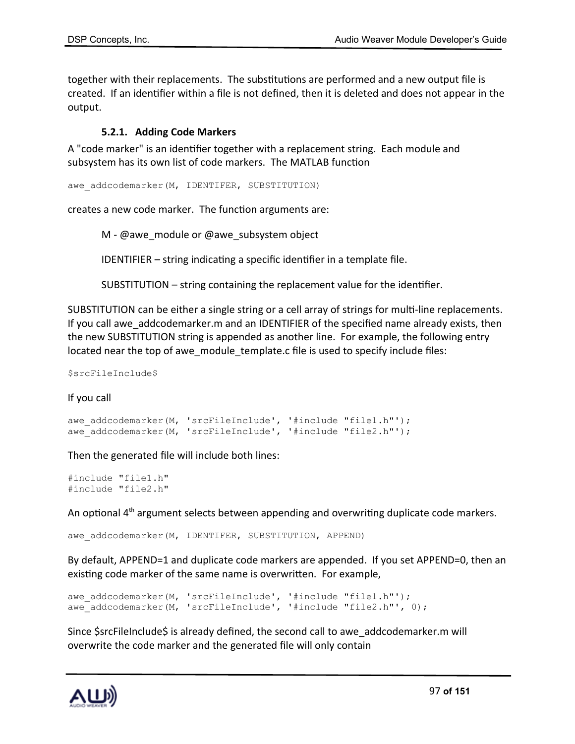together with their replacements. The substitutions are performed and a new output file is created. If an identifier within a file is not defined, then it is deleted and does not appear in the output.

### 5.2.1. Adding Code Markers

A "code marker" is an identifier together with a replacement string. Each module and subsystem has its own list of code markers. The MATLAB function

```
awe_addcodemarker(M, IDENTIFER, SUBSTITUTION)
```

creates a new code marker. The function arguments are:

M - @awe_module or @awe_subsystem object

IDENTIFIER – string indicating a specific identifier in a template file.

SUBSTITUTION – string containing the replacement value for the identifier.

SUBSTITUTION can be either a single string or a cell array of strings for multi-line replacements. If you call awe_addcodemarker.m and an IDENTIFIER of the specified name already exists, then the new SUBSTITUTION string is appended as another line. For example, the following entry located near the top of awe_module_template.c file is used to specify include files:

```
$srcFileInclude$
```

If you call

```
awe_addcodemarker(M, 'srcFileInclude', '#include "file1.h"');
awe_addcodemarker(M, 'srcFileInclude', '#include "file2.h"');
```

Then the generated file will include both lines:

```
#include "file1.h"
#include "file2.h"
```

An optional 4th argument selects between appending and overwriting duplicate code markers.

```
awe_addcodemarker(M, IDENTIFER, SUBSTITUTION, APPEND)
```

By default, APPEND=1 and duplicate code markers are appended. If you set APPEND=0, then an existing code marker of the same name is overwritten. For example,

```
awe_addcodemarker(M, 'srcFileInclude', '#include "file1.h"');
awe_addcodemarker(M, 'srcFileInclude', '#include "file2.h"', 0);
```

Since $srcFileInclude$ is already defined, the second call to awe_addcodemarker.m will overwrite the code marker and the generated file will only contain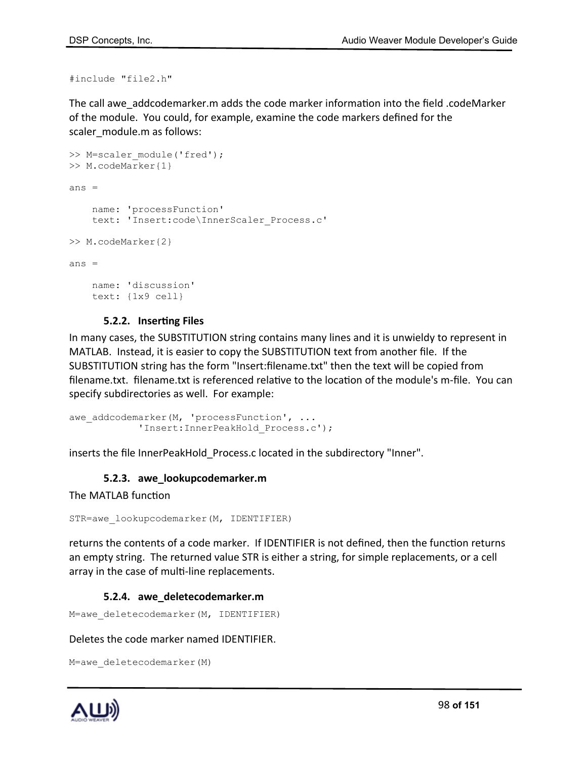```
#include "file2.h"
```

The call awe_addcodemarker.m adds the code marker information into the field .codeMarker of the module. You could, for example, examine the code markers defined for the scaler_module.m as follows:

```
>> M=scaler_module('fred');
>> M.codeMarker{1}

ans =

    name: 'processFunction'
    text: 'Insert:code\InnerScaler_Process.c'

>> M.codeMarker{2}

ans =

    name: 'discussion'
    text: {1x9 cell}
```

### 5.2.2. Inserting Files

In many cases, the SUBSTITUTION string contains many lines and it is unwieldy to represent in MATLAB. Instead, it is easier to copy the SUBSTITUTION text from another file. If the SUBSTITUTION string has the form "Insert:filename.txt" then the text will be copied from filename.txt. filename.txt is referenced relative to the location of the module's m-file. You can specify subdirectories as well. For example:

```
awe_addcodemarker(M, 'processFunction', ...
            'Insert:InnerPeakHold_Process.c');
```

inserts the file InnerPeakHold_Process.c located in the subdirectory "Inner".

### 5.2.3. awe_lookupcodemarker.m

The MATLAB function

```
STR=awe_lookupcodemarker(M, IDENTIFIER)
```

returns the contents of a code marker. If IDENTIFIER is not defined, then the function returns an empty string. The returned value STR is either a string, for simple replacements, or a cell array in the case of multi-line replacements.

### 5.2.4. awe_deletecodemarker.m

```
M=awe_deletecodemarker(M, IDENTIFIER)
```

Deletes the code marker named IDENTIFIER.

```
M=awe_deletecodemarker(M)
```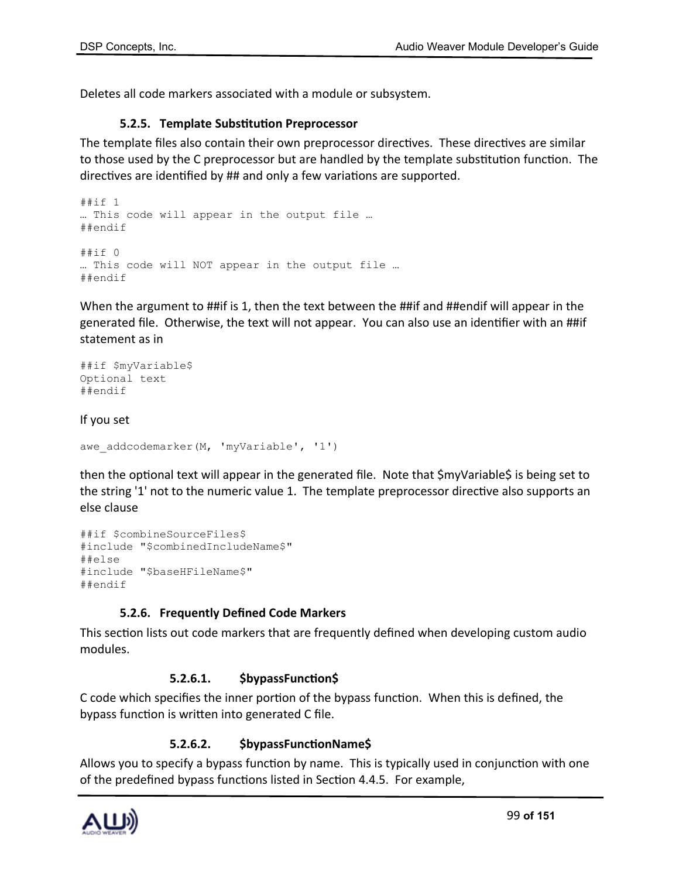Deletes all code markers associated with a module or subsystem.

### 5.2.5. Template Substitution Preprocessor

The template files also contain their own preprocessor directives. These directives are similar to those used by the C preprocessor but are handled by the template substitution function. The directives are identified by ## and only a few variations are supported.

```
##if 1
… This code will appear in the output file …
##endif

##if 0
… This code will NOT appear in the output file …
##endif
```

When the argument to ##if is 1, then the text between the ##if and ##endif will appear in the generated file. Otherwise, the text will not appear. You can also use an identifier with an ##if statement as in

```
##if $myVariable$
Optional text
##endif
```

If you set

```
awe_addcodemarker(M, 'myVariable', '1')
```

then the optional text will appear in the generated file. Note that $myVariable$ is being set to the string '1' not to the numeric value 1. The template preprocessor directive also supports an else clause

```
##if $combineSourceFiles$
#include "$combinedIncludeName$"
##else
#include "$baseHFileName$"
##endif
```

### 5.2.6. Frequently Defined Code Markers

This section lists out code markers that are frequently defined when developing custom audio modules.

#### 5.2.6.1. $bypassFunction$

C code which specifies the inner portion of the bypass function. When this is defined, the bypass function is written into generated C file.

#### 5.2.6.2. $bypassFunctionName$

Allows you to specify a bypass function by name. This is typically used in conjunction with one of the predefined bypass functions listed in Section 4.4.5. For example,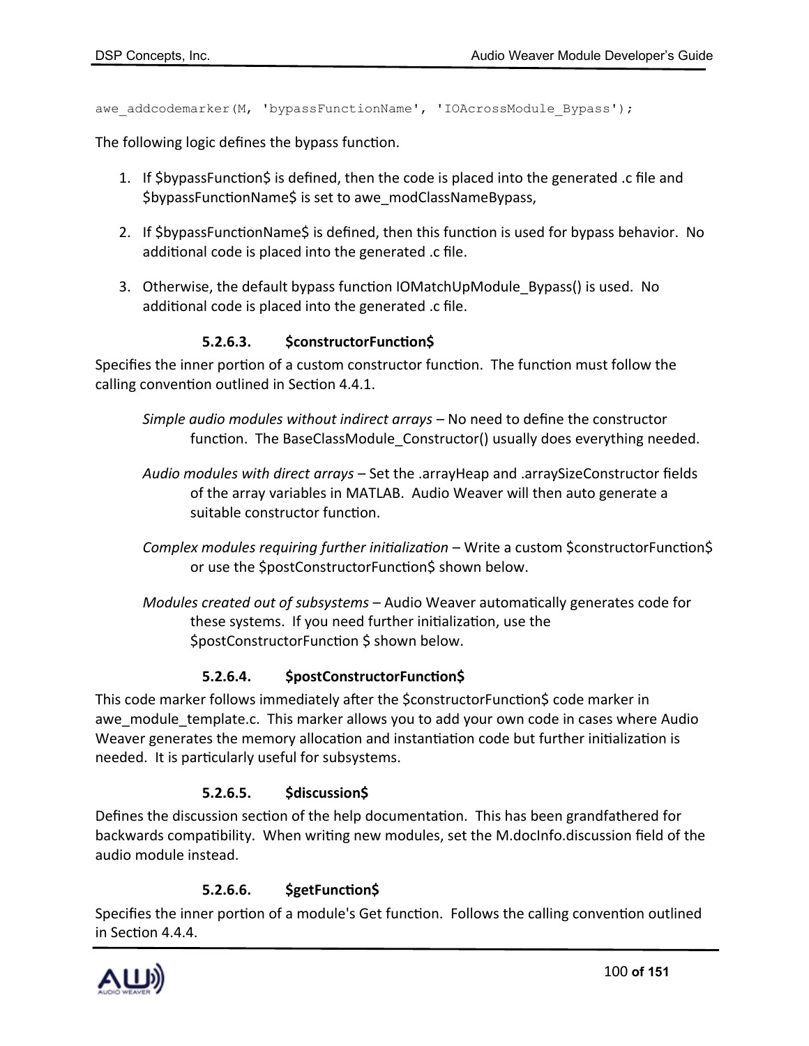```
awe_addcodemarker(M, 'bypassFunctionName', 'IOAcrossModule_Bypass');
```

The following logic defines the bypass function.

1. If $bypassFunction$ is defined, then the code is placed into the generated .c file and $bypassFunctionName$ is set to awe_modClassNameBypass,
2. If $bypassFunctionName$ is defined, then this function is used for bypass behavior. No additional code is placed into the generated .c file.
3. Otherwise, the default bypass function IOMatchUpModule_Bypass() is used. No additional code is placed into the generated .c file.

#### 5.2.6.3. $constructorFunction$

Specifies the inner portion of a custom constructor function. The function must follow the calling convention outlined in Section 4.4.1.

*Simple audio modules without indirect arrays* – No need to define the constructor function. The BaseClassModule_Constructor() usually does everything needed.

*Audio modules with direct arrays* – Set the .arrayHeap and .arraySizeConstructor fields of the array variables in MATLAB. Audio Weaver will then auto generate a suitable constructor function.

*Complex modules requiring further initialization* – Write a custom $constructorFunction$ or use the $postConstructorFunction$ shown below.

*Modules created out of subsystems* – Audio Weaver automatically generates code for these systems. If you need further initialization, use the $postConstructorFunction $ shown below.

#### 5.2.6.4. $postConstructorFunction$

This code marker follows immediately after the $constructorFunction$ code marker in awe_module_template.c. This marker allows you to add your own code in cases where Audio Weaver generates the memory allocation and instantiation code but further initialization is needed. It is particularly useful for subsystems.

#### 5.2.6.5. $discussion$

Defines the discussion section of the help documentation. This has been grandfathered for backwards compatibility. When writing new modules, set the M.docInfo.discussion field of the audio module instead.

#### 5.2.6.6. $getFunction$

Specifies the inner portion of a module's Get function. Follows the calling convention outlined in Section 4.4.4.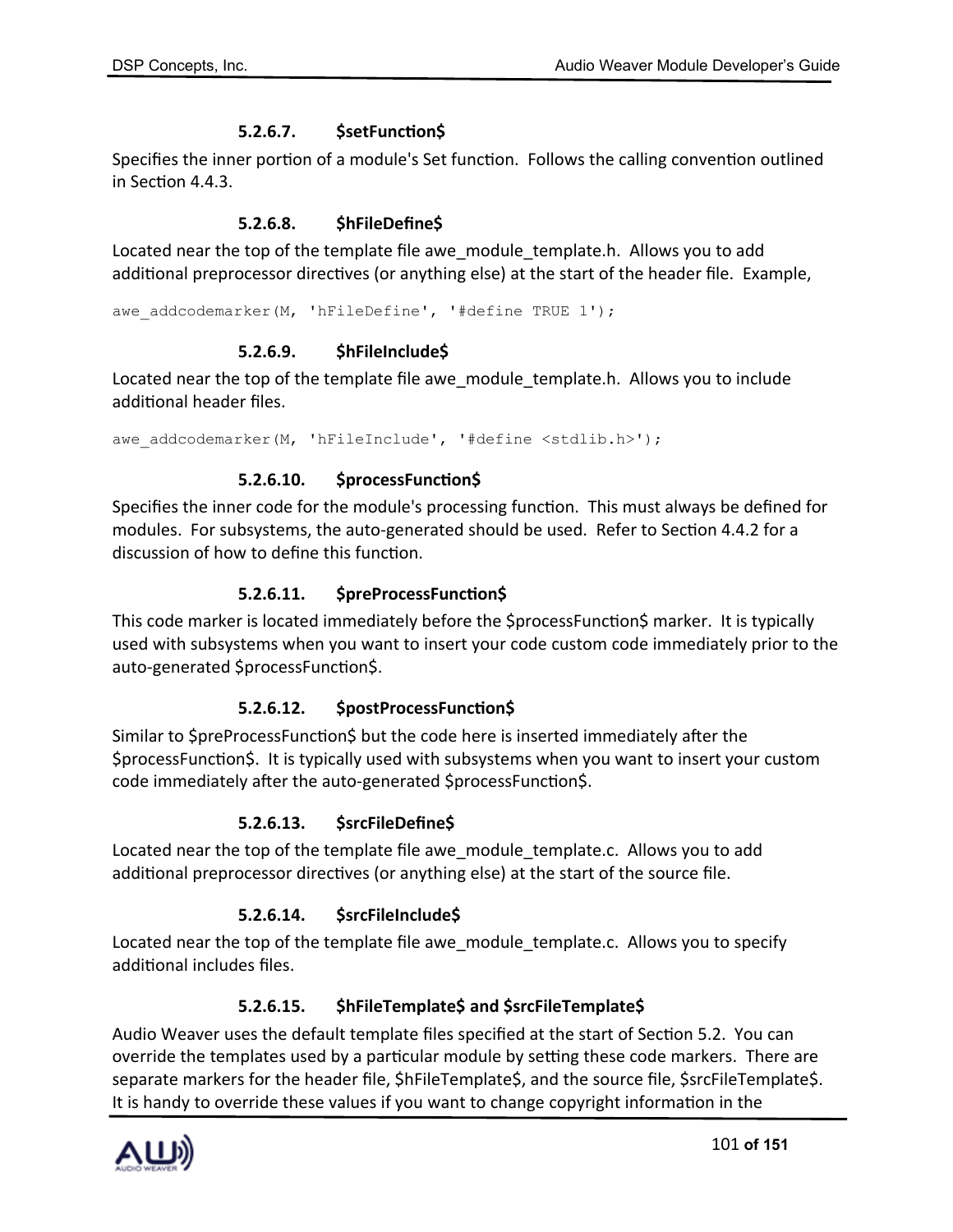#### 5.2.6.7. $setFunction$

Specifies the inner portion of a module's Set function. Follows the calling convention outlined in Section 4.4.3.

#### 5.2.6.8. $hFileDefine$

Located near the top of the template file awe_module_template.h. Allows you to add additional preprocessor directives (or anything else) at the start of the header file. Example,

```
awe_addcodemarker(M, 'hFileDefine', '#define TRUE 1');
```

#### 5.2.6.9. $hFileInclude$

Located near the top of the template file awe_module_template.h. Allows you to include additional header files.

```
awe_addcodemarker(M, 'hFileInclude', '#define <stdlib.h>');
```

#### 5.2.6.10. $processFunction$

Specifies the inner code for the module's processing function. This must always be defined for modules. For subsystems, the auto-generated should be used. Refer to Section 4.4.2 for a discussion of how to define this function.

#### 5.2.6.11. $preProcessFunction$

This code marker is located immediately before the $processFunction$ marker. It is typically used with subsystems when you want to insert your code custom code immediately prior to the auto-generated $processFunction$.

#### 5.2.6.12. $postProcessFunction$

Similar to $preProcessFunction$ but the code here is inserted immediately after the $processFunction$. It is typically used with subsystems when you want to insert your custom code immediately after the auto-generated $processFunction$.

#### 5.2.6.13. $srcFileDefine$

Located near the top of the template file awe_module_template.c. Allows you to add additional preprocessor directives (or anything else) at the start of the source file.

#### 5.2.6.14. $srcFileInclude$

Located near the top of the template file awe_module_template.c. Allows you to specify additional includes files.

#### 5.2.6.15. $hFileTemplate$ and $srcFileTemplate$

Audio Weaver uses the default template files specified at the start of Section 5.2. You can override the templates used by a particular module by setting these code markers. There are separate markers for the header file, $hFileTemplate$, and the source file, $srcFileTemplate$. It is handy to override these values if you want to change copyright information in the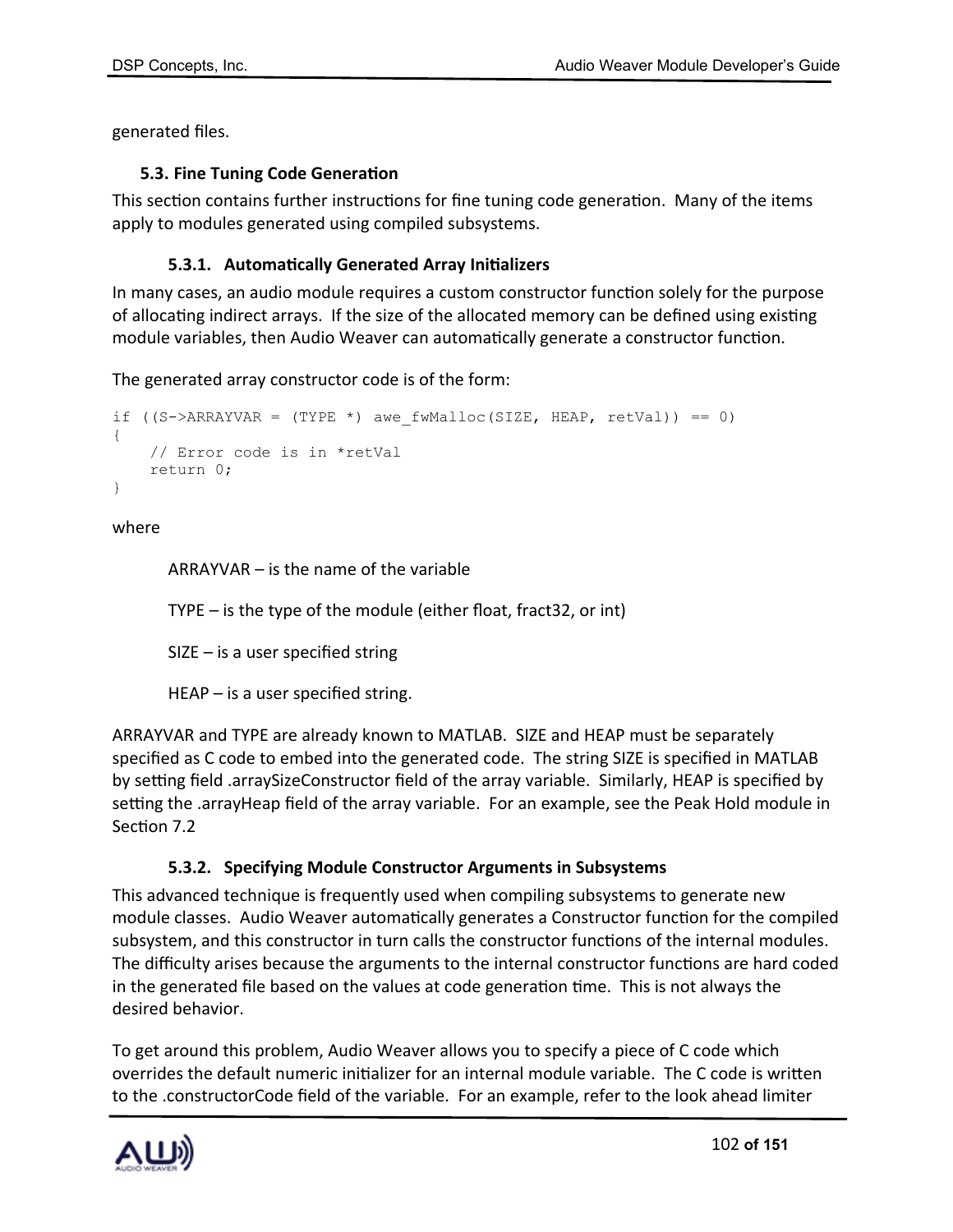generated files.

## 5.3. Fine Tuning Code Generation

This section contains further instructions for fine tuning code generation. Many of the items apply to modules generated using compiled subsystems.

### 5.3.1. Automatically Generated Array Initializers

In many cases, an audio module requires a custom constructor function solely for the purpose of allocating indirect arrays. If the size of the allocated memory can be defined using existing module variables, then Audio Weaver can automatically generate a constructor function.

The generated array constructor code is of the form:

```
if ((S->ARRAYVAR = (TYPE *) awe_fwMalloc(SIZE, HEAP, retVal)) == 0)
{
    // Error code is in *retVal
    return 0;
}
```

where

ARRAYVAR – is the name of the variable

TYPE – is the type of the module (either float, fract32, or int)

SIZE – is a user specified string

HEAP – is a user specified string.

ARRAYVAR and TYPE are already known to MATLAB. SIZE and HEAP must be separately specified as C code to embed into the generated code. The string SIZE is specified in MATLAB by setting field .arraySizeConstructor field of the array variable. Similarly, HEAP is specified by setting the .arrayHeap field of the array variable. For an example, see the Peak Hold module in Section 7.2

### 5.3.2. Specifying Module Constructor Arguments in Subsystems

This advanced technique is frequently used when compiling subsystems to generate new module classes. Audio Weaver automatically generates a Constructor function for the compiled subsystem, and this constructor in turn calls the constructor functions of the internal modules. The difficulty arises because the arguments to the internal constructor functions are hard coded in the generated file based on the values at code generation time. This is not always the desired behavior.

To get around this problem, Audio Weaver allows you to specify a piece of C code which overrides the default numeric initializer for an internal module variable. The C code is written to the .constructorCode field of the variable. For an example, refer to the look ahead limiter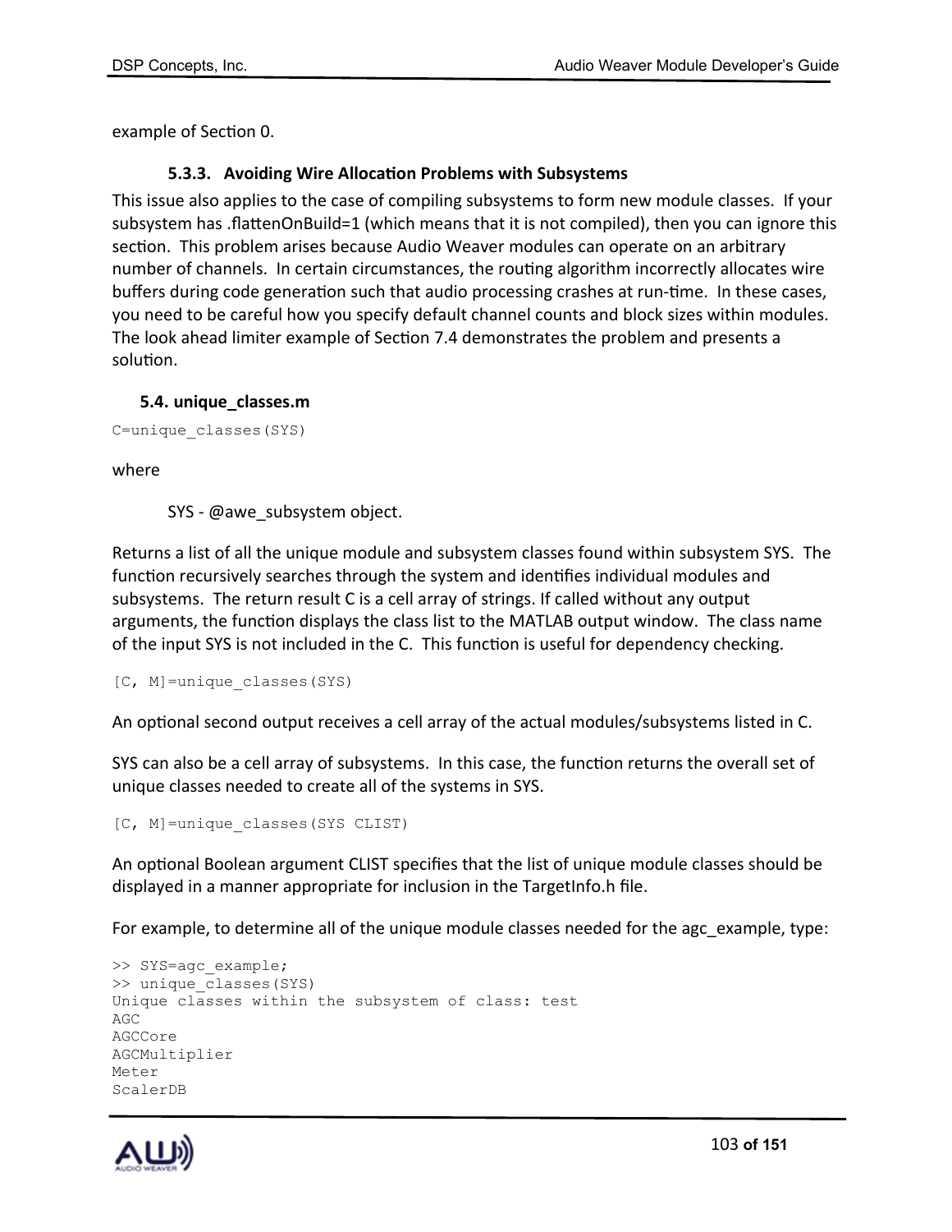example of Section 0.

### 5.3.3. Avoiding Wire Allocation Problems with Subsystems

This issue also applies to the case of compiling subsystems to form new module classes. If your subsystem has .flattenOnBuild=1 (which means that it is not compiled), then you can ignore this section. This problem arises because Audio Weaver modules can operate on an arbitrary number of channels. In certain circumstances, the routing algorithm incorrectly allocates wire buffers during code generation such that audio processing crashes at run-time. In these cases, you need to be careful how you specify default channel counts and block sizes within modules. The look ahead limiter example of Section 7.4 demonstrates the problem and presents a solution.

## 5.4. unique_classes.m

```
C=unique_classes(SYS)
```

where

SYS - @awe_subsystem object.

Returns a list of all the unique module and subsystem classes found within subsystem SYS. The function recursively searches through the system and identifies individual modules and subsystems. The return result C is a cell array of strings. If called without any output arguments, the function displays the class list to the MATLAB output window. The class name of the input SYS is not included in the C. This function is useful for dependency checking.

```
[C, M]=unique_classes(SYS)
```

An optional second output receives a cell array of the actual modules/subsystems listed in C.

SYS can also be a cell array of subsystems. In this case, the function returns the overall set of unique classes needed to create all of the systems in SYS.

```
[C, M]=unique_classes(SYS CLIST)
```

An optional Boolean argument CLIST specifies that the list of unique module classes should be displayed in a manner appropriate for inclusion in the TargetInfo.h file.

For example, to determine all of the unique module classes needed for the agc_example, type:

```
>> SYS=agc_example;
>> unique_classes(SYS)
Unique classes within the subsystem of class: test
AGC
AGCCore
AGCMultiplier
Meter
ScalerDB
```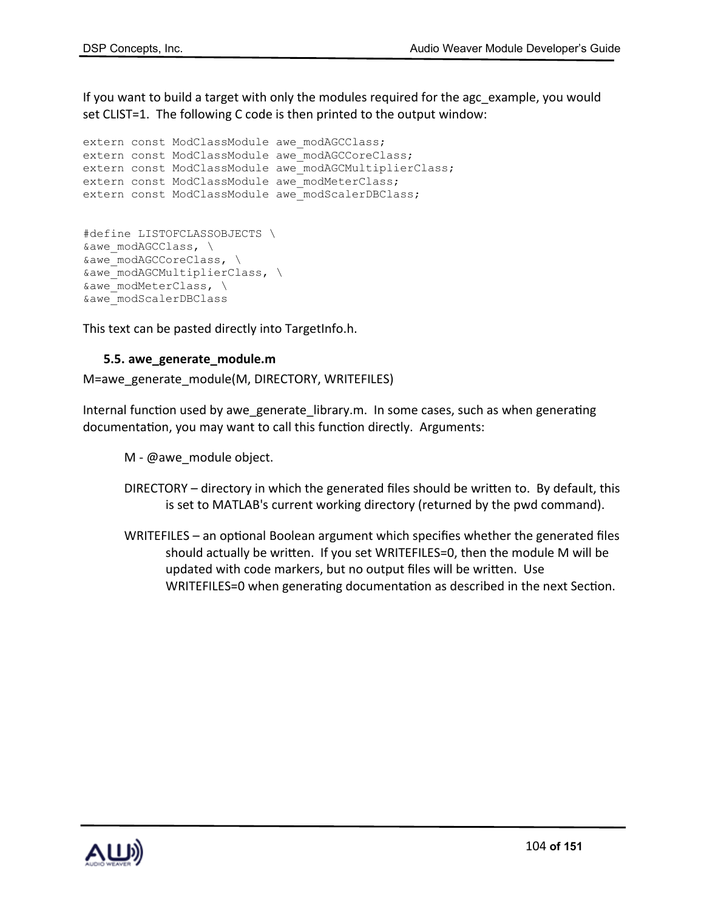If you want to build a target with only the modules required for the agc_example, you would set CLIST=1.  The following C code is then printed to the output window:

```
extern const ModClassModule awe_modAGCClass;
extern const ModClassModule awe_modAGCCoreClass;
extern const ModClassModule awe_modAGCMultiplierClass;
extern const ModClassModule awe_modMeterClass;
extern const ModClassModule awe_modScalerDBClass;


#define LISTOFCLASSOBJECTS \
&awe_modAGCClass, \
&awe_modAGCCoreClass, \
&awe_modAGCMultiplierClass, \
&awe_modMeterClass, \
&awe_modScalerDBClass
```

This text can be pasted directly into TargetInfo.h.

## 5.5. awe_generate_module.m

M=awe_generate_module(M, DIRECTORY, WRITEFILES)

Internal function used by awe_generate_library.m.  In some cases, such as when generating documentation, you may want to call this function directly.  Arguments:

M - @awe_module object.

DIRECTORY – directory in which the generated files should be written to.  By default, this is set to MATLAB's current working directory (returned by the pwd command).

WRITEFILES – an optional Boolean argument which specifies whether the generated files should actually be written.  If you set WRITEFILES=0, then the module M will be updated with code markers, but no output files will be written.  Use WRITEFILES=0 when generating documentation as described in the next Section.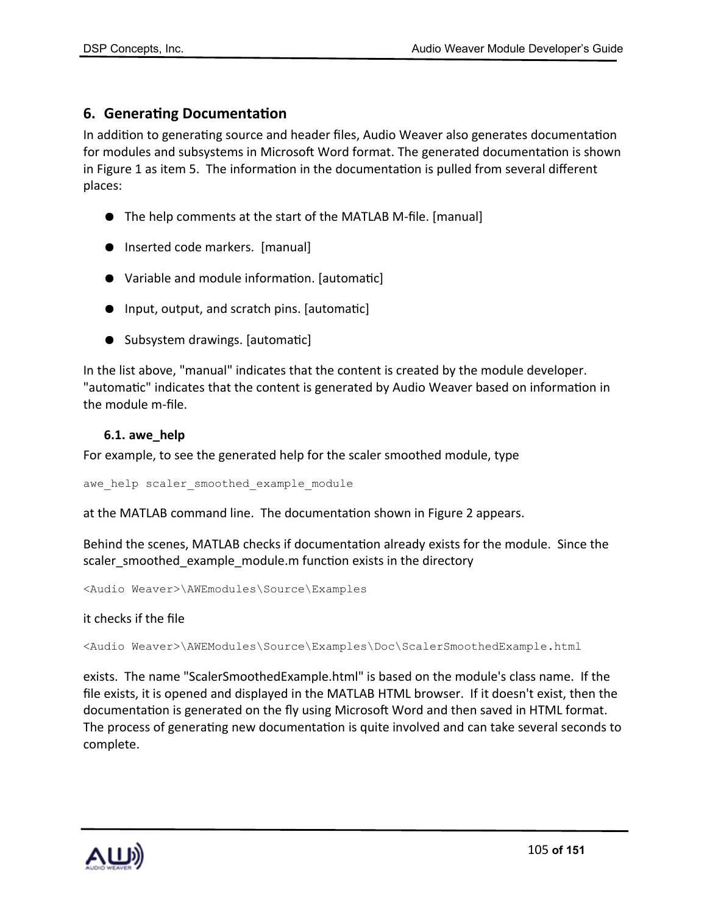# 6. Generating Documentation

In addition to generating source and header files, Audio Weaver also generates documentation for modules and subsystems in Microsoft Word format. The generated documentation is shown in Figure 1 as item 5. The information in the documentation is pulled from several different places:

- The help comments at the start of the MATLAB M-file. [manual]
- Inserted code markers. [manual]
- Variable and module information. [automatic]
- Input, output, and scratch pins. [automatic]
- Subsystem drawings. [automatic]

In the list above, "manual" indicates that the content is created by the module developer. "automatic" indicates that the content is generated by Audio Weaver based on information in the module m-file.

## 6.1. awe_help

For example, to see the generated help for the scaler smoothed module, type

```
awe_help scaler_smoothed_example_module
```

at the MATLAB command line. The documentation shown in Figure 2 appears.

Behind the scenes, MATLAB checks if documentation already exists for the module. Since the scaler_smoothed_example_module.m function exists in the directory

```
<Audio Weaver>\AWEmodules\Source\Examples
```

it checks if the file

```
<Audio Weaver>\AWEModules\Source\Examples\Doc\ScalerSmoothedExample.html
```

exists. The name "ScalerSmoothedExample.html" is based on the module's class name. If the file exists, it is opened and displayed in the MATLAB HTML browser. If it doesn't exist, then the documentation is generated on the fly using Microsoft Word and then saved in HTML format. The process of generating new documentation is quite involved and can take several seconds to complete.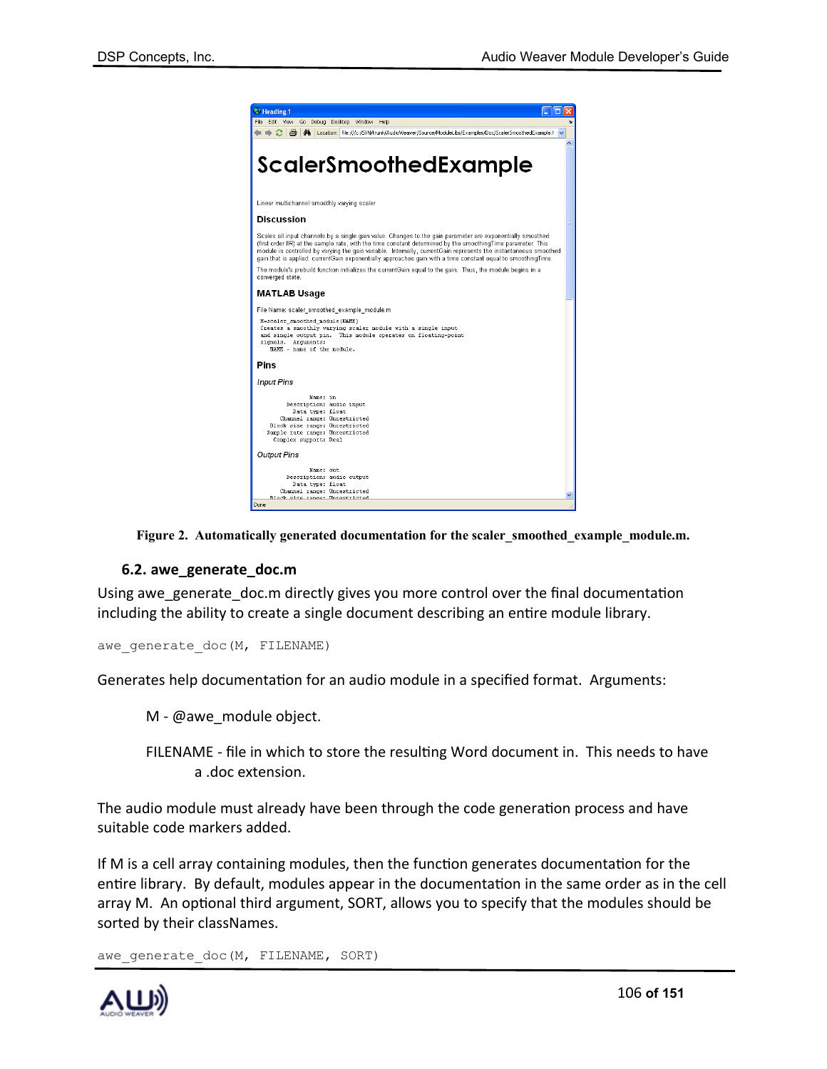Figure 2. Automatically generated documentation for the scaler_smoothed_example_module.m.

### 6.2. awe_generate_doc.m

Using awe_generate_doc.m directly gives you more control over the final documentation including the ability to create a single document describing an entire module library.

```
awe_generate_doc(M, FILENAME)
```

Generates help documentation for an audio module in a specified format. Arguments:

M - @awe_module object.

FILENAME - file in which to store the resulting Word document in. This needs to have a .doc extension.

The audio module must already have been through the code generation process and have suitable code markers added.

If M is a cell array containing modules, then the function generates documentation for the entire library. By default, modules appear in the documentation in the same order as in the cell array M. An optional third argument, SORT, allows you to specify that the modules should be sorted by their classNames.

```
awe_generate_doc(M, FILENAME, SORT)
```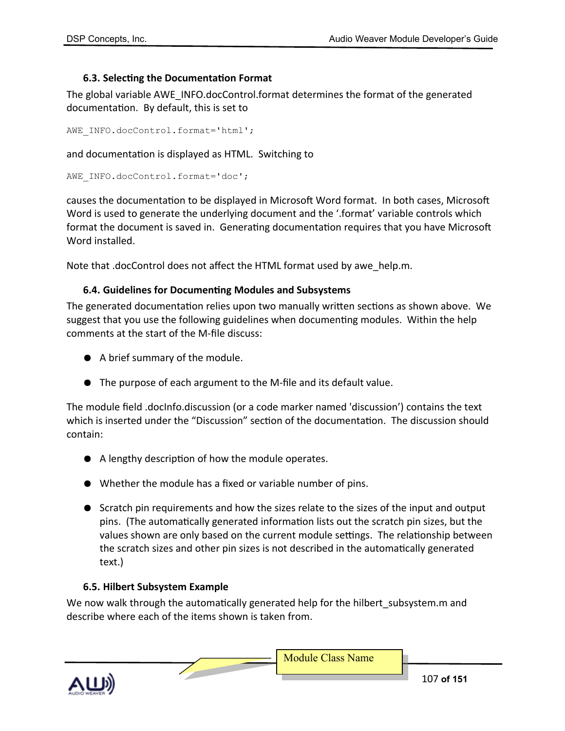### 6.3. Selecting the Documentation Format

The global variable AWE_INFO.docControl.format determines the format of the generated documentation. By default, this is set to

```
AWE_INFO.docControl.format='html';
```

and documentation is displayed as HTML. Switching to

```
AWE_INFO.docControl.format='doc';
```

causes the documentation to be displayed in Microsoft Word format. In both cases, Microsoft Word is used to generate the underlying document and the '.format' variable controls which format the document is saved in. Generating documentation requires that you have Microsoft Word installed.

Note that .docControl does not affect the HTML format used by awe_help.m.

### 6.4. Guidelines for Documenting Modules and Subsystems

The generated documentation relies upon two manually written sections as shown above. We suggest that you use the following guidelines when documenting modules. Within the help comments at the start of the M-file discuss:

- A brief summary of the module.
- The purpose of each argument to the M-file and its default value.

The module field .docInfo.discussion (or a code marker named 'discussion') contains the text which is inserted under the "Discussion" section of the documentation. The discussion should contain:

- A lengthy description of how the module operates.
- Whether the module has a fixed or variable number of pins.
- Scratch pin requirements and how the sizes relate to the sizes of the input and output pins. (The automatically generated information lists out the scratch pin sizes, but the values shown are only based on the current module settings. The relationship between the scratch sizes and other pin sizes is not described in the automatically generated text.)

### 6.5. Hilbert Subsystem Example

We now walk through the automatically generated help for the hilbert_subsystem.m and describe where each of the items shown is taken from.

Module Class Name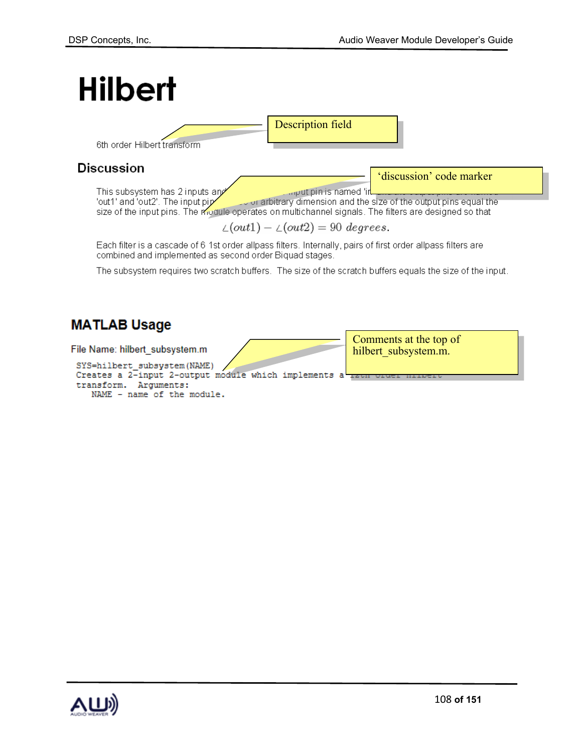# Hilbert

Description field

6th order Hilbert transform

## Discussion

'discussion' code marker

This subsystem has 2 inputs and ... input pin is named 'in' ... 'out1' and 'out2'. The input pin ... of arbitrary dimension and the size of the output pins equal the size of the input pins. The module operates on multichannel signals. The filters are designed so that

$$\angle(out1) - \angle(out2) = 90\ degrees.$$

Each filter is a cascade of 6 1st order allpass filters. Internally, pairs of first order allpass filters are combined and implemented as second order Biquad stages.

The subsystem requires two scratch buffers. The size of the scratch buffers equals the size of the input.

## MATLAB Usage

Comments at the top of hilbert_subsystem.m.

File Name: hilbert_subsystem.m

```
SYS=hilbert_subsystem(NAME)
Creates a 2-input 2-output module which implements a 12th order Hilbert
transform.  Arguments:
   NAME - name of the module.
```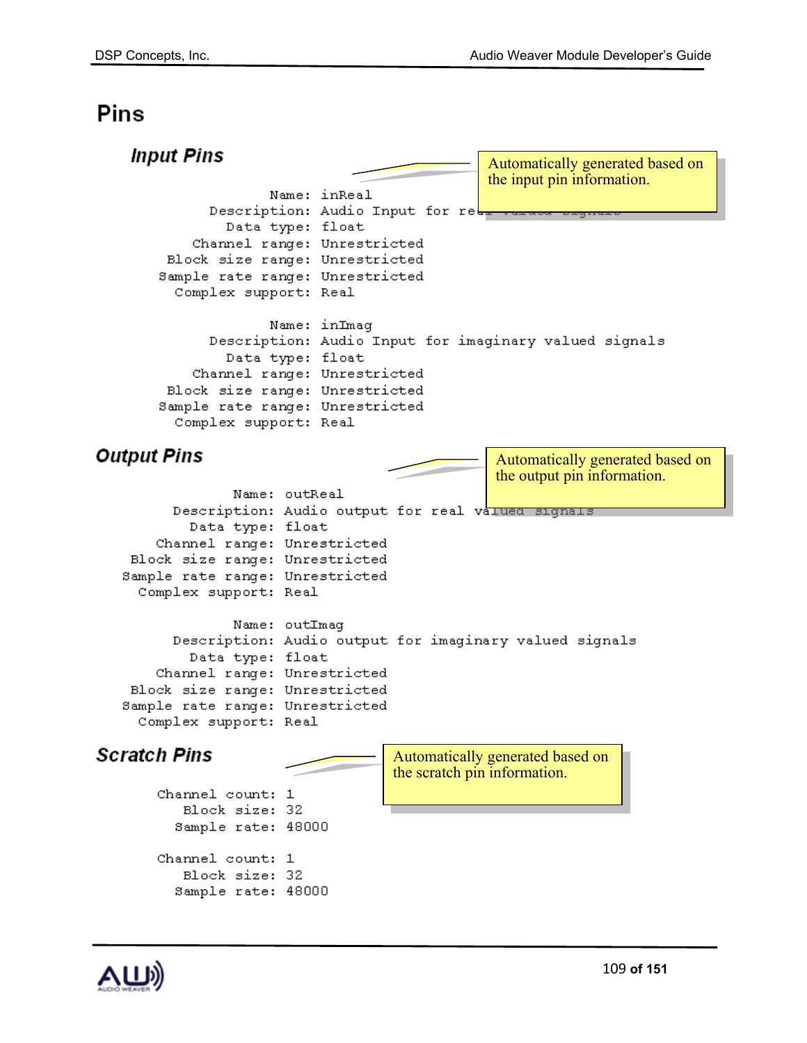# Pins

## *Input Pins*

Automatically generated based on the input pin information.

```
           Name: inReal
    Description: Audio Input for real valued signals
      Data type: float
  Channel range: Unrestricted
Block size range: Unrestricted
Sample rate range: Unrestricted
Complex support: Real

           Name: inImag
    Description: Audio Input for imaginary valued signals
      Data type: float
  Channel range: Unrestricted
Block size range: Unrestricted
Sample rate range: Unrestricted
Complex support: Real
```

## *Output Pins*

Automatically generated based on the output pin information.

```
           Name: outReal
    Description: Audio output for real valued signals
      Data type: float
  Channel range: Unrestricted
Block size range: Unrestricted
Sample rate range: Unrestricted
Complex support: Real

           Name: outImag
    Description: Audio output for imaginary valued signals
      Data type: float
  Channel range: Unrestricted
Block size range: Unrestricted
Sample rate range: Unrestricted
Complex support: Real
```

## *Scratch Pins*

Automatically generated based on the scratch pin information.

```
Channel count: 1
   Block size: 32
  Sample rate: 48000

Channel count: 1
   Block size: 32
  Sample rate: 48000
```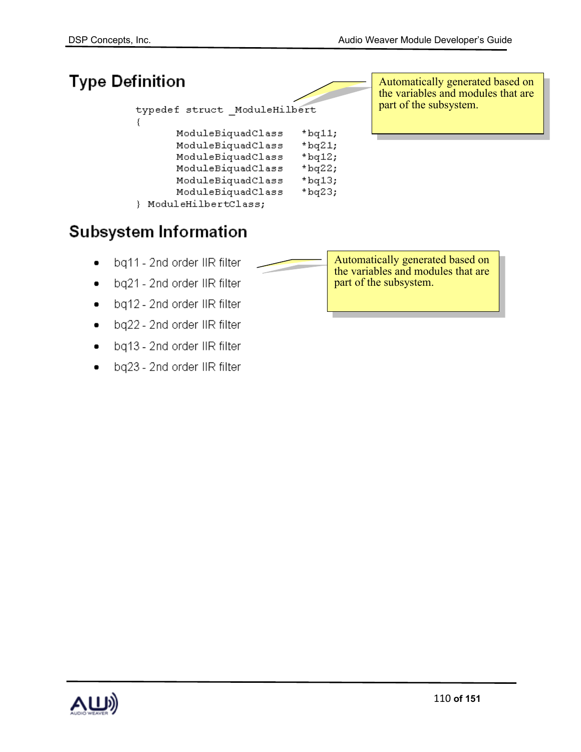## Type Definition

```
typedef struct _ModuleHilbert
{
      ModuleBiquadClass   *bq11;
      ModuleBiquadClass   *bq21;
      ModuleBiquadClass   *bq12;
      ModuleBiquadClass   *bq22;
      ModuleBiquadClass   *bq13;
      ModuleBiquadClass   *bq23;
} ModuleHilbertClass;
```

Automatically generated based on the variables and modules that are part of the subsystem.

## Subsystem Information

- bq11 - 2nd order IIR filter
- bq21 - 2nd order IIR filter
- bq12 - 2nd order IIR filter
- bq22 - 2nd order IIR filter
- bq13 - 2nd order IIR filter
- bq23 - 2nd order IIR filter

Automatically generated based on the variables and modules that are part of the subsystem.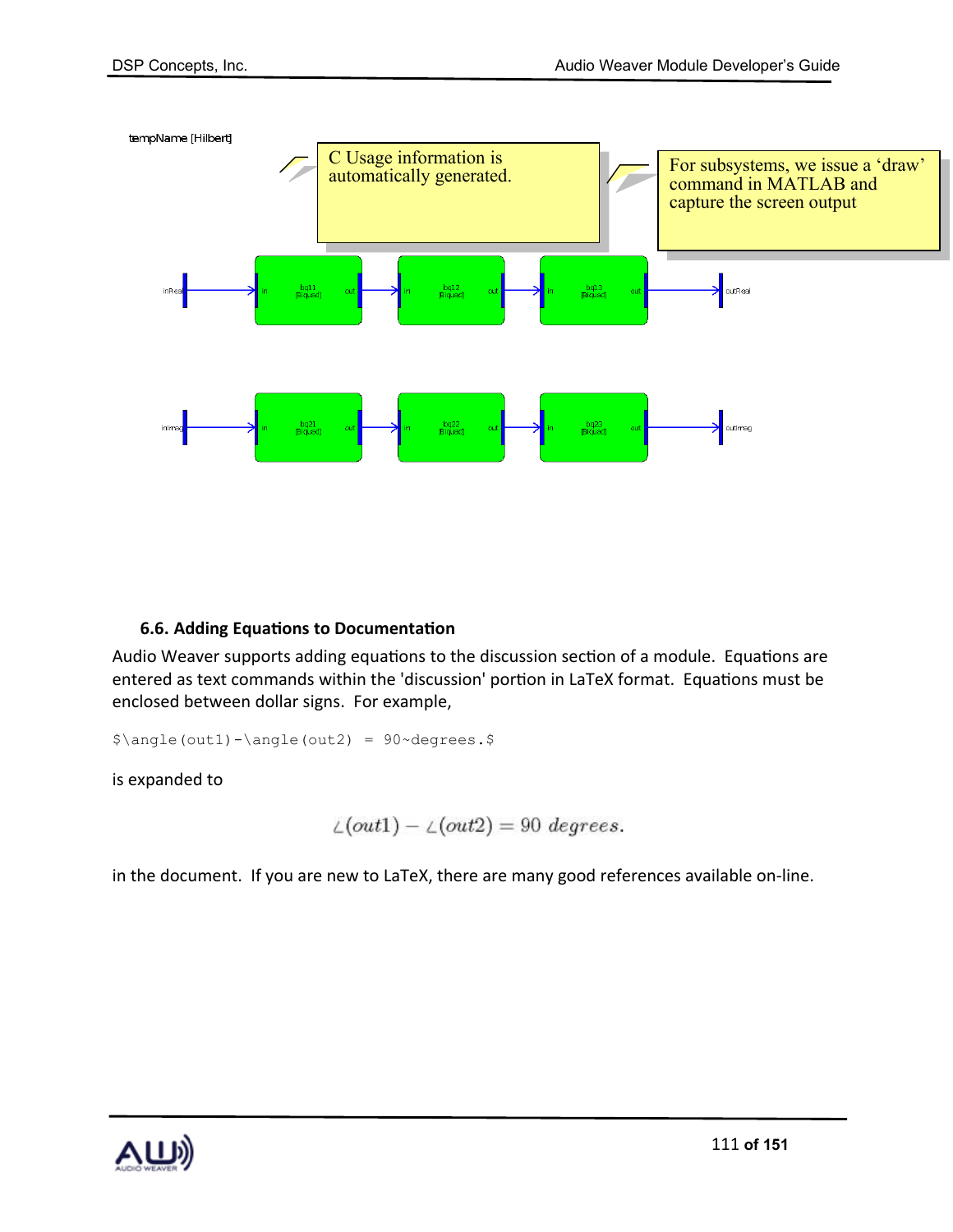tempName [Hilbert]

C Usage information is automatically generated.

For subsystems, we issue a 'draw' command in MATLAB and capture the screen output

inReal

bq11 [Biquad]

bq12 [Biquad]

bq13 [Biquad]

outReal

inImag

bq21 [Biquad]

bq22 [Biquad]

bq23 [Biquad]

outImag

### 6.6. Adding Equations to Documentation

Audio Weaver supports adding equations to the discussion section of a module. Equations are entered as text commands within the 'discussion' portion in LaTeX format. Equations must be enclosed between dollar signs. For example,

```
$\angle(out1)-\angle(out2) = 90~degrees.$
```

is expanded to

$$\angle(out1)-\angle(out2) = 90~degrees.$$

in the document. If you are new to LaTeX, there are many good references available on-line.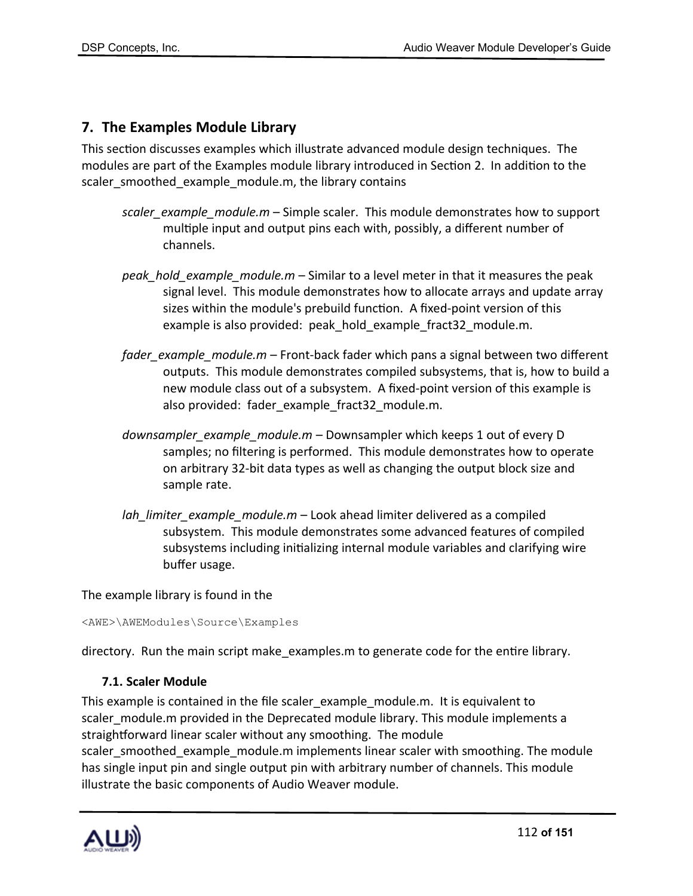# 7. The Examples Module Library

This section discusses examples which illustrate advanced module design techniques. The modules are part of the Examples module library introduced in Section 2. In addition to the scaler_smoothed_example_module.m, the library contains

*scaler_example_module.m* – Simple scaler. This module demonstrates how to support multiple input and output pins each with, possibly, a different number of channels.

*peak_hold_example_module.m* – Similar to a level meter in that it measures the peak signal level. This module demonstrates how to allocate arrays and update array sizes within the module's prebuild function. A fixed-point version of this example is also provided: peak_hold_example_fract32_module.m.

*fader_example_module.m* – Front-back fader which pans a signal between two different outputs. This module demonstrates compiled subsystems, that is, how to build a new module class out of a subsystem. A fixed-point version of this example is also provided: fader_example_fract32_module.m.

*downsampler_example_module.m* – Downsampler which keeps 1 out of every D samples; no filtering is performed. This module demonstrates how to operate on arbitrary 32-bit data types as well as changing the output block size and sample rate.

*lah_limiter_example_module.m* – Look ahead limiter delivered as a compiled subsystem. This module demonstrates some advanced features of compiled subsystems including initializing internal module variables and clarifying wire buffer usage.

The example library is found in the

```
<AWE>\AWEModules\Source\Examples
```

directory. Run the main script make_examples.m to generate code for the entire library.

## 7.1. Scaler Module

This example is contained in the file scaler_example_module.m. It is equivalent to scaler_module.m provided in the Deprecated module library. This module implements a straightforward linear scaler without any smoothing. The module scaler_smoothed_example_module.m implements linear scaler with smoothing. The module has single input pin and single output pin with arbitrary number of channels. This module illustrate the basic components of Audio Weaver module.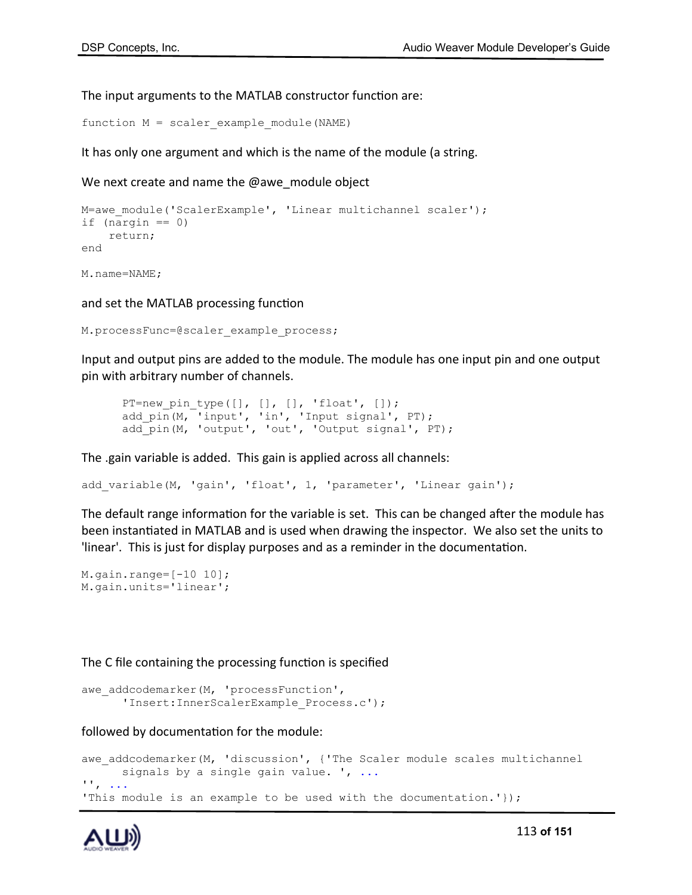The input arguments to the MATLAB constructor function are:

```
function M = scaler_example_module(NAME)
```

It has only one argument and which is the name of the module (a string.

We next create and name the @awe_module object

```
M=awe_module('ScalerExample', 'Linear multichannel scaler');
if (nargin == 0)
    return;
end

M.name=NAME;
```

and set the MATLAB processing function

```
M.processFunc=@scaler_example_process;
```

Input and output pins are added to the module. The module has one input pin and one output pin with arbitrary number of channels.

```
PT=new_pin_type([], [], [], 'float', []);
add_pin(M, 'input', 'in', 'Input signal', PT);
add_pin(M, 'output', 'out', 'Output signal', PT);
```

The .gain variable is added. This gain is applied across all channels:

```
add_variable(M, 'gain', 'float', 1, 'parameter', 'Linear gain');
```

The default range information for the variable is set. This can be changed after the module has been instantiated in MATLAB and is used when drawing the inspector. We also set the units to 'linear'. This is just for display purposes and as a reminder in the documentation.

```
M.gain.range=[-10 10];
M.gain.units='linear';
```

The C file containing the processing function is specified

```
awe_addcodemarker(M, 'processFunction',
      'Insert:InnerScalerExample_Process.c');
```

followed by documentation for the module:

```
awe_addcodemarker(M, 'discussion', {'The Scaler module scales multichannel
      signals by a single gain value. ', ...
'', ...
'This module is an example to be used with the documentation.'});
```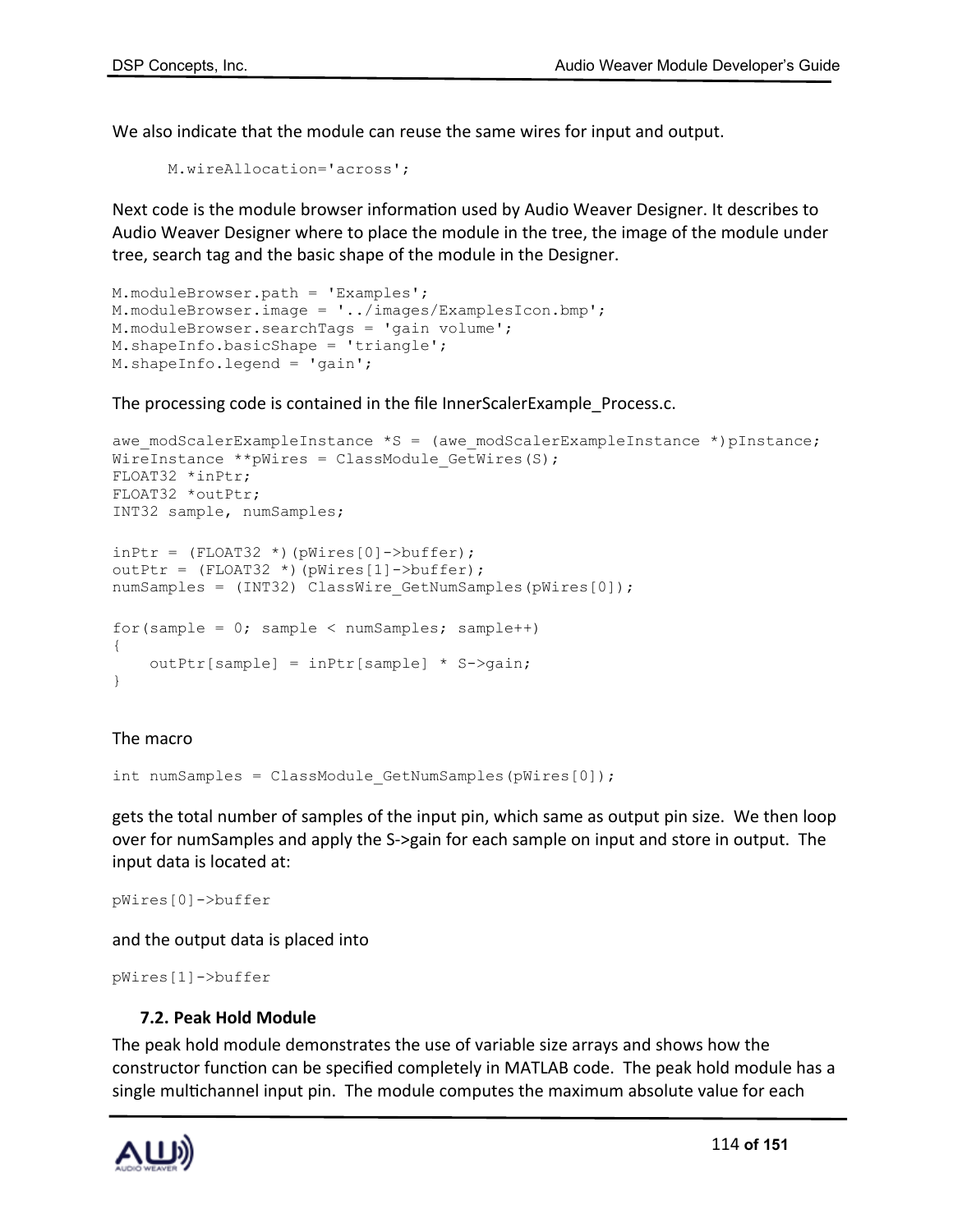We also indicate that the module can reuse the same wires for input and output.

```
M.wireAllocation='across';
```

Next code is the module browser information used by Audio Weaver Designer. It describes to Audio Weaver Designer where to place the module in the tree, the image of the module under tree, search tag and the basic shape of the module in the Designer.

```
M.moduleBrowser.path = 'Examples';
M.moduleBrowser.image = '../images/ExamplesIcon.bmp';
M.moduleBrowser.searchTags = 'gain volume';
M.shapeInfo.basicShape = 'triangle';
M.shapeInfo.legend = 'gain';
```

The processing code is contained in the file InnerScalerExample_Process.c.

```
awe_modScalerExampleInstance *S = (awe_modScalerExampleInstance *)pInstance;
WireInstance **pWires = ClassModule_GetWires(S);
FLOAT32 *inPtr;
FLOAT32 *outPtr;
INT32 sample, numSamples;

inPtr = (FLOAT32 *)(pWires[0]->buffer);
outPtr = (FLOAT32 *)(pWires[1]->buffer);
numSamples = (INT32) ClassWire_GetNumSamples(pWires[0]);

for(sample = 0; sample < numSamples; sample++)
{
    outPtr[sample] = inPtr[sample] * S->gain;
}
```

The macro

```
int numSamples = ClassModule_GetNumSamples(pWires[0]);
```

gets the total number of samples of the input pin, which same as output pin size. We then loop over for numSamples and apply the S->gain for each sample on input and store in output. The input data is located at:

```
pWires[0]->buffer
```

and the output data is placed into

```
pWires[1]->buffer
```

### 7.2. Peak Hold Module

The peak hold module demonstrates the use of variable size arrays and shows how the constructor function can be specified completely in MATLAB code. The peak hold module has a single multichannel input pin. The module computes the maximum absolute value for each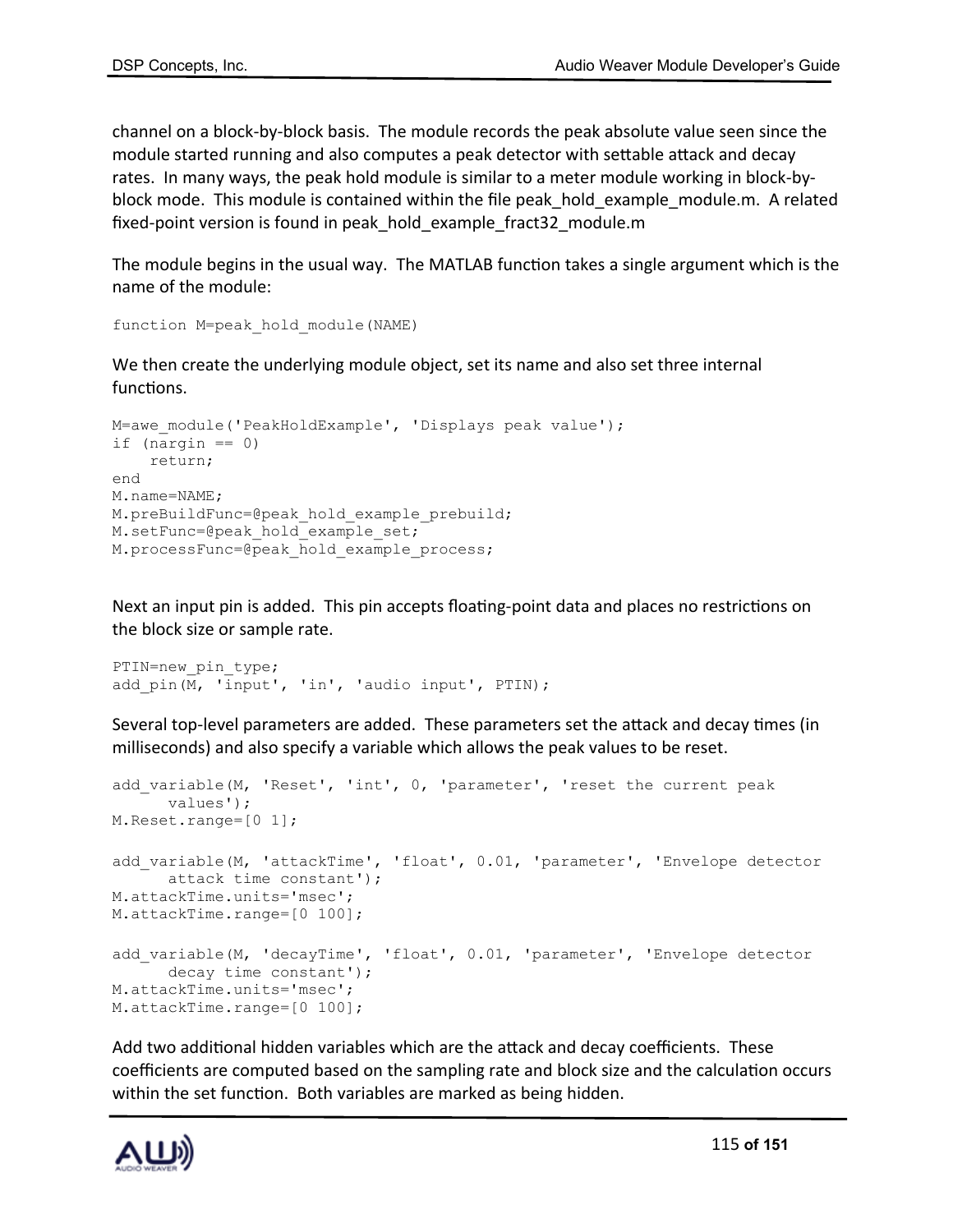channel on a block-by-block basis. The module records the peak absolute value seen since the module started running and also computes a peak detector with settable attack and decay rates. In many ways, the peak hold module is similar to a meter module working in block-by-block mode. This module is contained within the file peak_hold_example_module.m. A related fixed-point version is found in peak_hold_example_fract32_module.m

The module begins in the usual way. The MATLAB function takes a single argument which is the name of the module:

```
function M=peak_hold_module(NAME)
```

We then create the underlying module object, set its name and also set three internal functions.

```
M=awe_module('PeakHoldExample', 'Displays peak value');
if (nargin == 0)
    return;
end
M.name=NAME;
M.preBuildFunc=@peak_hold_example_prebuild;
M.setFunc=@peak_hold_example_set;
M.processFunc=@peak_hold_example_process;
```

Next an input pin is added. This pin accepts floating-point data and places no restrictions on the block size or sample rate.

```
PTIN=new_pin_type;
add_pin(M, 'input', 'in', 'audio input', PTIN);
```

Several top-level parameters are added. These parameters set the attack and decay times (in milliseconds) and also specify a variable which allows the peak values to be reset.

```
add_variable(M, 'Reset', 'int', 0, 'parameter', 'reset the current peak
      values');
M.Reset.range=[0 1];

add_variable(M, 'attackTime', 'float', 0.01, 'parameter', 'Envelope detector
      attack time constant');
M.attackTime.units='msec';
M.attackTime.range=[0 100];

add_variable(M, 'decayTime', 'float', 0.01, 'parameter', 'Envelope detector
      decay time constant');
M.attackTime.units='msec';
M.attackTime.range=[0 100];
```

Add two additional hidden variables which are the attack and decay coefficients. These coefficients are computed based on the sampling rate and block size and the calculation occurs within the set function. Both variables are marked as being hidden.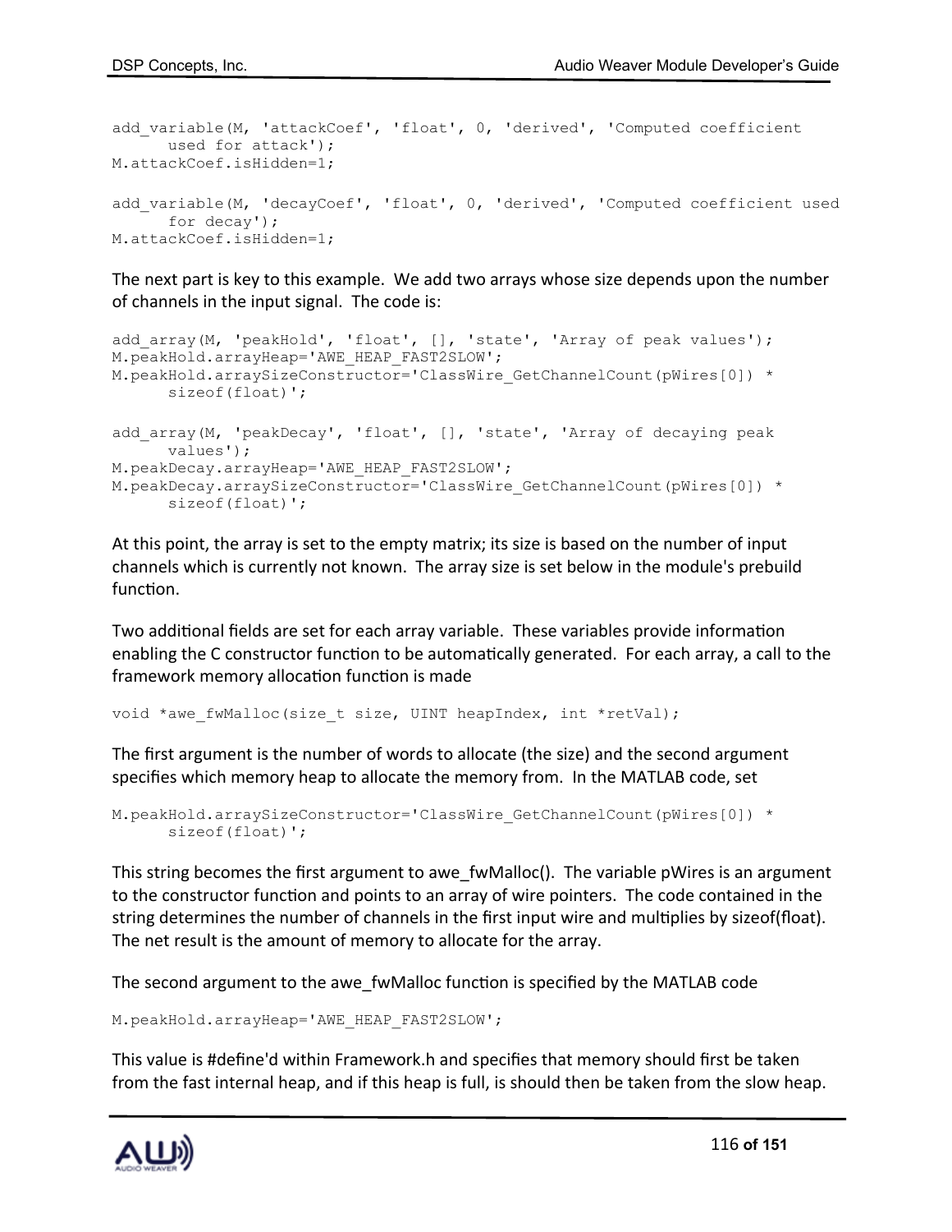```
add_variable(M, 'attackCoef', 'float', 0, 'derived', 'Computed coefficient
      used for attack');
M.attackCoef.isHidden=1;

add_variable(M, 'decayCoef', 'float', 0, 'derived', 'Computed coefficient used
      for decay');
M.attackCoef.isHidden=1;
```

The next part is key to this example. We add two arrays whose size depends upon the number of channels in the input signal. The code is:

```
add_array(M, 'peakHold', 'float', [], 'state', 'Array of peak values');
M.peakHold.arrayHeap='AWE_HEAP_FAST2SLOW';
M.peakHold.arraySizeConstructor='ClassWire_GetChannelCount(pWires[0]) *
      sizeof(float)';

add_array(M, 'peakDecay', 'float', [], 'state', 'Array of decaying peak
      values');
M.peakDecay.arrayHeap='AWE_HEAP_FAST2SLOW';
M.peakDecay.arraySizeConstructor='ClassWire_GetChannelCount(pWires[0]) *
      sizeof(float)';
```

At this point, the array is set to the empty matrix; its size is based on the number of input channels which is currently not known. The array size is set below in the module's prebuild function.

Two additional fields are set for each array variable. These variables provide information enabling the C constructor function to be automatically generated. For each array, a call to the framework memory allocation function is made

```
void *awe_fwMalloc(size_t size, UINT heapIndex, int *retVal);
```

The first argument is the number of words to allocate (the size) and the second argument specifies which memory heap to allocate the memory from. In the MATLAB code, set

```
M.peakHold.arraySizeConstructor='ClassWire_GetChannelCount(pWires[0]) *
      sizeof(float)';
```

This string becomes the first argument to awe_fwMalloc(). The variable pWires is an argument to the constructor function and points to an array of wire pointers. The code contained in the string determines the number of channels in the first input wire and multiplies by sizeof(float). The net result is the amount of memory to allocate for the array.

The second argument to the awe_fwMalloc function is specified by the MATLAB code

```
M.peakHold.arrayHeap='AWE_HEAP_FAST2SLOW';
```

This value is #define'd within Framework.h and specifies that memory should first be taken from the fast internal heap, and if this heap is full, is should then be taken from the slow heap.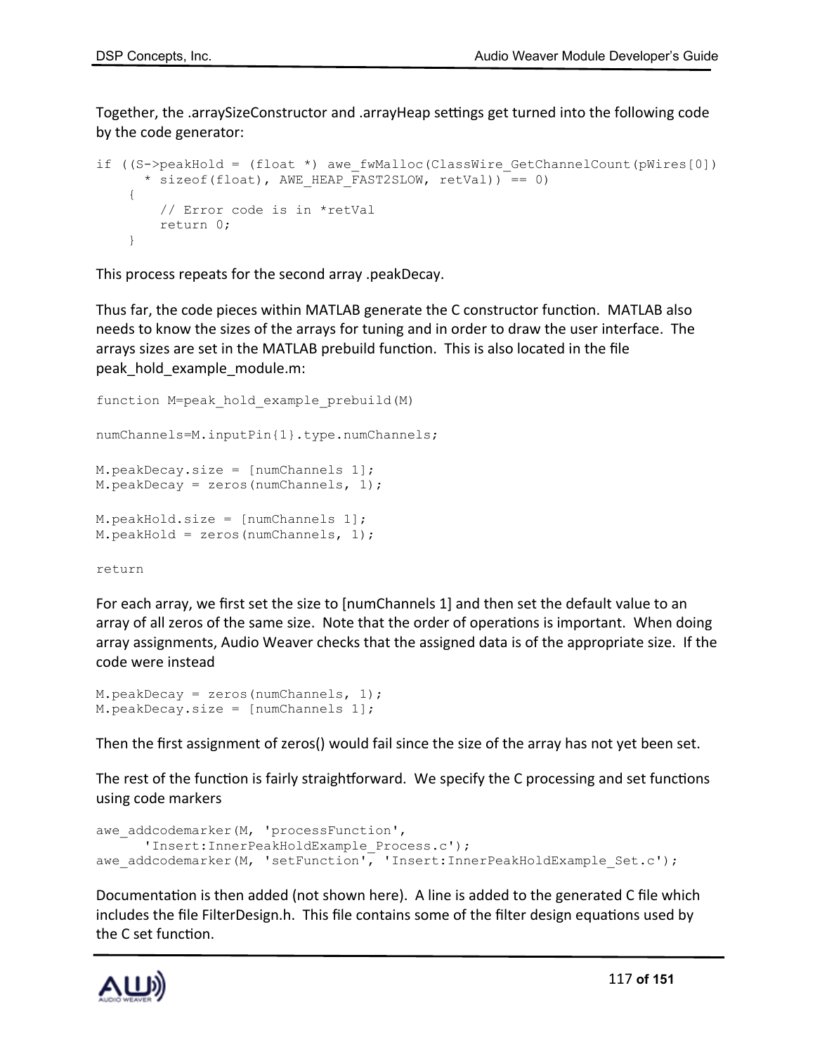Together, the .arraySizeConstructor and .arrayHeap settings get turned into the following code by the code generator:

```
if ((S->peakHold = (float *) awe_fwMalloc(ClassWire_GetChannelCount(pWires[0])
      * sizeof(float), AWE_HEAP_FAST2SLOW, retVal)) == 0)
    {
        // Error code is in *retVal
        return 0;
    }
```

This process repeats for the second array .peakDecay.

Thus far, the code pieces within MATLAB generate the C constructor function. MATLAB also needs to know the sizes of the arrays for tuning and in order to draw the user interface. The arrays sizes are set in the MATLAB prebuild function. This is also located in the file peak_hold_example_module.m:

```
function M=peak_hold_example_prebuild(M)

numChannels=M.inputPin{1}.type.numChannels;

M.peakDecay.size = [numChannels 1];
M.peakDecay = zeros(numChannels, 1);

M.peakHold.size = [numChannels 1];
M.peakHold = zeros(numChannels, 1);

return
```

For each array, we first set the size to [numChannels 1] and then set the default value to an array of all zeros of the same size. Note that the order of operations is important. When doing array assignments, Audio Weaver checks that the assigned data is of the appropriate size. If the code were instead

```
M.peakDecay = zeros(numChannels, 1);
M.peakDecay.size = [numChannels 1];
```

Then the first assignment of zeros() would fail since the size of the array has not yet been set.

The rest of the function is fairly straightforward. We specify the C processing and set functions using code markers

```
awe_addcodemarker(M, 'processFunction',
      'Insert:InnerPeakHoldExample_Process.c');
awe_addcodemarker(M, 'setFunction', 'Insert:InnerPeakHoldExample_Set.c');
```

Documentation is then added (not shown here). A line is added to the generated C file which includes the file FilterDesign.h. This file contains some of the filter design equations used by the C set function.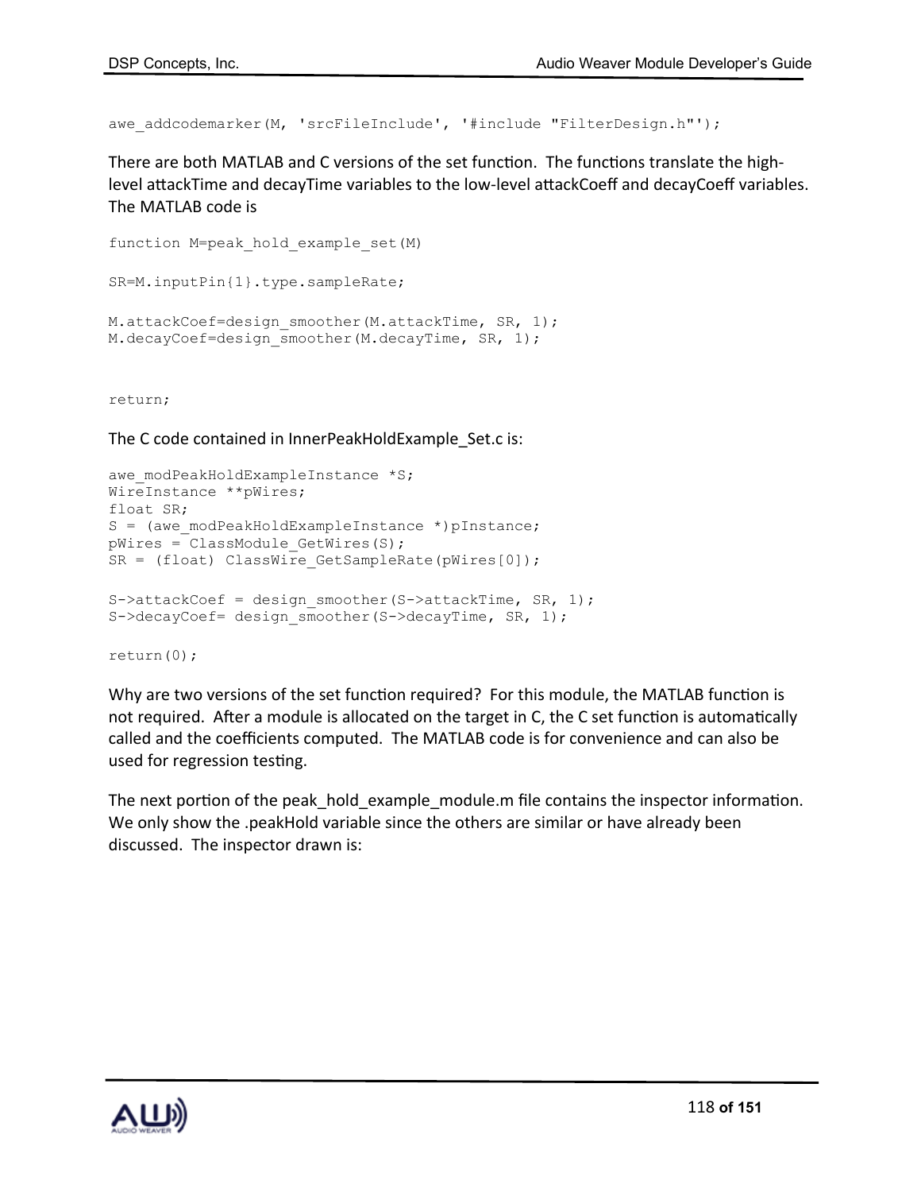```
awe_addcodemarker(M, 'srcFileInclude', '#include "FilterDesign.h"');
```

There are both MATLAB and C versions of the set function. The functions translate the high-level attackTime and decayTime variables to the low-level attackCoeff and decayCoeff variables. The MATLAB code is

```
function M=peak_hold_example_set(M)

SR=M.inputPin{1}.type.sampleRate;

M.attackCoef=design_smoother(M.attackTime, SR, 1);
M.decayCoef=design_smoother(M.decayTime, SR, 1);


return;
```

The C code contained in InnerPeakHoldExample_Set.c is:

```
awe_modPeakHoldExampleInstance *S;
WireInstance **pWires;
float SR;
S = (awe_modPeakHoldExampleInstance *)pInstance;
pWires = ClassModule_GetWires(S);
SR = (float) ClassWire_GetSampleRate(pWires[0]);

S->attackCoef = design_smoother(S->attackTime, SR, 1);
S->decayCoef= design_smoother(S->decayTime, SR, 1);

return(0);
```

Why are two versions of the set function required? For this module, the MATLAB function is not required. After a module is allocated on the target in C, the C set function is automatically called and the coefficients computed. The MATLAB code is for convenience and can also be used for regression testing.

The next portion of the peak_hold_example_module.m file contains the inspector information. We only show the .peakHold variable since the others are similar or have already been discussed. The inspector drawn is: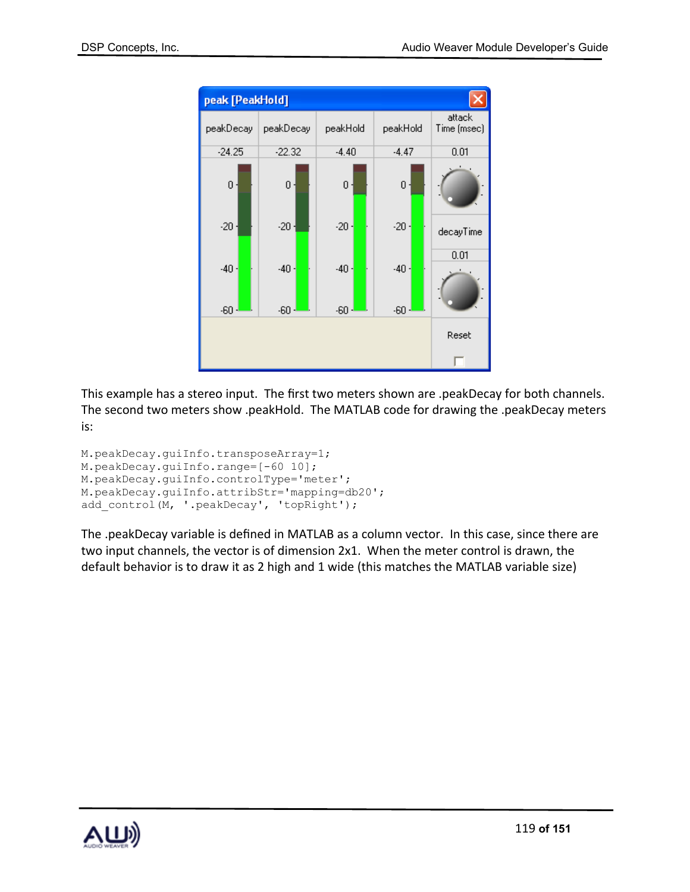This example has a stereo input. The first two meters shown are .peakDecay for both channels. The second two meters show .peakHold. The MATLAB code for drawing the .peakDecay meters is:

```
M.peakDecay.guiInfo.transposeArray=1;
M.peakDecay.guiInfo.range=[-60 10];
M.peakDecay.guiInfo.controlType='meter';
M.peakDecay.guiInfo.attribStr='mapping=db20';
add_control(M, '.peakDecay', 'topRight');
```

The .peakDecay variable is defined in MATLAB as a column vector. In this case, since there are two input channels, the vector is of dimension 2x1. When the meter control is drawn, the default behavior is to draw it as 2 high and 1 wide (this matches the MATLAB variable size)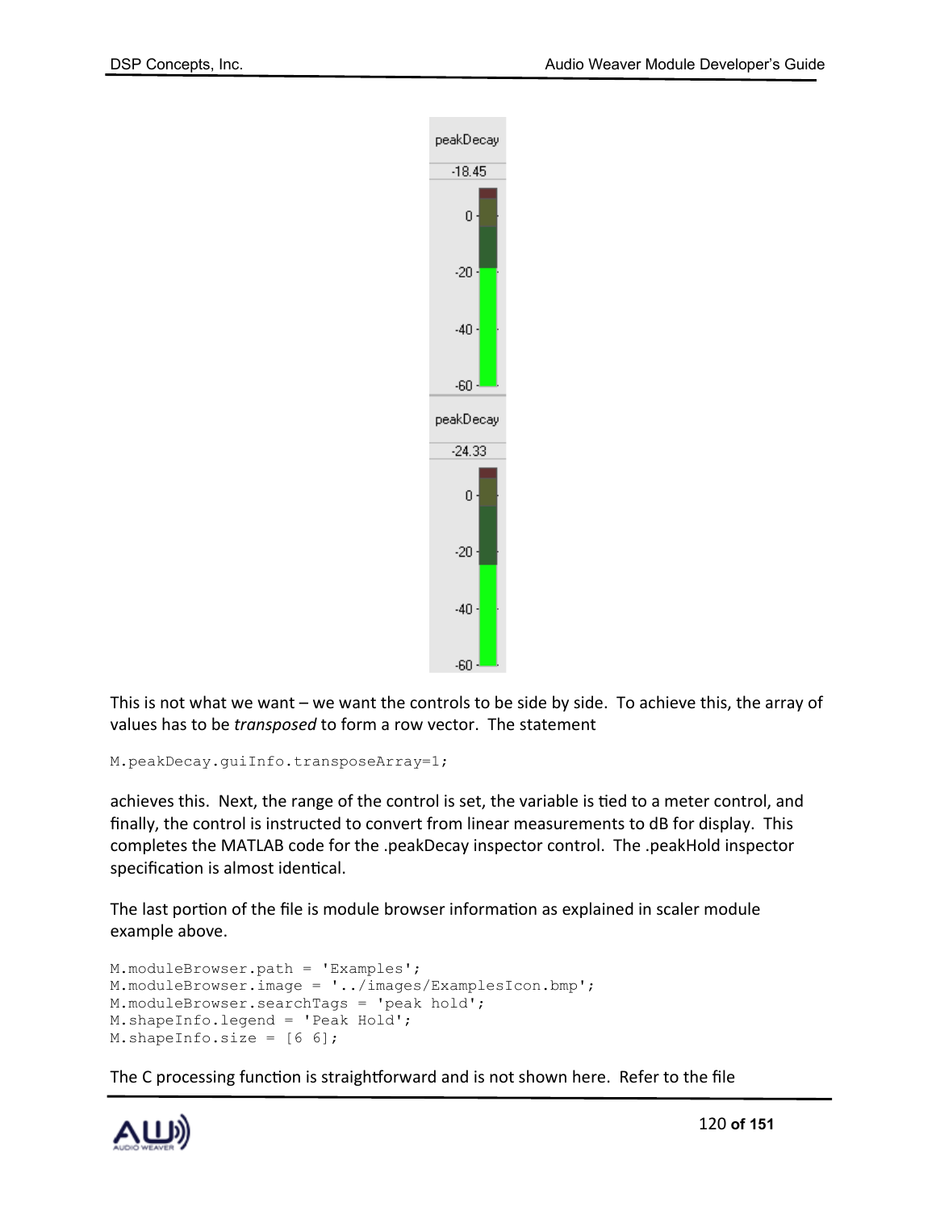peakDecay

-18.45

0

-20

-40

-60

peakDecay

-24.33

0

-20

-40

-60

This is not what we want – we want the controls to be side by side. To achieve this, the array of values has to be *transposed* to form a row vector. The statement

```
M.peakDecay.guiInfo.transposeArray=1;
```

achieves this. Next, the range of the control is set, the variable is tied to a meter control, and finally, the control is instructed to convert from linear measurements to dB for display. This completes the MATLAB code for the .peakDecay inspector control. The .peakHold inspector specification is almost identical.

The last portion of the file is module browser information as explained in scaler module example above.

```
M.moduleBrowser.path = 'Examples';
M.moduleBrowser.image = '../images/ExamplesIcon.bmp';
M.moduleBrowser.searchTags = 'peak hold';
M.shapeInfo.legend = 'Peak Hold';
M.shapeInfo.size = [6 6];
```

The C processing function is straightforward and is not shown here. Refer to the file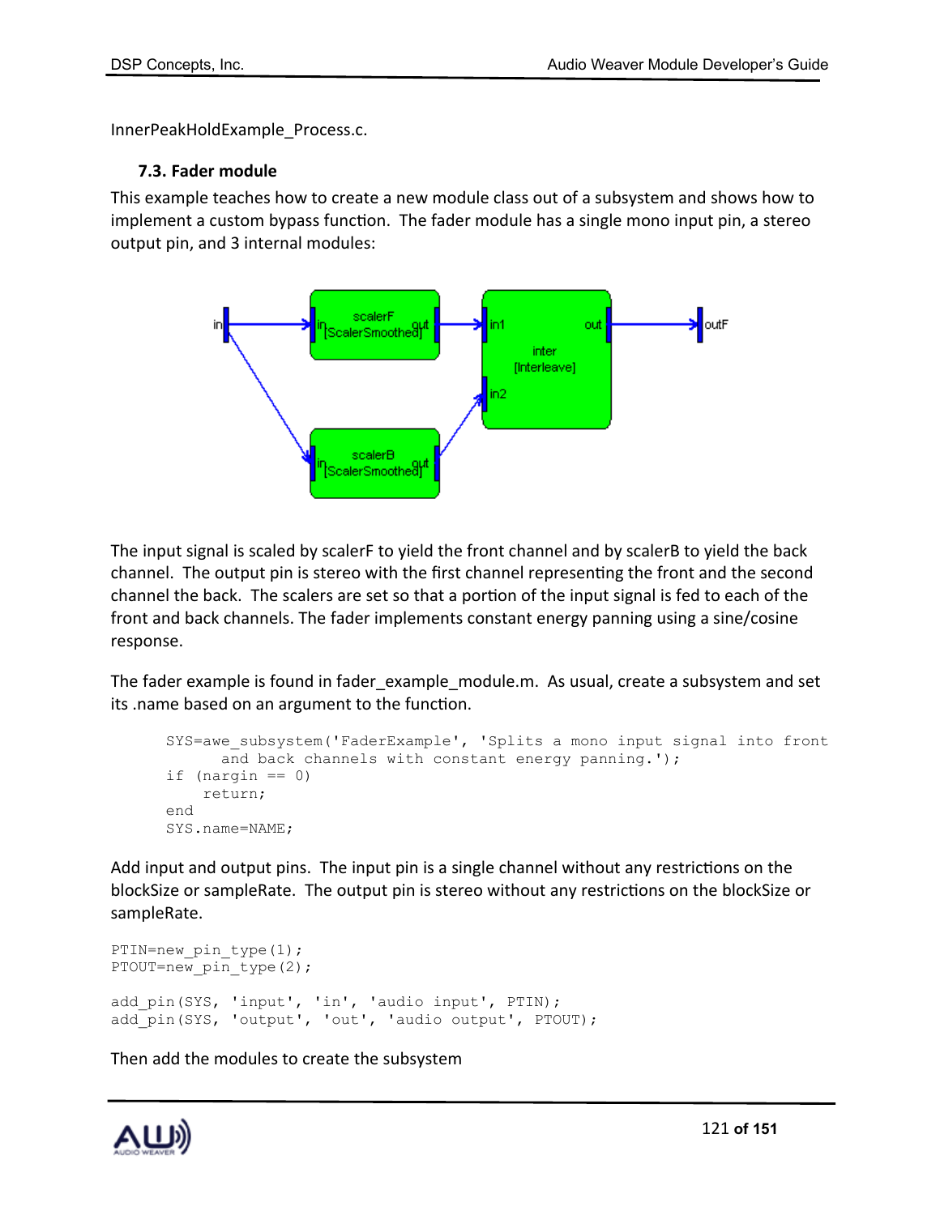InnerPeakHoldExample_Process.c.

### 7.3. Fader module

This example teaches how to create a new module class out of a subsystem and shows how to implement a custom bypass function. The fader module has a single mono input pin, a stereo output pin, and 3 internal modules:

in

scalerF
[ScalerSmoothed]
in out

scalerB
[ScalerSmoothed]
in out

inter
[Interleave]
in1 in2 out

outF

The input signal is scaled by scalerF to yield the front channel and by scalerB to yield the back channel. The output pin is stereo with the first channel representing the front and the second channel the back. The scalers are set so that a portion of the input signal is fed to each of the front and back channels. The fader implements constant energy panning using a sine/cosine response.

The fader example is found in fader_example_module.m. As usual, create a subsystem and set its .name based on an argument to the function.

```
SYS=awe_subsystem('FaderExample', 'Splits a mono input signal into front
        and back channels with constant energy panning.');
if (nargin == 0)
    return;
end
SYS.name=NAME;
```

Add input and output pins. The input pin is a single channel without any restrictions on the blockSize or sampleRate. The output pin is stereo without any restrictions on the blockSize or sampleRate.

```
PTIN=new_pin_type(1);
PTOUT=new_pin_type(2);

add_pin(SYS, 'input', 'in', 'audio input', PTIN);
add_pin(SYS, 'output', 'out', 'audio output', PTOUT);
```

Then add the modules to create the subsystem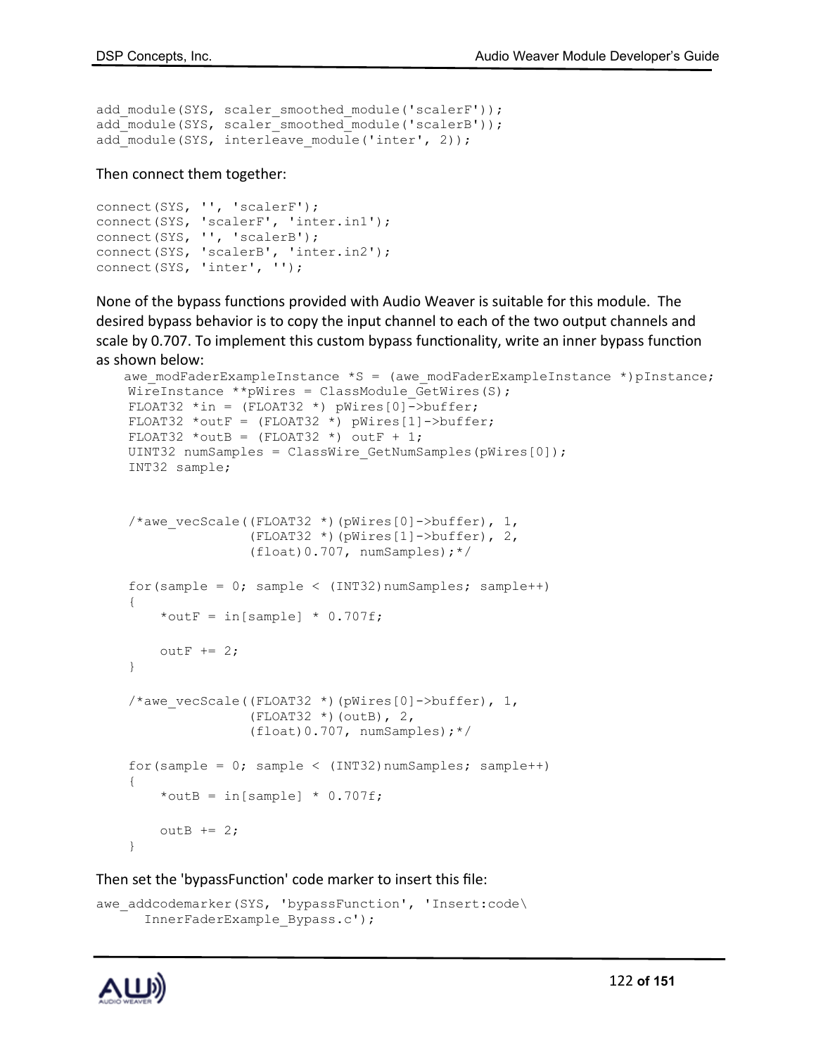```
add_module(SYS, scaler_smoothed_module('scalerF'));
add_module(SYS, scaler_smoothed_module('scalerB'));
add_module(SYS, interleave_module('inter', 2));
```

Then connect them together:

```
connect(SYS, '', 'scalerF');
connect(SYS, 'scalerF', 'inter.in1');
connect(SYS, '', 'scalerB');
connect(SYS, 'scalerB', 'inter.in2');
connect(SYS, 'inter', '');
```

None of the bypass functions provided with Audio Weaver is suitable for this module. The desired bypass behavior is to copy the input channel to each of the two output channels and scale by 0.707. To implement this custom bypass functionality, write an inner bypass function as shown below:

```
awe_modFaderExampleInstance *S = (awe_modFaderExampleInstance *)pInstance;
 WireInstance **pWires = ClassModule_GetWires(S);
 FLOAT32 *in = (FLOAT32 *) pWires[0]->buffer;
 FLOAT32 *outF = (FLOAT32 *) pWires[1]->buffer;
 FLOAT32 *outB = (FLOAT32 *) outF + 1;
 UINT32 numSamples = ClassWire_GetNumSamples(pWires[0]);
 INT32 sample;



 /*awe_vecScale((FLOAT32 *)(pWires[0]->buffer), 1,
               (FLOAT32 *)(pWires[1]->buffer), 2,
               (float)0.707, numSamples);*/

 for(sample = 0; sample < (INT32)numSamples; sample++)
 {
     *outF = in[sample] * 0.707f;

     outF += 2;
 }

 /*awe_vecScale((FLOAT32 *)(pWires[0]->buffer), 1,
               (FLOAT32 *)(outB), 2,
               (float)0.707, numSamples);*/

 for(sample = 0; sample < (INT32)numSamples; sample++)
 {
     *outB = in[sample] * 0.707f;

     outB += 2;
 }
```

Then set the 'bypassFunction' code marker to insert this file:

```
awe_addcodemarker(SYS, 'bypassFunction', 'Insert:code\
      InnerFaderExample_Bypass.c');
```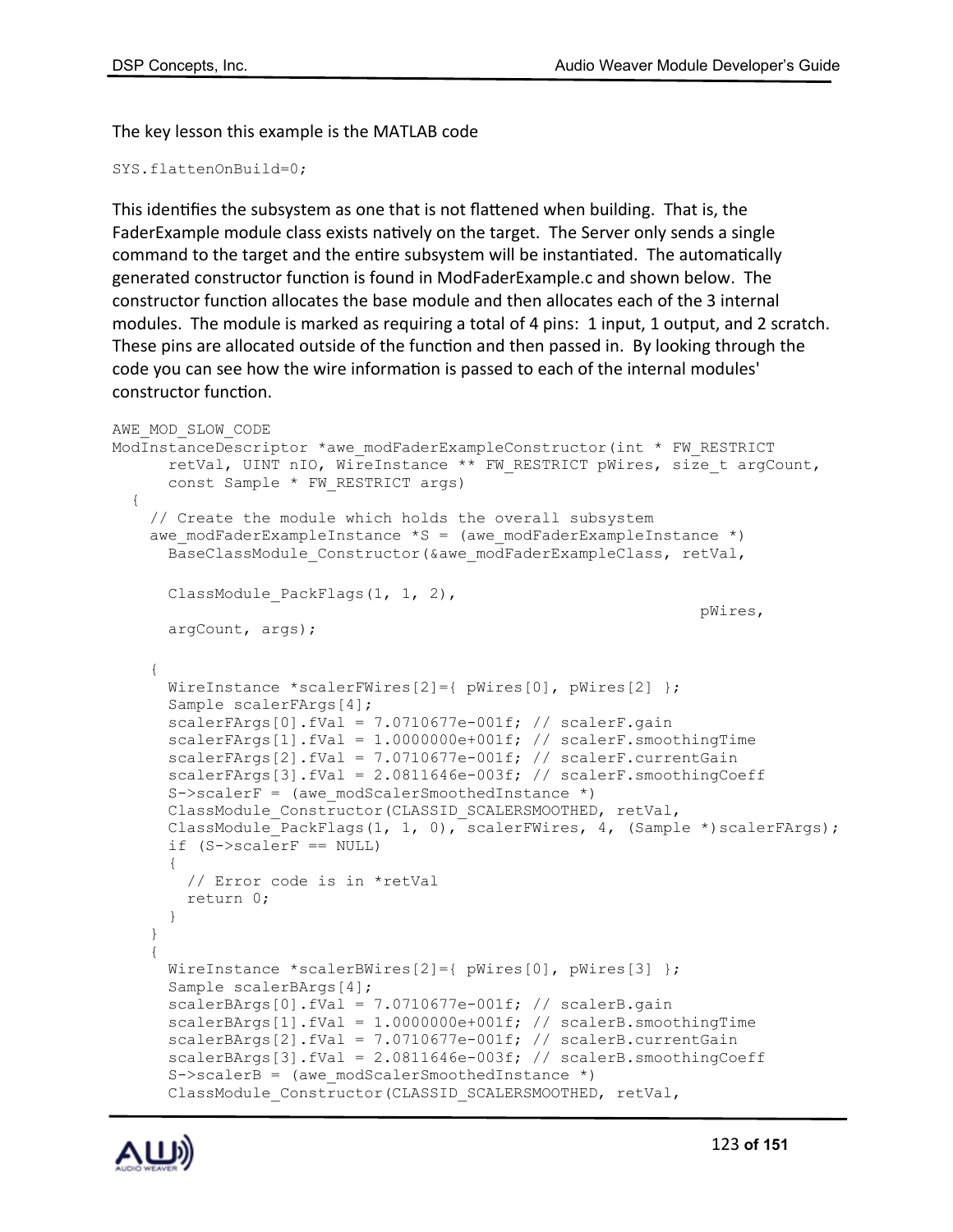The key lesson this example is the MATLAB code

```
SYS.flattenOnBuild=0;
```

This identifies the subsystem as one that is not flattened when building. That is, the FaderExample module class exists natively on the target. The Server only sends a single command to the target and the entire subsystem will be instantiated. The automatically generated constructor function is found in ModFaderExample.c and shown below. The constructor function allocates the base module and then allocates each of the 3 internal modules. The module is marked as requiring a total of 4 pins: 1 input, 1 output, and 2 scratch. These pins are allocated outside of the function and then passed in. By looking through the code you can see how the wire information is passed to each of the internal modules' constructor function.

```
AWE_MOD_SLOW_CODE
ModInstanceDescriptor *awe_modFaderExampleConstructor(int * FW_RESTRICT
      retVal, UINT nIO, WireInstance ** FW_RESTRICT pWires, size_t argCount,
      const Sample * FW_RESTRICT args)
  {
    // Create the module which holds the overall subsystem
    awe_modFaderExampleInstance *S = (awe_modFaderExampleInstance *)
      BaseClassModule_Constructor(&awe_modFaderExampleClass, retVal,

      ClassModule_PackFlags(1, 1, 2),
                                                              pWires,
      argCount, args);

    {
      WireInstance *scalerFWires[2]={ pWires[0], pWires[2] };
      Sample scalerFArgs[4];
      scalerFArgs[0].fVal = 7.0710677e-001f; // scalerF.gain
      scalerFArgs[1].fVal = 1.0000000e+001f; // scalerF.smoothingTime
      scalerFArgs[2].fVal = 7.0710677e-001f; // scalerF.currentGain
      scalerFArgs[3].fVal = 2.0811646e-003f; // scalerF.smoothingCoeff
      S->scalerF = (awe_modScalerSmoothedInstance *)
      ClassModule_Constructor(CLASSID_SCALERSMOOTHED, retVal,
      ClassModule_PackFlags(1, 1, 0), scalerFWires, 4, (Sample *)scalerFArgs);
      if (S->scalerF == NULL)
      {
        // Error code is in *retVal
        return 0;
      }
    }
    {
      WireInstance *scalerBWires[2]={ pWires[0], pWires[3] };
      Sample scalerBArgs[4];
      scalerBArgs[0].fVal = 7.0710677e-001f; // scalerB.gain
      scalerBArgs[1].fVal = 1.0000000e+001f; // scalerB.smoothingTime
      scalerBArgs[2].fVal = 7.0710677e-001f; // scalerB.currentGain
      scalerBArgs[3].fVal = 2.0811646e-003f; // scalerB.smoothingCoeff
      S->scalerB = (awe_modScalerSmoothedInstance *)
      ClassModule_Constructor(CLASSID_SCALERSMOOTHED, retVal,
```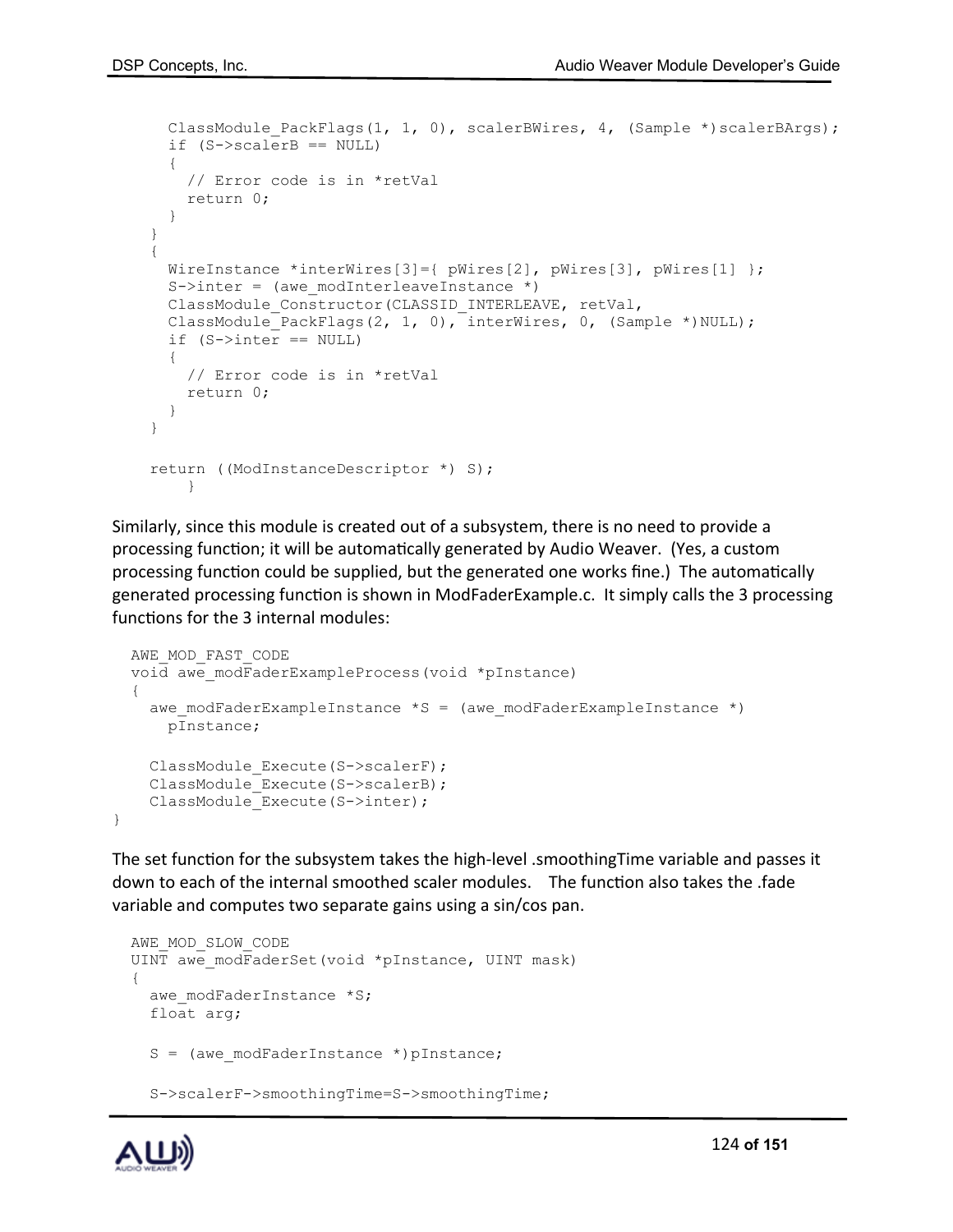```
      ClassModule_PackFlags(1, 1, 0), scalerBWires, 4, (Sample *)scalerBArgs);
      if (S->scalerB == NULL)
      {
        // Error code is in *retVal
        return 0;
      }
    }
    {
      WireInstance *interWires[3]={ pWires[2], pWires[3], pWires[1] };
      S->inter = (awe_modInterleaveInstance *)
      ClassModule_Constructor(CLASSID_INTERLEAVE, retVal,
      ClassModule_PackFlags(2, 1, 0), interWires, 0, (Sample *)NULL);
      if (S->inter == NULL)
      {
        // Error code is in *retVal
        return 0;
      }
    }

    return ((ModInstanceDescriptor *) S);
        }
```

Similarly, since this module is created out of a subsystem, there is no need to provide a processing function; it will be automatically generated by Audio Weaver. (Yes, a custom processing function could be supplied, but the generated one works fine.) The automatically generated processing function is shown in ModFaderExample.c. It simply calls the 3 processing functions for the 3 internal modules:

```
  AWE_MOD_FAST_CODE
  void awe_modFaderExampleProcess(void *pInstance)
  {
    awe_modFaderExampleInstance *S = (awe_modFaderExampleInstance *)
      pInstance;

    ClassModule_Execute(S->scalerF);
    ClassModule_Execute(S->scalerB);
    ClassModule_Execute(S->inter);
}
```

The set function for the subsystem takes the high-level .smoothingTime variable and passes it down to each of the internal smoothed scaler modules. The function also takes the .fade variable and computes two separate gains using a sin/cos pan.

```
  AWE_MOD_SLOW_CODE
  UINT awe_modFaderSet(void *pInstance, UINT mask)
  {
    awe_modFaderInstance *S;
    float arg;

    S = (awe_modFaderInstance *)pInstance;

    S->scalerF->smoothingTime=S->smoothingTime;
```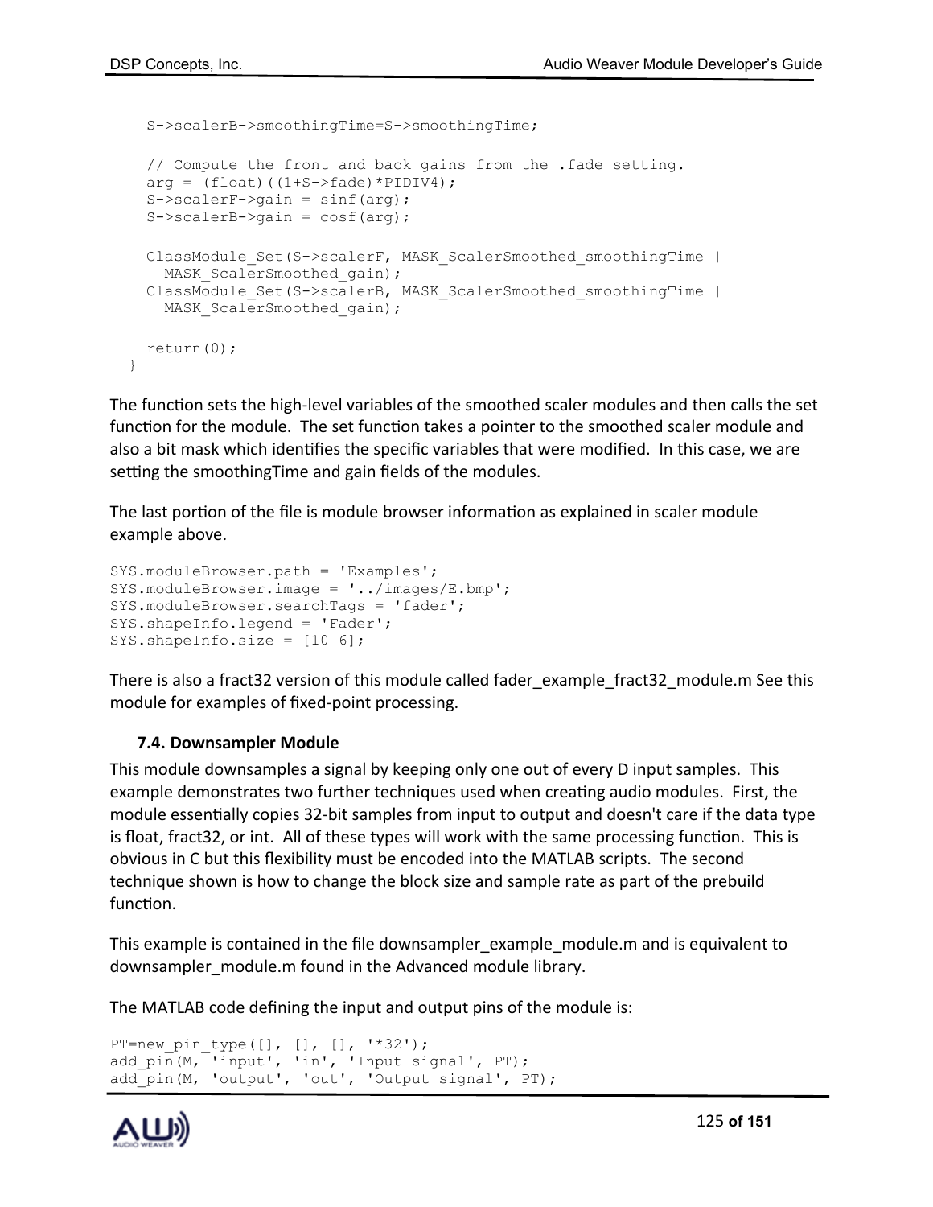```
    S->scalerB->smoothingTime=S->smoothingTime;

    // Compute the front and back gains from the .fade setting.
    arg = (float)((1+S->fade)*PIDIV4);
    S->scalerF->gain = sinf(arg);
    S->scalerB->gain = cosf(arg);

    ClassModule_Set(S->scalerF, MASK_ScalerSmoothed_smoothingTime |
      MASK_ScalerSmoothed_gain);
    ClassModule_Set(S->scalerB, MASK_ScalerSmoothed_smoothingTime |
      MASK_ScalerSmoothed_gain);

    return(0);
  }
```

The function sets the high-level variables of the smoothed scaler modules and then calls the set function for the module. The set function takes a pointer to the smoothed scaler module and also a bit mask which identifies the specific variables that were modified. In this case, we are setting the smoothingTime and gain fields of the modules.

The last portion of the file is module browser information as explained in scaler module example above.

```
SYS.moduleBrowser.path = 'Examples';
SYS.moduleBrowser.image = '../images/E.bmp';
SYS.moduleBrowser.searchTags = 'fader';
SYS.shapeInfo.legend = 'Fader';
SYS.shapeInfo.size = [10 6];
```

There is also a fract32 version of this module called fader_example_fract32_module.m See this module for examples of fixed-point processing.

### 7.4. Downsampler Module

This module downsamples a signal by keeping only one out of every D input samples. This example demonstrates two further techniques used when creating audio modules. First, the module essentially copies 32-bit samples from input to output and doesn't care if the data type is float, fract32, or int. All of these types will work with the same processing function. This is obvious in C but this flexibility must be encoded into the MATLAB scripts. The second technique shown is how to change the block size and sample rate as part of the prebuild function.

This example is contained in the file downsampler_example_module.m and is equivalent to downsampler_module.m found in the Advanced module library.

The MATLAB code defining the input and output pins of the module is:

```
PT=new_pin_type([], [], [], '*32');
add_pin(M, 'input', 'in', 'Input signal', PT);
add_pin(M, 'output', 'out', 'Output signal', PT);
```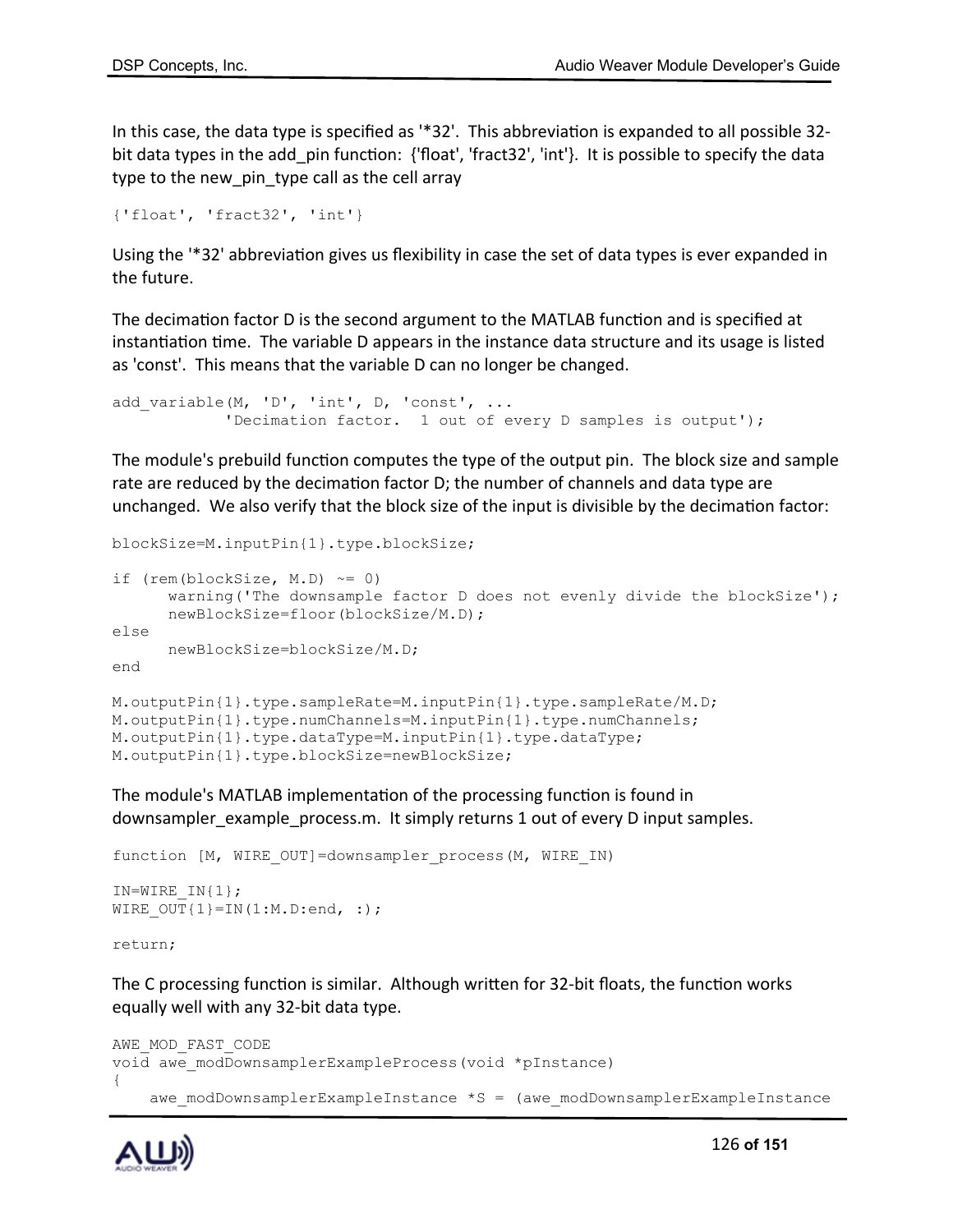In this case, the data type is specified as '*32'. This abbreviation is expanded to all possible 32-bit data types in the add_pin function: {'float', 'fract32', 'int'}. It is possible to specify the data type to the new_pin_type call as the cell array

```
{'float', 'fract32', 'int'}
```

Using the '*32' abbreviation gives us flexibility in case the set of data types is ever expanded in the future.

The decimation factor D is the second argument to the MATLAB function and is specified at instantiation time. The variable D appears in the instance data structure and its usage is listed as 'const'. This means that the variable D can no longer be changed.

```
add_variable(M, 'D', 'int', D, 'const', ...
            'Decimation factor.  1 out of every D samples is output');
```

The module's prebuild function computes the type of the output pin. The block size and sample rate are reduced by the decimation factor D; the number of channels and data type are unchanged. We also verify that the block size of the input is divisible by the decimation factor:

```
blockSize=M.inputPin{1}.type.blockSize;

if (rem(blockSize, M.D) ~= 0)
      warning('The downsample factor D does not evenly divide the blockSize');
      newBlockSize=floor(blockSize/M.D);
else
      newBlockSize=blockSize/M.D;
end

M.outputPin{1}.type.sampleRate=M.inputPin{1}.type.sampleRate/M.D;
M.outputPin{1}.type.numChannels=M.inputPin{1}.type.numChannels;
M.outputPin{1}.type.dataType=M.inputPin{1}.type.dataType;
M.outputPin{1}.type.blockSize=newBlockSize;
```

The module's MATLAB implementation of the processing function is found in downsampler_example_process.m. It simply returns 1 out of every D input samples.

```
function [M, WIRE_OUT]=downsampler_process(M, WIRE_IN)

IN=WIRE_IN{1};
WIRE_OUT{1}=IN(1:M.D:end, :);

return;
```

The C processing function is similar. Although written for 32-bit floats, the function works equally well with any 32-bit data type.

```
AWE_MOD_FAST_CODE
void awe_modDownsamplerExampleProcess(void *pInstance)
{
    awe_modDownsamplerExampleInstance *S = (awe_modDownsamplerExampleInstance
```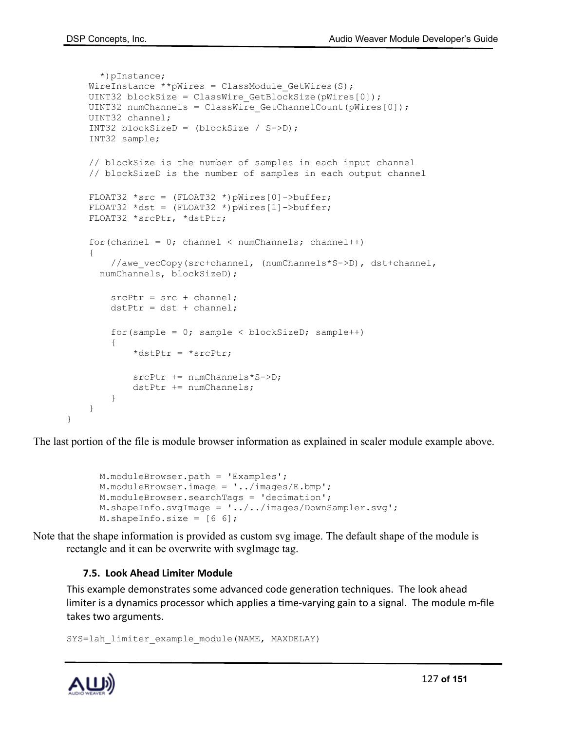```
    *)pInstance;
  WireInstance **pWires = ClassModule_GetWires(S);
  UINT32 blockSize = ClassWire_GetBlockSize(pWires[0]);
  UINT32 numChannels = ClassWire_GetChannelCount(pWires[0]);
  UINT32 channel;
  INT32 blockSizeD = (blockSize / S->D);
  INT32 sample;

  // blockSize is the number of samples in each input channel
  // blockSizeD is the number of samples in each output channel

  FLOAT32 *src = (FLOAT32 *)pWires[0]->buffer;
  FLOAT32 *dst = (FLOAT32 *)pWires[1]->buffer;
  FLOAT32 *srcPtr, *dstPtr;

  for(channel = 0; channel < numChannels; channel++)
  {
      //awe_vecCopy(src+channel, (numChannels*S->D), dst+channel,
    numChannels, blockSizeD);

      srcPtr = src + channel;
      dstPtr = dst + channel;

      for(sample = 0; sample < blockSizeD; sample++)
      {
          *dstPtr = *srcPtr;

          srcPtr += numChannels*S->D;
          dstPtr += numChannels;
      }
  }
}
```

The last portion of the file is module browser information as explained in scaler module example above.

```
M.moduleBrowser.path = 'Examples';
M.moduleBrowser.image = '../images/E.bmp';
M.moduleBrowser.searchTags = 'decimation';
M.shapeInfo.svgImage = '../../images/DownSampler.svg';
M.shapeInfo.size = [6 6];
```

Note that the shape information is provided as custom svg image. The default shape of the module is rectangle and it can be overwrite with svgImage tag.

### 7.5. Look Ahead Limiter Module

This example demonstrates some advanced code generation techniques. The look ahead limiter is a dynamics processor which applies a time-varying gain to a signal. The module m-file takes two arguments.

```
SYS=lah_limiter_example_module(NAME, MAXDELAY)
```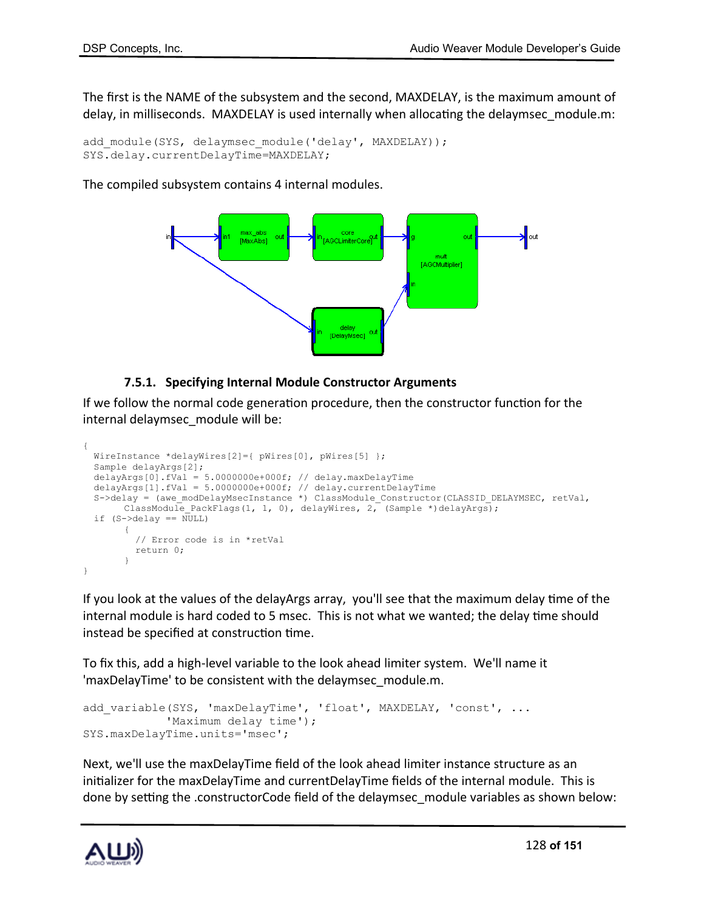The first is the NAME of the subsystem and the second, MAXDELAY, is the maximum amount of delay, in milliseconds. MAXDELAY is used internally when allocating the delaymsec_module.m:

```
add_module(SYS, delaymsec_module('delay', MAXDELAY));
SYS.delay.currentDelayTime=MAXDELAY;
```

The compiled subsystem contains 4 internal modules.

in
max_abs [MaxAbs]
in1
out
core [AGCLimiterCore]
in
out
mult [AGCMultiplier]
g
in
out
delay [DelayMsec]
in
out
out

### 7.5.1. Specifying Internal Module Constructor Arguments

If we follow the normal code generation procedure, then the constructor function for the internal delaymsec_module will be:

```
{
  WireInstance *delayWires[2]={ pWires[0], pWires[5] };
  Sample delayArgs[2];
  delayArgs[0].fVal = 5.0000000e+000f; // delay.maxDelayTime
  delayArgs[1].fVal = 5.0000000e+000f; // delay.currentDelayTime
  S->delay = (awe_modDelayMsecInstance *) ClassModule_Constructor(CLASSID_DELAYMSEC, retVal,
        ClassModule_PackFlags(1, 1, 0), delayWires, 2, (Sample *)delayArgs);
  if (S->delay == NULL)
        {
          // Error code is in *retVal
          return 0;
        }
}
```

If you look at the values of the delayArgs array, you'll see that the maximum delay time of the internal module is hard coded to 5 msec. This is not what we wanted; the delay time should instead be specified at construction time.

To fix this, add a high-level variable to the look ahead limiter system. We'll name it 'maxDelayTime' to be consistent with the delaymsec_module.m.

```
add_variable(SYS, 'maxDelayTime', 'float', MAXDELAY, 'const', ...
             'Maximum delay time');
SYS.maxDelayTime.units='msec';
```

Next, we'll use the maxDelayTime field of the look ahead limiter instance structure as an initializer for the maxDelayTime and currentDelayTime fields of the internal module. This is done by setting the .constructorCode field of the delaymsec_module variables as shown below: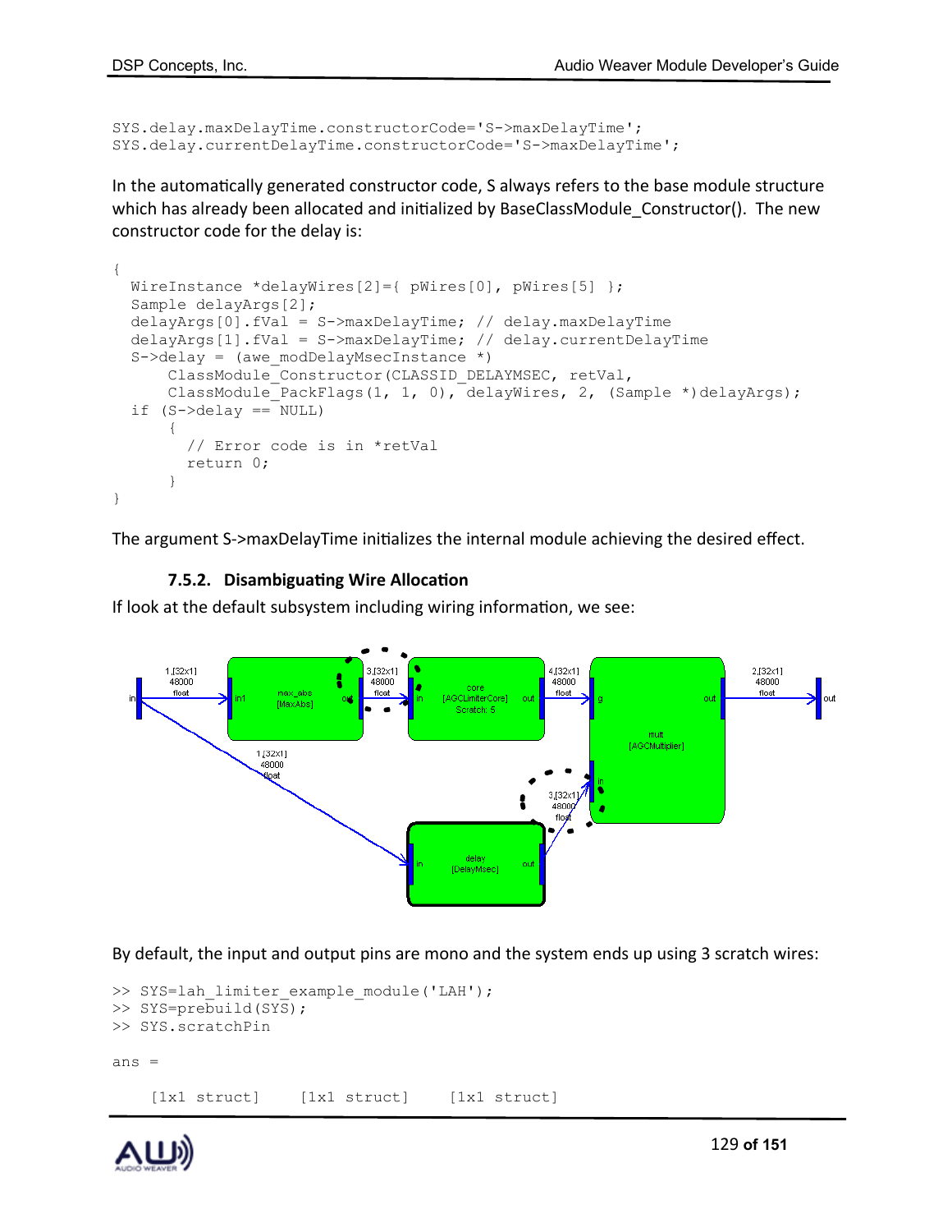```
SYS.delay.maxDelayTime.constructorCode='S->maxDelayTime';
SYS.delay.currentDelayTime.constructorCode='S->maxDelayTime';
```

In the automatically generated constructor code, S always refers to the base module structure which has already been allocated and initialized by BaseClassModule_Constructor(). The new constructor code for the delay is:

```
{
  WireInstance *delayWires[2]={ pWires[0], pWires[5] };
  Sample delayArgs[2];
  delayArgs[0].fVal = S->maxDelayTime; // delay.maxDelayTime
  delayArgs[1].fVal = S->maxDelayTime; // delay.currentDelayTime
  S->delay = (awe_modDelayMsecInstance *)
      ClassModule_Constructor(CLASSID_DELAYMSEC, retVal,
      ClassModule_PackFlags(1, 1, 0), delayWires, 2, (Sample *)delayArgs);
  if (S->delay == NULL)
      {
        // Error code is in *retVal
        return 0;
      }
}
```

The argument S->maxDelayTime initializes the internal module achieving the desired effect.

### 7.5.2. Disambiguating Wire Allocation

If look at the default subsystem including wiring information, we see:

in
1,[32x1]
48000
float
in1
max_abs
[MaxAbs]
out
3,[32x1]
48000
float
in
core
[AGCLimiterCore]
Scratch: 5
out
4,[32x1]
48000
float
g
mult
[AGCMultiplier]
out
2,[32x1]
48000
float
out
1,[32x1]
48000
float
in
3,[32x1]
48000
float
in
delay
[DelayMsec]
out

By default, the input and output pins are mono and the system ends up using 3 scratch wires:

```
>> SYS=lah_limiter_example_module('LAH');
>> SYS=prebuild(SYS);
>> SYS.scratchPin

ans =

    [1x1 struct]    [1x1 struct]    [1x1 struct]
```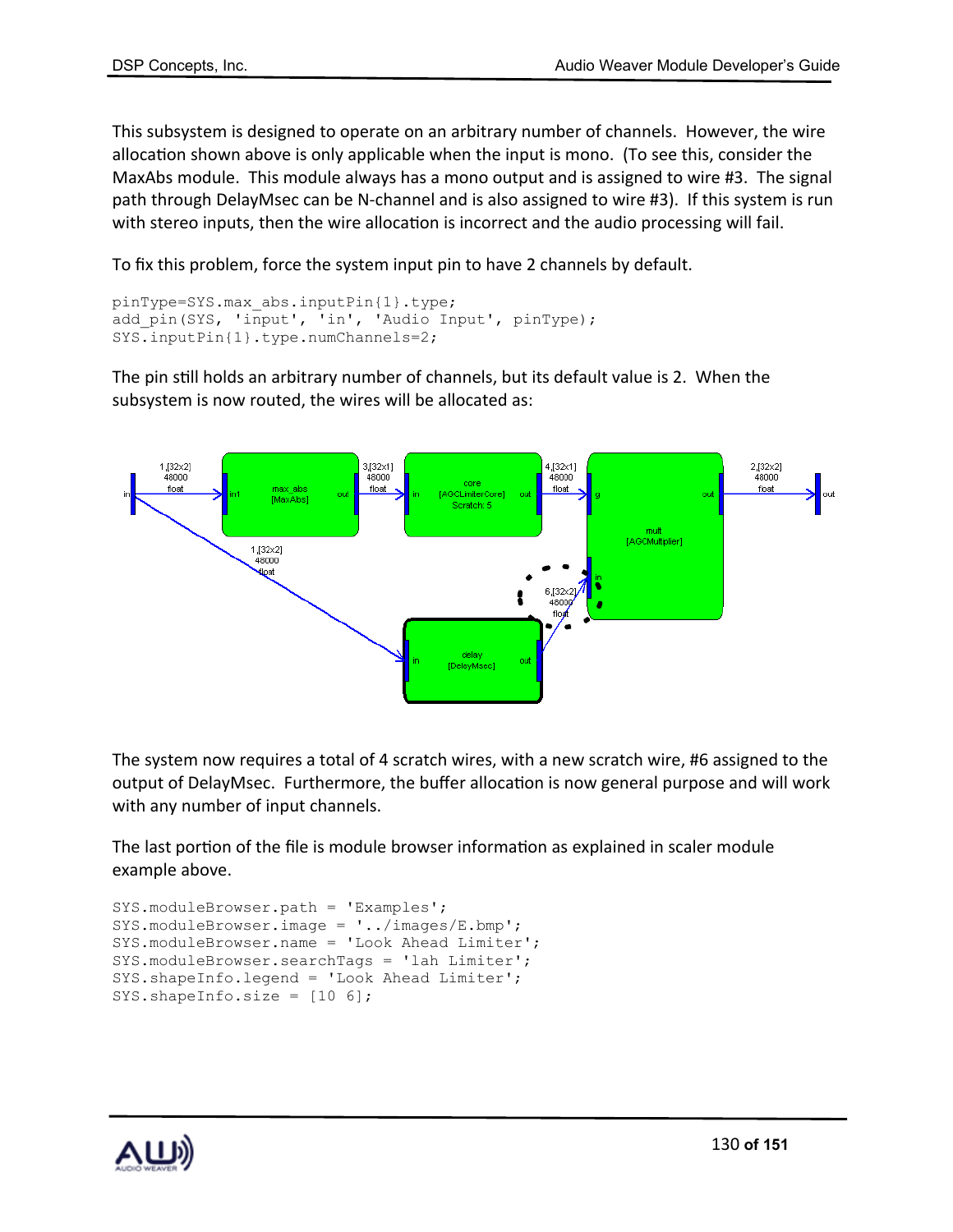This subsystem is designed to operate on an arbitrary number of channels. However, the wire allocation shown above is only applicable when the input is mono. (To see this, consider the MaxAbs module. This module always has a mono output and is assigned to wire #3. The signal path through DelayMsec can be N-channel and is also assigned to wire #3). If this system is run with stereo inputs, then the wire allocation is incorrect and the audio processing will fail.

To fix this problem, force the system input pin to have 2 channels by default.

```
pinType=SYS.max_abs.inputPin{1}.type;
add_pin(SYS, 'input', 'in', 'Audio Input', pinType);
SYS.inputPin{1}.type.numChannels=2;
```

The pin still holds an arbitrary number of channels, but its default value is 2. When the subsystem is now routed, the wires will be allocated as:

in
1,[32x2]
48000
float
in1
max_abs
[MaxAbs]
out
3,[32x1]
48000
float
in
core
[AGCLimiterCore]
Scratch: 5
out
4,[32x1]
48000
float
g
mult
[AGCMultiplier]
out
2,[32x2]
48000
float
out
1,[32x2]
48000
float
in
delay
[DelayMsec]
out
6,[32x2]
48000
float
in

The system now requires a total of 4 scratch wires, with a new scratch wire, #6 assigned to the output of DelayMsec. Furthermore, the buffer allocation is now general purpose and will work with any number of input channels.

The last portion of the file is module browser information as explained in scaler module example above.

```
SYS.moduleBrowser.path = 'Examples';
SYS.moduleBrowser.image = '../images/E.bmp';
SYS.moduleBrowser.name = 'Look Ahead Limiter';
SYS.moduleBrowser.searchTags = 'lah Limiter';
SYS.shapeInfo.legend = 'Look Ahead Limiter';
SYS.shapeInfo.size = [10 6];
```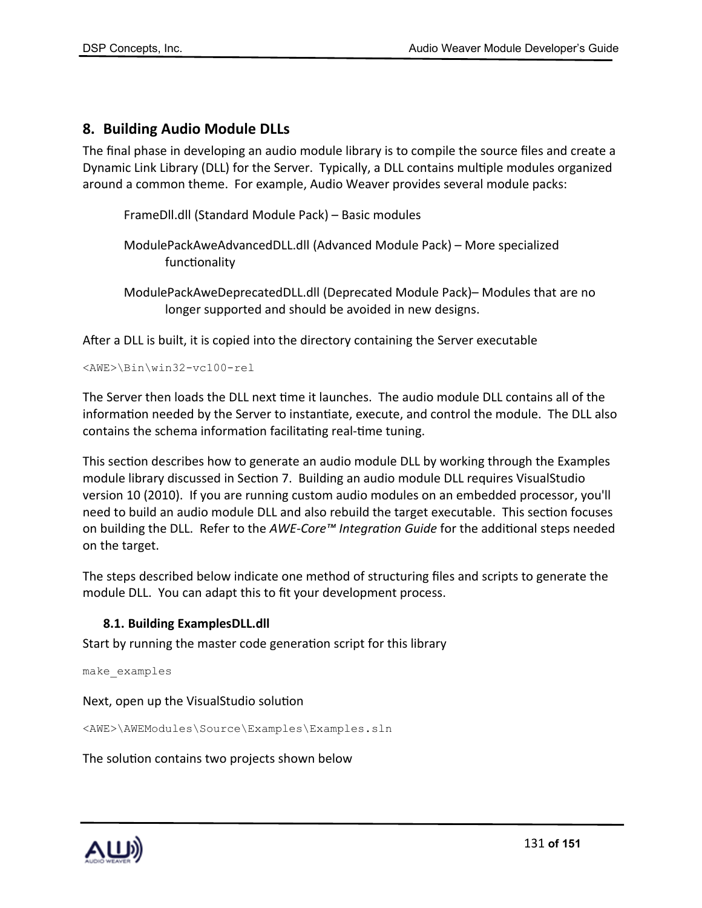# 8. Building Audio Module DLLs

The final phase in developing an audio module library is to compile the source files and create a Dynamic Link Library (DLL) for the Server. Typically, a DLL contains multiple modules organized around a common theme. For example, Audio Weaver provides several module packs:

FrameDll.dll (Standard Module Pack) – Basic modules

ModulePackAweAdvancedDLL.dll (Advanced Module Pack) – More specialized functionality

ModulePackAweDeprecatedDLL.dll (Deprecated Module Pack)– Modules that are no longer supported and should be avoided in new designs.

After a DLL is built, it is copied into the directory containing the Server executable

```
<AWE>\Bin\win32-vc100-rel
```

The Server then loads the DLL next time it launches. The audio module DLL contains all of the information needed by the Server to instantiate, execute, and control the module. The DLL also contains the schema information facilitating real-time tuning.

This section describes how to generate an audio module DLL by working through the Examples module library discussed in Section 7. Building an audio module DLL requires VisualStudio version 10 (2010). If you are running custom audio modules on an embedded processor, you'll need to build an audio module DLL and also rebuild the target executable. This section focuses on building the DLL. Refer to the *AWE-Core™ Integration Guide* for the additional steps needed on the target.

The steps described below indicate one method of structuring files and scripts to generate the module DLL. You can adapt this to fit your development process.

## 8.1. Building ExamplesDLL.dll

Start by running the master code generation script for this library

```
make_examples
```

Next, open up the VisualStudio solution

```
<AWE>\AWEModules\Source\Examples\Examples.sln
```

The solution contains two projects shown below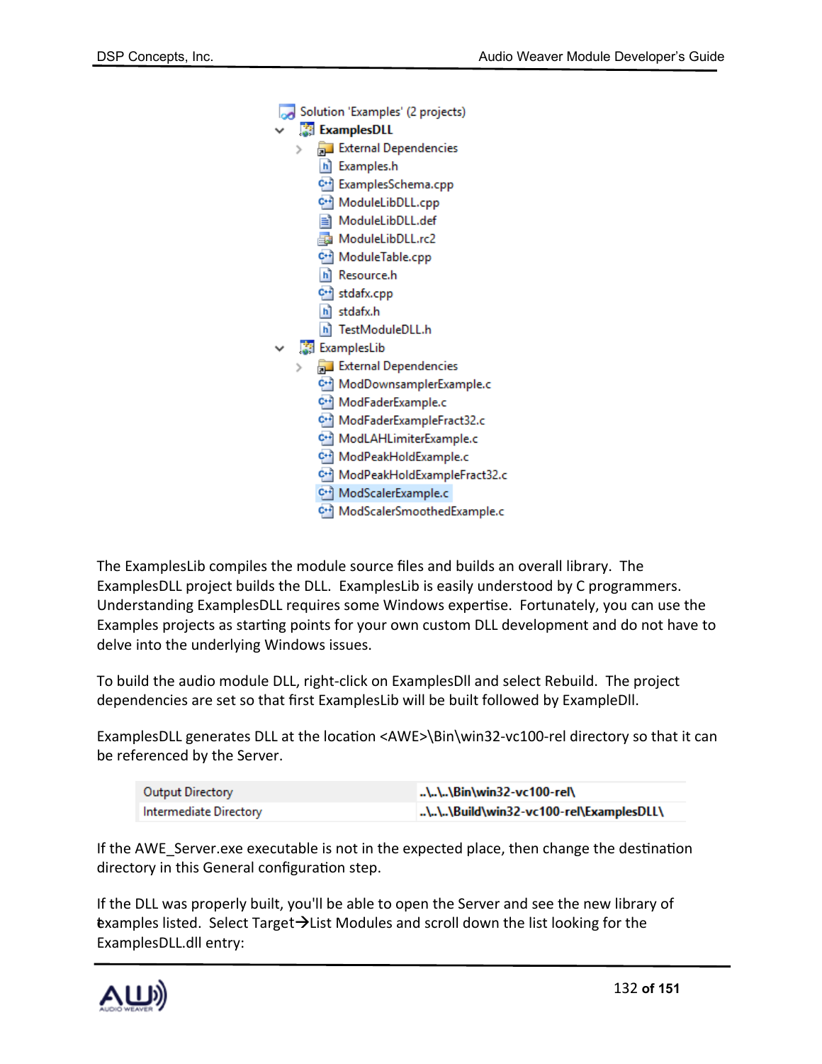Solution 'Examples' (2 projects)

- ExamplesDLL
  - External Dependencies
  - Examples.h
  - ExamplesSchema.cpp
  - ModuleLibDLL.cpp
  - ModuleLibDLL.def
  - ModuleLibDLL.rc2
  - ModuleTable.cpp
  - Resource.h
  - stdafx.cpp
  - stdafx.h
  - TestModuleDLL.h
- ExamplesLib
  - External Dependencies
  - ModDownsamplerExample.c
  - ModFaderExample.c
  - ModFaderExampleFract32.c
  - ModLAHLimiterExample.c
  - ModPeakHoldExample.c
  - ModPeakHoldExampleFract32.c
  - ModScalerExample.c
  - ModScalerSmoothedExample.c

The ExamplesLib compiles the module source files and builds an overall library. The ExamplesDLL project builds the DLL. ExamplesLib is easily understood by C programmers. Understanding ExamplesDLL requires some Windows expertise. Fortunately, you can use the Examples projects as starting points for your own custom DLL development and do not have to delve into the underlying Windows issues.

To build the audio module DLL, right-click on ExamplesDll and select Rebuild. The project dependencies are set so that first ExamplesLib will be built followed by ExampleDll.

ExamplesDLL generates DLL at the location <AWE>\Bin\win32-vc100-rel directory so that it can be referenced by the Server.

| | |
|---|---|
| Output Directory | **..\..\..\Bin\win32-vc100-rel\\** |
| Intermediate Directory | **..\..\..\Build\win32-vc100-rel\ExamplesDLL\\** |

If the AWE_Server.exe executable is not in the expected place, then change the destination directory in this General configuration step.

If the DLL was properly built, you'll be able to open the Server and see the new library of examples listed. Select Target→List Modules and scroll down the list looking for the ExamplesDLL.dll entry: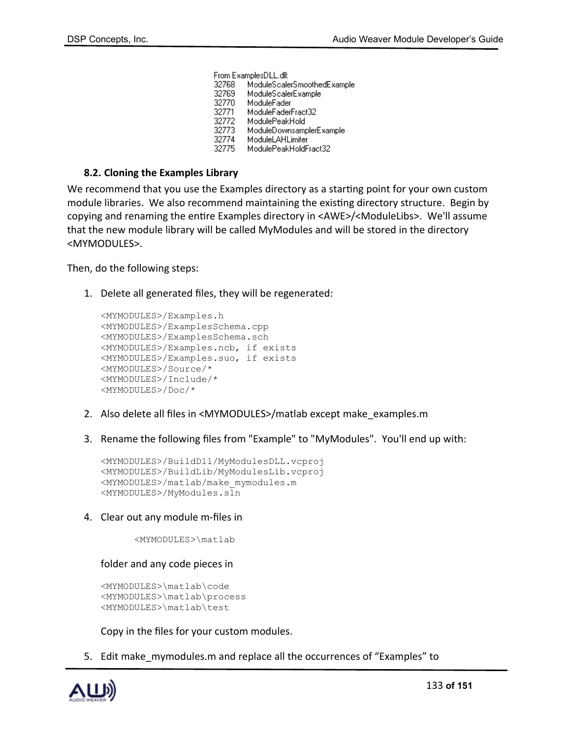```
From ExamplesDLL.dll:
32768   ModuleScalerSmoothedExample
32769   ModuleScalerExample
32770   ModuleFader
32771   ModuleFaderFract32
32772   ModulePeakHold
32773   ModuleDownsamplerExample
32774   ModuleLAHLimiter
32775   ModulePeakHoldFract32
```

### 8.2. Cloning the Examples Library

We recommend that you use the Examples directory as a starting point for your own custom module libraries. We also recommend maintaining the existing directory structure. Begin by copying and renaming the entire Examples directory in <AWE>/<ModuleLibs>. We'll assume that the new module library will be called MyModules and will be stored in the directory <MYMODULES>.

Then, do the following steps:

1. Delete all generated files, they will be regenerated:

   ```
   <MYMODULES>/Examples.h
   <MYMODULES>/ExamplesSchema.cpp
   <MYMODULES>/ExamplesSchema.sch
   <MYMODULES>/Examples.ncb, if exists
   <MYMODULES>/Examples.suo, if exists
   <MYMODULES>/Source/*
   <MYMODULES>/Include/*
   <MYMODULES>/Doc/*
   ```

2. Also delete all files in <MYMODULES>/matlab except make_examples.m

3. Rename the following files from "Example" to "MyModules". You'll end up with:

   ```
   <MYMODULES>/BuildDll/MyModulesDLL.vcproj
   <MYMODULES>/BuildLib/MyModulesLib.vcproj
   <MYMODULES>/matlab/make_mymodules.m
   <MYMODULES>/MyModules.sln
   ```

4. Clear out any module m-files in

   ```
   <MYMODULES>\matlab
   ```

   folder and any code pieces in

   ```
   <MYMODULES>\matlab\code
   <MYMODULES>\matlab\process
   <MYMODULES>\matlab\test
   ```

   Copy in the files for your custom modules.

5. Edit make_mymodules.m and replace all the occurrences of “Examples” to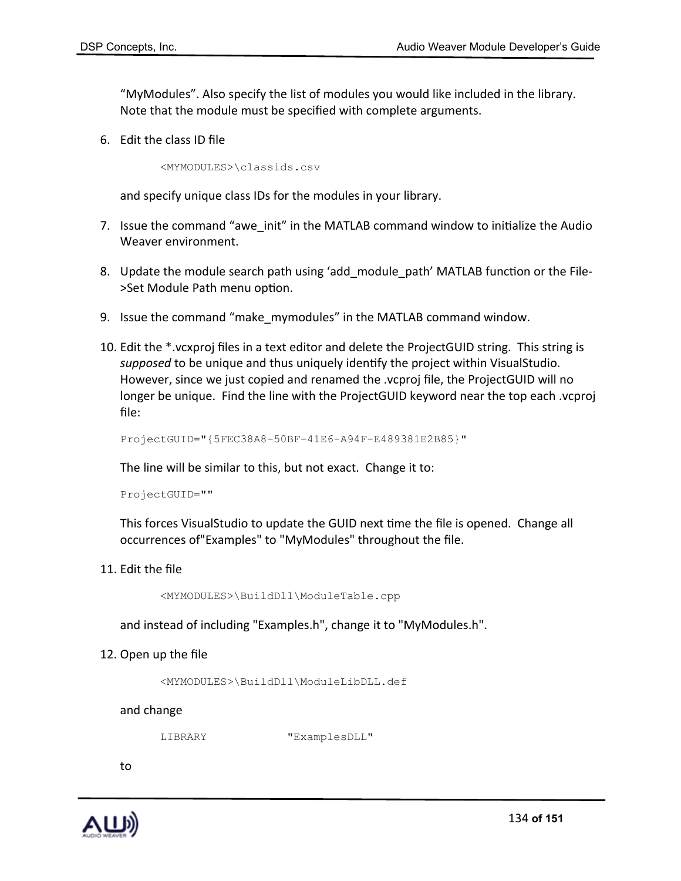"MyModules". Also specify the list of modules you would like included in the library. Note that the module must be specified with complete arguments.

6. Edit the class ID file

   ```
   <MYMODULES>\classids.csv
   ```

   and specify unique class IDs for the modules in your library.

7. Issue the command "awe_init" in the MATLAB command window to initialize the Audio Weaver environment.

8. Update the module search path using 'add_module_path' MATLAB function or the File->Set Module Path menu option.

9. Issue the command "make_mymodules" in the MATLAB command window.

10. Edit the *.vcxproj files in a text editor and delete the ProjectGUID string. This string is *supposed* to be unique and thus uniquely identify the project within VisualStudio. However, since we just copied and renamed the .vcproj file, the ProjectGUID will no longer be unique. Find the line with the ProjectGUID keyword near the top each .vcproj file:

    ```
    ProjectGUID="{5FEC38A8-50BF-41E6-A94F-E489381E2B85}"
    ```

    The line will be similar to this, but not exact. Change it to:

    ```
    ProjectGUID=""
    ```

    This forces VisualStudio to update the GUID next time the file is opened. Change all occurrences of"Examples" to "MyModules" throughout the file.

11. Edit the file

    ```
    <MYMODULES>\BuildDll\ModuleTable.cpp
    ```

    and instead of including "Examples.h", change it to "MyModules.h".

12. Open up the file

    ```
    <MYMODULES>\BuildDll\ModuleLibDLL.def
    ```

    and change

    ```
    LIBRARY            "ExamplesDLL"
    ```

    to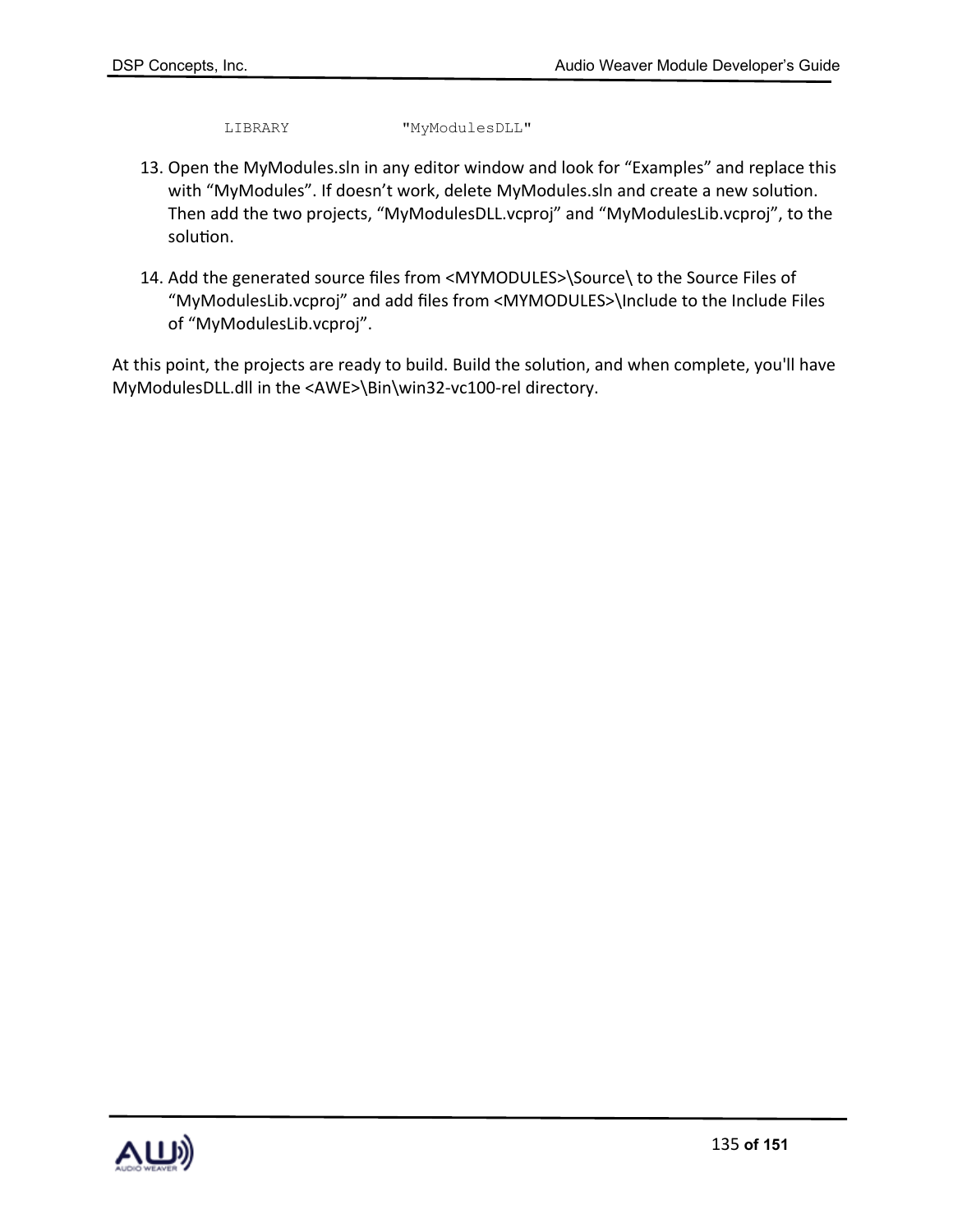```
LIBRARY            "MyModulesDLL"
```

13. Open the MyModules.sln in any editor window and look for "Examples" and replace this with "MyModules". If doesn't work, delete MyModules.sln and create a new solution. Then add the two projects, "MyModulesDLL.vcproj" and "MyModulesLib.vcproj", to the solution.

14. Add the generated source files from <MYMODULES>\Source\ to the Source Files of "MyModulesLib.vcproj" and add files from <MYMODULES>\Include to the Include Files of "MyModulesLib.vcproj".

At this point, the projects are ready to build. Build the solution, and when complete, you'll have MyModulesDLL.dll in the <AWE>\Bin\win32-vc100-rel directory.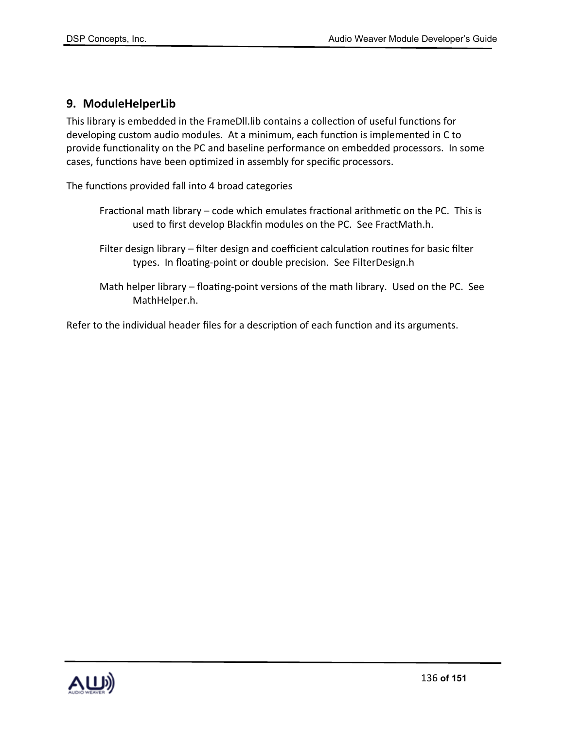# 9. ModuleHelperLib

This library is embedded in the FrameDll.lib contains a collection of useful functions for developing custom audio modules. At a minimum, each function is implemented in C to provide functionality on the PC and baseline performance on embedded processors. In some cases, functions have been optimized in assembly for specific processors.

The functions provided fall into 4 broad categories

Fractional math library – code which emulates fractional arithmetic on the PC. This is used to first develop Blackfin modules on the PC. See FractMath.h.

Filter design library – filter design and coefficient calculation routines for basic filter types. In floating-point or double precision. See FilterDesign.h

Math helper library – floating-point versions of the math library. Used on the PC. See MathHelper.h.

Refer to the individual header files for a description of each function and its arguments.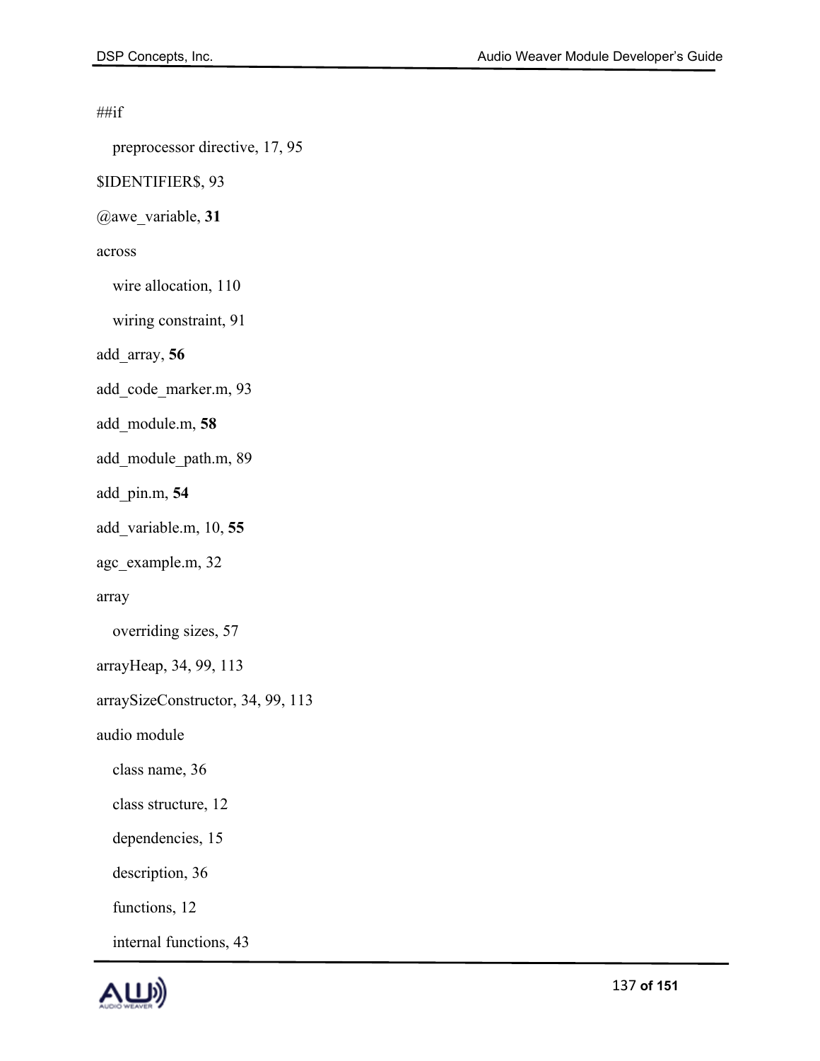##if

   preprocessor directive, 17, 95

$IDENTIFIER$, 93

@awe_variable, **31**

across

   wire allocation, 110

   wiring constraint, 91

add_array, **56**

add_code_marker.m, 93

add_module.m, **58**

add_module_path.m, 89

add_pin.m, **54**

add_variable.m, 10, **55**

agc_example.m, 32

array

   overriding sizes, 57

arrayHeap, 34, 99, 113

arraySizeConstructor, 34, 99, 113

audio module

   class name, 36

   class structure, 12

   dependencies, 15

   description, 36

   functions, 12

   internal functions, 43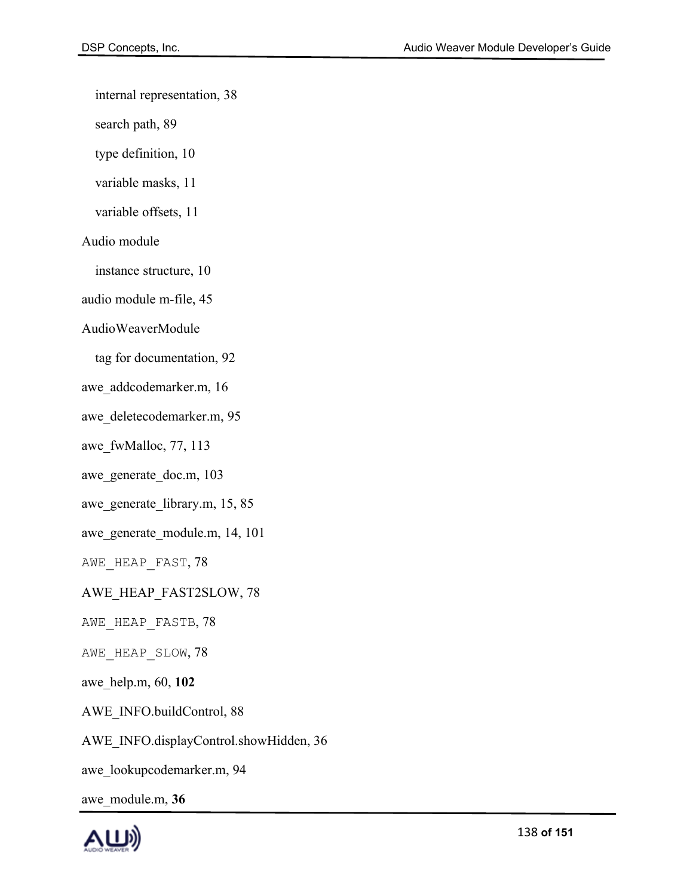internal representation, 38

search path, 89

type definition, 10

variable masks, 11

variable offsets, 11

Audio module

instance structure, 10

audio module m-file, 45

AudioWeaverModule

tag for documentation, 92

awe_addcodemarker.m, 16

awe_deletecodemarker.m, 95

awe_fwMalloc, 77, 113

awe_generate_doc.m, 103

awe_generate_library.m, 15, 85

awe_generate_module.m, 14, 101

AWE_HEAP_FAST, 78

AWE_HEAP_FAST2SLOW, 78

AWE_HEAP_FASTB, 78

AWE_HEAP_SLOW, 78

awe_help.m, 60, **102**

AWE_INFO.buildControl, 88

AWE_INFO.displayControl.showHidden, 36

awe_lookupcodemarker.m, 94

awe_module.m, **36**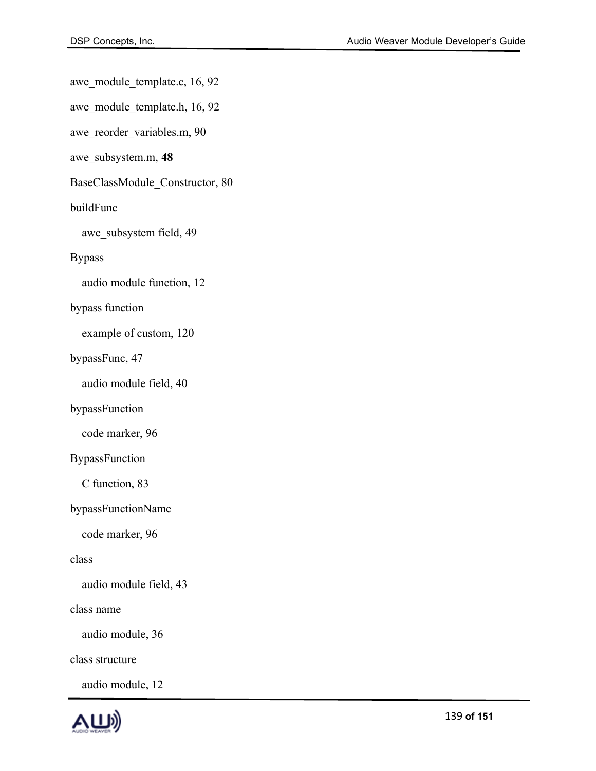awe_module_template.c, 16, 92

awe_module_template.h, 16, 92

awe_reorder_variables.m, 90

awe_subsystem.m, **48**

BaseClassModule_Constructor, 80

buildFunc

  awe_subsystem field, 49

Bypass

  audio module function, 12

bypass function

  example of custom, 120

bypassFunc, 47

  audio module field, 40

bypassFunction

  code marker, 96

BypassFunction

  C function, 83

bypassFunctionName

  code marker, 96

class

  audio module field, 43

class name

  audio module, 36

class structure

  audio module, 12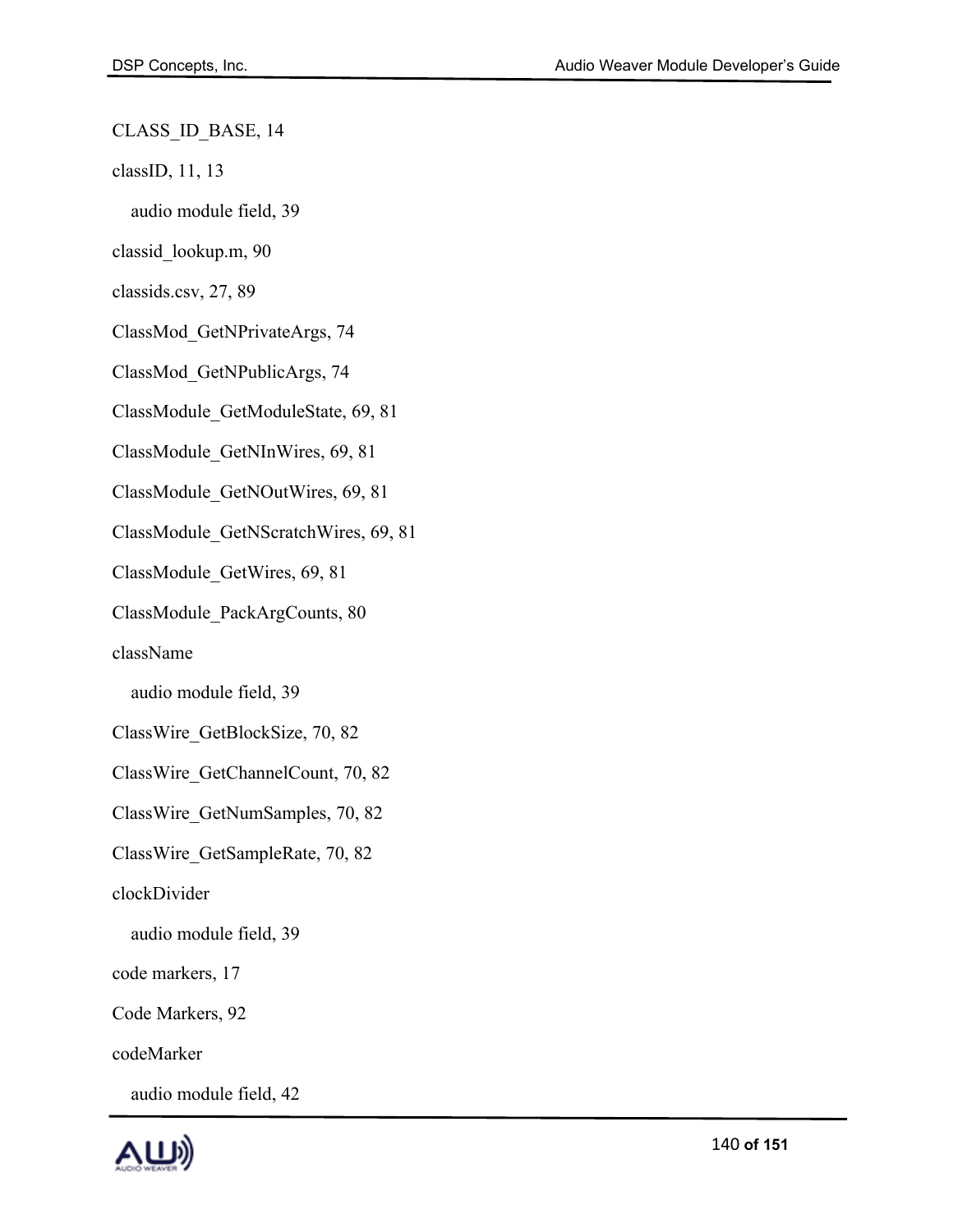CLASS_ID_BASE, 14

classID, 11, 13

    audio module field, 39

classid_lookup.m, 90

classids.csv, 27, 89

ClassMod_GetNPrivateArgs, 74

ClassMod_GetNPublicArgs, 74

ClassModule_GetModuleState, 69, 81

ClassModule_GetNInWires, 69, 81

ClassModule_GetNOutWires, 69, 81

ClassModule_GetNScratchWires, 69, 81

ClassModule_GetWires, 69, 81

ClassModule_PackArgCounts, 80

className

    audio module field, 39

ClassWire_GetBlockSize, 70, 82

ClassWire_GetChannelCount, 70, 82

ClassWire_GetNumSamples, 70, 82

ClassWire_GetSampleRate, 70, 82

clockDivider

    audio module field, 39

code markers, 17

Code Markers, 92

codeMarker

    audio module field, 42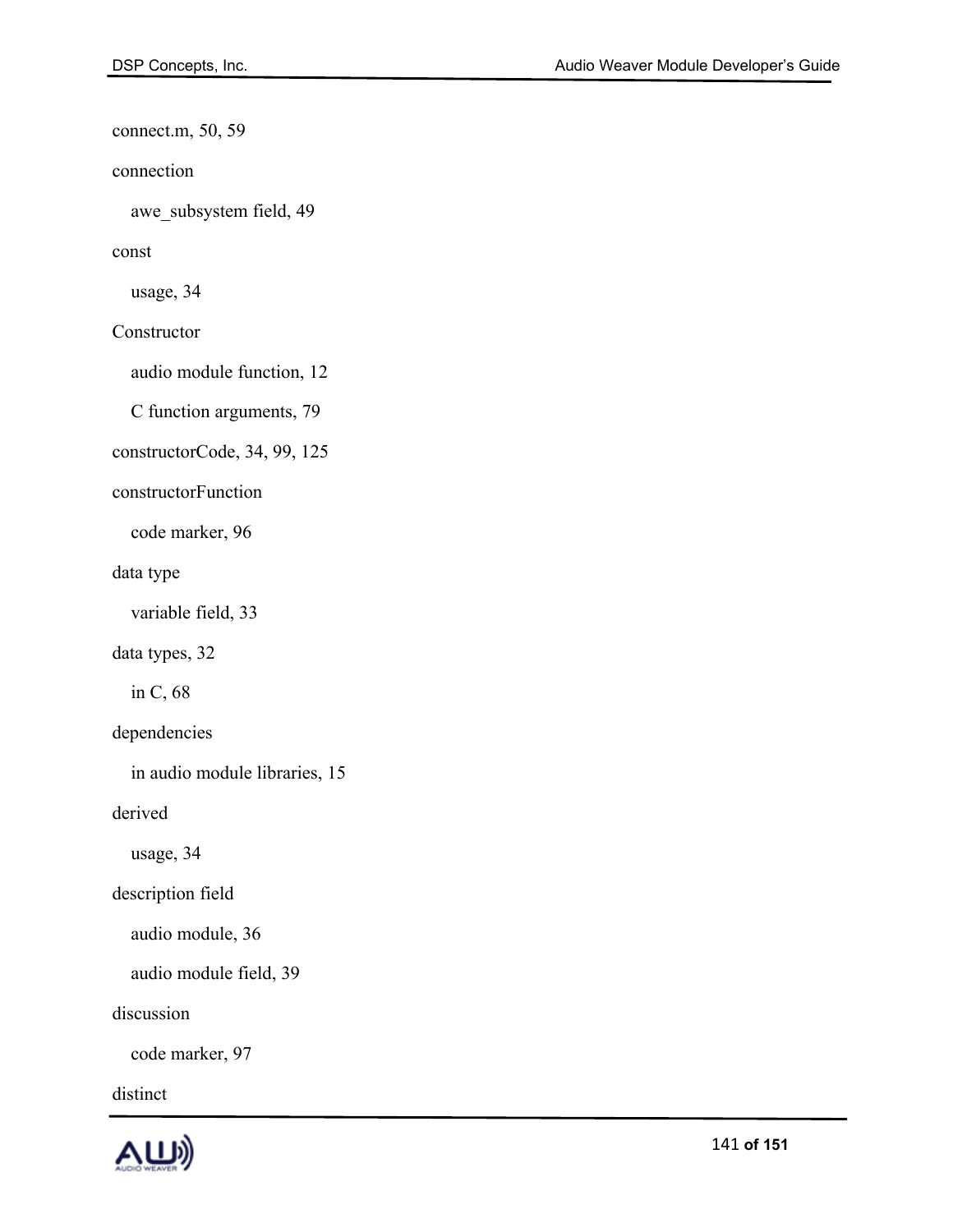connect.m, 50, 59

connection

   awe_subsystem field, 49

const

   usage, 34

Constructor

   audio module function, 12

   C function arguments, 79

constructorCode, 34, 99, 125

constructorFunction

   code marker, 96

data type

   variable field, 33

data types, 32

   in C, 68

dependencies

   in audio module libraries, 15

derived

   usage, 34

description field

   audio module, 36

   audio module field, 39

discussion

   code marker, 97

distinct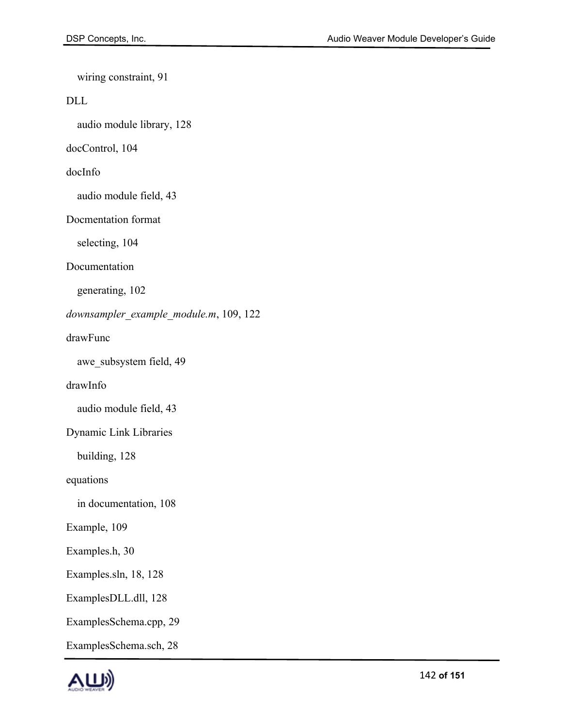wiring constraint, 91

DLL

audio module library, 128

docControl, 104

docInfo

audio module field, 43

Docmentation format

selecting, 104

Documentation

generating, 102

*downsampler_example_module.m*, 109, 122

drawFunc

awe_subsystem field, 49

drawInfo

audio module field, 43

Dynamic Link Libraries

building, 128

equations

in documentation, 108

Example, 109

Examples.h, 30

Examples.sln, 18, 128

ExamplesDLL.dll, 128

ExamplesSchema.cpp, 29

ExamplesSchema.sch, 28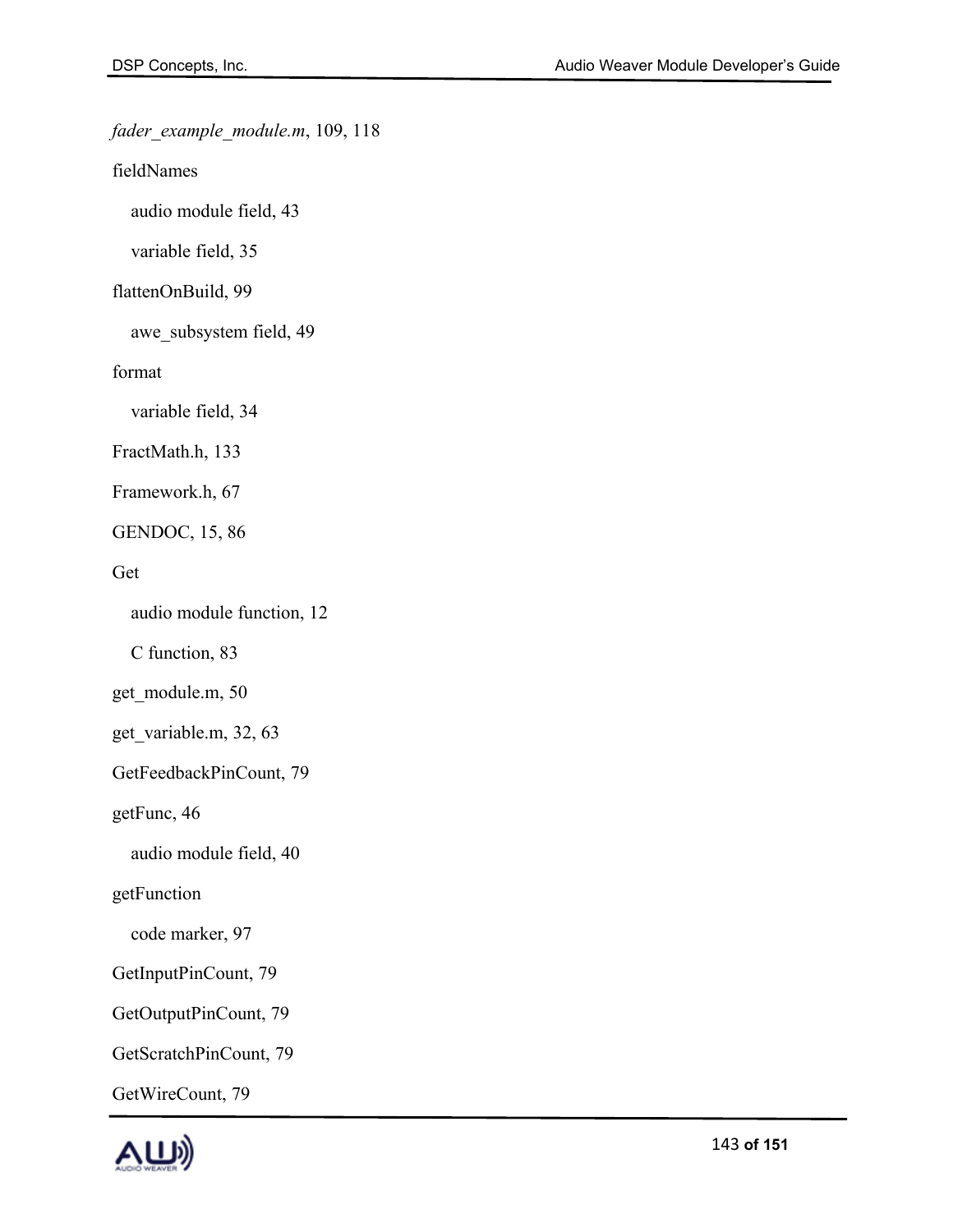*fader_example_module.m*, 109, 118

fieldNames

  audio module field, 43

  variable field, 35

flattenOnBuild, 99

  awe_subsystem field, 49

format

  variable field, 34

FractMath.h, 133

Framework.h, 67

GENDOC, 15, 86

Get

  audio module function, 12

  C function, 83

get_module.m, 50

get_variable.m, 32, 63

GetFeedbackPinCount, 79

getFunc, 46

  audio module field, 40

getFunction

  code marker, 97

GetInputPinCount, 79

GetOutputPinCount, 79

GetScratchPinCount, 79

GetWireCount, 79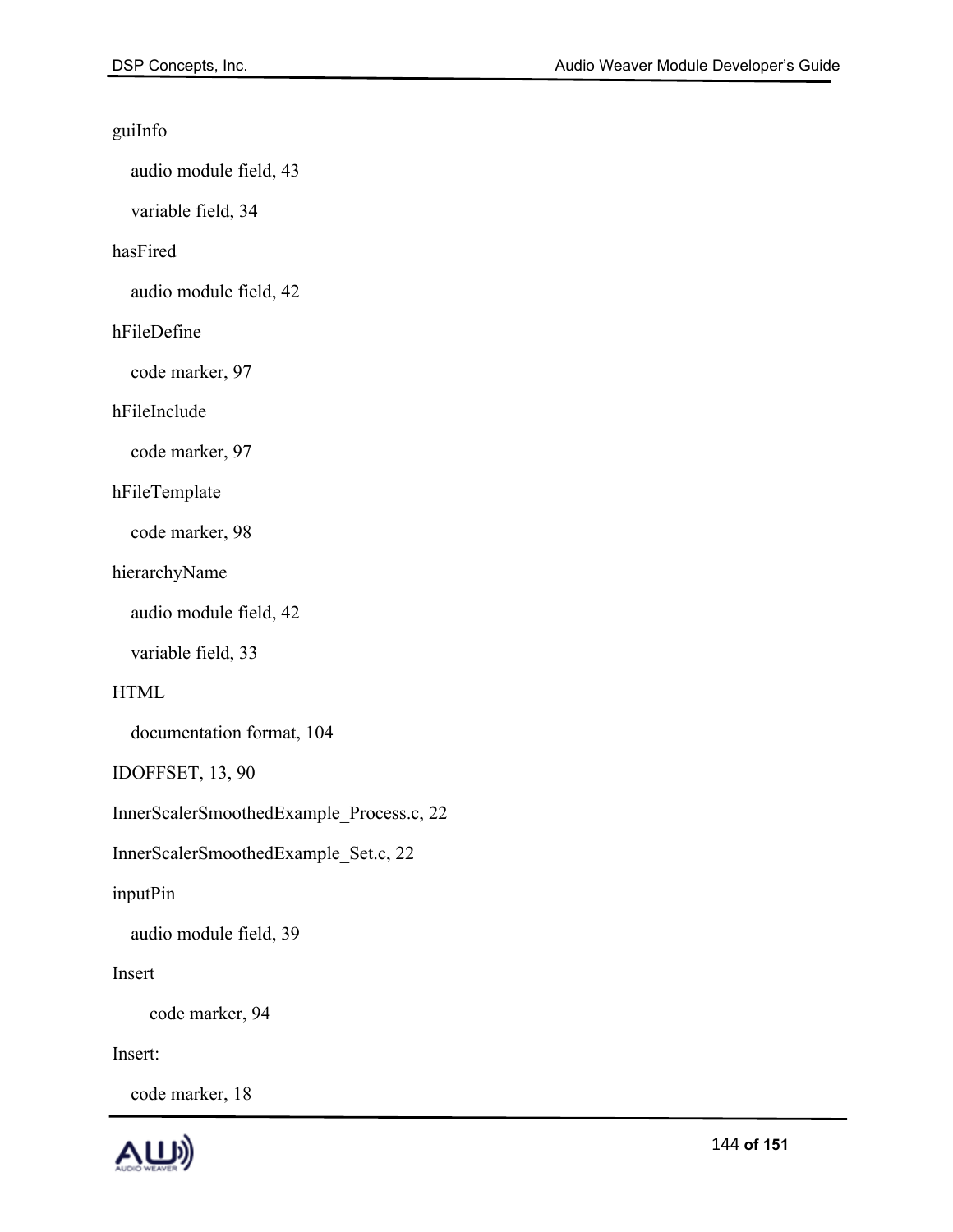guiInfo

  audio module field, 43

  variable field, 34

hasFired

  audio module field, 42

hFileDefine

  code marker, 97

hFileInclude

  code marker, 97

hFileTemplate

  code marker, 98

hierarchyName

  audio module field, 42

  variable field, 33

HTML

  documentation format, 104

IDOFFSET, 13, 90

InnerScalerSmoothedExample_Process.c, 22

InnerScalerSmoothedExample_Set.c, 22

inputPin

  audio module field, 39

Insert

  code marker, 94

Insert:

  code marker, 18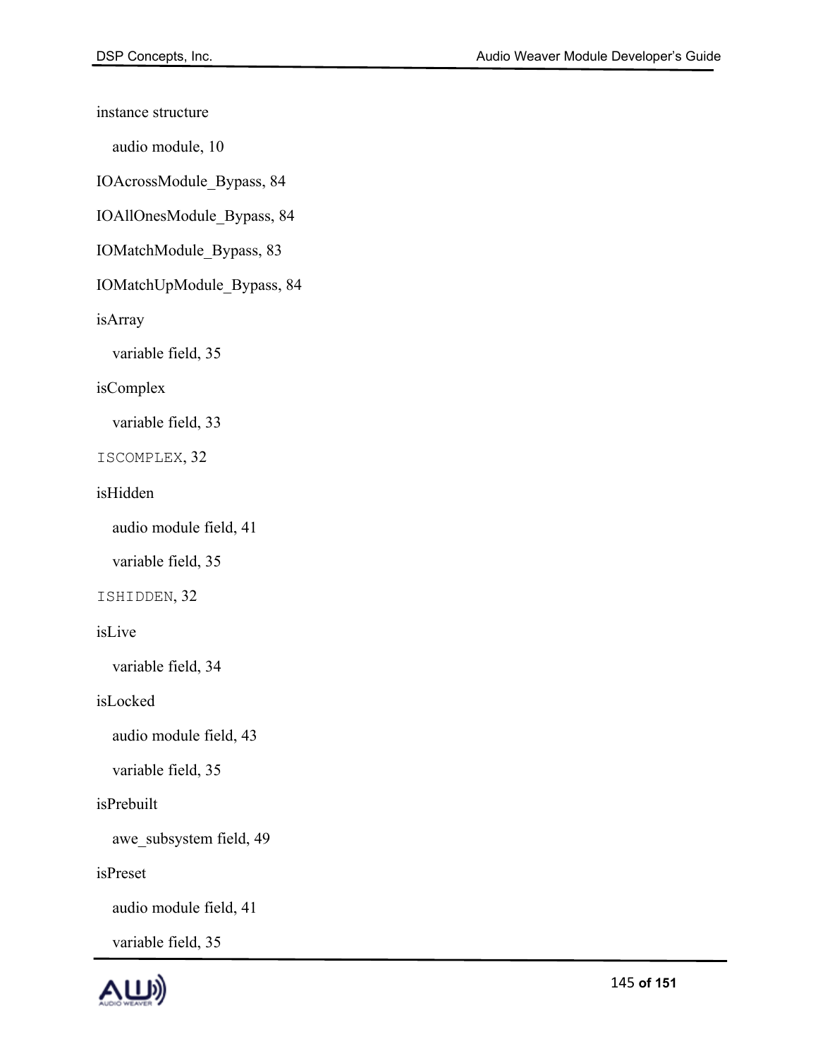instance structure

  audio module, 10

IOAcrossModule_Bypass, 84

IOAllOnesModule_Bypass, 84

IOMatchModule_Bypass, 83

IOMatchUpModule_Bypass, 84

isArray

  variable field, 35

isComplex

  variable field, 33

`ISCOMPLEX`, 32

isHidden

  audio module field, 41

  variable field, 35

`ISHIDDEN`, 32

isLive

  variable field, 34

isLocked

  audio module field, 43

  variable field, 35

isPrebuilt

  awe_subsystem field, 49

isPreset

  audio module field, 41

  variable field, 35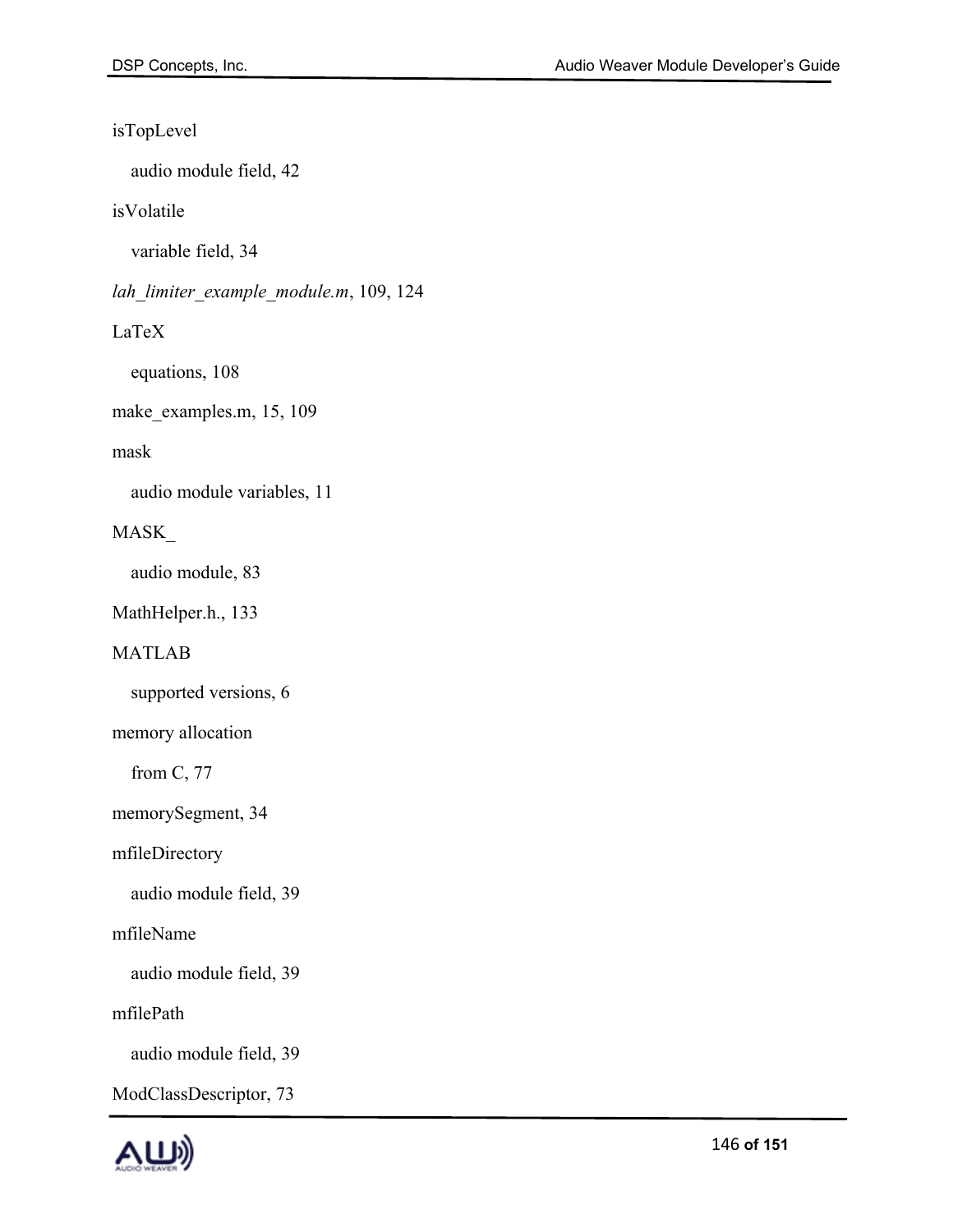isTopLevel

audio module field, 42

isVolatile

variable field, 34

*lah_limiter_example_module.m*, 109, 124

LaTeX

equations, 108

make_examples.m, 15, 109

mask

audio module variables, 11

MASK_

audio module, 83

MathHelper.h., 133

MATLAB

supported versions, 6

memory allocation

from C, 77

memorySegment, 34

mfileDirectory

audio module field, 39

mfileName

audio module field, 39

mfilePath

audio module field, 39

ModClassDescriptor, 73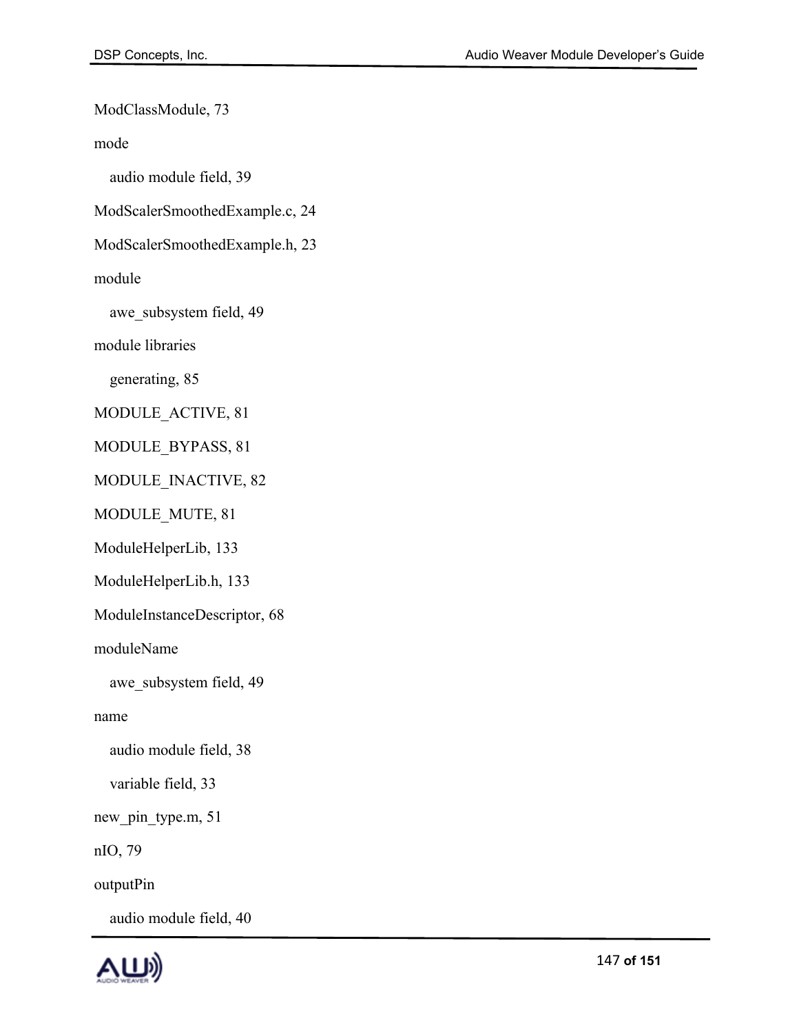ModClassModule, 73

mode

   audio module field, 39

ModScalerSmoothedExample.c, 24

ModScalerSmoothedExample.h, 23

module

   awe_subsystem field, 49

module libraries

   generating, 85

MODULE_ACTIVE, 81

MODULE_BYPASS, 81

MODULE_INACTIVE, 82

MODULE_MUTE, 81

ModuleHelperLib, 133

ModuleHelperLib.h, 133

ModuleInstanceDescriptor, 68

moduleName

   awe_subsystem field, 49

name

   audio module field, 38

   variable field, 33

new_pin_type.m, 51

nIO, 79

outputPin

   audio module field, 40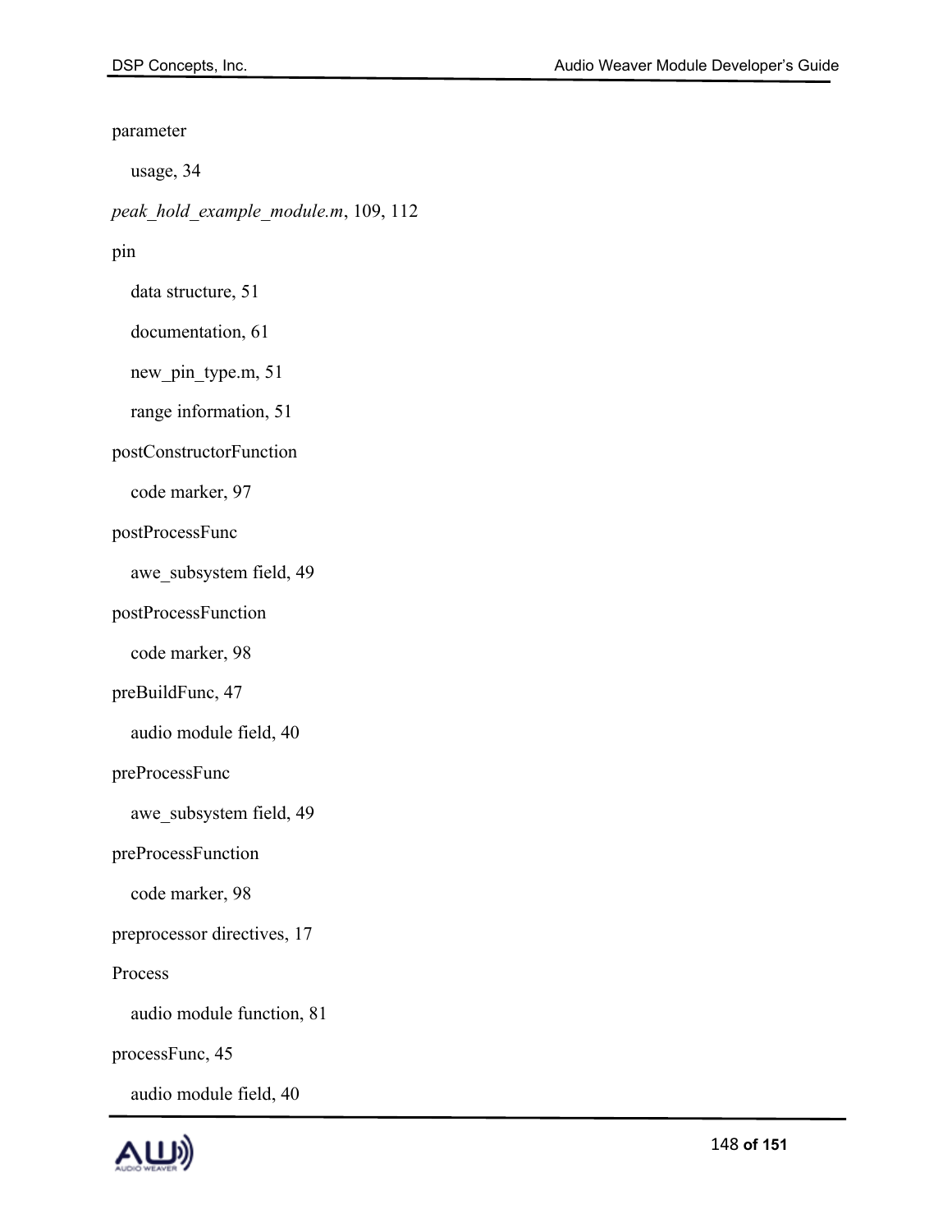parameter

  usage, 34

*peak_hold_example_module.m*, 109, 112

pin

  data structure, 51

  documentation, 61

  new_pin_type.m, 51

  range information, 51

postConstructorFunction

  code marker, 97

postProcessFunc

  awe_subsystem field, 49

postProcessFunction

  code marker, 98

preBuildFunc, 47

  audio module field, 40

preProcessFunc

  awe_subsystem field, 49

preProcessFunction

  code marker, 98

preprocessor directives, 17

Process

  audio module function, 81

processFunc, 45

  audio module field, 40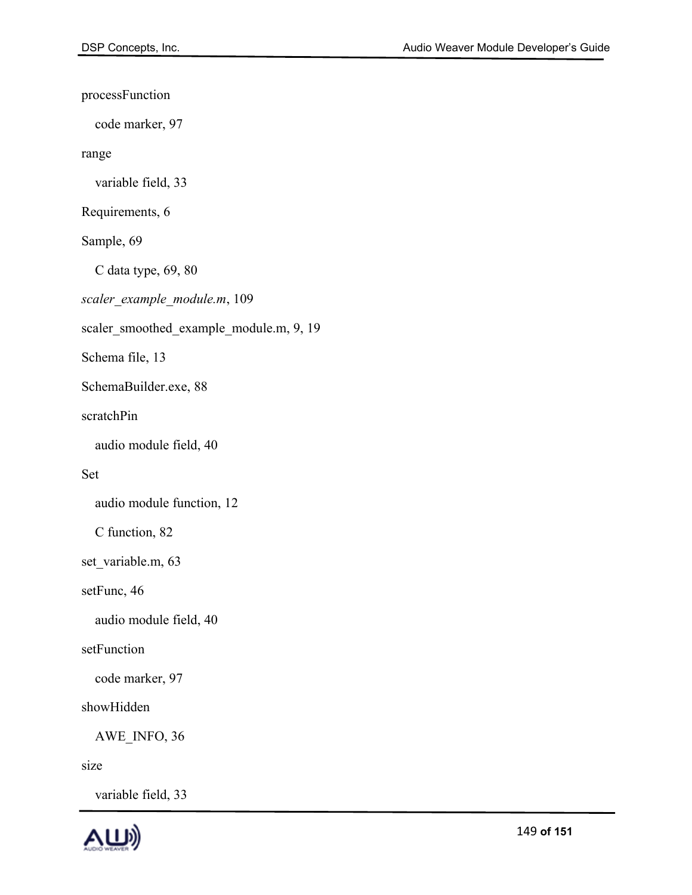processFunction

code marker, 97

range

variable field, 33

Requirements, 6

Sample, 69

C data type, 69, 80

*scaler_example_module.m*, 109

scaler_smoothed_example_module.m, 9, 19

Schema file, 13

SchemaBuilder.exe, 88

scratchPin

audio module field, 40

Set

audio module function, 12

C function, 82

set_variable.m, 63

setFunc, 46

audio module field, 40

setFunction

code marker, 97

showHidden

AWE_INFO, 36

size

variable field, 33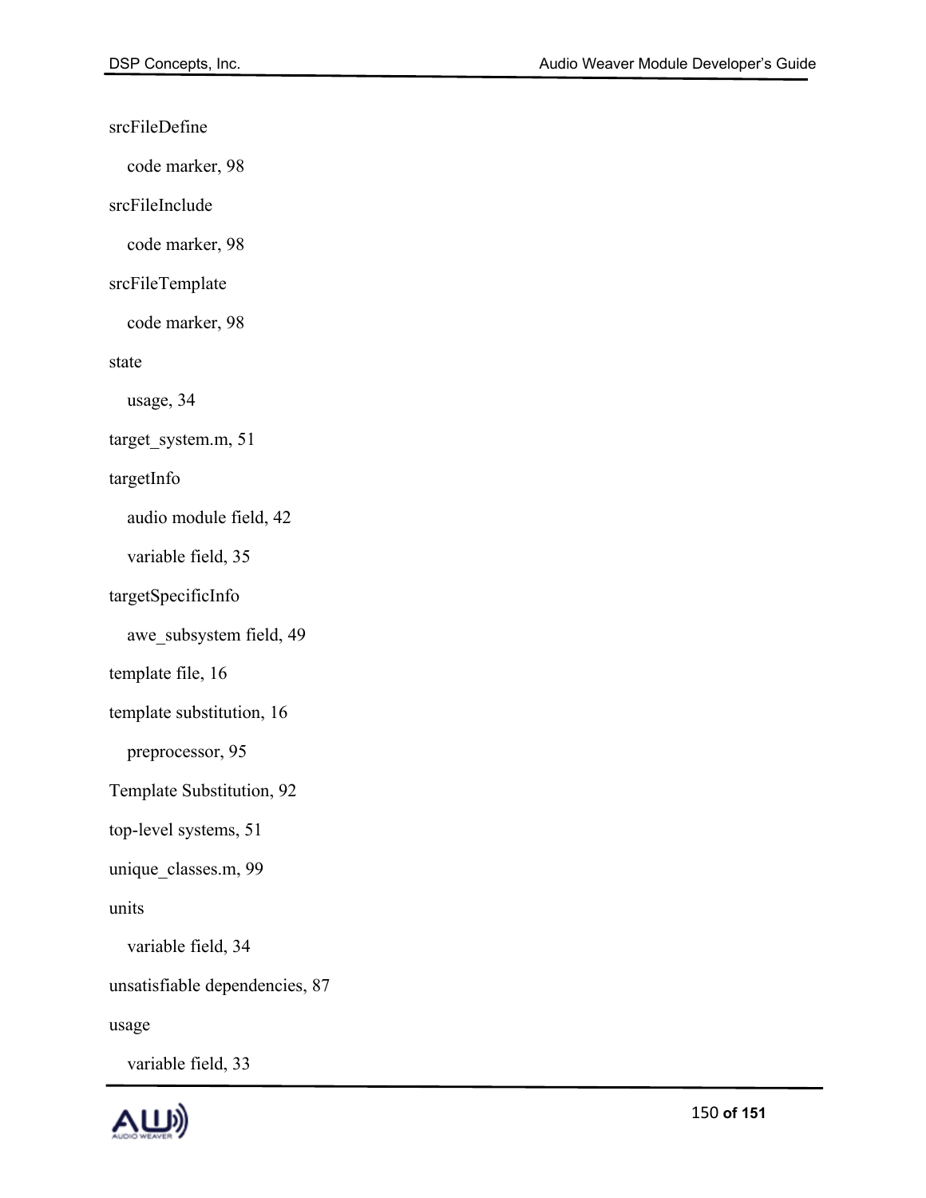srcFileDefine

   code marker, 98

srcFileInclude

   code marker, 98

srcFileTemplate

   code marker, 98

state

   usage, 34

target_system.m, 51

targetInfo

   audio module field, 42

   variable field, 35

targetSpecificInfo

   awe_subsystem field, 49

template file, 16

template substitution, 16

   preprocessor, 95

Template Substitution, 92

top-level systems, 51

unique_classes.m, 99

units

   variable field, 34

unsatisfiable dependencies, 87

usage

   variable field, 33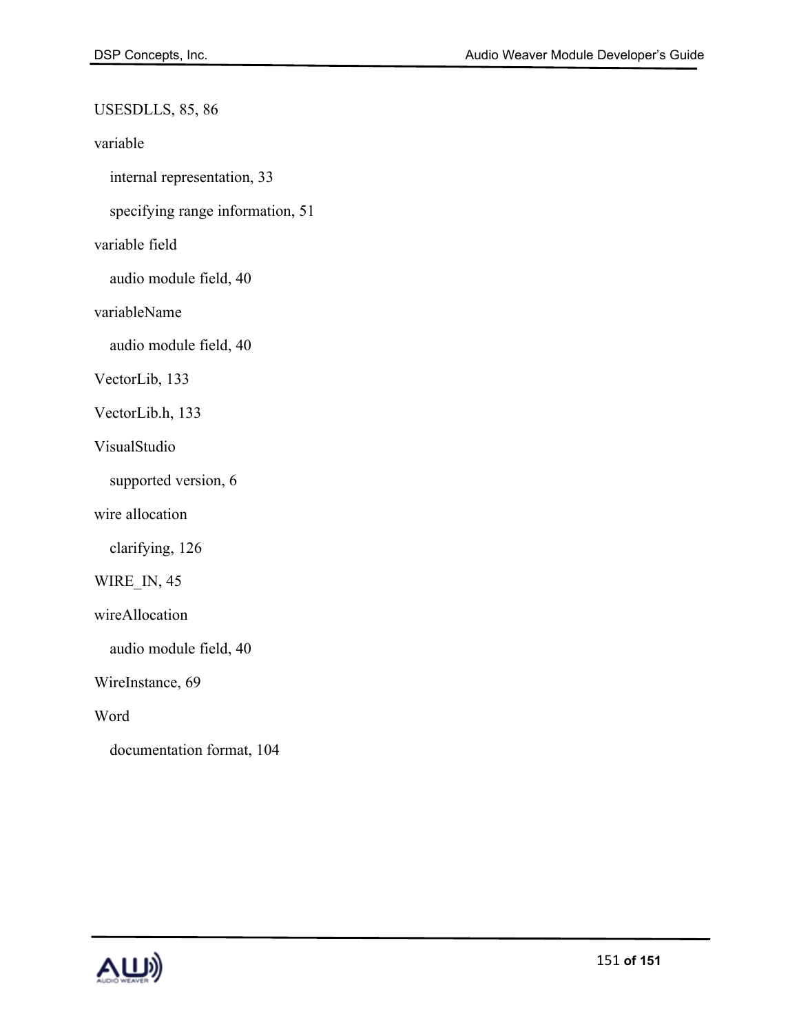USESDLLS, 85, 86

variable

  internal representation, 33

  specifying range information, 51

variable field

  audio module field, 40

variableName

  audio module field, 40

VectorLib, 133

VectorLib.h, 133

VisualStudio

  supported version, 6

wire allocation

  clarifying, 126

WIRE_IN, 45

wireAllocation

  audio module field, 40

WireInstance, 69

Word

  documentation format, 104